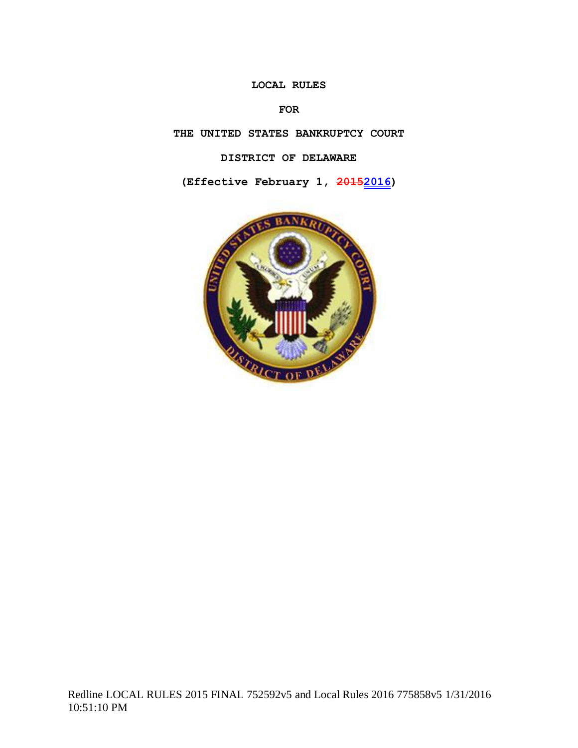**LOCAL RULES**

**FOR**

**THE UNITED STATES BANKRUPTCY COURT**

**DISTRICT OF DELAWARE**

**(Effective February 1, ~~2015~~2016)**

Redline LOCAL RULES 2015 FINAL 752592v5 and Local Rules 2016 775858v5 1/31/2016 10:51:10 PM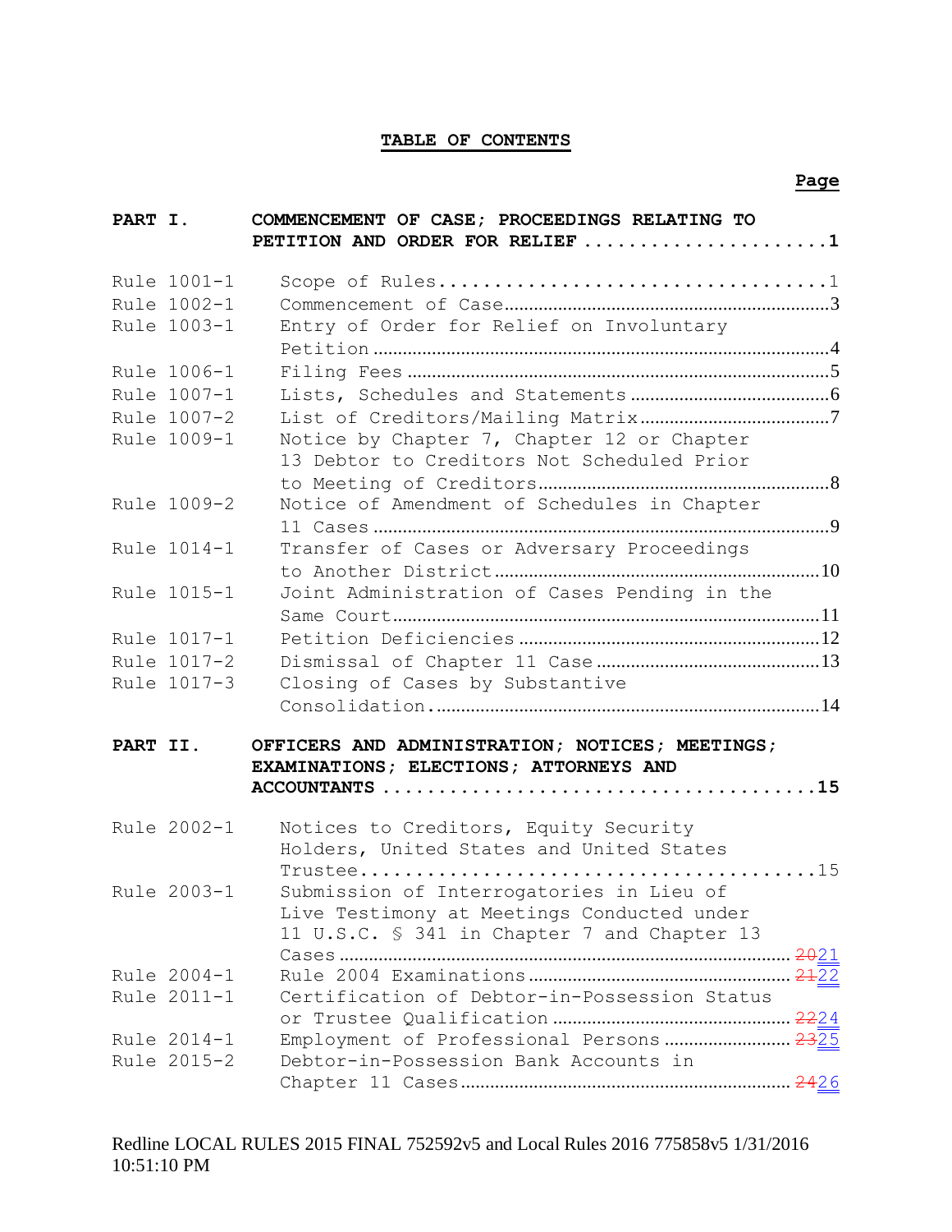# TABLE OF CONTENTS

| | | Page |
|---|---|---|
| **PART I.** | **COMMENCEMENT OF CASE; PROCEEDINGS RELATING TO PETITION AND ORDER FOR RELIEF** | **1** |
| Rule 1001-1 | Scope of Rules | 1 |
| Rule 1002-1 | Commencement of Case | 3 |
| Rule 1003-1 | Entry of Order for Relief on Involuntary Petition | 4 |
| Rule 1006-1 | Filing Fees | 5 |
| Rule 1007-1 | Lists, Schedules and Statements | 6 |
| Rule 1007-2 | List of Creditors/Mailing Matrix | 7 |
| Rule 1009-1 | Notice by Chapter 7, Chapter 12 or Chapter 13 Debtor to Creditors Not Scheduled Prior to Meeting of Creditors | 8 |
| Rule 1009-2 | Notice of Amendment of Schedules in Chapter 11 Cases | 9 |
| Rule 1014-1 | Transfer of Cases or Adversary Proceedings to Another District | 10 |
| Rule 1015-1 | Joint Administration of Cases Pending in the Same Court | 11 |
| Rule 1017-1 | Petition Deficiencies | 12 |
| Rule 1017-2 | Dismissal of Chapter 11 Case | 13 |
| Rule 1017-3 | Closing of Cases by Substantive Consolidation | 14 |
| **PART II.** | **OFFICERS AND ADMINISTRATION; NOTICES; MEETINGS; EXAMINATIONS; ELECTIONS; ATTORNEYS AND ACCOUNTANTS** | **15** |
| Rule 2002-1 | Notices to Creditors, Equity Security Holders, United States and United States Trustee | 15 |
| Rule 2003-1 | Submission of Interrogatories in Lieu of Live Testimony at Meetings Conducted under 11 U.S.C. § 341 in Chapter 7 and Chapter 13 Cases | ~~20~~21 |
| Rule 2004-1 | Rule 2004 Examinations | ~~21~~22 |
| Rule 2011-1 | Certification of Debtor-in-Possession Status or Trustee Qualification | ~~22~~24 |
| Rule 2014-1 | Employment of Professional Persons | ~~23~~25 |
| Rule 2015-2 | Debtor-in-Possession Bank Accounts in Chapter 11 Cases | ~~24~~26 |

Redline LOCAL RULES 2015 FINAL 752592v5 and Local Rules 2016 775858v5 1/31/2016 10:51:10 PM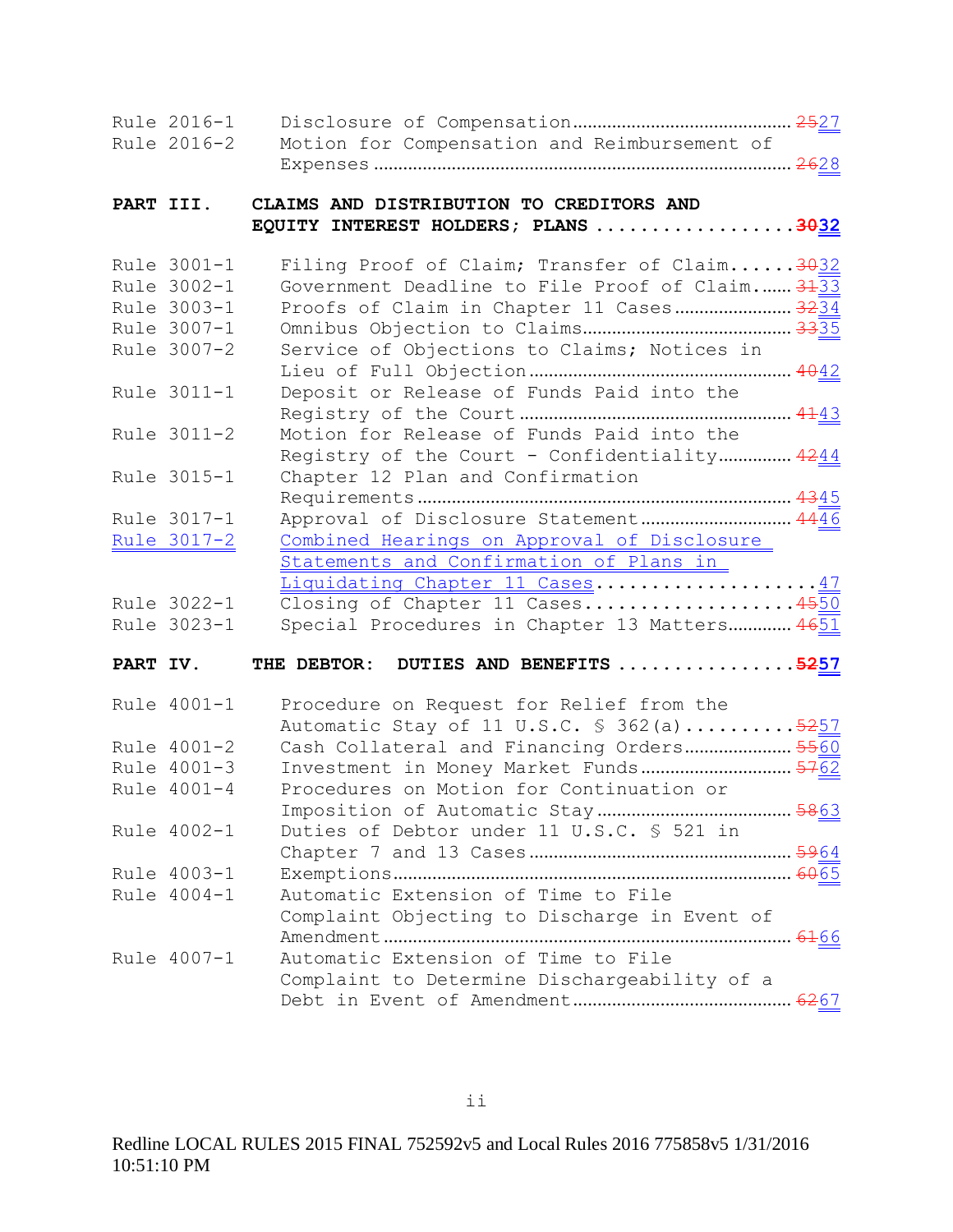| Rule | Title | Page |
|---|---|---|
| Rule 2016-1 | Disclosure of Compensation | ~~25~~27 |
| Rule 2016-2 | Motion for Compensation and Reimbursement of Expenses | ~~26~~28 |

**PART III. CLAIMS AND DISTRIBUTION TO CREDITORS AND EQUITY INTEREST HOLDERS; PLANS .................. ~~30~~32**

| Rule | Title | Page |
|---|---|---|
| Rule 3001-1 | Filing Proof of Claim; Transfer of Claim | ~~30~~32 |
| Rule 3002-1 | Government Deadline to File Proof of Claim | ~~31~~33 |
| Rule 3003-1 | Proofs of Claim in Chapter 11 Cases | ~~32~~34 |
| Rule 3007-1 | Omnibus Objection to Claims | ~~33~~35 |
| Rule 3007-2 | Service of Objections to Claims; Notices in Lieu of Full Objection | ~~40~~42 |
| Rule 3011-1 | Deposit or Release of Funds Paid into the Registry of the Court | ~~41~~43 |
| Rule 3011-2 | Motion for Release of Funds Paid into the Registry of the Court - Confidentiality | ~~42~~44 |
| Rule 3015-1 | Chapter 12 Plan and Confirmation Requirements | ~~43~~45 |
| Rule 3017-1 | Approval of Disclosure Statement | ~~44~~46 |
| Rule 3017-2 | Combined Hearings on Approval of Disclosure Statements and Confirmation of Plans in Liquidating Chapter 11 Cases | 47 |
| Rule 3022-1 | Closing of Chapter 11 Cases | ~~45~~50 |
| Rule 3023-1 | Special Procedures in Chapter 13 Matters | ~~46~~51 |

**PART IV. THE DEBTOR: DUTIES AND BENEFITS ................ ~~52~~57**

| Rule | Title | Page |
|---|---|---|
| Rule 4001-1 | Procedure on Request for Relief from the Automatic Stay of 11 U.S.C. § 362(a) | ~~52~~57 |
| Rule 4001-2 | Cash Collateral and Financing Orders | ~~55~~60 |
| Rule 4001-3 | Investment in Money Market Funds | ~~57~~62 |
| Rule 4001-4 | Procedures on Motion for Continuation or Imposition of Automatic Stay | ~~58~~63 |
| Rule 4002-1 | Duties of Debtor under 11 U.S.C. § 521 in Chapter 7 and 13 Cases | ~~59~~64 |
| Rule 4003-1 | Exemptions | ~~60~~65 |
| Rule 4004-1 | Automatic Extension of Time to File Complaint Objecting to Discharge in Event of Amendment | ~~61~~66 |
| Rule 4007-1 | Automatic Extension of Time to File Complaint to Determine Dischargeability of a Debt in Event of Amendment | ~~62~~67 |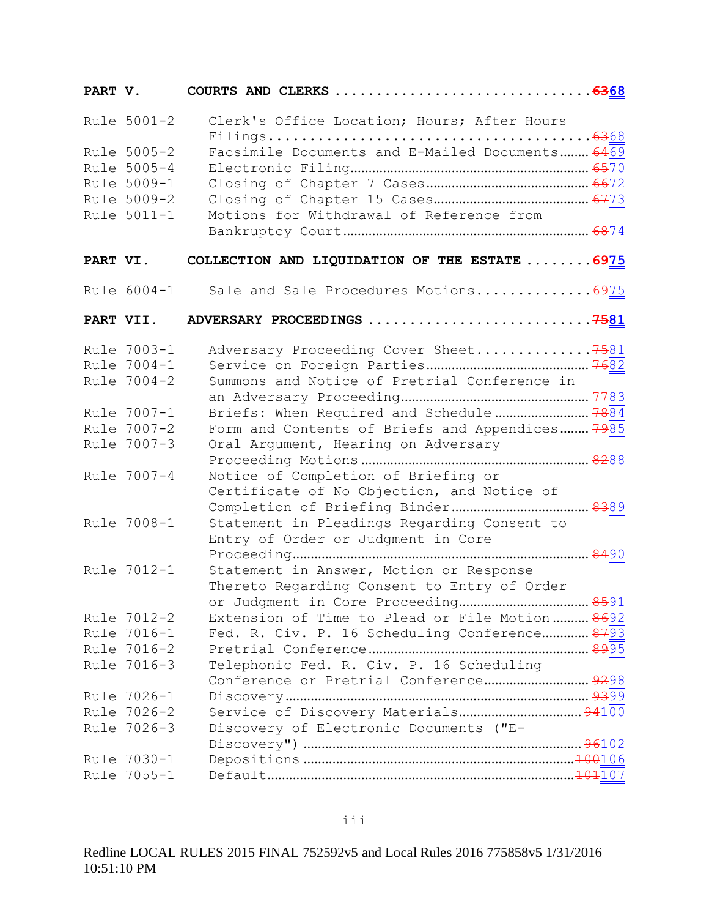| | | |
|---|---|---|
| **PART V.** | **COURTS AND CLERKS** | ~~**63**~~**68** |
| Rule 5001-2 | Clerk's Office Location; Hours; After Hours Filings | ~~63~~68 |
| Rule 5005-2 | Facsimile Documents and E-Mailed Documents | ~~64~~69 |
| Rule 5005-4 | Electronic Filing | ~~65~~70 |
| Rule 5009-1 | Closing of Chapter 7 Cases | ~~66~~72 |
| Rule 5009-2 | Closing of Chapter 15 Cases | ~~67~~73 |
| Rule 5011-1 | Motions for Withdrawal of Reference from Bankruptcy Court | ~~68~~74 |
| **PART VI.** | **COLLECTION AND LIQUIDATION OF THE ESTATE** | ~~**69**~~**75** |
| Rule 6004-1 | Sale and Sale Procedures Motions | ~~69~~75 |
| **PART VII.** | **ADVERSARY PROCEEDINGS** | ~~**75**~~**81** |
| Rule 7003-1 | Adversary Proceeding Cover Sheet | ~~75~~81 |
| Rule 7004-1 | Service on Foreign Parties | ~~76~~82 |
| Rule 7004-2 | Summons and Notice of Pretrial Conference in an Adversary Proceeding | ~~77~~83 |
| Rule 7007-1 | Briefs: When Required and Schedule | ~~78~~84 |
| Rule 7007-2 | Form and Contents of Briefs and Appendices | ~~79~~85 |
| Rule 7007-3 | Oral Argument, Hearing on Adversary Proceeding Motions | ~~82~~88 |
| Rule 7007-4 | Notice of Completion of Briefing or Certificate of No Objection, and Notice of Completion of Briefing Binder | ~~83~~89 |
| Rule 7008-1 | Statement in Pleadings Regarding Consent to Entry of Order or Judgment in Core Proceeding | ~~84~~90 |
| Rule 7012-1 | Statement in Answer, Motion or Response Thereto Regarding Consent to Entry of Order or Judgment in Core Proceeding | ~~85~~91 |
| Rule 7012-2 | Extension of Time to Plead or File Motion | ~~86~~92 |
| Rule 7016-1 | Fed. R. Civ. P. 16 Scheduling Conference | ~~87~~93 |
| Rule 7016-2 | Pretrial Conference | ~~89~~95 |
| Rule 7016-3 | Telephonic Fed. R. Civ. P. 16 Scheduling Conference or Pretrial Conference | ~~92~~98 |
| Rule 7026-1 | Discovery | ~~93~~99 |
| Rule 7026-2 | Service of Discovery Materials | ~~94~~100 |
| Rule 7026-3 | Discovery of Electronic Documents ("E-Discovery") | ~~96~~102 |
| Rule 7030-1 | Depositions | ~~100~~106 |
| Rule 7055-1 | Default | ~~101~~107 |

Redline LOCAL RULES 2015 FINAL 752592v5 and Local Rules 2016 775858v5 1/31/2016 10:51:10 PM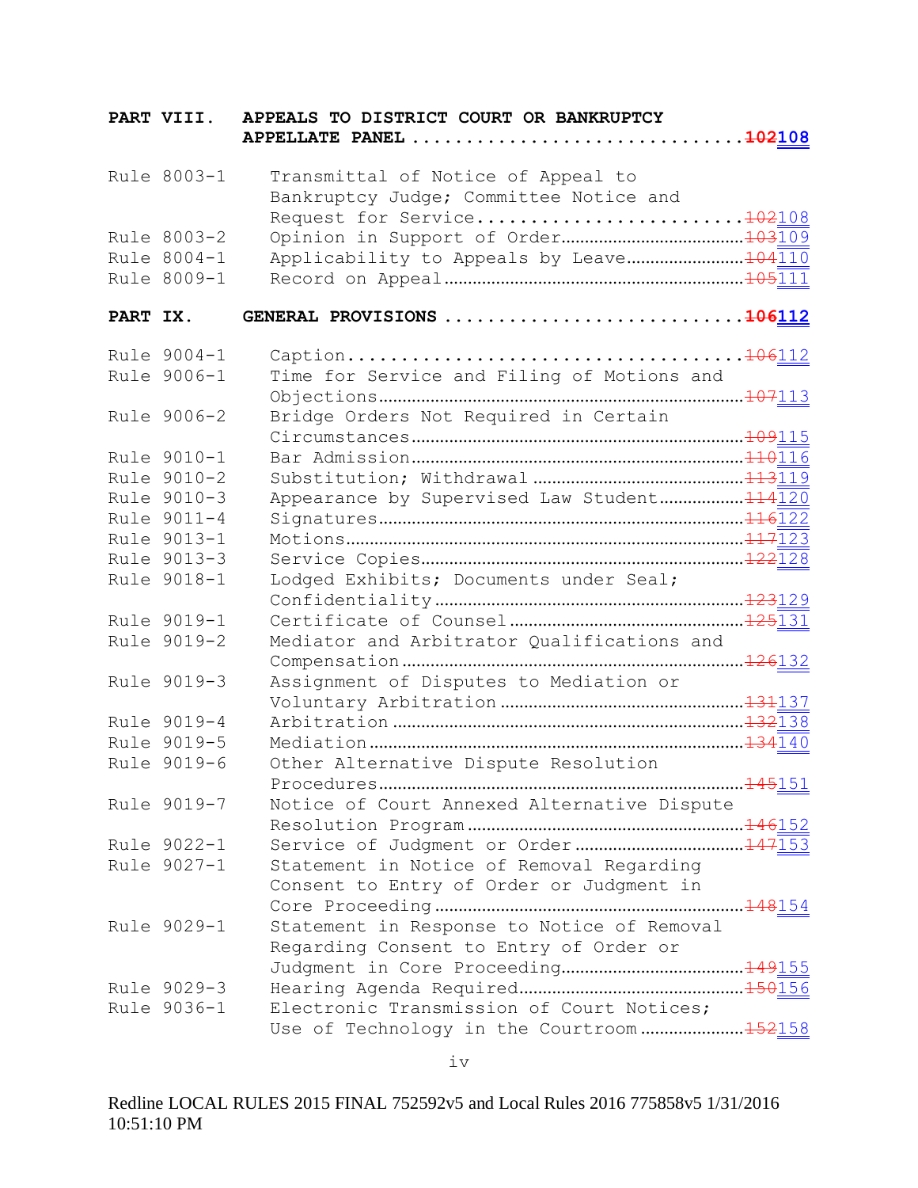| | | |
|---|---|---|
| **PART VIII.** | **APPEALS TO DISTRICT COURT OR BANKRUPTCY APPELLATE PANEL** | ~~**102**~~**108** |
| Rule 8003-1 | Transmittal of Notice of Appeal to Bankruptcy Judge; Committee Notice and Request for Service | ~~102~~108 |
| Rule 8003-2 | Opinion in Support of Order | ~~103~~109 |
| Rule 8004-1 | Applicability to Appeals by Leave | ~~104~~110 |
| Rule 8009-1 | Record on Appeal | ~~105~~111 |
| **PART IX.** | **GENERAL PROVISIONS** | ~~**106**~~**112** |
| Rule 9004-1 | Caption | ~~106~~112 |
| Rule 9006-1 | Time for Service and Filing of Motions and Objections | ~~107~~113 |
| Rule 9006-2 | Bridge Orders Not Required in Certain Circumstances | ~~109~~115 |
| Rule 9010-1 | Bar Admission | ~~110~~116 |
| Rule 9010-2 | Substitution; Withdrawal | ~~113~~119 |
| Rule 9010-3 | Appearance by Supervised Law Student | ~~114~~120 |
| Rule 9011-4 | Signatures | ~~116~~122 |
| Rule 9013-1 | Motions | ~~117~~123 |
| Rule 9013-3 | Service Copies | ~~122~~128 |
| Rule 9018-1 | Lodged Exhibits; Documents under Seal; Confidentiality | ~~123~~129 |
| Rule 9019-1 | Certificate of Counsel | ~~125~~131 |
| Rule 9019-2 | Mediator and Arbitrator Qualifications and Compensation | ~~126~~132 |
| Rule 9019-3 | Assignment of Disputes to Mediation or Voluntary Arbitration | ~~131~~137 |
| Rule 9019-4 | Arbitration | ~~132~~138 |
| Rule 9019-5 | Mediation | ~~134~~140 |
| Rule 9019-6 | Other Alternative Dispute Resolution Procedures | ~~145~~151 |
| Rule 9019-7 | Notice of Court Annexed Alternative Dispute Resolution Program | ~~146~~152 |
| Rule 9022-1 | Service of Judgment or Order | ~~147~~153 |
| Rule 9027-1 | Statement in Notice of Removal Regarding Consent to Entry of Order or Judgment in Core Proceeding | ~~148~~154 |
| Rule 9029-1 | Statement in Response to Notice of Removal Regarding Consent to Entry of Order or Judgment in Core Proceeding | ~~149~~155 |
| Rule 9029-3 | Hearing Agenda Required | ~~150~~156 |
| Rule 9036-1 | Electronic Transmission of Court Notices; Use of Technology in the Courtroom | ~~152~~158 |

Redline LOCAL RULES 2015 FINAL 752592v5 and Local Rules 2016 775858v5 1/31/2016 10:51:10 PM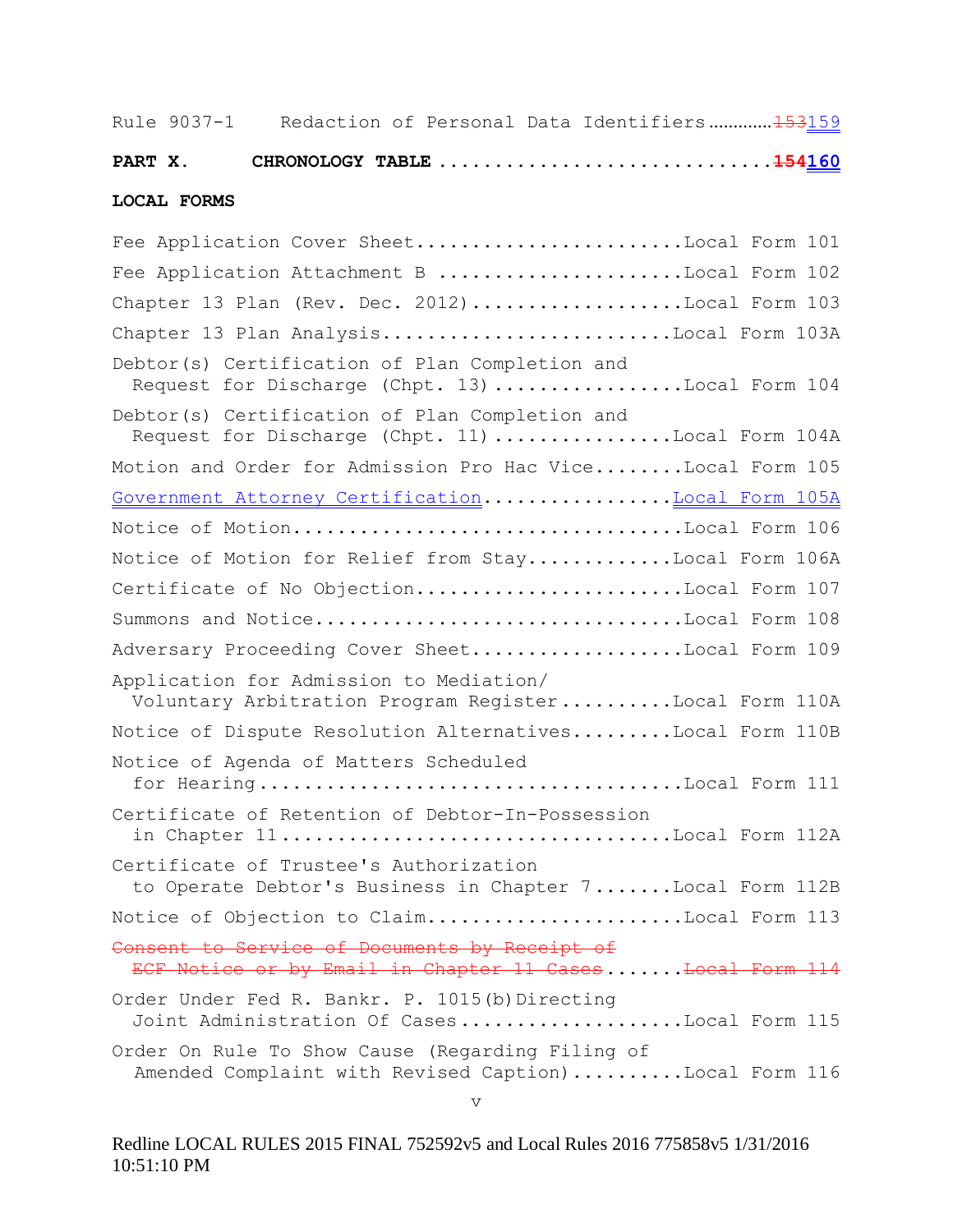Rule 9037-1 Redaction of Personal Data Identifiers............~~153~~159

**PART X. CHRONOLOGY TABLE ..............................~~154~~160**

**LOCAL FORMS**

Fee Application Cover Sheet........................Local Form 101

Fee Application Attachment B ......................Local Form 102

Chapter 13 Plan (Rev. Dec. 2012)...................Local Form 103

Chapter 13 Plan Analysis.........................Local Form 103A

Debtor(s) Certification of Plan Completion and Request for Discharge (Chpt. 13) .................Local Form 104

Debtor(s) Certification of Plan Completion and Request for Discharge (Chpt. 11) ................Local Form 104A

Motion and Order for Admission Pro Hac Vice........Local Form 105

Government Attorney Certification.................Local Form 105A

Notice of Motion..................................Local Form 106

Notice of Motion for Relief from Stay............Local Form 106A

Certificate of No Objection........................Local Form 107

Summons and Notice................................Local Form 108

Adversary Proceeding Cover Sheet...................Local Form 109

Application for Admission to Mediation/ Voluntary Arbitration Program Register..........Local Form 110A

Notice of Dispute Resolution Alternatives.........Local Form 110B

Notice of Agenda of Matters Scheduled for Hearing......................................Local Form 111

Certificate of Retention of Debtor-In-Possession in Chapter 11.................................Local Form 112A

Certificate of Trustee's Authorization to Operate Debtor's Business in Chapter 7.......Local Form 112B

Notice of Objection to Claim.......................Local Form 113

~~Consent to Service of Documents by Receipt of ECF Notice or by Email in Chapter 11 Cases.......Local Form 114~~

Order Under Fed R. Bankr. P. 1015(b) Directing Joint Administration Of Cases....................Local Form 115

Order On Rule To Show Cause (Regarding Filing of Amended Complaint with Revised Caption)..........Local Form 116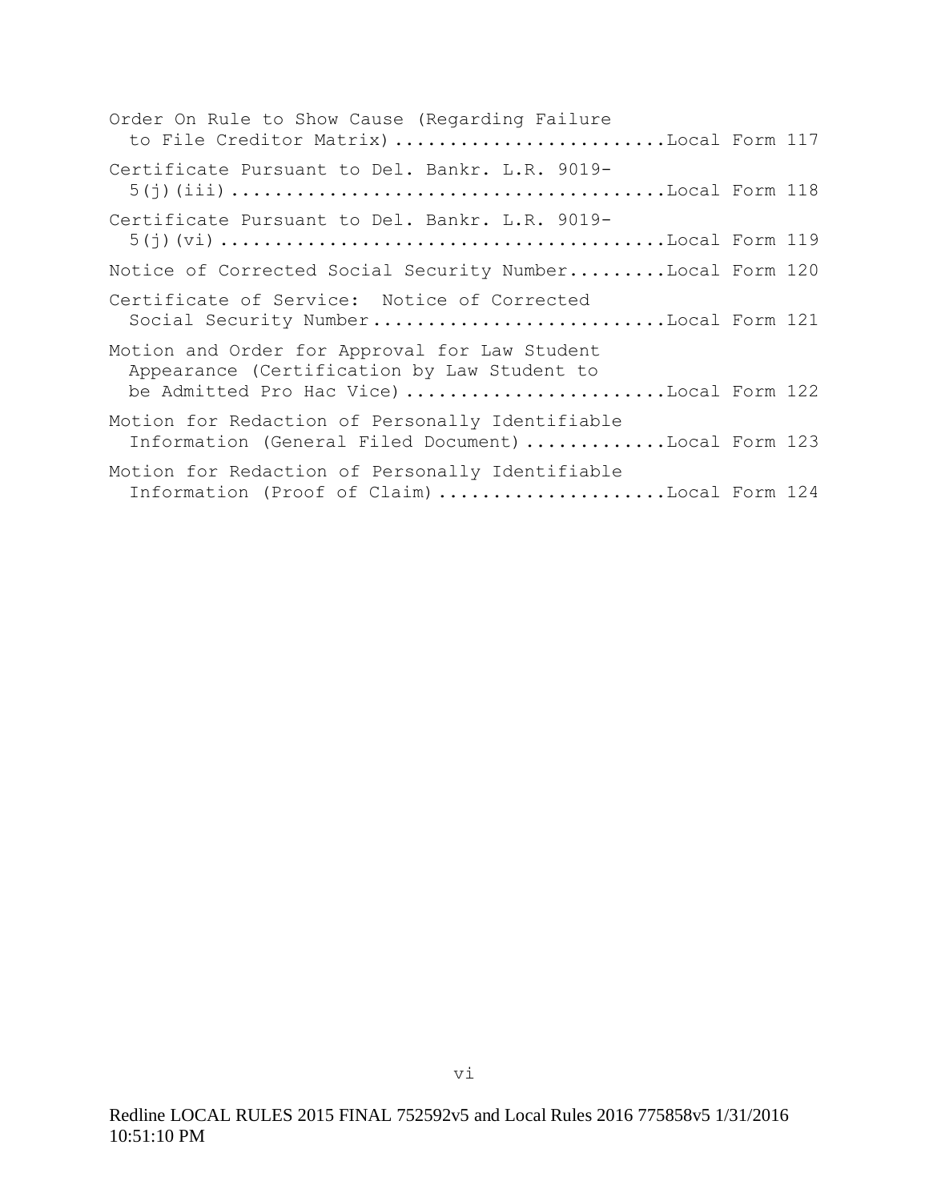Order On Rule to Show Cause (Regarding Failure to File Creditor Matrix) ........................Local Form 117

Certificate Pursuant to Del. Bankr. L.R. 9019-5(j)(iii) .......................................Local Form 118

Certificate Pursuant to Del. Bankr. L.R. 9019-5(j)(vi) ........................................Local Form 119

Notice of Corrected Social Security Number.........Local Form 120

Certificate of Service: Notice of Corrected Social Security Number..........................Local Form 121

Motion and Order for Approval for Law Student Appearance (Certification by Law Student to be Admitted Pro Hac Vice) .......................Local Form 122

Motion for Redaction of Personally Identifiable Information (General Filed Document) ............Local Form 123

Motion for Redaction of Personally Identifiable Information (Proof of Claim) ....................Local Form 124

Redline LOCAL RULES 2015 FINAL 752592v5 and Local Rules 2016 775858v5 1/31/2016 10:51:10 PM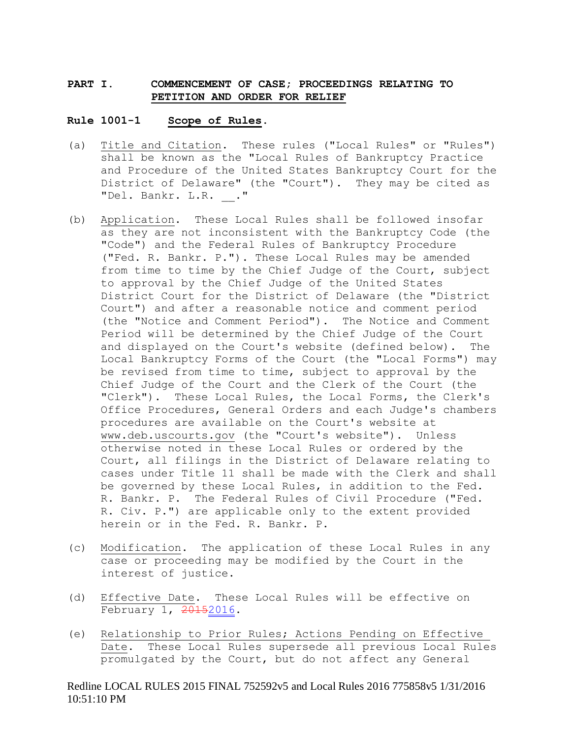## PART I. COMMENCEMENT OF CASE; PROCEEDINGS RELATING TO PETITION AND ORDER FOR RELIEF

### Rule 1001-1 Scope of Rules.

(a) Title and Citation. These rules ("Local Rules" or "Rules") shall be known as the "Local Rules of Bankruptcy Practice and Procedure of the United States Bankruptcy Court for the District of Delaware" (the "Court"). They may be cited as "Del. Bankr. L.R. __."

(b) Application. These Local Rules shall be followed insofar as they are not inconsistent with the Bankruptcy Code (the "Code") and the Federal Rules of Bankruptcy Procedure ("Fed. R. Bankr. P."). These Local Rules may be amended from time to time by the Chief Judge of the Court, subject to approval by the Chief Judge of the United States District Court for the District of Delaware (the "District Court") and after a reasonable notice and comment period (the "Notice and Comment Period"). The Notice and Comment Period will be determined by the Chief Judge of the Court and displayed on the Court's website (defined below). The Local Bankruptcy Forms of the Court (the "Local Forms") may be revised from time to time, subject to approval by the Chief Judge of the Court and the Clerk of the Court (the "Clerk"). These Local Rules, the Local Forms, the Clerk's Office Procedures, General Orders and each Judge's chambers procedures are available on the Court's website at www.deb.uscourts.gov (the "Court's website"). Unless otherwise noted in these Local Rules or ordered by the Court, all filings in the District of Delaware relating to cases under Title 11 shall be made with the Clerk and shall be governed by these Local Rules, in addition to the Fed. R. Bankr. P. The Federal Rules of Civil Procedure ("Fed. R. Civ. P.") are applicable only to the extent provided herein or in the Fed. R. Bankr. P.

(c) Modification. The application of these Local Rules in any case or proceeding may be modified by the Court in the interest of justice.

(d) Effective Date. These Local Rules will be effective on February 1, ~~2015~~2016.

(e) Relationship to Prior Rules; Actions Pending on Effective Date. These Local Rules supersede all previous Local Rules promulgated by the Court, but do not affect any General

Redline LOCAL RULES 2015 FINAL 752592v5 and Local Rules 2016 775858v5 1/31/2016 10:51:10 PM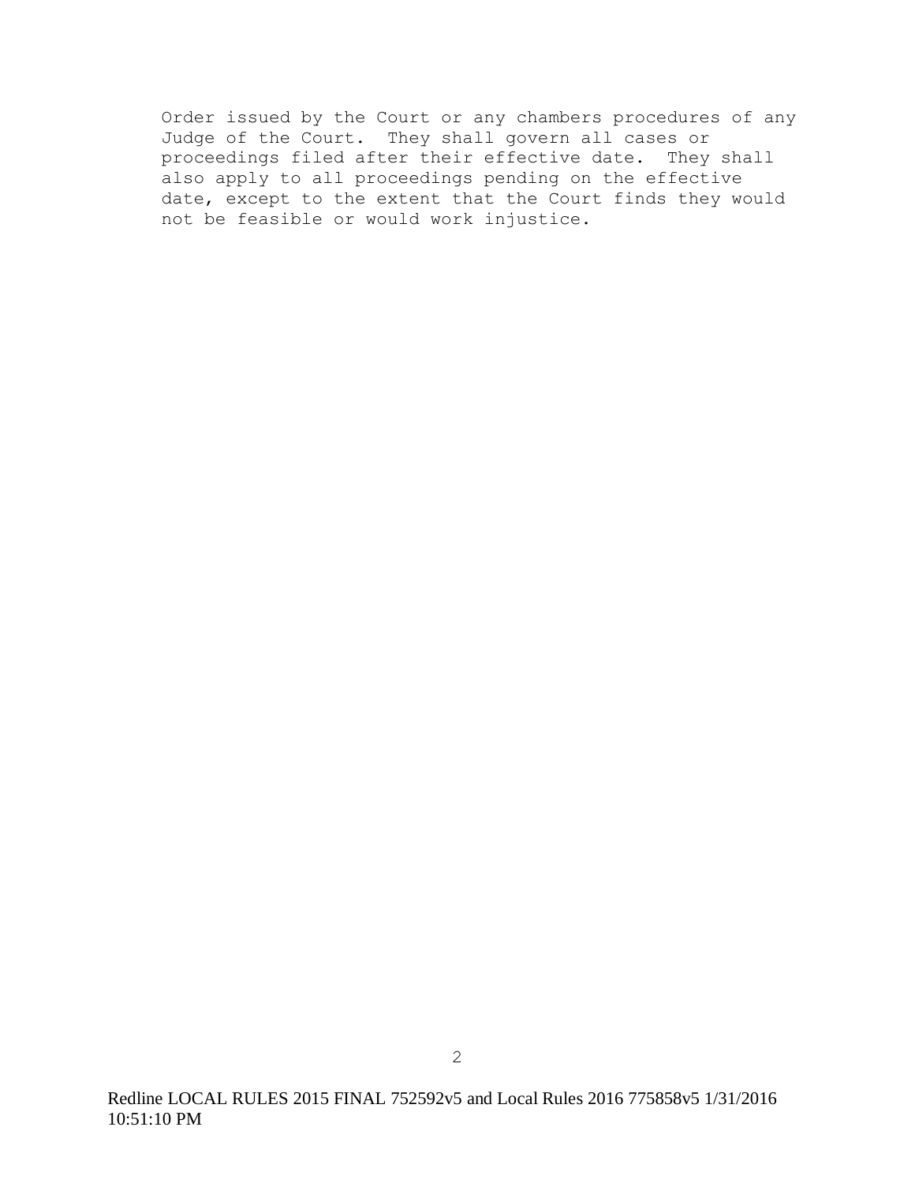Order issued by the Court or any chambers procedures of any Judge of the Court. They shall govern all cases or proceedings filed after their effective date. They shall also apply to all proceedings pending on the effective date, except to the extent that the Court finds they would not be feasible or would work injustice.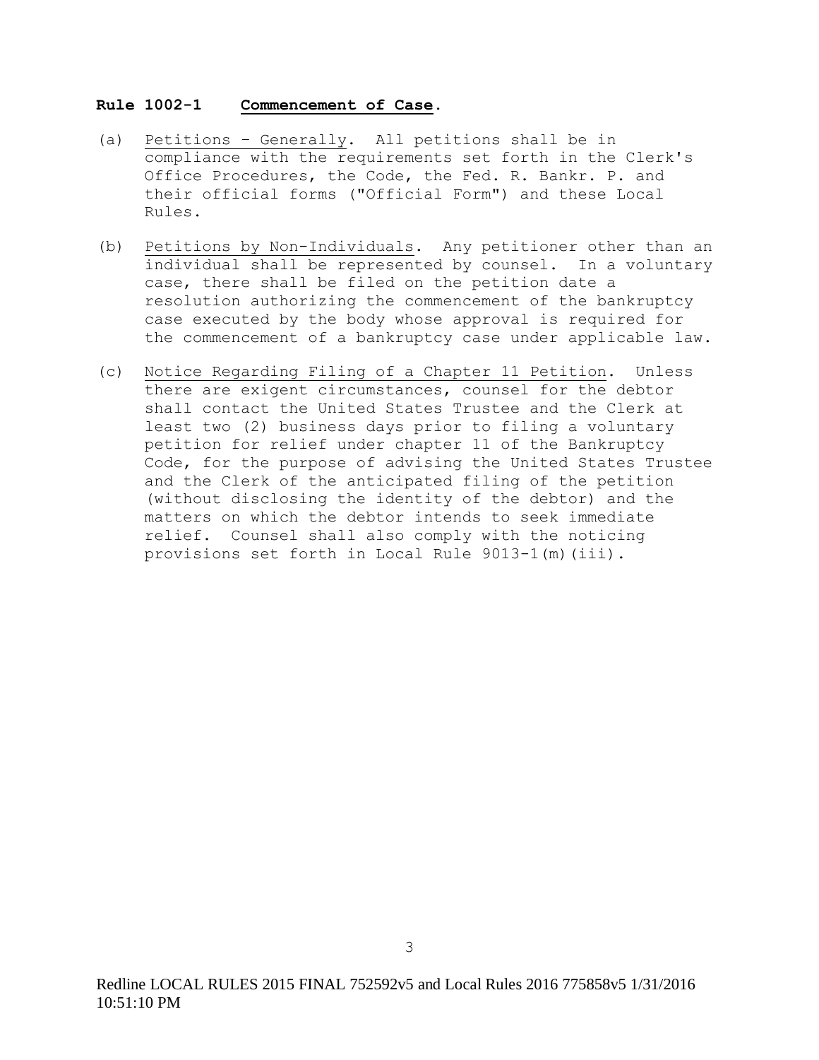**Rule 1002-1 Commencement of Case.**

(a) Petitions – Generally. All petitions shall be in compliance with the requirements set forth in the Clerk's Office Procedures, the Code, the Fed. R. Bankr. P. and their official forms ("Official Form") and these Local Rules.

(b) Petitions by Non-Individuals. Any petitioner other than an individual shall be represented by counsel. In a voluntary case, there shall be filed on the petition date a resolution authorizing the commencement of the bankruptcy case executed by the body whose approval is required for the commencement of a bankruptcy case under applicable law.

(c) Notice Regarding Filing of a Chapter 11 Petition. Unless there are exigent circumstances, counsel for the debtor shall contact the United States Trustee and the Clerk at least two (2) business days prior to filing a voluntary petition for relief under chapter 11 of the Bankruptcy Code, for the purpose of advising the United States Trustee and the Clerk of the anticipated filing of the petition (without disclosing the identity of the debtor) and the matters on which the debtor intends to seek immediate relief. Counsel shall also comply with the noticing provisions set forth in Local Rule 9013-1(m)(iii).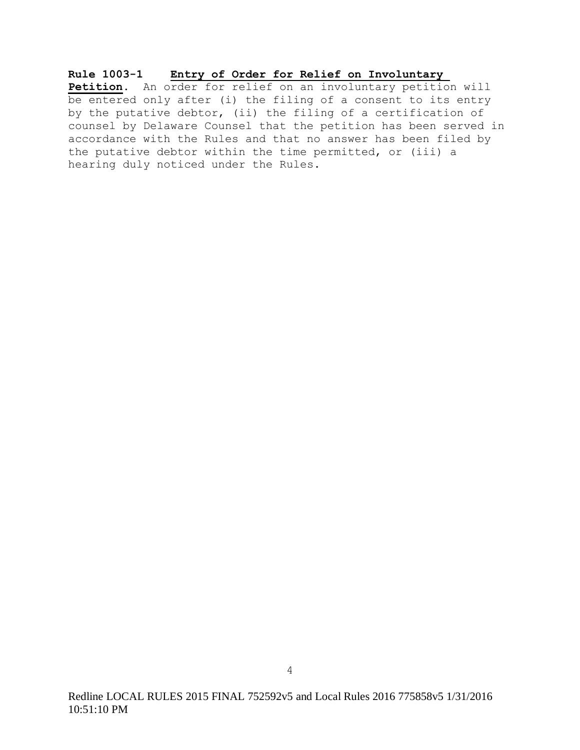**Rule 1003-1 Entry of Order for Relief on Involuntary Petition.** An order for relief on an involuntary petition will be entered only after (i) the filing of a consent to its entry by the putative debtor, (ii) the filing of a certification of counsel by Delaware Counsel that the petition has been served in accordance with the Rules and that no answer has been filed by the putative debtor within the time permitted, or (iii) a hearing duly noticed under the Rules.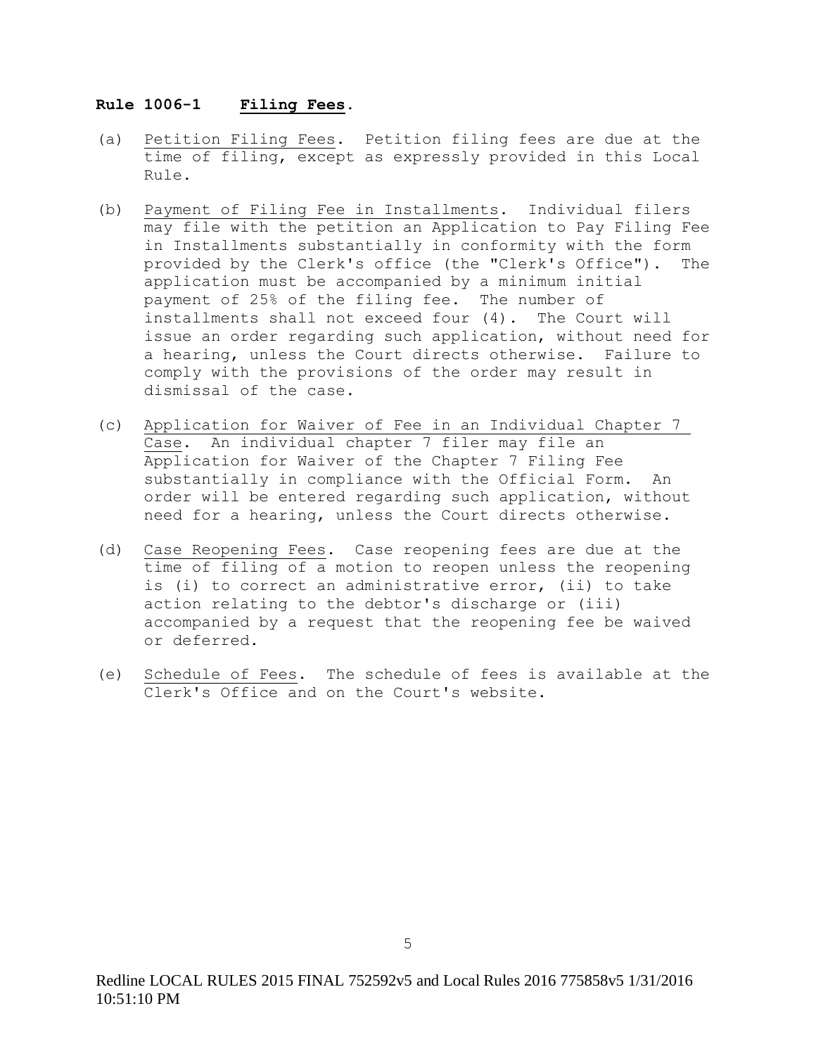**Rule 1006-1 Filing Fees.**

(a) Petition Filing Fees. Petition filing fees are due at the time of filing, except as expressly provided in this Local Rule.

(b) Payment of Filing Fee in Installments. Individual filers may file with the petition an Application to Pay Filing Fee in Installments substantially in conformity with the form provided by the Clerk's office (the "Clerk's Office"). The application must be accompanied by a minimum initial payment of 25% of the filing fee. The number of installments shall not exceed four (4). The Court will issue an order regarding such application, without need for a hearing, unless the Court directs otherwise. Failure to comply with the provisions of the order may result in dismissal of the case.

(c) Application for Waiver of Fee in an Individual Chapter 7 Case. An individual chapter 7 filer may file an Application for Waiver of the Chapter 7 Filing Fee substantially in compliance with the Official Form. An order will be entered regarding such application, without need for a hearing, unless the Court directs otherwise.

(d) Case Reopening Fees. Case reopening fees are due at the time of filing of a motion to reopen unless the reopening is (i) to correct an administrative error, (ii) to take action relating to the debtor's discharge or (iii) accompanied by a request that the reopening fee be waived or deferred.

(e) Schedule of Fees. The schedule of fees is available at the Clerk's Office and on the Court's website.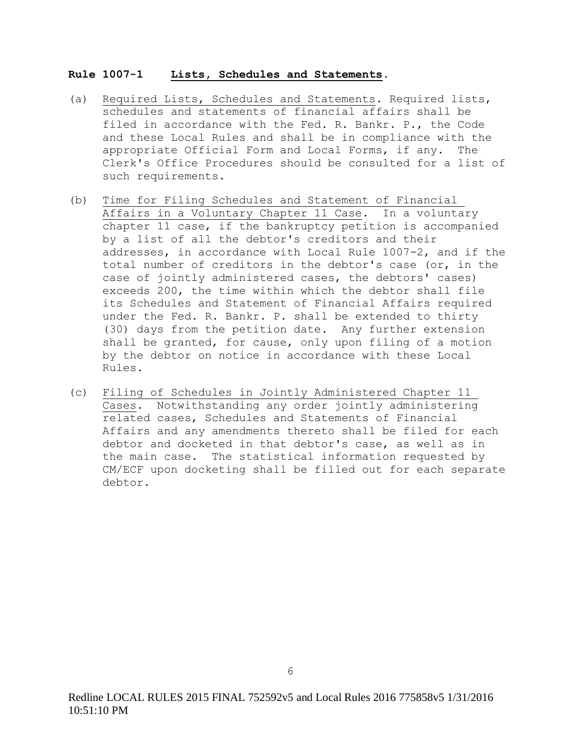## **Rule 1007-1 Lists, Schedules and Statements.**

(a) Required Lists, Schedules and Statements. Required lists, schedules and statements of financial affairs shall be filed in accordance with the Fed. R. Bankr. P., the Code and these Local Rules and shall be in compliance with the appropriate Official Form and Local Forms, if any. The Clerk's Office Procedures should be consulted for a list of such requirements.

(b) Time for Filing Schedules and Statement of Financial Affairs in a Voluntary Chapter 11 Case. In a voluntary chapter 11 case, if the bankruptcy petition is accompanied by a list of all the debtor's creditors and their addresses, in accordance with Local Rule 1007-2, and if the total number of creditors in the debtor's case (or, in the case of jointly administered cases, the debtors' cases) exceeds 200, the time within which the debtor shall file its Schedules and Statement of Financial Affairs required under the Fed. R. Bankr. P. shall be extended to thirty (30) days from the petition date. Any further extension shall be granted, for cause, only upon filing of a motion by the debtor on notice in accordance with these Local Rules.

(c) Filing of Schedules in Jointly Administered Chapter 11 Cases. Notwithstanding any order jointly administering related cases, Schedules and Statements of Financial Affairs and any amendments thereto shall be filed for each debtor and docketed in that debtor's case, as well as in the main case. The statistical information requested by CM/ECF upon docketing shall be filled out for each separate debtor.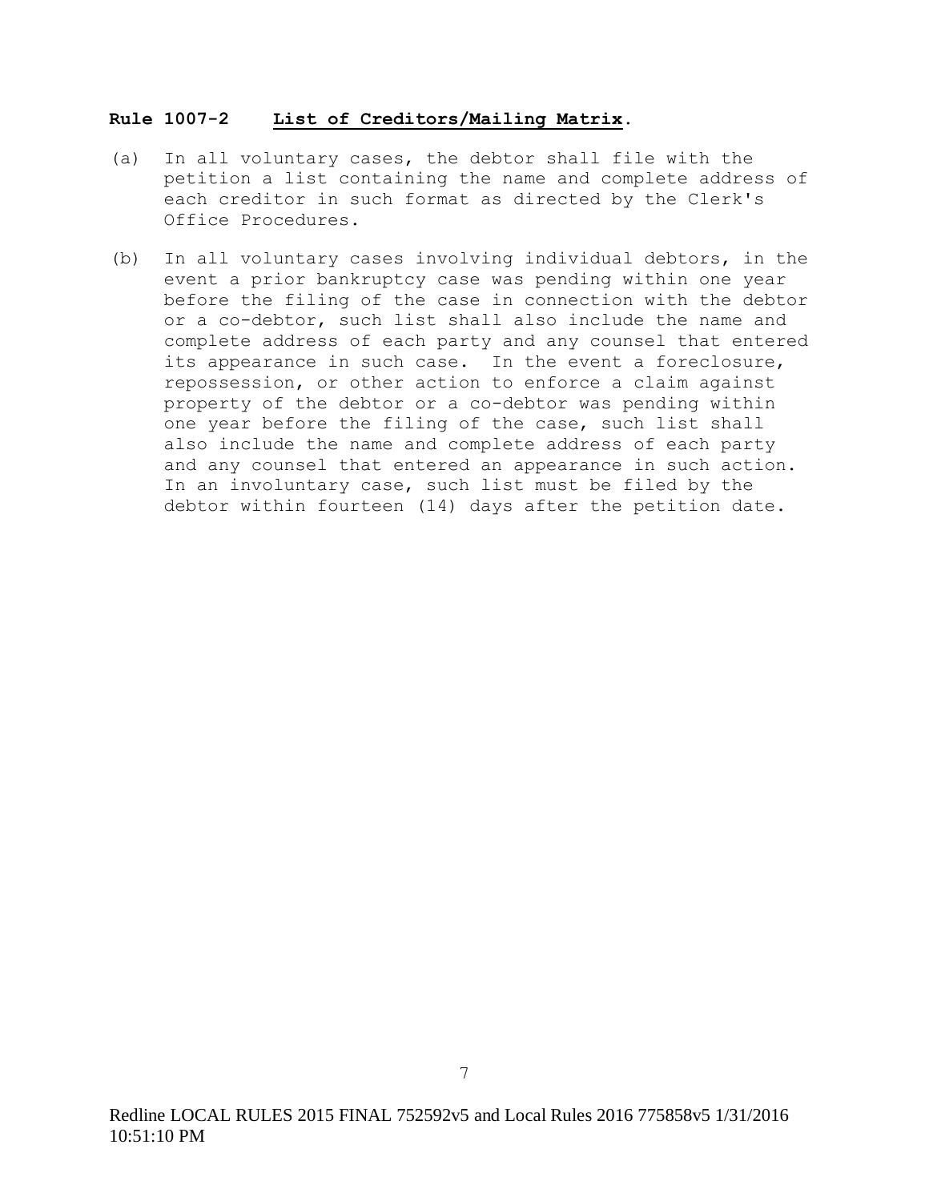**Rule 1007-2** **List of Creditors/Mailing Matrix.**

(a) In all voluntary cases, the debtor shall file with the petition a list containing the name and complete address of each creditor in such format as directed by the Clerk's Office Procedures.

(b) In all voluntary cases involving individual debtors, in the event a prior bankruptcy case was pending within one year before the filing of the case in connection with the debtor or a co-debtor, such list shall also include the name and complete address of each party and any counsel that entered its appearance in such case. In the event a foreclosure, repossession, or other action to enforce a claim against property of the debtor or a co-debtor was pending within one year before the filing of the case, such list shall also include the name and complete address of each party and any counsel that entered an appearance in such action. In an involuntary case, such list must be filed by the debtor within fourteen (14) days after the petition date.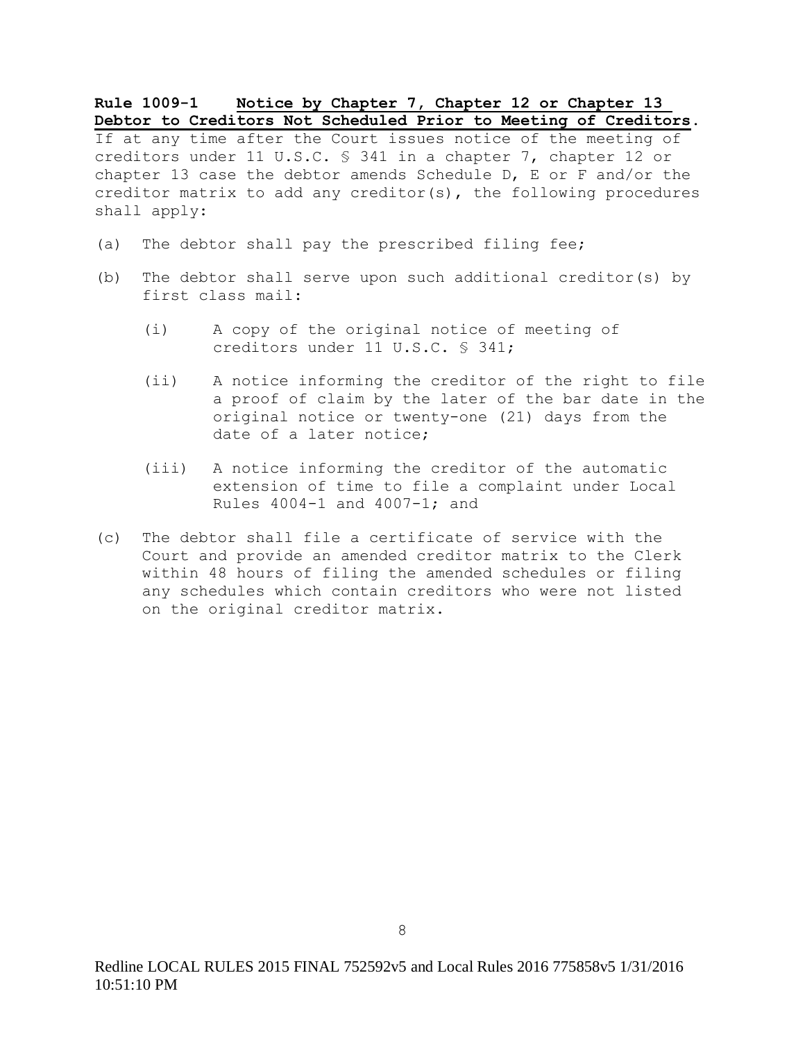**Rule 1009-1 Notice by Chapter 7, Chapter 12 or Chapter 13 Debtor to Creditors Not Scheduled Prior to Meeting of Creditors.** If at any time after the Court issues notice of the meeting of creditors under 11 U.S.C. § 341 in a chapter 7, chapter 12 or chapter 13 case the debtor amends Schedule D, E or F and/or the creditor matrix to add any creditor(s), the following procedures shall apply:

(a) The debtor shall pay the prescribed filing fee;

(b) The debtor shall serve upon such additional creditor(s) by first class mail:

(i) A copy of the original notice of meeting of creditors under 11 U.S.C. § 341;

(ii) A notice informing the creditor of the right to file a proof of claim by the later of the bar date in the original notice or twenty-one (21) days from the date of a later notice;

(iii) A notice informing the creditor of the automatic extension of time to file a complaint under Local Rules 4004-1 and 4007-1; and

(c) The debtor shall file a certificate of service with the Court and provide an amended creditor matrix to the Clerk within 48 hours of filing the amended schedules or filing any schedules which contain creditors who were not listed on the original creditor matrix.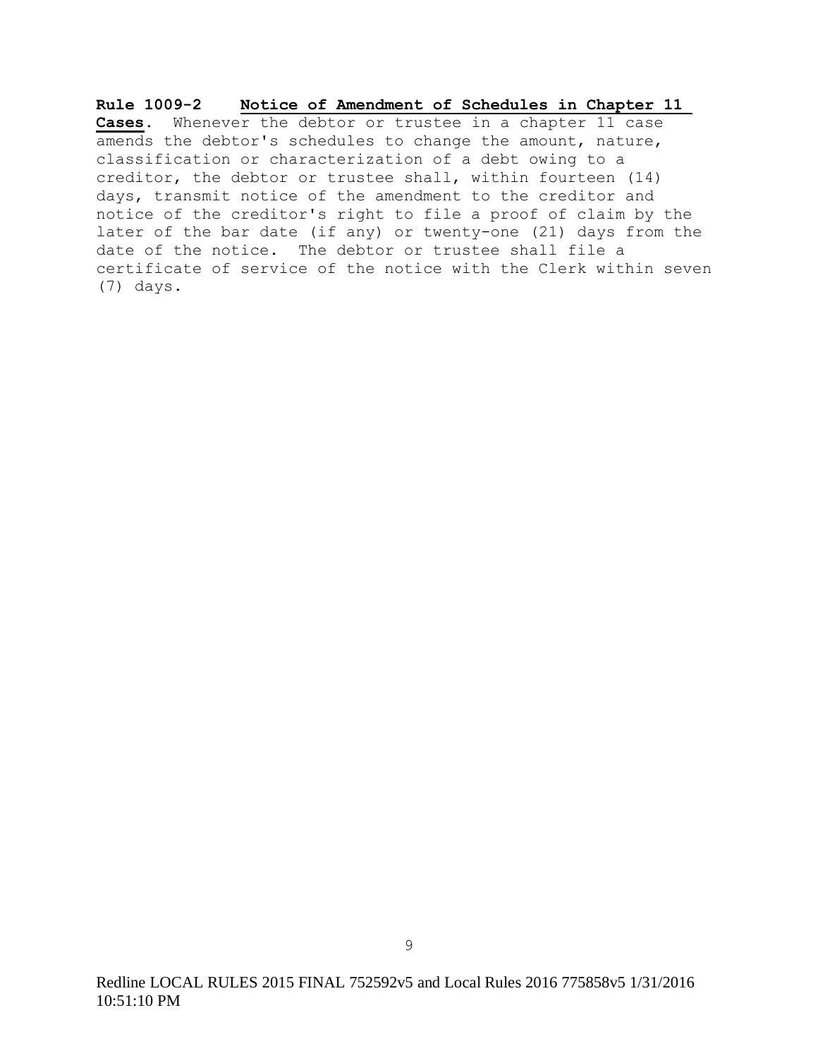**Rule 1009-2 Notice of Amendment of Schedules in Chapter 11 Cases**. Whenever the debtor or trustee in a chapter 11 case amends the debtor's schedules to change the amount, nature, classification or characterization of a debt owing to a creditor, the debtor or trustee shall, within fourteen (14) days, transmit notice of the amendment to the creditor and notice of the creditor's right to file a proof of claim by the later of the bar date (if any) or twenty-one (21) days from the date of the notice. The debtor or trustee shall file a certificate of service of the notice with the Clerk within seven (7) days.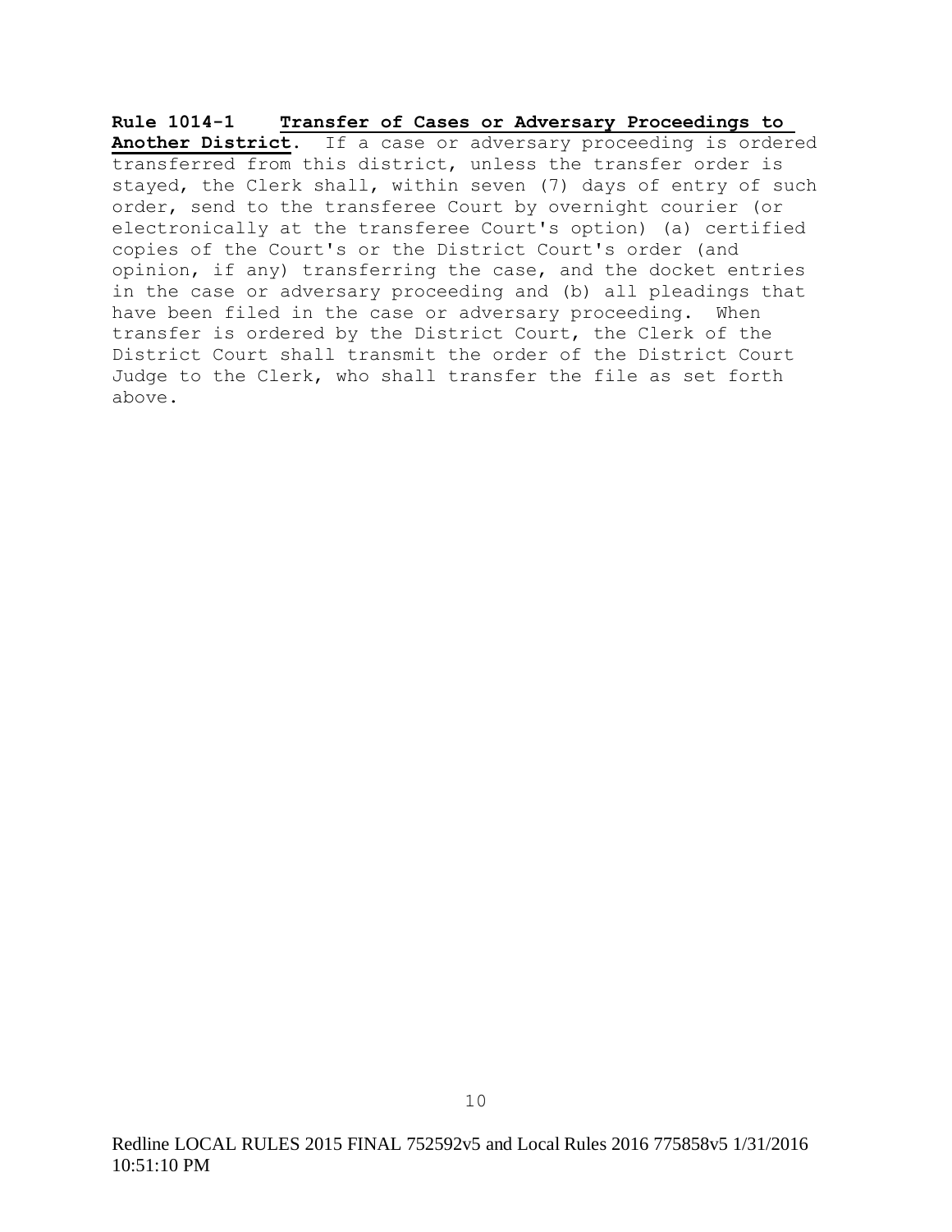**Rule 1014-1 Transfer of Cases or Adversary Proceedings to Another District.** If a case or adversary proceeding is ordered transferred from this district, unless the transfer order is stayed, the Clerk shall, within seven (7) days of entry of such order, send to the transferee Court by overnight courier (or electronically at the transferee Court's option) (a) certified copies of the Court's or the District Court's order (and opinion, if any) transferring the case, and the docket entries in the case or adversary proceeding and (b) all pleadings that have been filed in the case or adversary proceeding. When transfer is ordered by the District Court, the Clerk of the District Court shall transmit the order of the District Court Judge to the Clerk, who shall transfer the file as set forth above.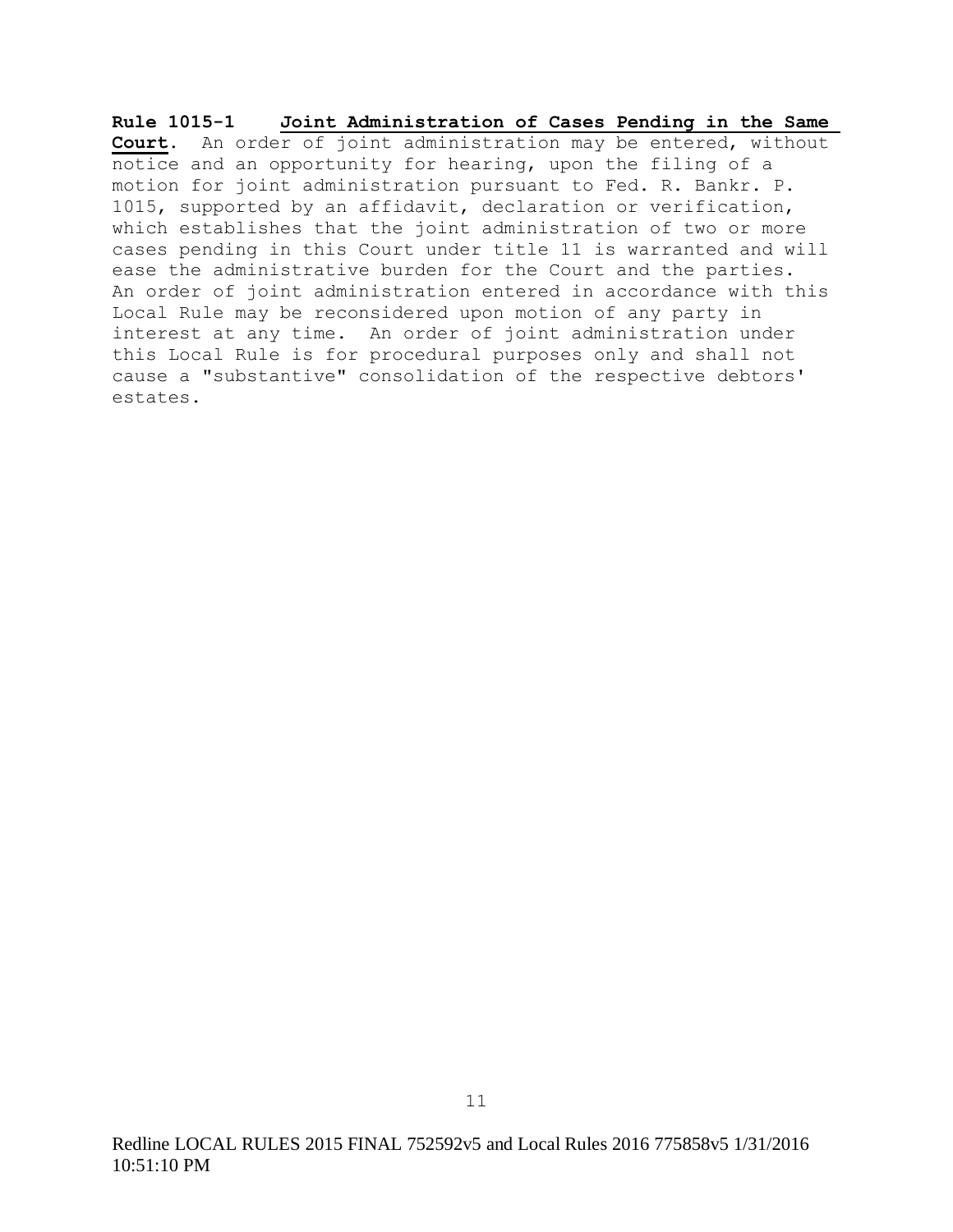**Rule 1015-1 Joint Administration of Cases Pending in the Same Court**. An order of joint administration may be entered, without notice and an opportunity for hearing, upon the filing of a motion for joint administration pursuant to Fed. R. Bankr. P. 1015, supported by an affidavit, declaration or verification, which establishes that the joint administration of two or more cases pending in this Court under title 11 is warranted and will ease the administrative burden for the Court and the parties. An order of joint administration entered in accordance with this Local Rule may be reconsidered upon motion of any party in interest at any time. An order of joint administration under this Local Rule is for procedural purposes only and shall not cause a "substantive" consolidation of the respective debtors' estates.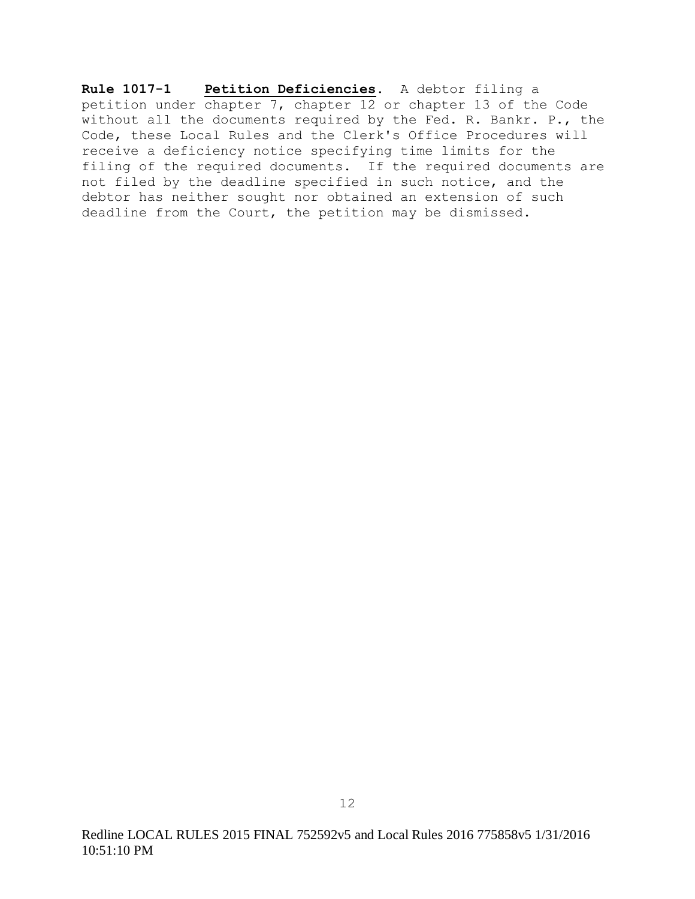**Rule 1017-1** **<u>Petition Deficiencies</u>**. A debtor filing a petition under chapter 7, chapter 12 or chapter 13 of the Code without all the documents required by the Fed. R. Bankr. P., the Code, these Local Rules and the Clerk's Office Procedures will receive a deficiency notice specifying time limits for the filing of the required documents. If the required documents are not filed by the deadline specified in such notice, and the debtor has neither sought nor obtained an extension of such deadline from the Court, the petition may be dismissed.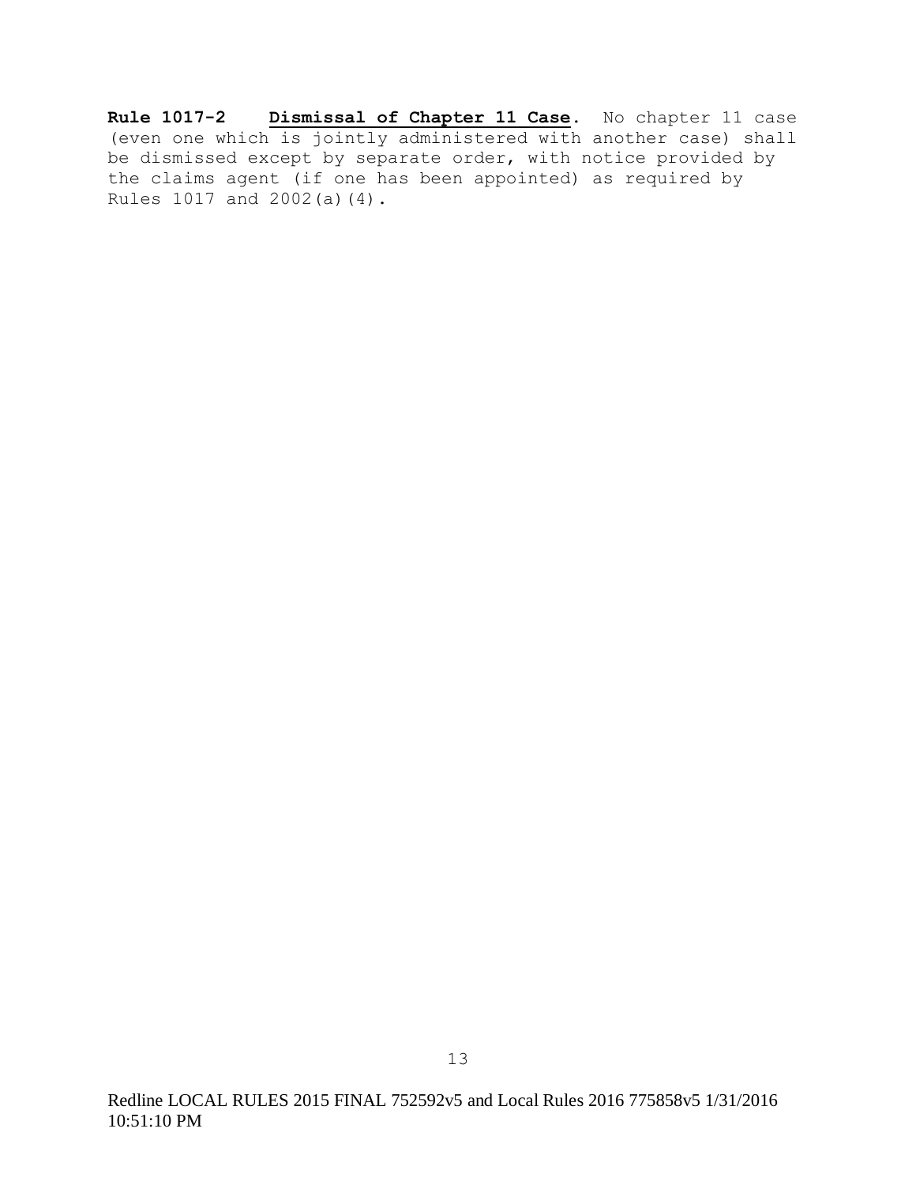**Rule 1017-2** **Dismissal of Chapter 11 Case**. No chapter 11 case (even one which is jointly administered with another case) shall be dismissed except by separate order, with notice provided by the claims agent (if one has been appointed) as required by Rules 1017 and 2002(a)(4).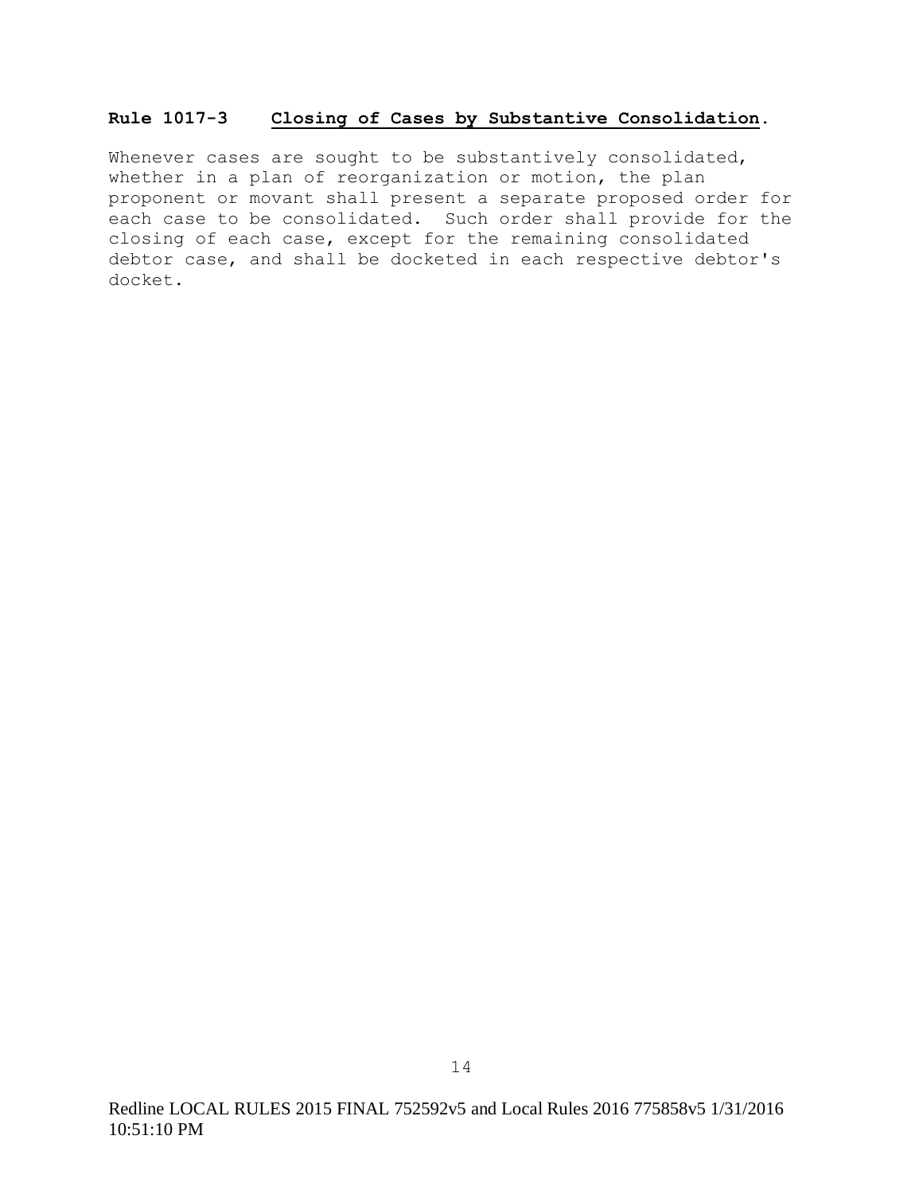**Rule 1017-3 Closing of Cases by Substantive Consolidation.**

Whenever cases are sought to be substantively consolidated, whether in a plan of reorganization or motion, the plan proponent or movant shall present a separate proposed order for each case to be consolidated. Such order shall provide for the closing of each case, except for the remaining consolidated debtor case, and shall be docketed in each respective debtor's docket.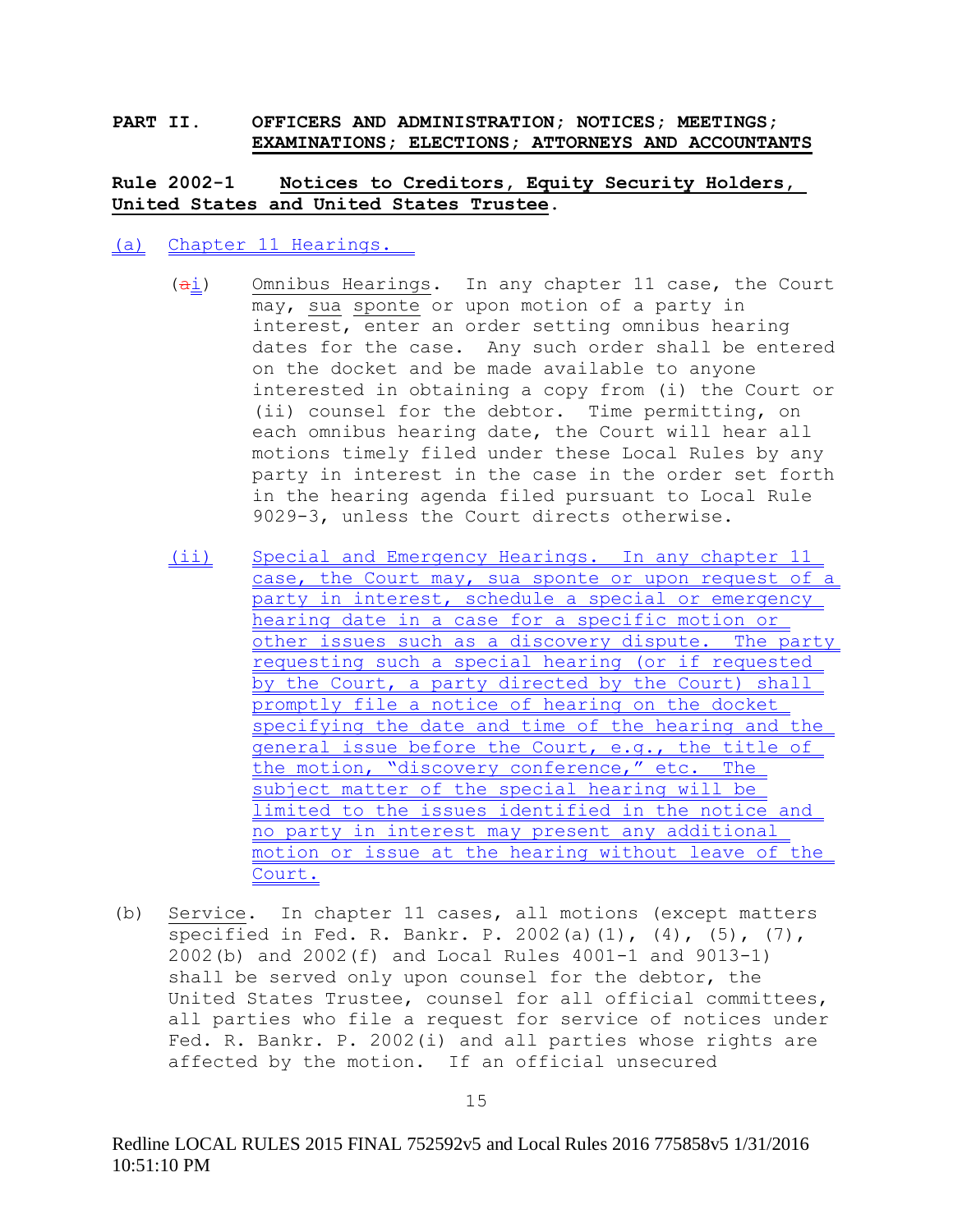## PART II. OFFICERS AND ADMINISTRATION; NOTICES; MEETINGS; EXAMINATIONS; ELECTIONS; ATTORNEYS AND ACCOUNTANTS

### Rule 2002-1 Notices to Creditors, Equity Security Holders, United States and United States Trustee.

(a) Chapter 11 Hearings.

(ai) Omnibus Hearings. In any chapter 11 case, the Court may, sua sponte or upon motion of a party in interest, enter an order setting omnibus hearing dates for the case. Any such order shall be entered on the docket and be made available to anyone interested in obtaining a copy from (i) the Court or (ii) counsel for the debtor. Time permitting, on each omnibus hearing date, the Court will hear all motions timely filed under these Local Rules by any party in interest in the case in the order set forth in the hearing agenda filed pursuant to Local Rule 9029-3, unless the Court directs otherwise.

(ii) Special and Emergency Hearings. In any chapter 11 case, the Court may, sua sponte or upon request of a party in interest, schedule a special or emergency hearing date in a case for a specific motion or other issues such as a discovery dispute. The party requesting such a special hearing (or if requested by the Court, a party directed by the Court) shall promptly file a notice of hearing on the docket specifying the date and time of the hearing and the general issue before the Court, e.g., the title of the motion, "discovery conference," etc. The subject matter of the special hearing will be limited to the issues identified in the notice and no party in interest may present any additional motion or issue at the hearing without leave of the Court.

(b) Service. In chapter 11 cases, all motions (except matters specified in Fed. R. Bankr. P. 2002(a)(1), (4), (5), (7), 2002(b) and 2002(f) and Local Rules 4001-1 and 9013-1) shall be served only upon counsel for the debtor, the United States Trustee, counsel for all official committees, all parties who file a request for service of notices under Fed. R. Bankr. P. 2002(i) and all parties whose rights are affected by the motion. If an official unsecured

Redline LOCAL RULES 2015 FINAL 752592v5 and Local Rules 2016 775858v5 1/31/2016 10:51:10 PM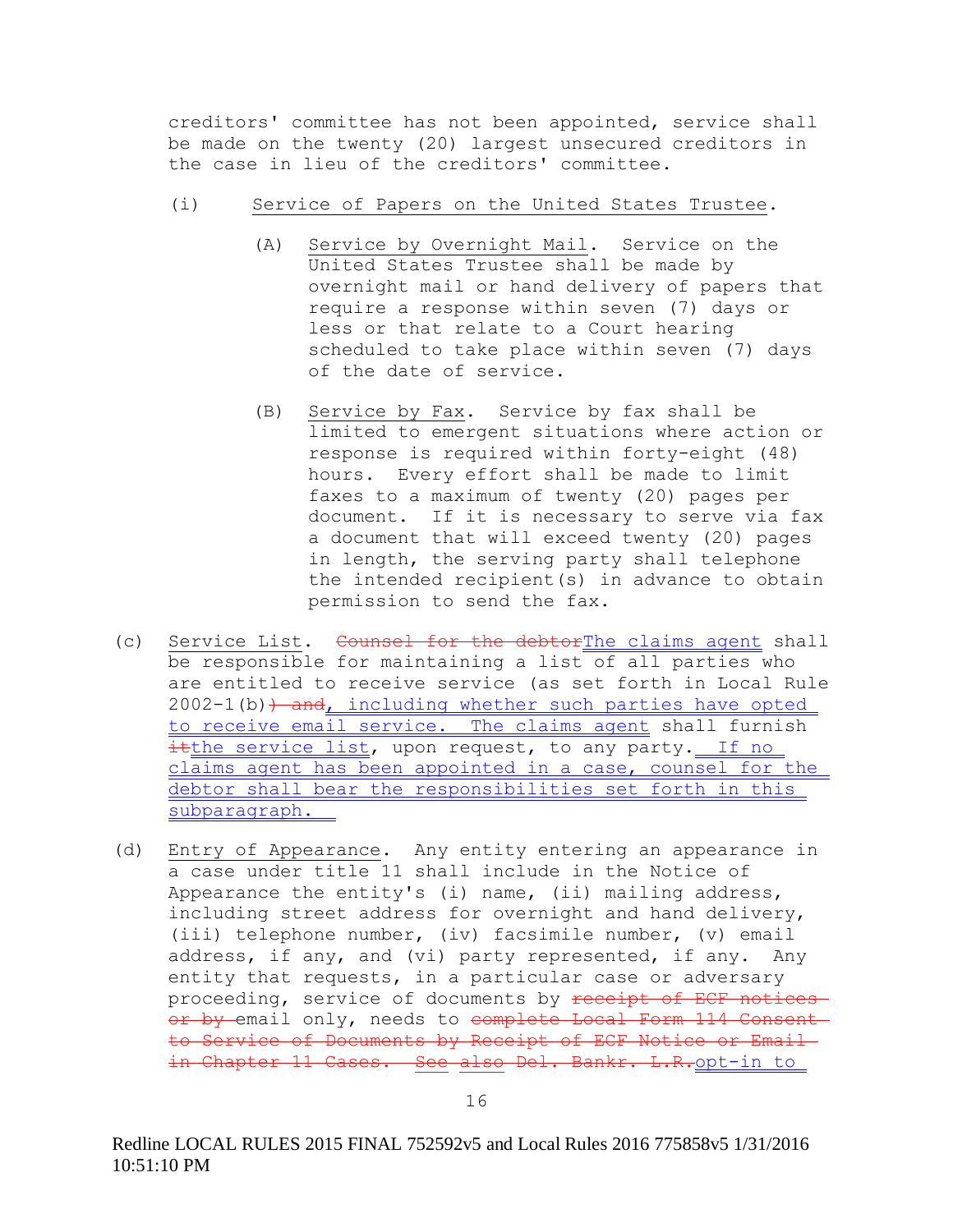creditors' committee has not been appointed, service shall be made on the twenty (20) largest unsecured creditors in the case in lieu of the creditors' committee.

(i) Service of Papers on the United States Trustee.

(A) Service by Overnight Mail. Service on the United States Trustee shall be made by overnight mail or hand delivery of papers that require a response within seven (7) days or less or that relate to a Court hearing scheduled to take place within seven (7) days of the date of service.

(B) Service by Fax. Service by fax shall be limited to emergent situations where action or response is required within forty-eight (48) hours. Every effort shall be made to limit faxes to a maximum of twenty (20) pages per document. If it is necessary to serve via fax a document that will exceed twenty (20) pages in length, the serving party shall telephone the intended recipient(s) in advance to obtain permission to send the fax.

(c) Service List. ~~Counsel for the debtor~~The claims agent shall be responsible for maintaining a list of all parties who are entitled to receive service (as set forth in Local Rule 2002-1(b)~~) and~~, including whether such parties have opted to receive email service. The claims agent shall furnish ~~it~~the service list, upon request, to any party. If no claims agent has been appointed in a case, counsel for the debtor shall bear the responsibilities set forth in this subparagraph.

(d) Entry of Appearance. Any entity entering an appearance in a case under title 11 shall include in the Notice of Appearance the entity's (i) name, (ii) mailing address, including street address for overnight and hand delivery, (iii) telephone number, (iv) facsimile number, (v) email address, if any, and (vi) party represented, if any. Any entity that requests, in a particular case or adversary proceeding, service of documents by ~~receipt of ECF notices or by~~ email only, needs to ~~complete Local Form 114 Consent to Service of Documents by Receipt of ECF Notice or Email in Chapter 11 Cases. See also Del. Bankr. L.R.~~opt-in to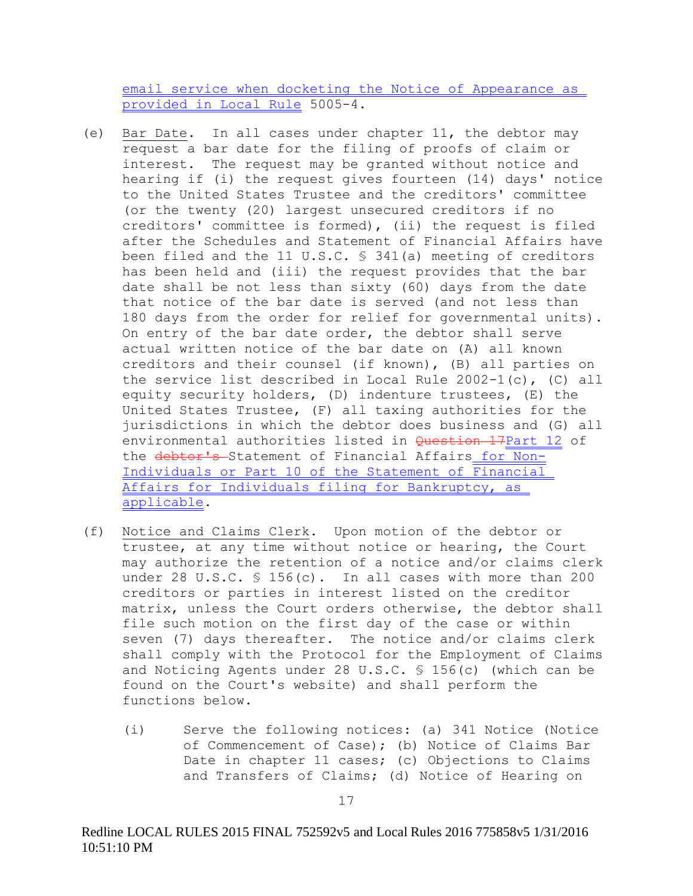email service when docketing the Notice of Appearance as provided in Local Rule 5005-4.

(e) Bar Date. In all cases under chapter 11, the debtor may request a bar date for the filing of proofs of claim or interest. The request may be granted without notice and hearing if (i) the request gives fourteen (14) days' notice to the United States Trustee and the creditors' committee (or the twenty (20) largest unsecured creditors if no creditors' committee is formed), (ii) the request is filed after the Schedules and Statement of Financial Affairs have been filed and the 11 U.S.C. § 341(a) meeting of creditors has been held and (iii) the request provides that the bar date shall be not less than sixty (60) days from the date that notice of the bar date is served (and not less than 180 days from the order for relief for governmental units). On entry of the bar date order, the debtor shall serve actual written notice of the bar date on (A) all known creditors and their counsel (if known), (B) all parties on the service list described in Local Rule 2002-1(c), (C) all equity security holders, (D) indenture trustees, (E) the United States Trustee, (F) all taxing authorities for the jurisdictions in which the debtor does business and (G) all environmental authorities listed in ~~Question 17~~Part 12 of the ~~debtor's~~ Statement of Financial Affairs for Non-Individuals or Part 10 of the Statement of Financial Affairs for Individuals filing for Bankruptcy, as applicable.

(f) Notice and Claims Clerk. Upon motion of the debtor or trustee, at any time without notice or hearing, the Court may authorize the retention of a notice and/or claims clerk under 28 U.S.C. § 156(c). In all cases with more than 200 creditors or parties in interest listed on the creditor matrix, unless the Court orders otherwise, the debtor shall file such motion on the first day of the case or within seven (7) days thereafter. The notice and/or claims clerk shall comply with the Protocol for the Employment of Claims and Noticing Agents under 28 U.S.C. § 156(c) (which can be found on the Court's website) and shall perform the functions below.

(i) Serve the following notices: (a) 341 Notice (Notice of Commencement of Case); (b) Notice of Claims Bar Date in chapter 11 cases; (c) Objections to Claims and Transfers of Claims; (d) Notice of Hearing on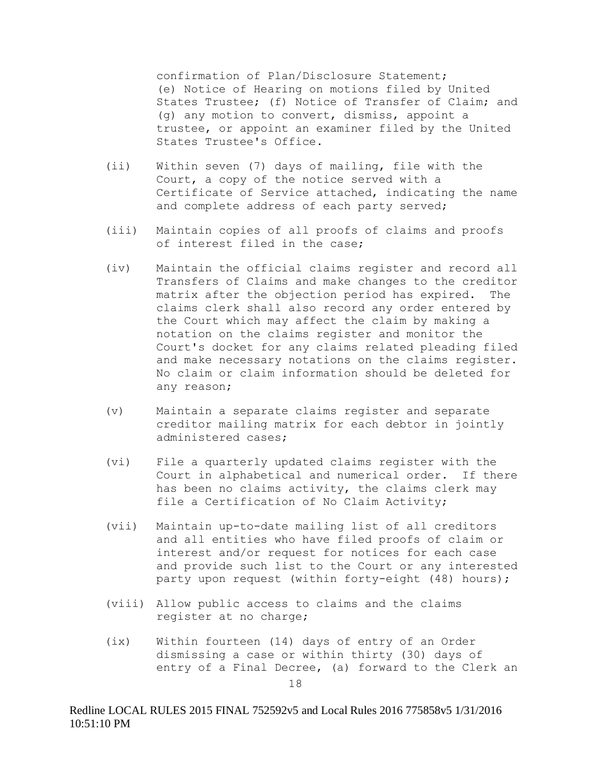confirmation of Plan/Disclosure Statement; (e) Notice of Hearing on motions filed by United States Trustee; (f) Notice of Transfer of Claim; and (g) any motion to convert, dismiss, appoint a trustee, or appoint an examiner filed by the United States Trustee's Office.

(ii) Within seven (7) days of mailing, file with the Court, a copy of the notice served with a Certificate of Service attached, indicating the name and complete address of each party served;

(iii) Maintain copies of all proofs of claims and proofs of interest filed in the case;

(iv) Maintain the official claims register and record all Transfers of Claims and make changes to the creditor matrix after the objection period has expired. The claims clerk shall also record any order entered by the Court which may affect the claim by making a notation on the claims register and monitor the Court's docket for any claims related pleading filed and make necessary notations on the claims register. No claim or claim information should be deleted for any reason;

(v) Maintain a separate claims register and separate creditor mailing matrix for each debtor in jointly administered cases;

(vi) File a quarterly updated claims register with the Court in alphabetical and numerical order. If there has been no claims activity, the claims clerk may file a Certification of No Claim Activity;

(vii) Maintain up-to-date mailing list of all creditors and all entities who have filed proofs of claim or interest and/or request for notices for each case and provide such list to the Court or any interested party upon request (within forty-eight (48) hours);

(viii) Allow public access to claims and the claims register at no charge;

(ix) Within fourteen (14) days of entry of an Order dismissing a case or within thirty (30) days of entry of a Final Decree, (a) forward to the Clerk an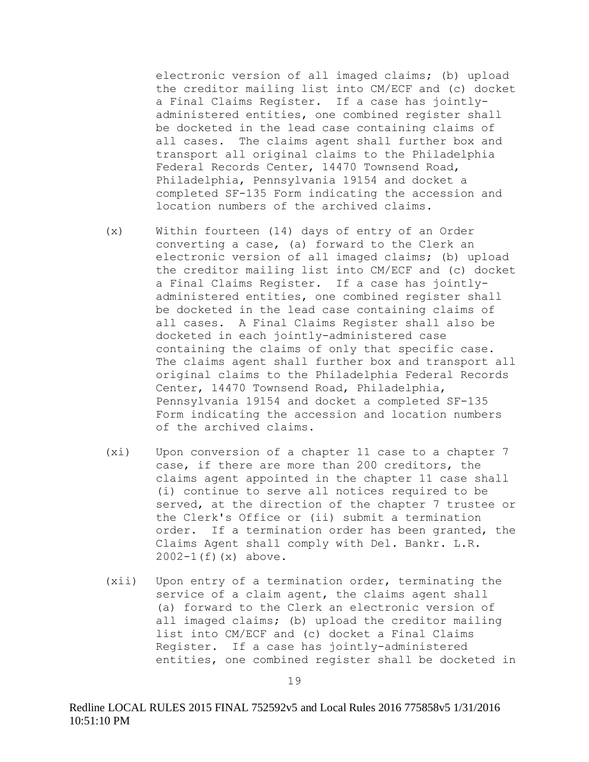electronic version of all imaged claims; (b) upload the creditor mailing list into CM/ECF and (c) docket a Final Claims Register. If a case has jointly-administered entities, one combined register shall be docketed in the lead case containing claims of all cases. The claims agent shall further box and transport all original claims to the Philadelphia Federal Records Center, 14470 Townsend Road, Philadelphia, Pennsylvania 19154 and docket a completed SF-135 Form indicating the accession and location numbers of the archived claims.

(x) Within fourteen (14) days of entry of an Order converting a case, (a) forward to the Clerk an electronic version of all imaged claims; (b) upload the creditor mailing list into CM/ECF and (c) docket a Final Claims Register. If a case has jointly-administered entities, one combined register shall be docketed in the lead case containing claims of all cases. A Final Claims Register shall also be docketed in each jointly-administered case containing the claims of only that specific case. The claims agent shall further box and transport all original claims to the Philadelphia Federal Records Center, 14470 Townsend Road, Philadelphia, Pennsylvania 19154 and docket a completed SF-135 Form indicating the accession and location numbers of the archived claims.

(xi) Upon conversion of a chapter 11 case to a chapter 7 case, if there are more than 200 creditors, the claims agent appointed in the chapter 11 case shall (i) continue to serve all notices required to be served, at the direction of the chapter 7 trustee or the Clerk's Office or (ii) submit a termination order. If a termination order has been granted, the Claims Agent shall comply with Del. Bankr. L.R. 2002-1(f)(x) above.

(xii) Upon entry of a termination order, terminating the service of a claim agent, the claims agent shall (a) forward to the Clerk an electronic version of all imaged claims; (b) upload the creditor mailing list into CM/ECF and (c) docket a Final Claims Register. If a case has jointly-administered entities, one combined register shall be docketed in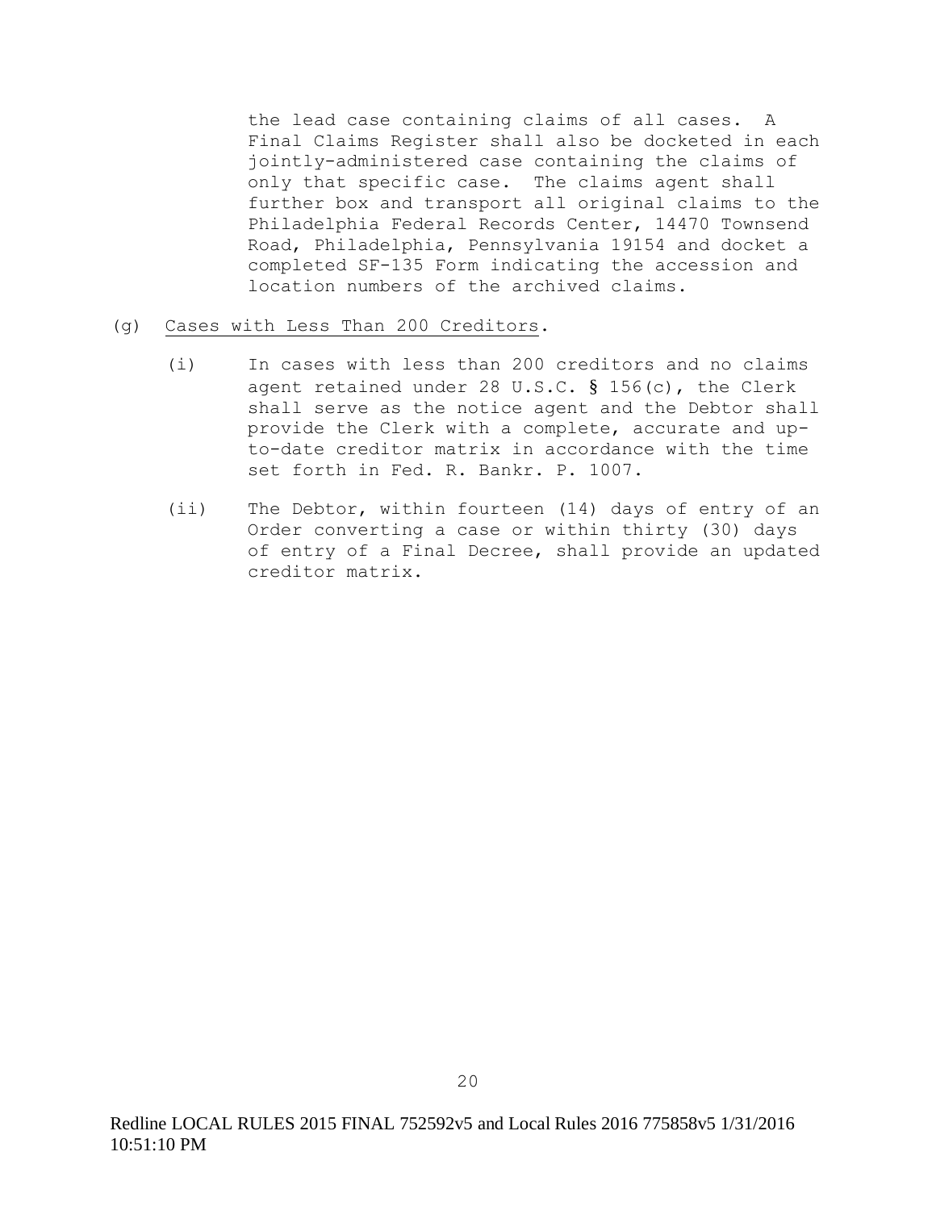the lead case containing claims of all cases. A Final Claims Register shall also be docketed in each jointly-administered case containing the claims of only that specific case. The claims agent shall further box and transport all original claims to the Philadelphia Federal Records Center, 14470 Townsend Road, Philadelphia, Pennsylvania 19154 and docket a completed SF-135 Form indicating the accession and location numbers of the archived claims.

(g) Cases with Less Than 200 Creditors.

(i) In cases with less than 200 creditors and no claims agent retained under 28 U.S.C. § 156(c), the Clerk shall serve as the notice agent and the Debtor shall provide the Clerk with a complete, accurate and up-to-date creditor matrix in accordance with the time set forth in Fed. R. Bankr. P. 1007.

(ii) The Debtor, within fourteen (14) days of entry of an Order converting a case or within thirty (30) days of entry of a Final Decree, shall provide an updated creditor matrix.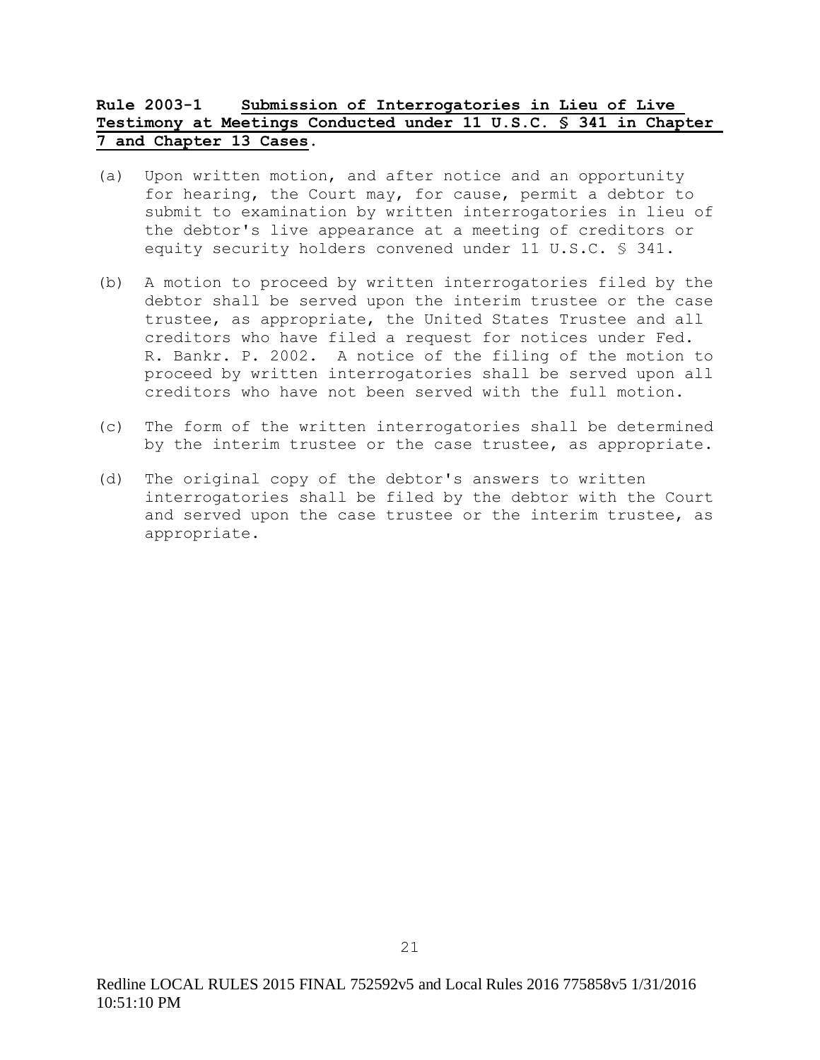**Rule 2003-1 Submission of Interrogatories in Lieu of Live Testimony at Meetings Conducted under 11 U.S.C. § 341 in Chapter 7 and Chapter 13 Cases.**

(a) Upon written motion, and after notice and an opportunity for hearing, the Court may, for cause, permit a debtor to submit to examination by written interrogatories in lieu of the debtor's live appearance at a meeting of creditors or equity security holders convened under 11 U.S.C. § 341.

(b) A motion to proceed by written interrogatories filed by the debtor shall be served upon the interim trustee or the case trustee, as appropriate, the United States Trustee and all creditors who have filed a request for notices under Fed. R. Bankr. P. 2002. A notice of the filing of the motion to proceed by written interrogatories shall be served upon all creditors who have not been served with the full motion.

(c) The form of the written interrogatories shall be determined by the interim trustee or the case trustee, as appropriate.

(d) The original copy of the debtor's answers to written interrogatories shall be filed by the debtor with the Court and served upon the case trustee or the interim trustee, as appropriate.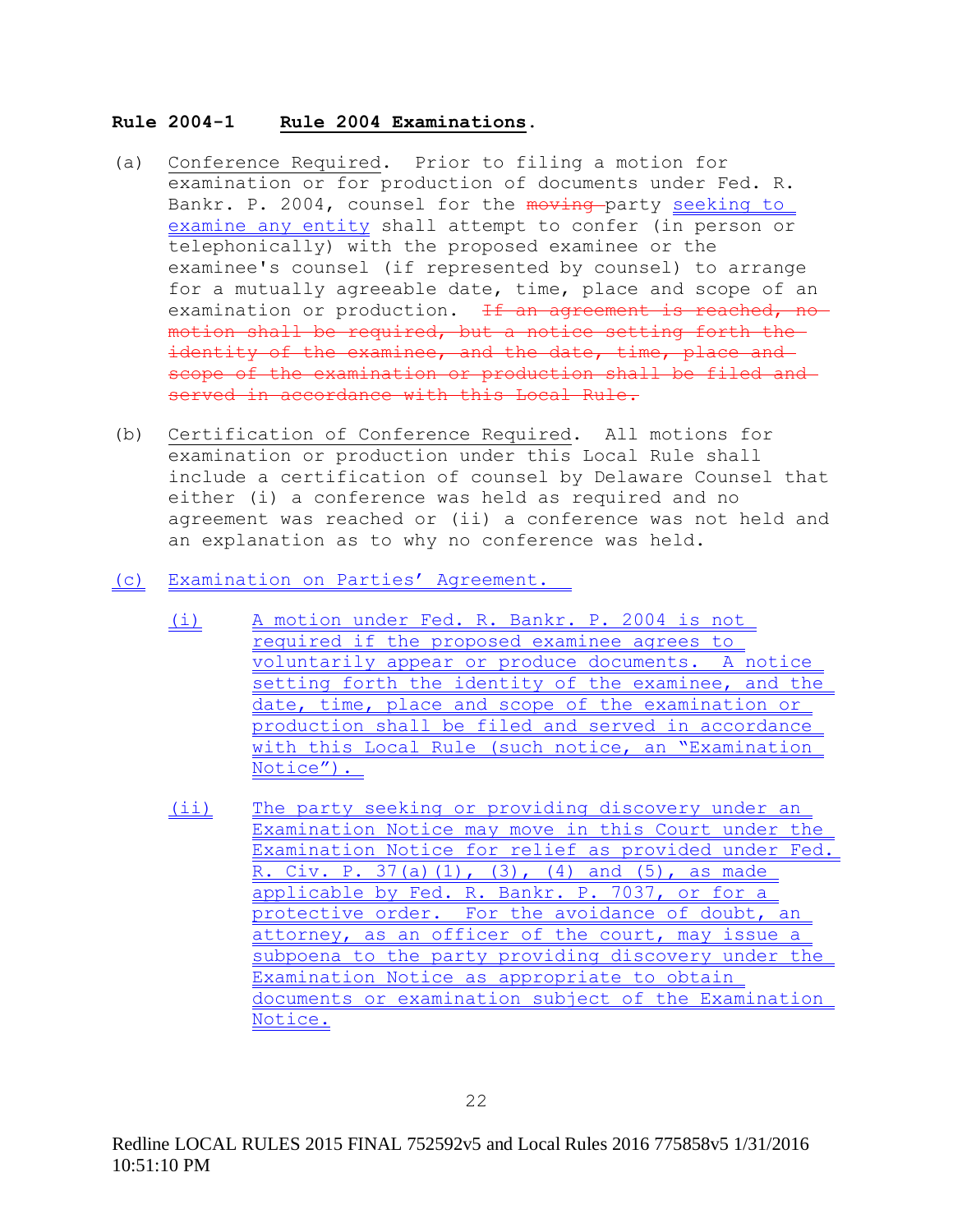**Rule 2004-1 Rule 2004 Examinations.**

(a) Conference Required. Prior to filing a motion for examination or for production of documents under Fed. R. Bankr. P. 2004, counsel for the ~~moving~~ party seeking to examine any entity shall attempt to confer (in person or telephonically) with the proposed examinee or the examinee's counsel (if represented by counsel) to arrange for a mutually agreeable date, time, place and scope of an examination or production. ~~If an agreement is reached, no motion shall be required, but a notice setting forth the identity of the examinee, and the date, time, place and scope of the examination or production shall be filed and served in accordance with this Local Rule.~~

(b) Certification of Conference Required. All motions for examination or production under this Local Rule shall include a certification of counsel by Delaware Counsel that either (i) a conference was held as required and no agreement was reached or (ii) a conference was not held and an explanation as to why no conference was held.

(c) Examination on Parties' Agreement.

(i) A motion under Fed. R. Bankr. P. 2004 is not required if the proposed examinee agrees to voluntarily appear or produce documents. A notice setting forth the identity of the examinee, and the date, time, place and scope of the examination or production shall be filed and served in accordance with this Local Rule (such notice, an "Examination Notice").

(ii) The party seeking or providing discovery under an Examination Notice may move in this Court under the Examination Notice for relief as provided under Fed. R. Civ. P. 37(a)(1), (3), (4) and (5), as made applicable by Fed. R. Bankr. P. 7037, or for a protective order. For the avoidance of doubt, an attorney, as an officer of the court, may issue a subpoena to the party providing discovery under the Examination Notice as appropriate to obtain documents or examination subject of the Examination Notice.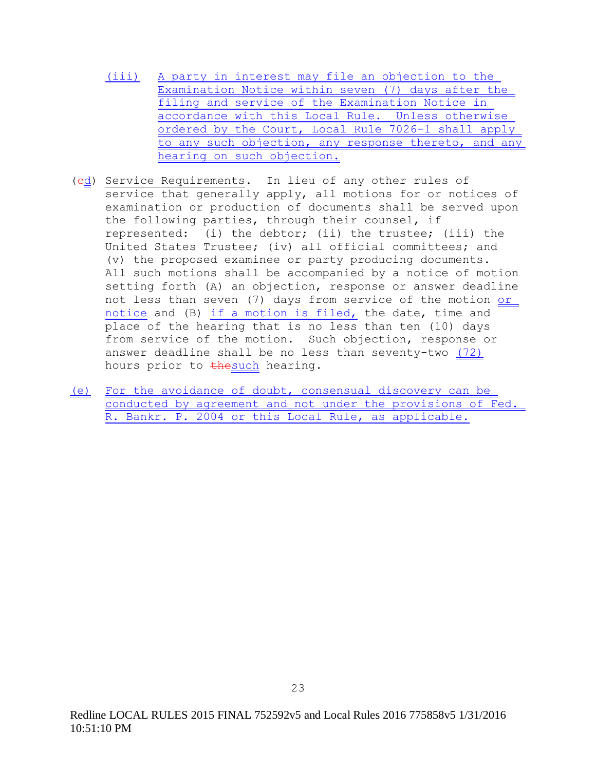(iii) A party in interest may file an objection to the Examination Notice within seven (7) days after the filing and service of the Examination Notice in accordance with this Local Rule. Unless otherwise ordered by the Court, Local Rule 7026-1 shall apply to any such objection, any response thereto, and any hearing on such objection.

(~~e~~d) Service Requirements. In lieu of any other rules of service that generally apply, all motions for or notices of examination or production of documents shall be served upon the following parties, through their counsel, if represented: (i) the debtor; (ii) the trustee; (iii) the United States Trustee; (iv) all official committees; and (v) the proposed examinee or party producing documents. All such motions shall be accompanied by a notice of motion setting forth (A) an objection, response or answer deadline not less than seven (7) days from service of the motion or notice and (B) if a motion is filed, the date, time and place of the hearing that is no less than ten (10) days from service of the motion. Such objection, response or answer deadline shall be no less than seventy-two (72) hours prior to ~~the~~such hearing.

(e) For the avoidance of doubt, consensual discovery can be conducted by agreement and not under the provisions of Fed. R. Bankr. P. 2004 or this Local Rule, as applicable.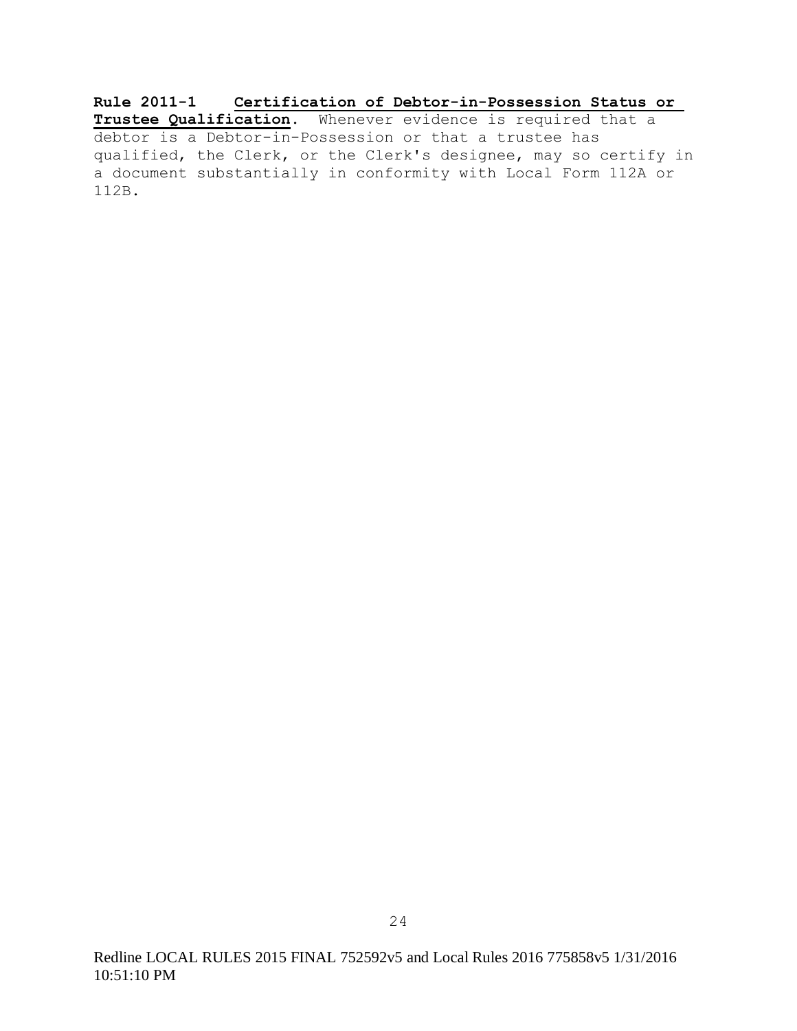**Rule 2011-1 Certification of Debtor-in-Possession Status or Trustee Qualification.** Whenever evidence is required that a debtor is a Debtor-in-Possession or that a trustee has qualified, the Clerk, or the Clerk's designee, may so certify in a document substantially in conformity with Local Form 112A or 112B.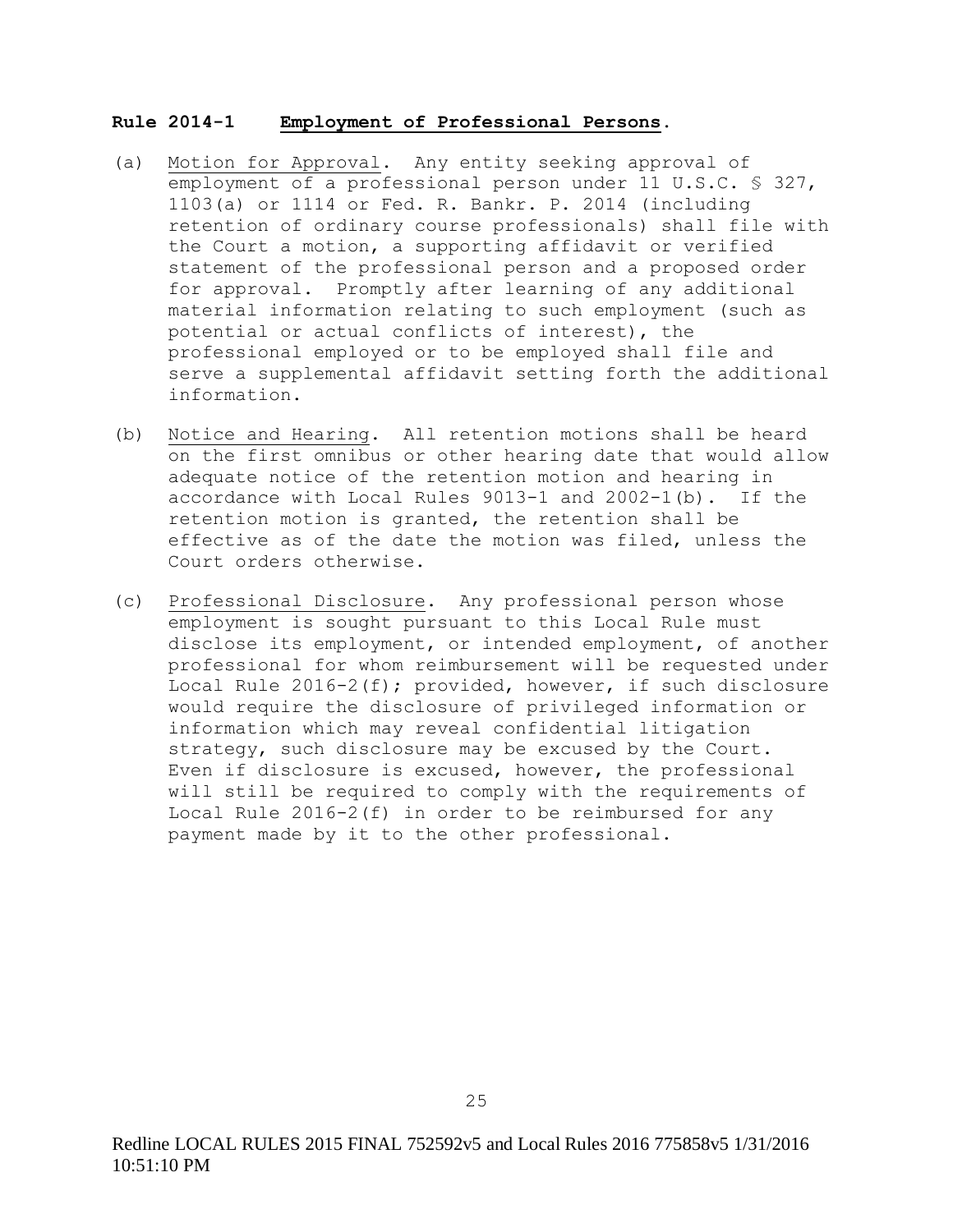**Rule 2014-1 Employment of Professional Persons.**

(a) Motion for Approval. Any entity seeking approval of employment of a professional person under 11 U.S.C. § 327, 1103(a) or 1114 or Fed. R. Bankr. P. 2014 (including retention of ordinary course professionals) shall file with the Court a motion, a supporting affidavit or verified statement of the professional person and a proposed order for approval. Promptly after learning of any additional material information relating to such employment (such as potential or actual conflicts of interest), the professional employed or to be employed shall file and serve a supplemental affidavit setting forth the additional information.

(b) Notice and Hearing. All retention motions shall be heard on the first omnibus or other hearing date that would allow adequate notice of the retention motion and hearing in accordance with Local Rules 9013-1 and 2002-1(b). If the retention motion is granted, the retention shall be effective as of the date the motion was filed, unless the Court orders otherwise.

(c) Professional Disclosure. Any professional person whose employment is sought pursuant to this Local Rule must disclose its employment, or intended employment, of another professional for whom reimbursement will be requested under Local Rule 2016-2(f); provided, however, if such disclosure would require the disclosure of privileged information or information which may reveal confidential litigation strategy, such disclosure may be excused by the Court. Even if disclosure is excused, however, the professional will still be required to comply with the requirements of Local Rule 2016-2(f) in order to be reimbursed for any payment made by it to the other professional.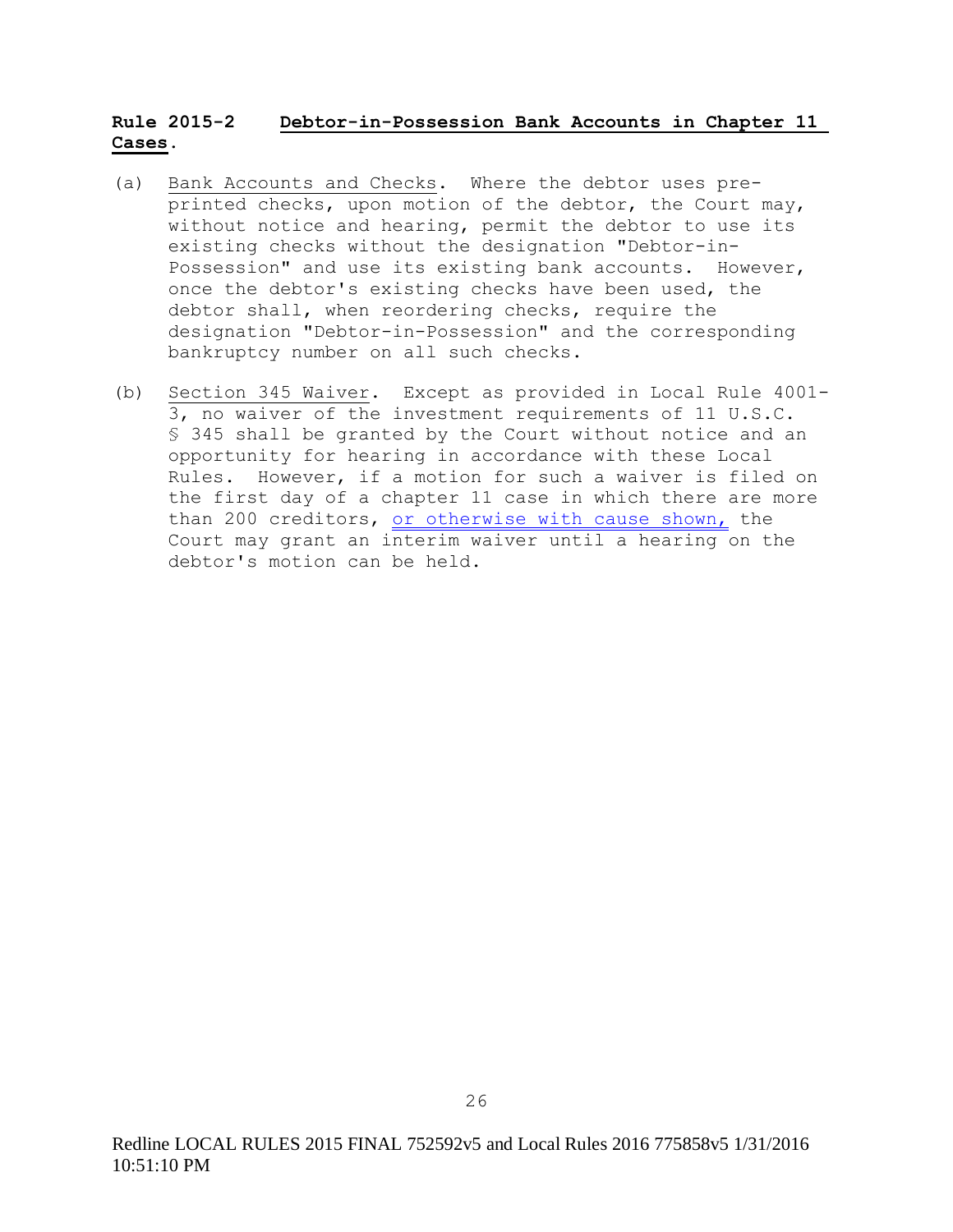**Rule 2015-2 Debtor-in-Possession Bank Accounts in Chapter 11 Cases.**

(a) Bank Accounts and Checks. Where the debtor uses pre-printed checks, upon motion of the debtor, the Court may, without notice and hearing, permit the debtor to use its existing checks without the designation "Debtor-in-Possession" and use its existing bank accounts. However, once the debtor's existing checks have been used, the debtor shall, when reordering checks, require the designation "Debtor-in-Possession" and the corresponding bankruptcy number on all such checks.

(b) Section 345 Waiver. Except as provided in Local Rule 4001-3, no waiver of the investment requirements of 11 U.S.C. § 345 shall be granted by the Court without notice and an opportunity for hearing in accordance with these Local Rules. However, if a motion for such a waiver is filed on the first day of a chapter 11 case in which there are more than 200 creditors, or otherwise with cause shown, the Court may grant an interim waiver until a hearing on the debtor's motion can be held.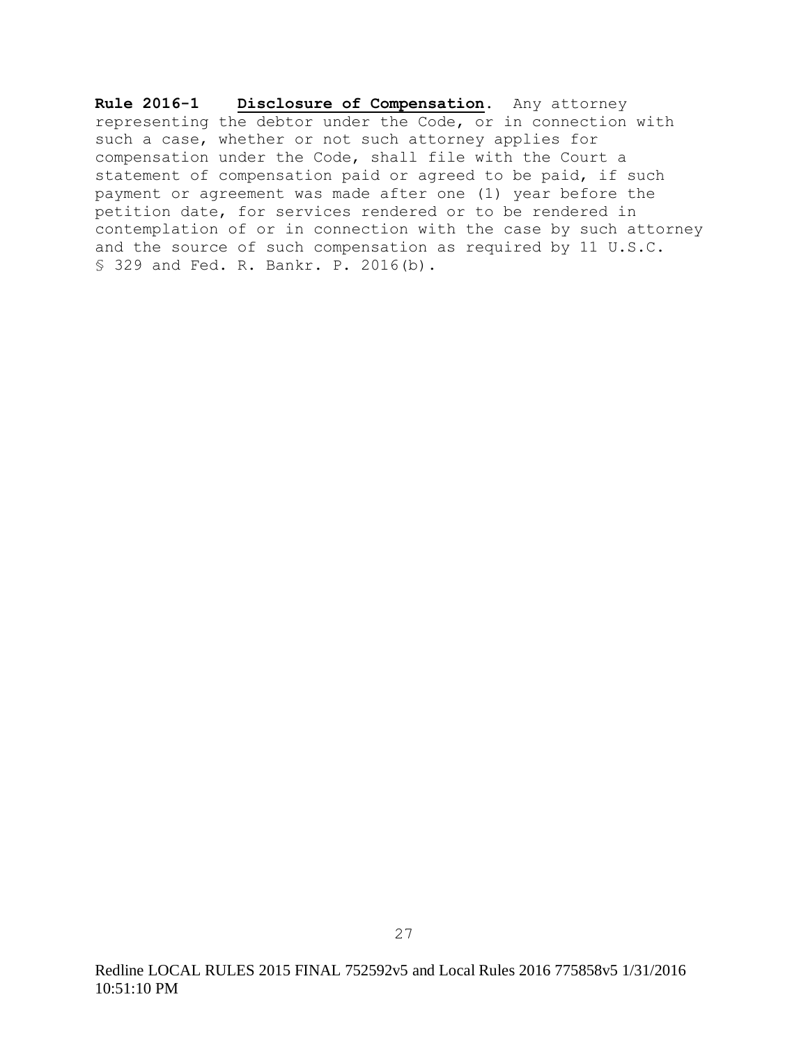**Rule 2016-1 Disclosure of Compensation.** Any attorney representing the debtor under the Code, or in connection with such a case, whether or not such attorney applies for compensation under the Code, shall file with the Court a statement of compensation paid or agreed to be paid, if such payment or agreement was made after one (1) year before the petition date, for services rendered or to be rendered in contemplation of or in connection with the case by such attorney and the source of such compensation as required by 11 U.S.C. § 329 and Fed. R. Bankr. P. 2016(b).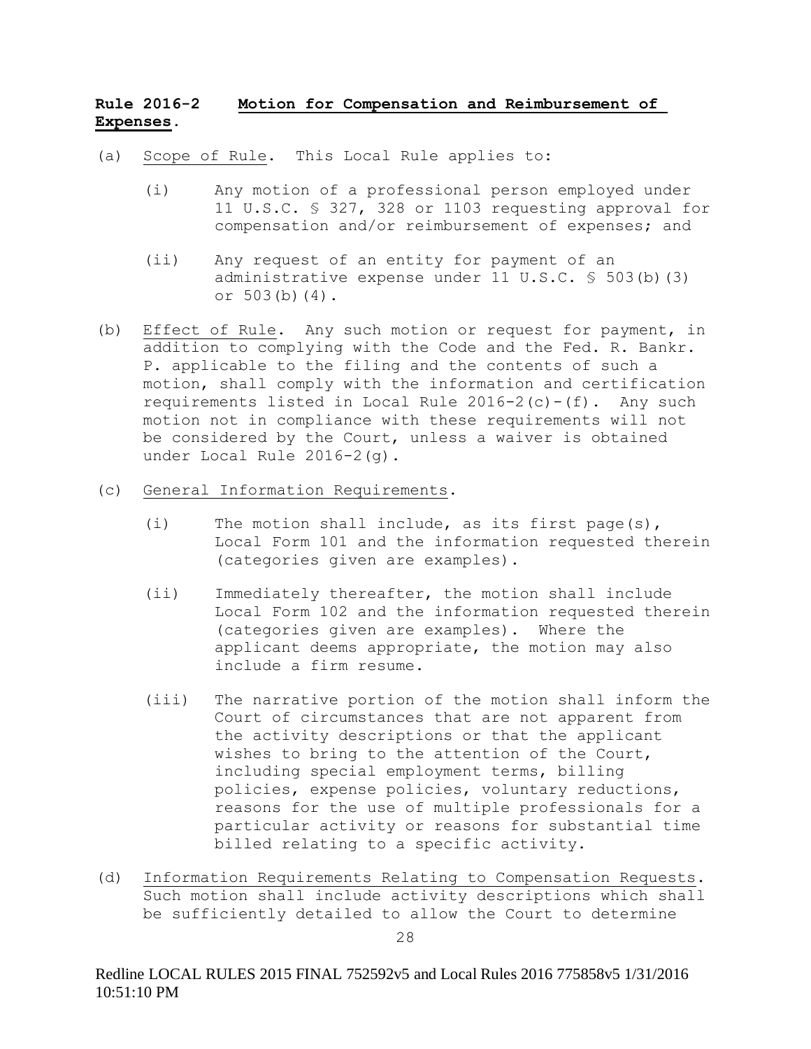**Rule 2016-2 Motion for Compensation and Reimbursement of Expenses.**

(a) Scope of Rule. This Local Rule applies to:

 (i) Any motion of a professional person employed under 11 U.S.C. § 327, 328 or 1103 requesting approval for compensation and/or reimbursement of expenses; and

 (ii) Any request of an entity for payment of an administrative expense under 11 U.S.C. § 503(b)(3) or 503(b)(4).

(b) Effect of Rule. Any such motion or request for payment, in addition to complying with the Code and the Fed. R. Bankr. P. applicable to the filing and the contents of such a motion, shall comply with the information and certification requirements listed in Local Rule 2016-2(c)-(f). Any such motion not in compliance with these requirements will not be considered by the Court, unless a waiver is obtained under Local Rule 2016-2(g).

(c) General Information Requirements.

 (i) The motion shall include, as its first page(s), Local Form 101 and the information requested therein (categories given are examples).

 (ii) Immediately thereafter, the motion shall include Local Form 102 and the information requested therein (categories given are examples). Where the applicant deems appropriate, the motion may also include a firm resume.

 (iii) The narrative portion of the motion shall inform the Court of circumstances that are not apparent from the activity descriptions or that the applicant wishes to bring to the attention of the Court, including special employment terms, billing policies, expense policies, voluntary reductions, reasons for the use of multiple professionals for a particular activity or reasons for substantial time billed relating to a specific activity.

(d) Information Requirements Relating to Compensation Requests. Such motion shall include activity descriptions which shall be sufficiently detailed to allow the Court to determine

Redline LOCAL RULES 2015 FINAL 752592v5 and Local Rules 2016 775858v5 1/31/2016 10:51:10 PM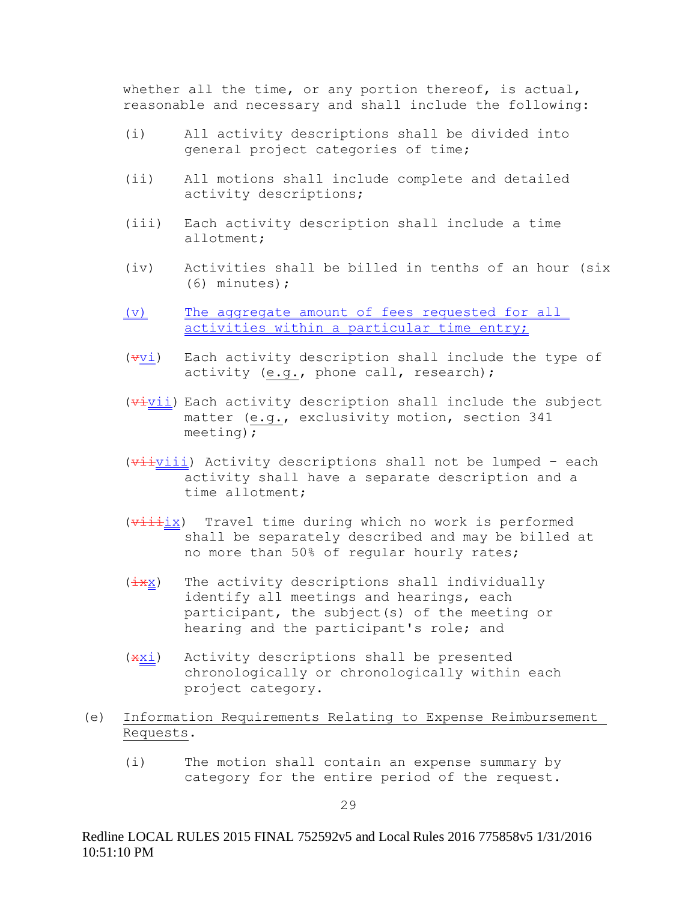whether all the time, or any portion thereof, is actual, reasonable and necessary and shall include the following:

(i) All activity descriptions shall be divided into general project categories of time;

(ii) All motions shall include complete and detailed activity descriptions;

(iii) Each activity description shall include a time allotment;

(iv) Activities shall be billed in tenths of an hour (six (6) minutes);

(v) The aggregate amount of fees requested for all activities within a particular time entry;

(~~v~~vi) Each activity description shall include the type of activity (e.g., phone call, research);

(~~vi~~vii) Each activity description shall include the subject matter (e.g., exclusivity motion, section 341 meeting);

(~~vii~~viii) Activity descriptions shall not be lumped – each activity shall have a separate description and a time allotment;

(~~viii~~ix) Travel time during which no work is performed shall be separately described and may be billed at no more than 50% of regular hourly rates;

(~~ix~~x) The activity descriptions shall individually identify all meetings and hearings, each participant, the subject(s) of the meeting or hearing and the participant's role; and

(~~x~~xi) Activity descriptions shall be presented chronologically or chronologically within each project category.

(e) Information Requirements Relating to Expense Reimbursement Requests.

(i) The motion shall contain an expense summary by category for the entire period of the request.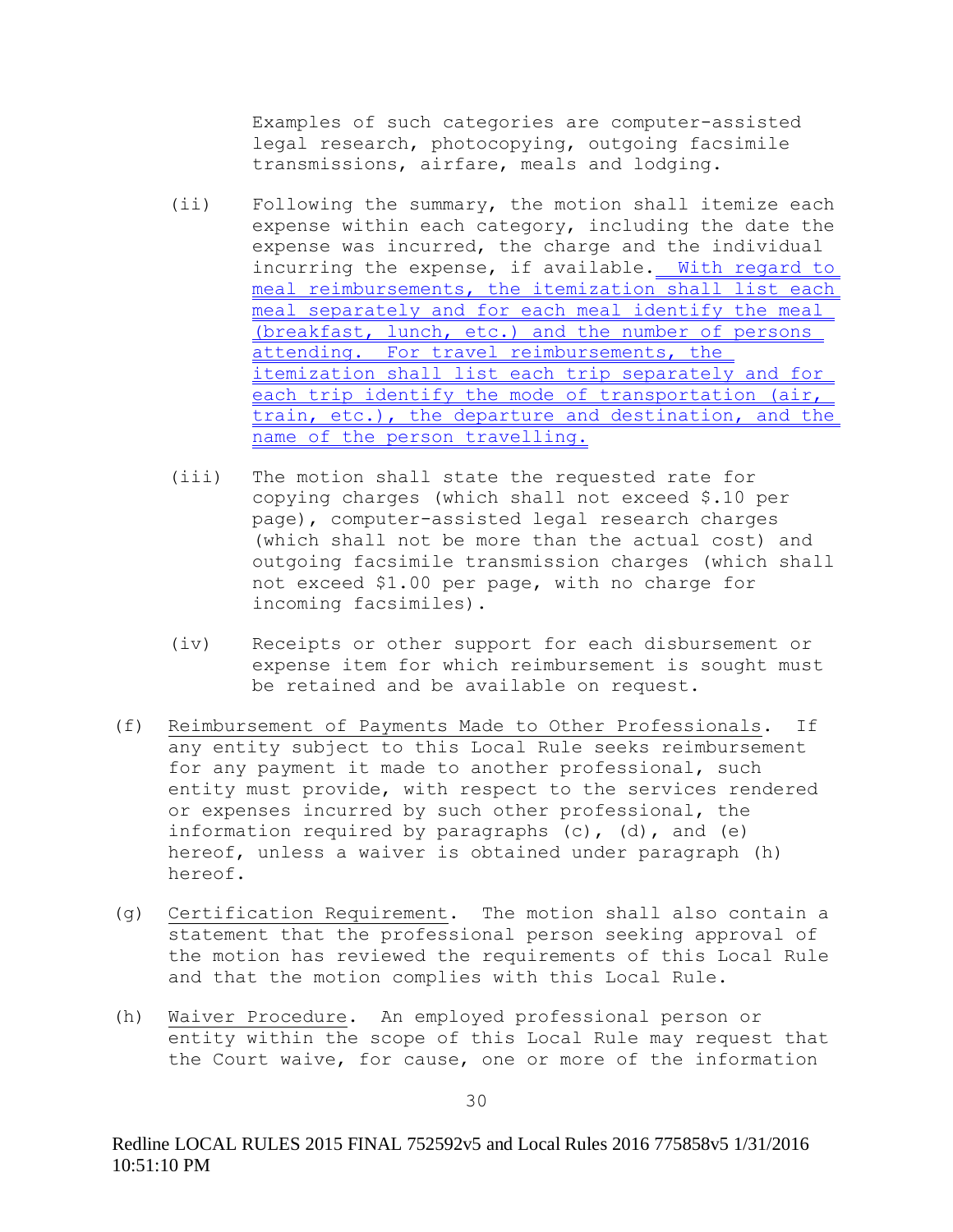Examples of such categories are computer-assisted legal research, photocopying, outgoing facsimile transmissions, airfare, meals and lodging.

(ii) Following the summary, the motion shall itemize each expense within each category, including the date the expense was incurred, the charge and the individual incurring the expense, if available. With regard to meal reimbursements, the itemization shall list each meal separately and for each meal identify the meal (breakfast, lunch, etc.) and the number of persons attending. For travel reimbursements, the itemization shall list each trip separately and for each trip identify the mode of transportation (air, train, etc.), the departure and destination, and the name of the person travelling.

(iii) The motion shall state the requested rate for copying charges (which shall not exceed $.10 per page), computer-assisted legal research charges (which shall not be more than the actual cost) and outgoing facsimile transmission charges (which shall not exceed $1.00 per page, with no charge for incoming facsimiles).

(iv) Receipts or other support for each disbursement or expense item for which reimbursement is sought must be retained and be available on request.

(f) Reimbursement of Payments Made to Other Professionals. If any entity subject to this Local Rule seeks reimbursement for any payment it made to another professional, such entity must provide, with respect to the services rendered or expenses incurred by such other professional, the information required by paragraphs (c), (d), and (e) hereof, unless a waiver is obtained under paragraph (h) hereof.

(g) Certification Requirement. The motion shall also contain a statement that the professional person seeking approval of the motion has reviewed the requirements of this Local Rule and that the motion complies with this Local Rule.

(h) Waiver Procedure. An employed professional person or entity within the scope of this Local Rule may request that the Court waive, for cause, one or more of the information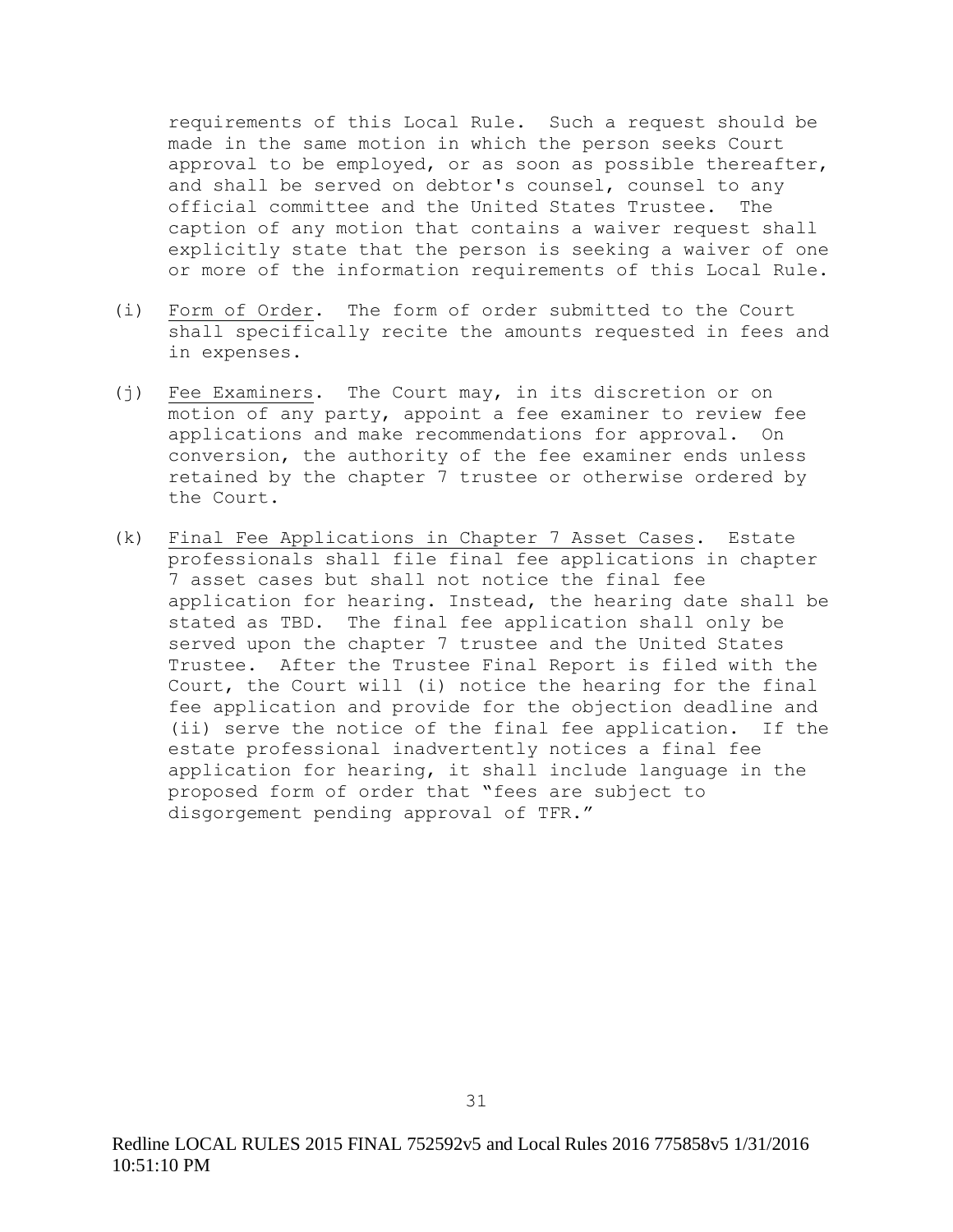requirements of this Local Rule. Such a request should be made in the same motion in which the person seeks Court approval to be employed, or as soon as possible thereafter, and shall be served on debtor's counsel, counsel to any official committee and the United States Trustee. The caption of any motion that contains a waiver request shall explicitly state that the person is seeking a waiver of one or more of the information requirements of this Local Rule.

(i) Form of Order. The form of order submitted to the Court shall specifically recite the amounts requested in fees and in expenses.

(j) Fee Examiners. The Court may, in its discretion or on motion of any party, appoint a fee examiner to review fee applications and make recommendations for approval. On conversion, the authority of the fee examiner ends unless retained by the chapter 7 trustee or otherwise ordered by the Court.

(k) Final Fee Applications in Chapter 7 Asset Cases. Estate professionals shall file final fee applications in chapter 7 asset cases but shall not notice the final fee application for hearing. Instead, the hearing date shall be stated as TBD. The final fee application shall only be served upon the chapter 7 trustee and the United States Trustee. After the Trustee Final Report is filed with the Court, the Court will (i) notice the hearing for the final fee application and provide for the objection deadline and (ii) serve the notice of the final fee application. If the estate professional inadvertently notices a final fee application for hearing, it shall include language in the proposed form of order that "fees are subject to disgorgement pending approval of TFR."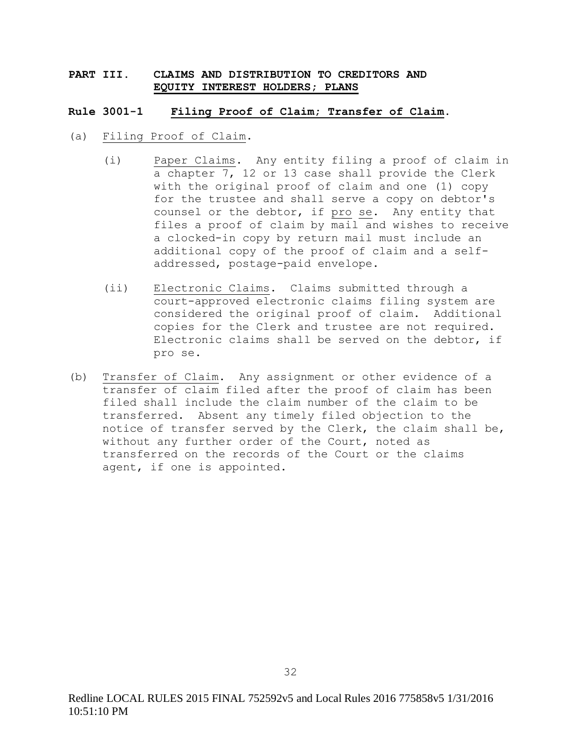## PART III. CLAIMS AND DISTRIBUTION TO CREDITORS AND EQUITY INTEREST HOLDERS; PLANS

### Rule 3001-1 Filing Proof of Claim; Transfer of Claim.

(a) Filing Proof of Claim.

(i) Paper Claims. Any entity filing a proof of claim in a chapter 7, 12 or 13 case shall provide the Clerk with the original proof of claim and one (1) copy for the trustee and shall serve a copy on debtor's counsel or the debtor, if *pro se*. Any entity that files a proof of claim by mail and wishes to receive a clocked-in copy by return mail must include an additional copy of the proof of claim and a self-addressed, postage-paid envelope.

(ii) Electronic Claims. Claims submitted through a court-approved electronic claims filing system are considered the original proof of claim. Additional copies for the Clerk and trustee are not required. Electronic claims shall be served on the debtor, if pro se.

(b) Transfer of Claim. Any assignment or other evidence of a transfer of claim filed after the proof of claim has been filed shall include the claim number of the claim to be transferred. Absent any timely filed objection to the notice of transfer served by the Clerk, the claim shall be, without any further order of the Court, noted as transferred on the records of the Court or the claims agent, if one is appointed.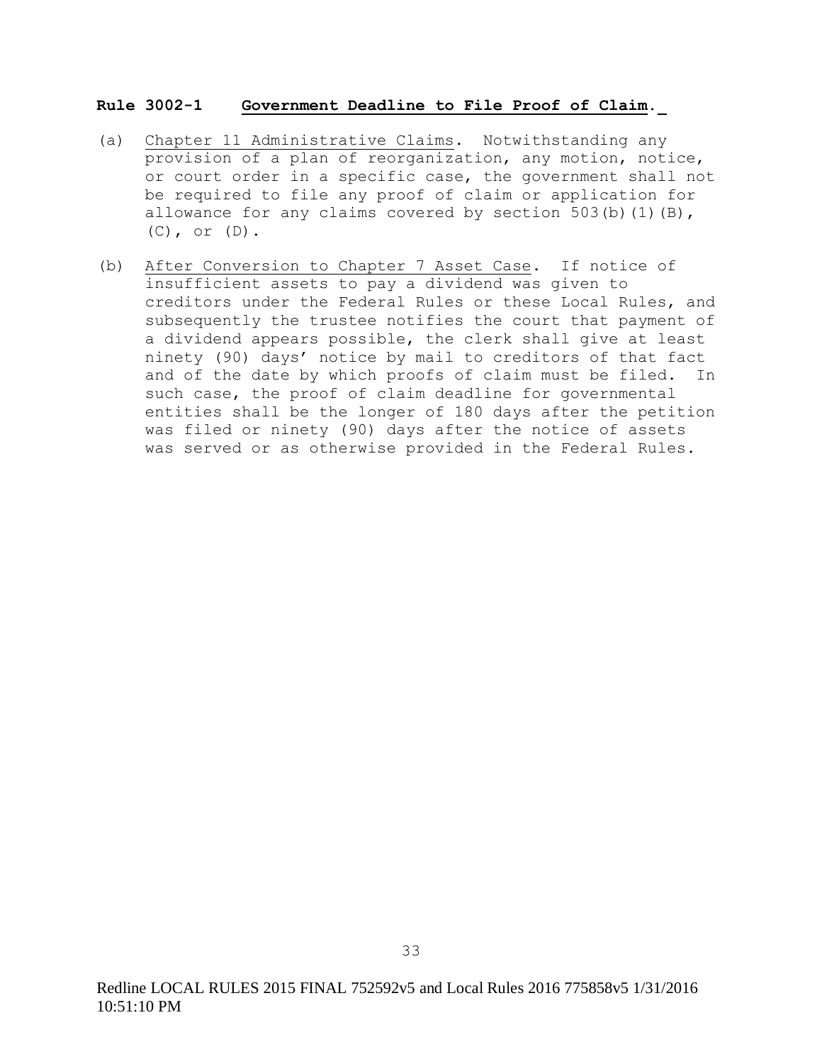**Rule 3002-1 Government Deadline to File Proof of Claim.**

(a) Chapter 11 Administrative Claims. Notwithstanding any provision of a plan of reorganization, any motion, notice, or court order in a specific case, the government shall not be required to file any proof of claim or application for allowance for any claims covered by section 503(b)(1)(B), (C), or (D).

(b) After Conversion to Chapter 7 Asset Case. If notice of insufficient assets to pay a dividend was given to creditors under the Federal Rules or these Local Rules, and subsequently the trustee notifies the court that payment of a dividend appears possible, the clerk shall give at least ninety (90) days' notice by mail to creditors of that fact and of the date by which proofs of claim must be filed. In such case, the proof of claim deadline for governmental entities shall be the longer of 180 days after the petition was filed or ninety (90) days after the notice of assets was served or as otherwise provided in the Federal Rules.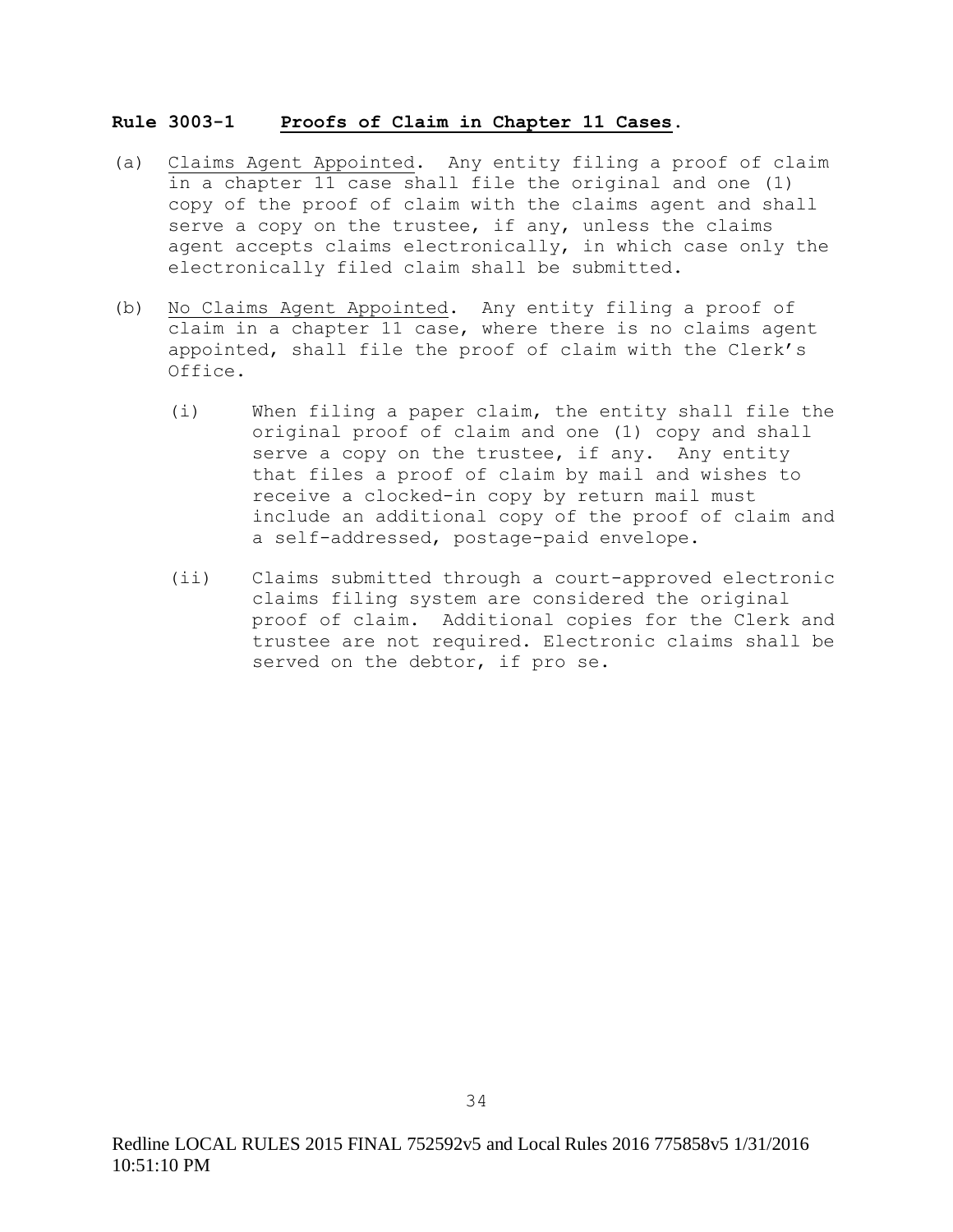### **Rule 3003-1 Proofs of Claim in Chapter 11 Cases.**

(a) Claims Agent Appointed. Any entity filing a proof of claim in a chapter 11 case shall file the original and one (1) copy of the proof of claim with the claims agent and shall serve a copy on the trustee, if any, unless the claims agent accepts claims electronically, in which case only the electronically filed claim shall be submitted.

(b) No Claims Agent Appointed. Any entity filing a proof of claim in a chapter 11 case, where there is no claims agent appointed, shall file the proof of claim with the Clerk's Office.

  (i) When filing a paper claim, the entity shall file the original proof of claim and one (1) copy and shall serve a copy on the trustee, if any. Any entity that files a proof of claim by mail and wishes to receive a clocked-in copy by return mail must include an additional copy of the proof of claim and a self-addressed, postage-paid envelope.

  (ii) Claims submitted through a court-approved electronic claims filing system are considered the original proof of claim. Additional copies for the Clerk and trustee are not required. Electronic claims shall be served on the debtor, if pro se.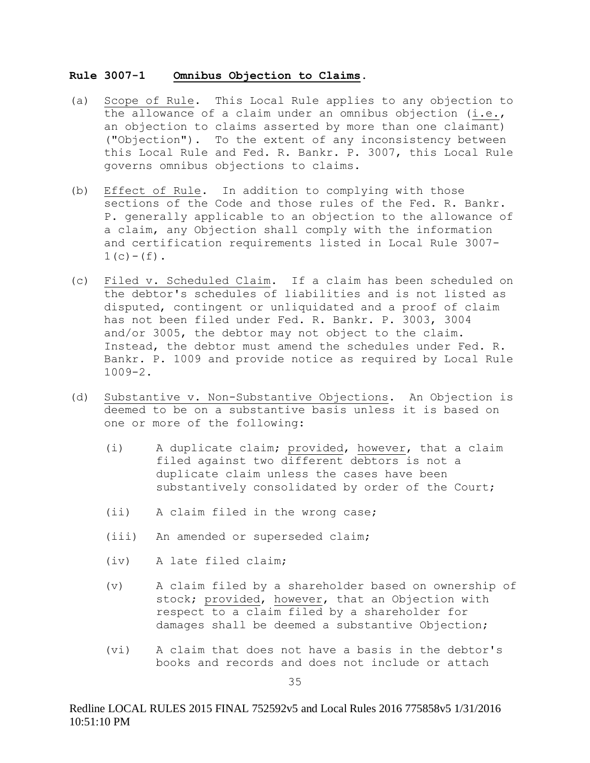**Rule 3007-1 Omnibus Objection to Claims.**

(a) Scope of Rule. This Local Rule applies to any objection to the allowance of a claim under an omnibus objection (i.e., an objection to claims asserted by more than one claimant) ("Objection"). To the extent of any inconsistency between this Local Rule and Fed. R. Bankr. P. 3007, this Local Rule governs omnibus objections to claims.

(b) Effect of Rule. In addition to complying with those sections of the Code and those rules of the Fed. R. Bankr. P. generally applicable to an objection to the allowance of a claim, any Objection shall comply with the information and certification requirements listed in Local Rule 3007-1(c)-(f).

(c) Filed v. Scheduled Claim. If a claim has been scheduled on the debtor's schedules of liabilities and is not listed as disputed, contingent or unliquidated and a proof of claim has not been filed under Fed. R. Bankr. P. 3003, 3004 and/or 3005, the debtor may not object to the claim. Instead, the debtor must amend the schedules under Fed. R. Bankr. P. 1009 and provide notice as required by Local Rule 1009-2.

(d) Substantive v. Non-Substantive Objections. An Objection is deemed to be on a substantive basis unless it is based on one or more of the following:

   (i) A duplicate claim; provided, however, that a claim filed against two different debtors is not a duplicate claim unless the cases have been substantively consolidated by order of the Court;

   (ii) A claim filed in the wrong case;

   (iii) An amended or superseded claim;

   (iv) A late filed claim;

   (v) A claim filed by a shareholder based on ownership of stock; provided, however, that an Objection with respect to a claim filed by a shareholder for damages shall be deemed a substantive Objection;

   (vi) A claim that does not have a basis in the debtor's books and records and does not include or attach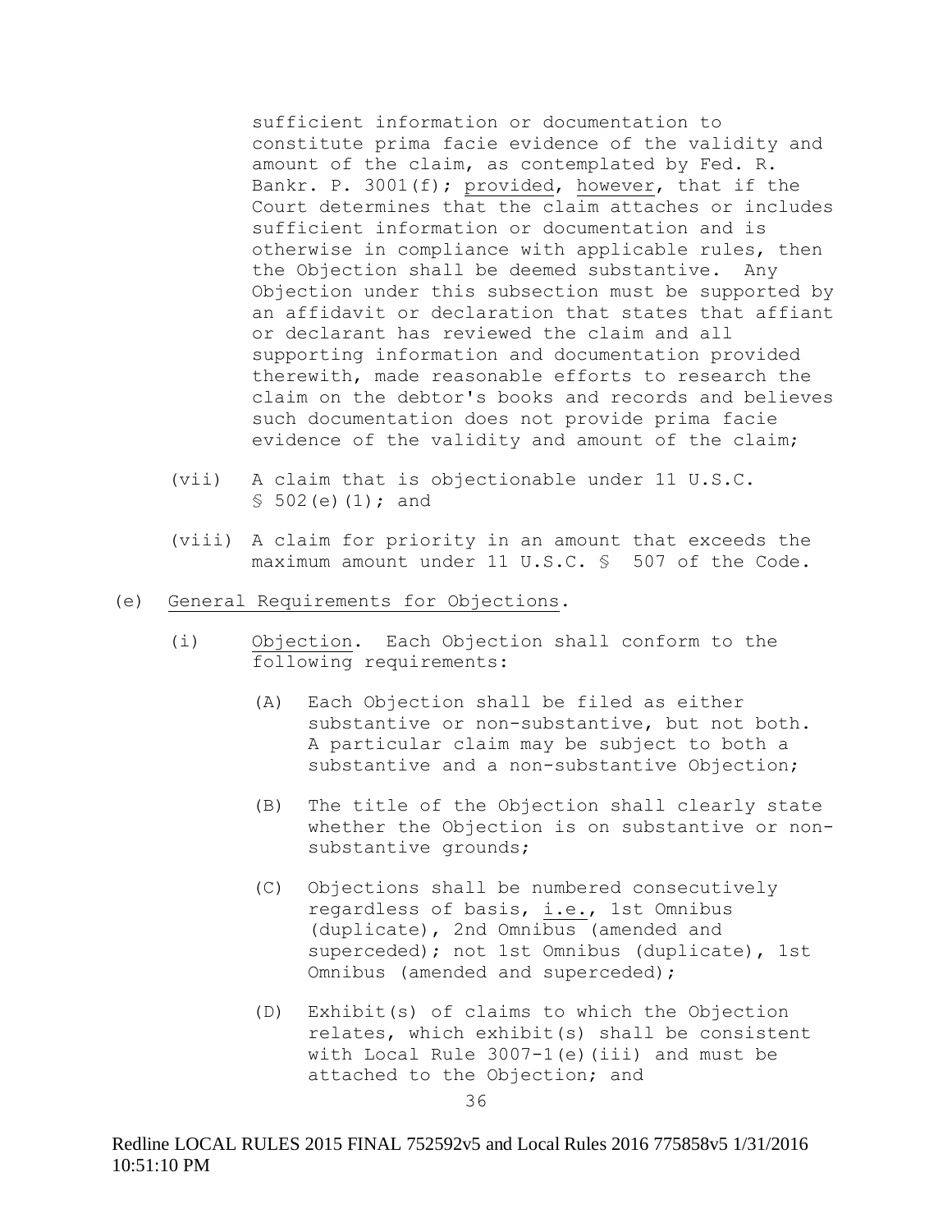sufficient information or documentation to constitute prima facie evidence of the validity and amount of the claim, as contemplated by Fed. R. Bankr. P. 3001(f); provided, however, that if the Court determines that the claim attaches or includes sufficient information or documentation and is otherwise in compliance with applicable rules, then the Objection shall be deemed substantive. Any Objection under this subsection must be supported by an affidavit or declaration that states that affiant or declarant has reviewed the claim and all supporting information and documentation provided therewith, made reasonable efforts to research the claim on the debtor's books and records and believes such documentation does not provide prima facie evidence of the validity and amount of the claim;

(vii) A claim that is objectionable under 11 U.S.C. § 502(e)(1); and

(viii) A claim for priority in an amount that exceeds the maximum amount under 11 U.S.C. § 507 of the Code.

(e) General Requirements for Objections.

(i) Objection. Each Objection shall conform to the following requirements:

(A) Each Objection shall be filed as either substantive or non-substantive, but not both. A particular claim may be subject to both a substantive and a non-substantive Objection;

(B) The title of the Objection shall clearly state whether the Objection is on substantive or non-substantive grounds;

(C) Objections shall be numbered consecutively regardless of basis, i.e., 1st Omnibus (duplicate), 2nd Omnibus (amended and superceded); not 1st Omnibus (duplicate), 1st Omnibus (amended and superceded);

(D) Exhibit(s) of claims to which the Objection relates, which exhibit(s) shall be consistent with Local Rule 3007-1(e)(iii) and must be attached to the Objection; and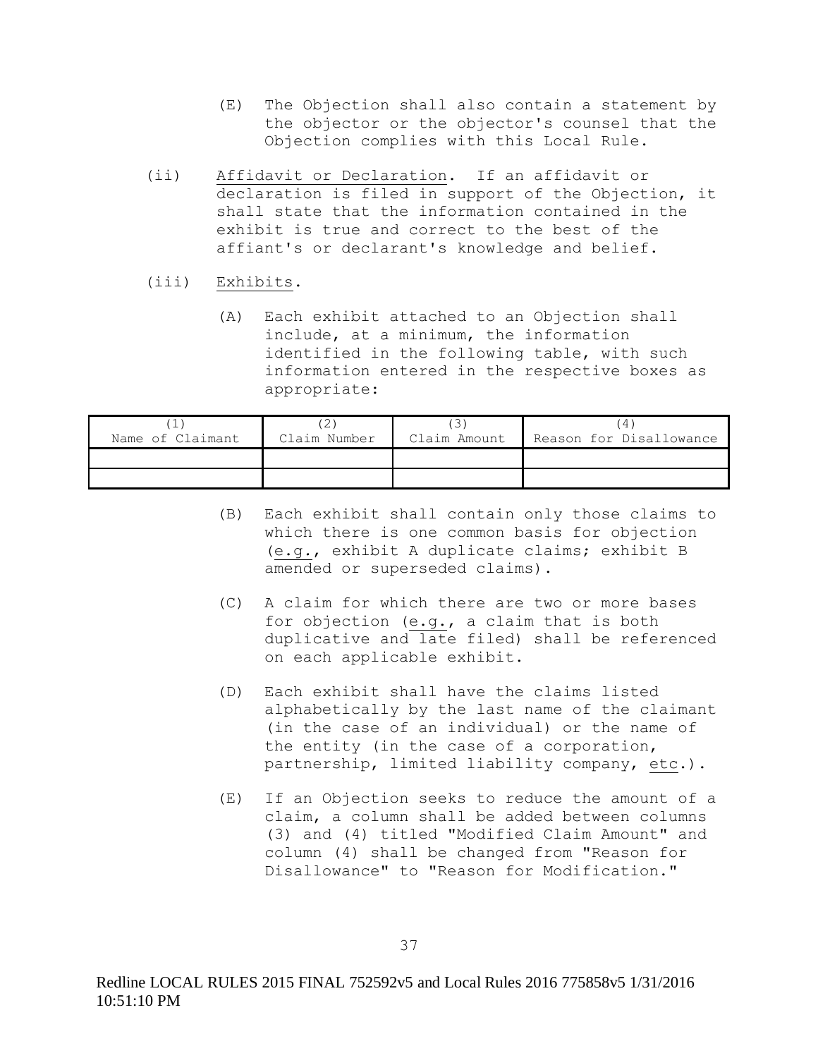(E) The Objection shall also contain a statement by the objector or the objector's counsel that the Objection complies with this Local Rule.

(ii) Affidavit or Declaration. If an affidavit or declaration is filed in support of the Objection, it shall state that the information contained in the exhibit is true and correct to the best of the affiant's or declarant's knowledge and belief.

(iii) Exhibits.

(A) Each exhibit attached to an Objection shall include, at a minimum, the information identified in the following table, with such information entered in the respective boxes as appropriate:

| (1) Name of Claimant | (2) Claim Number | (3) Claim Amount | (4) Reason for Disallowance |
|---|---|---|---|
| | | | |
| | | | |

(B) Each exhibit shall contain only those claims to which there is one common basis for objection (e.g., exhibit A duplicate claims; exhibit B amended or superseded claims).

(C) A claim for which there are two or more bases for objection (e.g., a claim that is both duplicative and late filed) shall be referenced on each applicable exhibit.

(D) Each exhibit shall have the claims listed alphabetically by the last name of the claimant (in the case of an individual) or the name of the entity (in the case of a corporation, partnership, limited liability company, etc.).

(E) If an Objection seeks to reduce the amount of a claim, a column shall be added between columns (3) and (4) titled "Modified Claim Amount" and column (4) shall be changed from "Reason for Disallowance" to "Reason for Modification."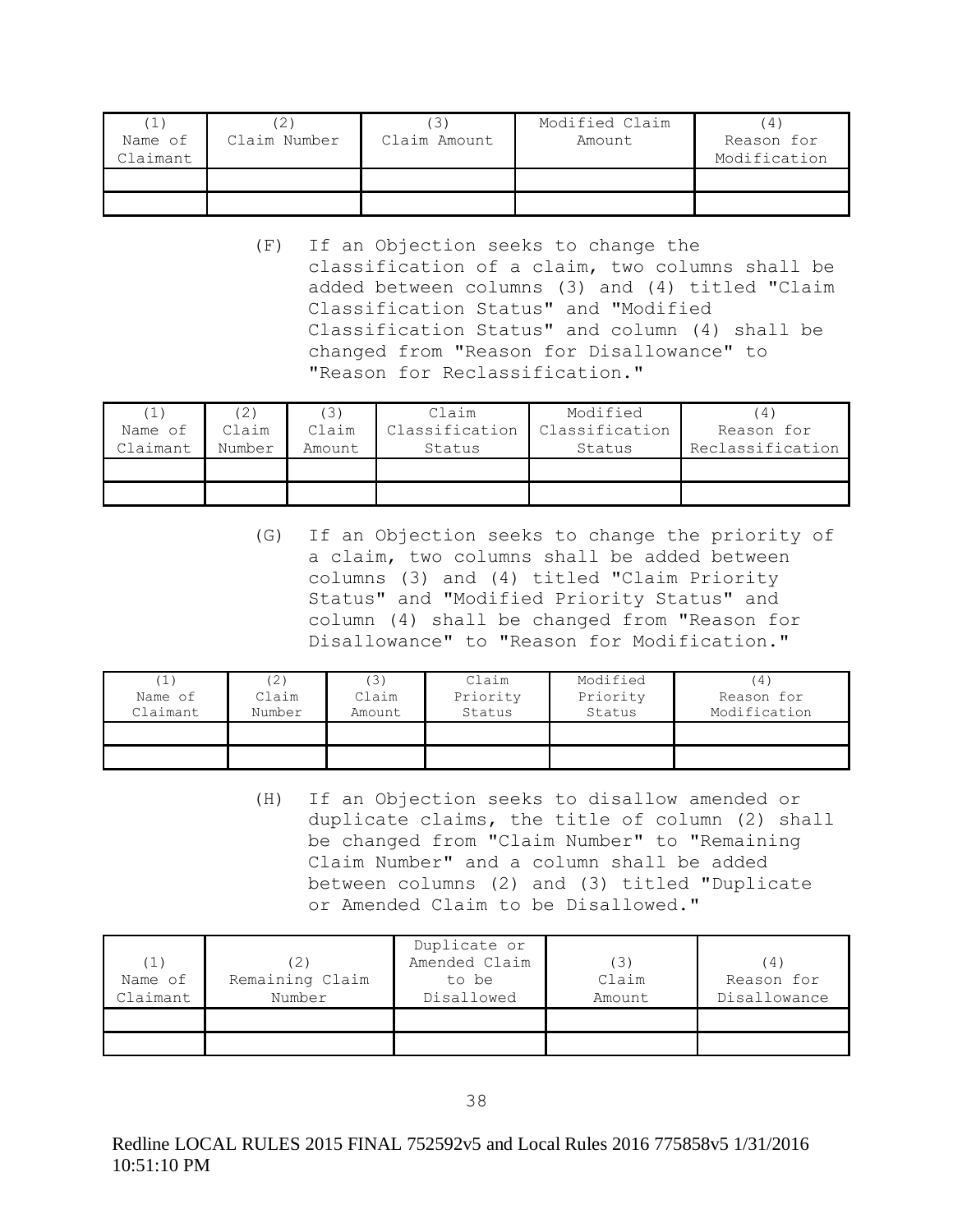| (1) Name of Claimant | (2) Claim Number | (3) Claim Amount | Modified Claim Amount | (4) Reason for Modification |
|---|---|---|---|---|
| | | | | |
| | | | | |

(F) If an Objection seeks to change the classification of a claim, two columns shall be added between columns (3) and (4) titled "Claim Classification Status" and "Modified Classification Status" and column (4) shall be changed from "Reason for Disallowance" to "Reason for Reclassification."

| (1) Name of Claimant | (2) Claim Number | (3) Claim Amount | Claim Classification Status | Modified Classification Status | (4) Reason for Reclassification |
|---|---|---|---|---|---|
| | | | | | |
| | | | | | |

(G) If an Objection seeks to change the priority of a claim, two columns shall be added between columns (3) and (4) titled "Claim Priority Status" and "Modified Priority Status" and column (4) shall be changed from "Reason for Disallowance" to "Reason for Modification."

| (1) Name of Claimant | (2) Claim Number | (3) Claim Amount | Claim Priority Status | Modified Priority Status | (4) Reason for Modification |
|---|---|---|---|---|---|
| | | | | | |
| | | | | | |

(H) If an Objection seeks to disallow amended or duplicate claims, the title of column (2) shall be changed from "Claim Number" to "Remaining Claim Number" and a column shall be added between columns (2) and (3) titled "Duplicate or Amended Claim to be Disallowed."

| (1) Name of Claimant | (2) Remaining Claim Number | Duplicate or Amended Claim to be Disallowed | (3) Claim Amount | (4) Reason for Disallowance |
|---|---|---|---|---|
| | | | | |
| | | | | |

Redline LOCAL RULES 2015 FINAL 752592v5 and Local Rules 2016 775858v5 1/31/2016 10:51:10 PM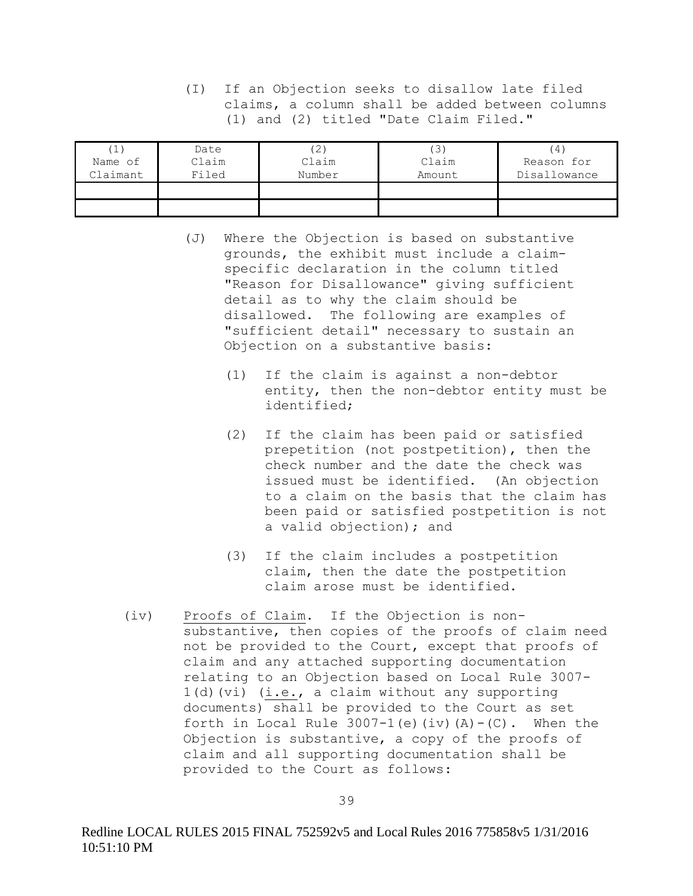(I) If an Objection seeks to disallow late filed claims, a column shall be added between columns (1) and (2) titled "Date Claim Filed."

| (1) Name of Claimant | Date Claim Filed | (2) Claim Number | (3) Claim Amount | (4) Reason for Disallowance |
|---|---|---|---|---|
| | | | | |
| | | | | |

(J) Where the Objection is based on substantive grounds, the exhibit must include a claim-specific declaration in the column titled "Reason for Disallowance" giving sufficient detail as to why the claim should be disallowed. The following are examples of "sufficient detail" necessary to sustain an Objection on a substantive basis:

(1) If the claim is against a non-debtor entity, then the non-debtor entity must be identified;

(2) If the claim has been paid or satisfied prepetition (not postpetition), then the check number and the date the check was issued must be identified. (An objection to a claim on the basis that the claim has been paid or satisfied postpetition is not a valid objection); and

(3) If the claim includes a postpetition claim, then the date the postpetition claim arose must be identified.

(iv) Proofs of Claim. If the Objection is non-substantive, then copies of the proofs of claim need not be provided to the Court, except that proofs of claim and any attached supporting documentation relating to an Objection based on Local Rule 3007-1(d)(vi) (i.e., a claim without any supporting documents) shall be provided to the Court as set forth in Local Rule 3007-1(e)(iv)(A)-(C). When the Objection is substantive, a copy of the proofs of claim and all supporting documentation shall be provided to the Court as follows:

Redline LOCAL RULES 2015 FINAL 752592v5 and Local Rules 2016 775858v5 1/31/2016 10:51:10 PM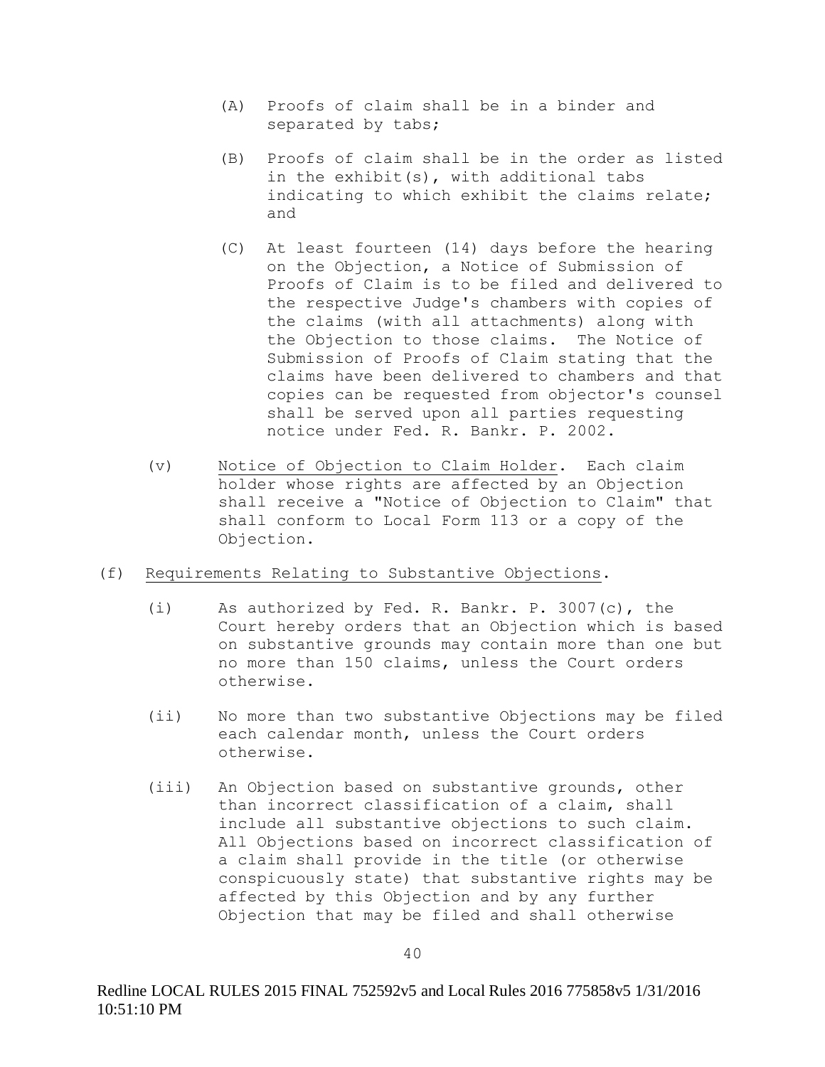(A) Proofs of claim shall be in a binder and separated by tabs;

(B) Proofs of claim shall be in the order as listed in the exhibit(s), with additional tabs indicating to which exhibit the claims relate; and

(C) At least fourteen (14) days before the hearing on the Objection, a Notice of Submission of Proofs of Claim is to be filed and delivered to the respective Judge's chambers with copies of the claims (with all attachments) along with the Objection to those claims. The Notice of Submission of Proofs of Claim stating that the claims have been delivered to chambers and that copies can be requested from objector's counsel shall be served upon all parties requesting notice under Fed. R. Bankr. P. 2002.

(v) Notice of Objection to Claim Holder. Each claim holder whose rights are affected by an Objection shall receive a "Notice of Objection to Claim" that shall conform to Local Form 113 or a copy of the Objection.

(f) Requirements Relating to Substantive Objections.

(i) As authorized by Fed. R. Bankr. P. 3007(c), the Court hereby orders that an Objection which is based on substantive grounds may contain more than one but no more than 150 claims, unless the Court orders otherwise.

(ii) No more than two substantive Objections may be filed each calendar month, unless the Court orders otherwise.

(iii) An Objection based on substantive grounds, other than incorrect classification of a claim, shall include all substantive objections to such claim. All Objections based on incorrect classification of a claim shall provide in the title (or otherwise conspicuously state) that substantive rights may be affected by this Objection and by any further Objection that may be filed and shall otherwise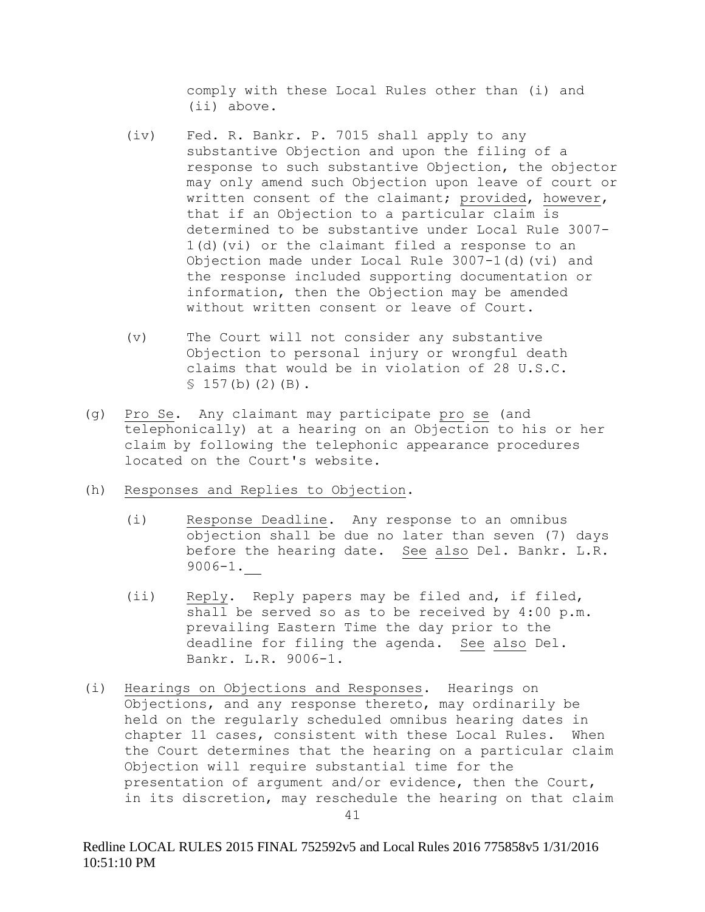comply with these Local Rules other than (i) and (ii) above.

(iv) Fed. R. Bankr. P. 7015 shall apply to any substantive Objection and upon the filing of a response to such substantive Objection, the objector may only amend such Objection upon leave of court or written consent of the claimant; provided, however, that if an Objection to a particular claim is determined to be substantive under Local Rule 3007-1(d)(vi) or the claimant filed a response to an Objection made under Local Rule 3007-1(d)(vi) and the response included supporting documentation or information, then the Objection may be amended without written consent or leave of Court.

(v) The Court will not consider any substantive Objection to personal injury or wrongful death claims that would be in violation of 28 U.S.C. § 157(b)(2)(B).

(g) Pro Se. Any claimant may participate pro se (and telephonically) at a hearing on an Objection to his or her claim by following the telephonic appearance procedures located on the Court's website.

(h) Responses and Replies to Objection.

(i) Response Deadline. Any response to an omnibus objection shall be due no later than seven (7) days before the hearing date. See also Del. Bankr. L.R. 9006-1.

(ii) Reply. Reply papers may be filed and, if filed, shall be served so as to be received by 4:00 p.m. prevailing Eastern Time the day prior to the deadline for filing the agenda. See also Del. Bankr. L.R. 9006-1.

(i) Hearings on Objections and Responses. Hearings on Objections, and any response thereto, may ordinarily be held on the regularly scheduled omnibus hearing dates in chapter 11 cases, consistent with these Local Rules. When the Court determines that the hearing on a particular claim Objection will require substantial time for the presentation of argument and/or evidence, then the Court, in its discretion, may reschedule the hearing on that claim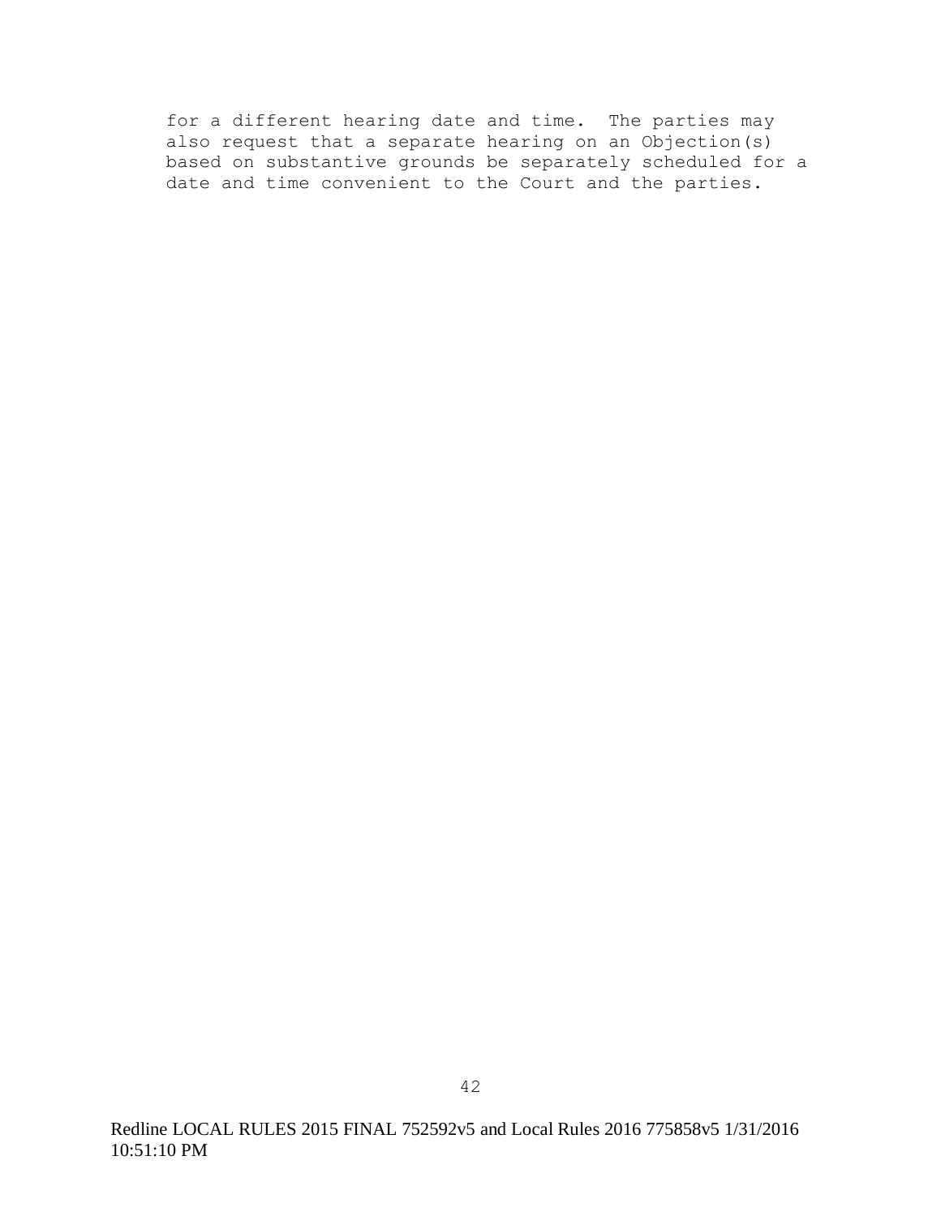for a different hearing date and time. The parties may also request that a separate hearing on an Objection(s) based on substantive grounds be separately scheduled for a date and time convenient to the Court and the parties.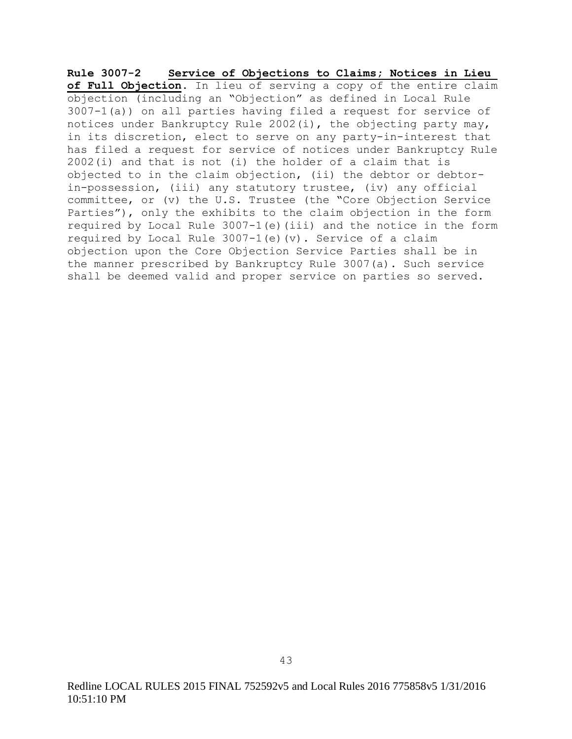**Rule 3007-2 Service of Objections to Claims; Notices in Lieu of Full Objection.** In lieu of serving a copy of the entire claim objection (including an "Objection" as defined in Local Rule 3007-1(a)) on all parties having filed a request for service of notices under Bankruptcy Rule 2002(i), the objecting party may, in its discretion, elect to serve on any party-in-interest that has filed a request for service of notices under Bankruptcy Rule 2002(i) and that is not (i) the holder of a claim that is objected to in the claim objection, (ii) the debtor or debtor-in-possession, (iii) any statutory trustee, (iv) any official committee, or (v) the U.S. Trustee (the "Core Objection Service Parties"), only the exhibits to the claim objection in the form required by Local Rule 3007-1(e)(iii) and the notice in the form required by Local Rule 3007-1(e)(v). Service of a claim objection upon the Core Objection Service Parties shall be in the manner prescribed by Bankruptcy Rule 3007(a). Such service shall be deemed valid and proper service on parties so served.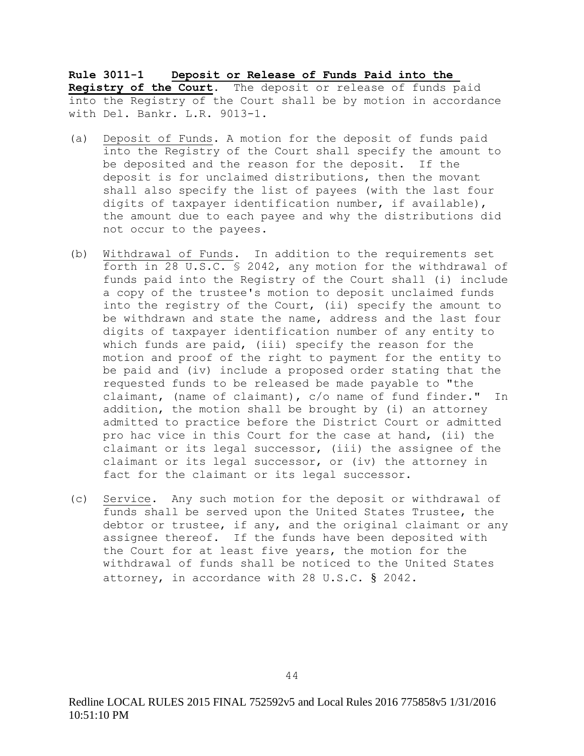**Rule 3011-1 Deposit or Release of Funds Paid into the Registry of the Court**. The deposit or release of funds paid into the Registry of the Court shall be by motion in accordance with Del. Bankr. L.R. 9013-1.

(a) Deposit of Funds. A motion for the deposit of funds paid into the Registry of the Court shall specify the amount to be deposited and the reason for the deposit. If the deposit is for unclaimed distributions, then the movant shall also specify the list of payees (with the last four digits of taxpayer identification number, if available), the amount due to each payee and why the distributions did not occur to the payees.

(b) Withdrawal of Funds. In addition to the requirements set forth in 28 U.S.C. § 2042, any motion for the withdrawal of funds paid into the Registry of the Court shall (i) include a copy of the trustee's motion to deposit unclaimed funds into the registry of the Court, (ii) specify the amount to be withdrawn and state the name, address and the last four digits of taxpayer identification number of any entity to which funds are paid, (iii) specify the reason for the motion and proof of the right to payment for the entity to be paid and (iv) include a proposed order stating that the requested funds to be released be made payable to "the claimant, (name of claimant), c/o name of fund finder." In addition, the motion shall be brought by (i) an attorney admitted to practice before the District Court or admitted pro hac vice in this Court for the case at hand, (ii) the claimant or its legal successor, (iii) the assignee of the claimant or its legal successor, or (iv) the attorney in fact for the claimant or its legal successor.

(c) Service. Any such motion for the deposit or withdrawal of funds shall be served upon the United States Trustee, the debtor or trustee, if any, and the original claimant or any assignee thereof. If the funds have been deposited with the Court for at least five years, the motion for the withdrawal of funds shall be noticed to the United States attorney, in accordance with 28 U.S.C. § 2042.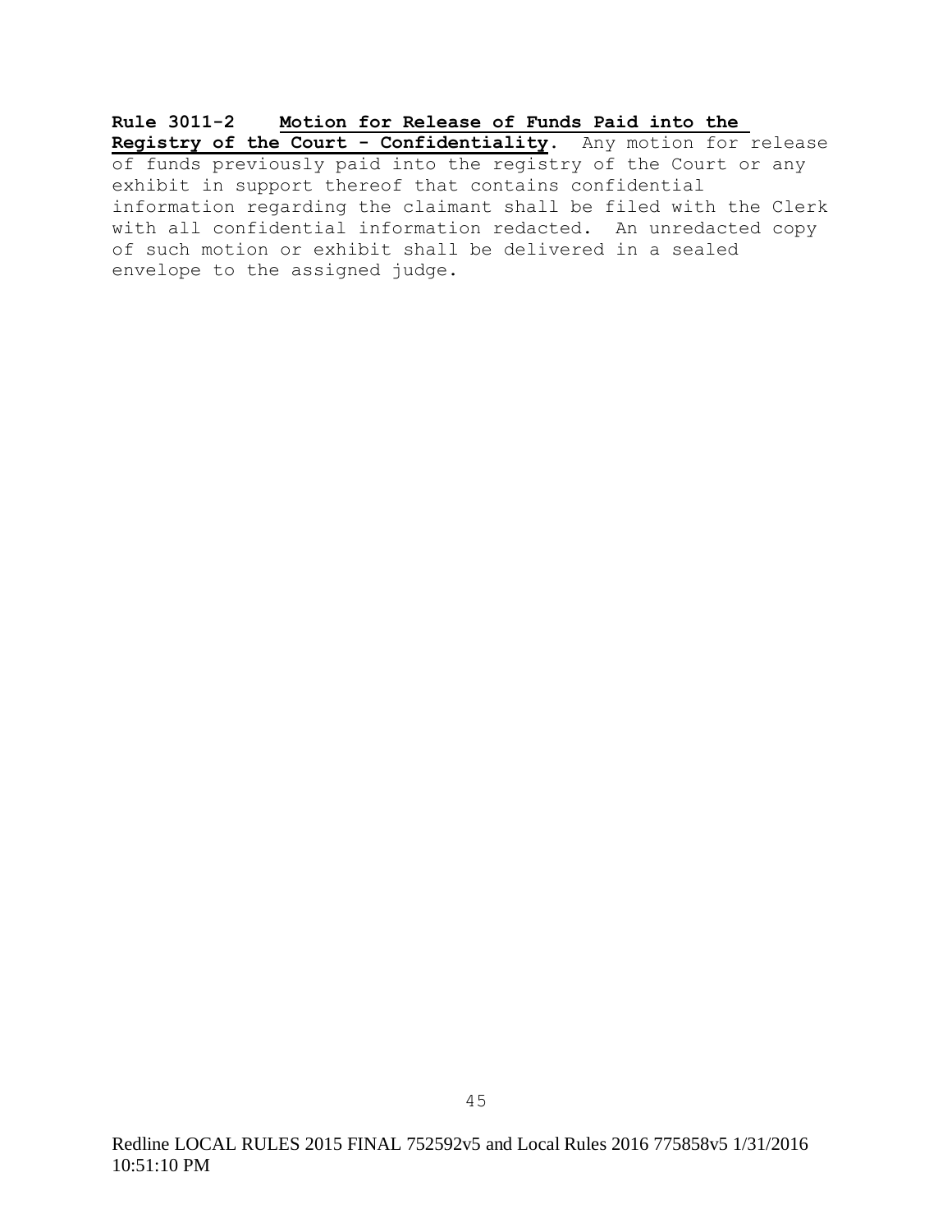**Rule 3011-2 Motion for Release of Funds Paid into the Registry of the Court - Confidentiality**. Any motion for release of funds previously paid into the registry of the Court or any exhibit in support thereof that contains confidential information regarding the claimant shall be filed with the Clerk with all confidential information redacted. An unredacted copy of such motion or exhibit shall be delivered in a sealed envelope to the assigned judge.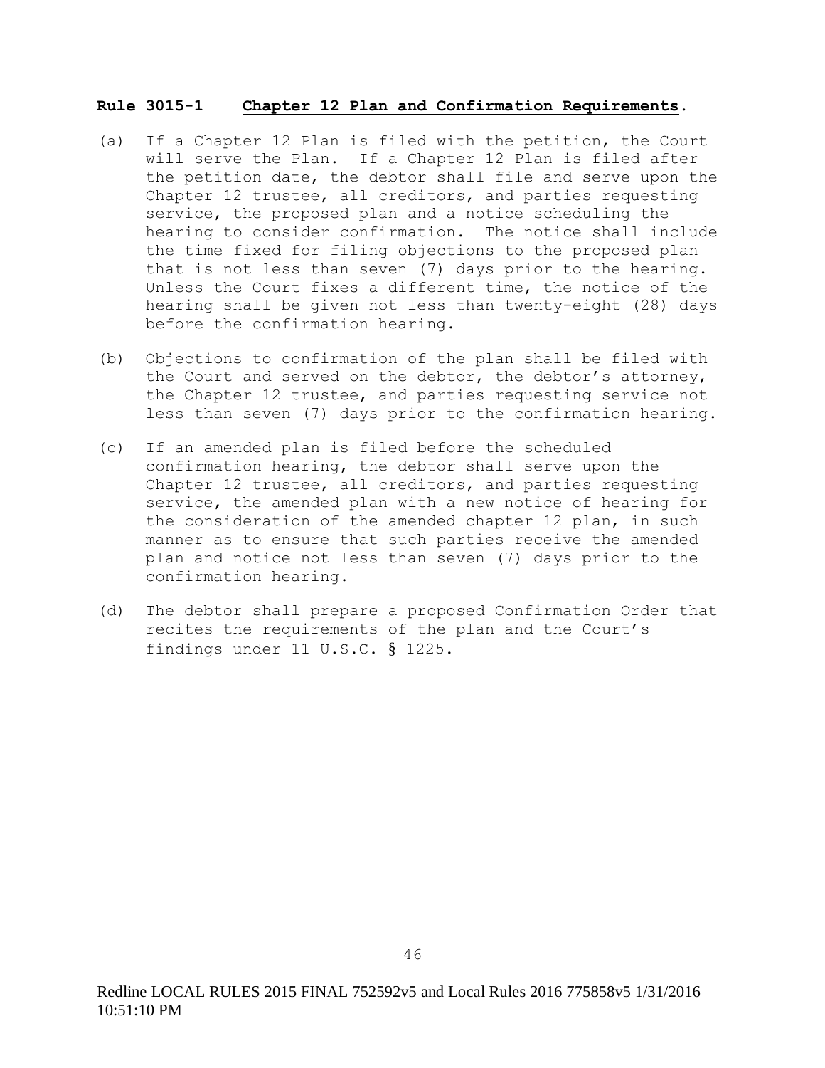**Rule 3015-1 <u>Chapter 12 Plan and Confirmation Requirements</u>.**

(a) If a Chapter 12 Plan is filed with the petition, the Court will serve the Plan. If a Chapter 12 Plan is filed after the petition date, the debtor shall file and serve upon the Chapter 12 trustee, all creditors, and parties requesting service, the proposed plan and a notice scheduling the hearing to consider confirmation. The notice shall include the time fixed for filing objections to the proposed plan that is not less than seven (7) days prior to the hearing. Unless the Court fixes a different time, the notice of the hearing shall be given not less than twenty-eight (28) days before the confirmation hearing.

(b) Objections to confirmation of the plan shall be filed with the Court and served on the debtor, the debtor's attorney, the Chapter 12 trustee, and parties requesting service not less than seven (7) days prior to the confirmation hearing.

(c) If an amended plan is filed before the scheduled confirmation hearing, the debtor shall serve upon the Chapter 12 trustee, all creditors, and parties requesting service, the amended plan with a new notice of hearing for the consideration of the amended chapter 12 plan, in such manner as to ensure that such parties receive the amended plan and notice not less than seven (7) days prior to the confirmation hearing.

(d) The debtor shall prepare a proposed Confirmation Order that recites the requirements of the plan and the Court's findings under 11 U.S.C. § 1225.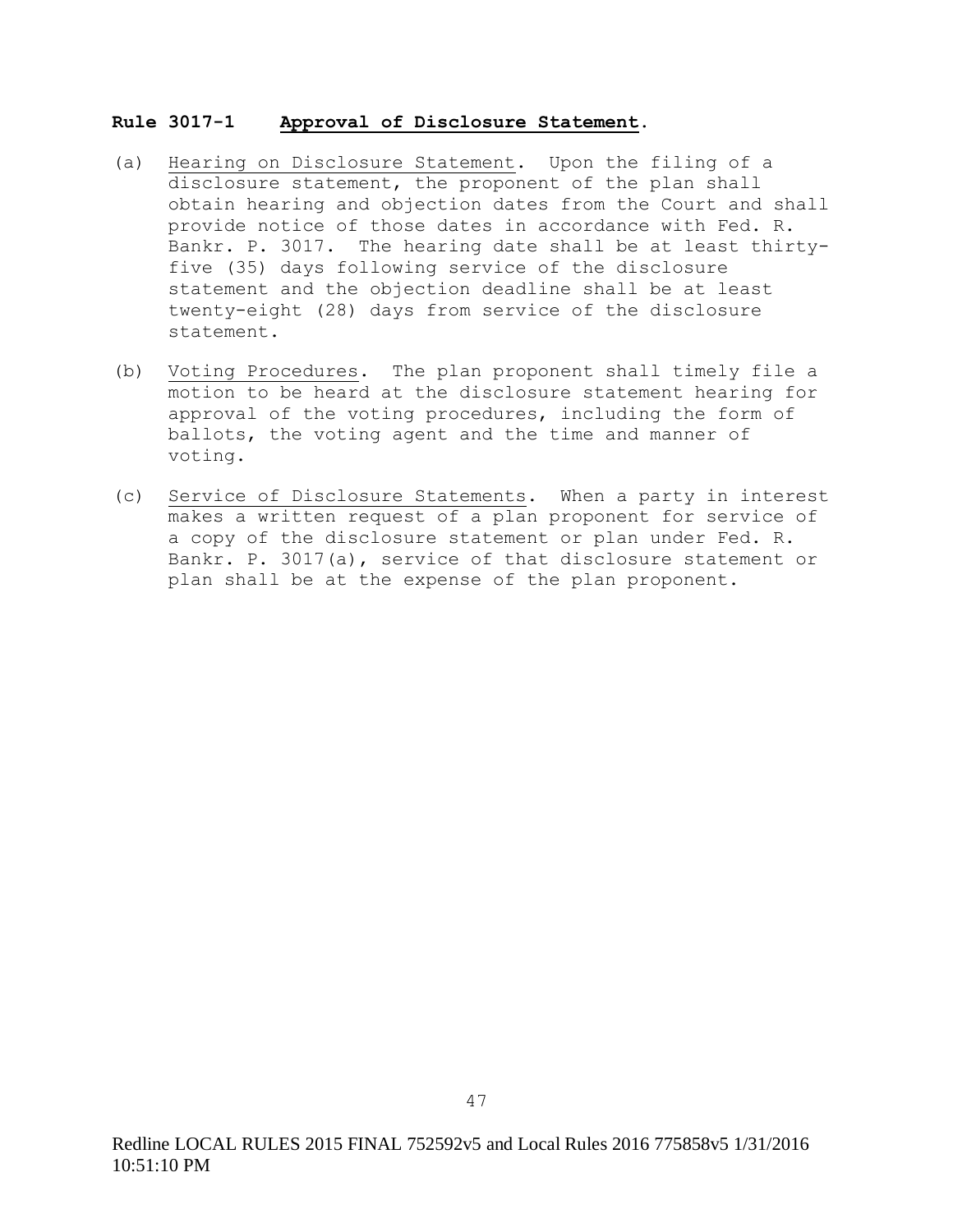**Rule 3017-1 Approval of Disclosure Statement.**

(a) Hearing on Disclosure Statement. Upon the filing of a disclosure statement, the proponent of the plan shall obtain hearing and objection dates from the Court and shall provide notice of those dates in accordance with Fed. R. Bankr. P. 3017. The hearing date shall be at least thirty-five (35) days following service of the disclosure statement and the objection deadline shall be at least twenty-eight (28) days from service of the disclosure statement.

(b) Voting Procedures. The plan proponent shall timely file a motion to be heard at the disclosure statement hearing for approval of the voting procedures, including the form of ballots, the voting agent and the time and manner of voting.

(c) Service of Disclosure Statements. When a party in interest makes a written request of a plan proponent for service of a copy of the disclosure statement or plan under Fed. R. Bankr. P. 3017(a), service of that disclosure statement or plan shall be at the expense of the plan proponent.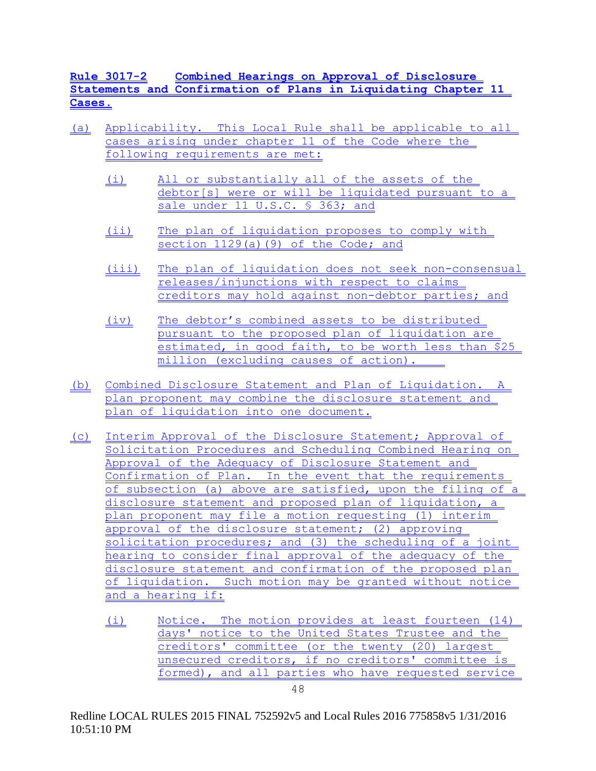**Rule 3017-2 Combined Hearings on Approval of Disclosure Statements and Confirmation of Plans in Liquidating Chapter 11 Cases.**

(a) Applicability. This Local Rule shall be applicable to all cases arising under chapter 11 of the Code where the following requirements are met:

  (i) All or substantially all of the assets of the debtor[s] were or will be liquidated pursuant to a sale under 11 U.S.C. § 363; and

  (ii) The plan of liquidation proposes to comply with section 1129(a)(9) of the Code; and

  (iii) The plan of liquidation does not seek non-consensual releases/injunctions with respect to claims creditors may hold against non-debtor parties; and

  (iv) The debtor's combined assets to be distributed pursuant to the proposed plan of liquidation are estimated, in good faith, to be worth less than $25 million (excluding causes of action).

(b) Combined Disclosure Statement and Plan of Liquidation. A plan proponent may combine the disclosure statement and plan of liquidation into one document.

(c) Interim Approval of the Disclosure Statement; Approval of Solicitation Procedures and Scheduling Combined Hearing on Approval of the Adequacy of Disclosure Statement and Confirmation of Plan. In the event that the requirements of subsection (a) above are satisfied, upon the filing of a disclosure statement and proposed plan of liquidation, a plan proponent may file a motion requesting (1) interim approval of the disclosure statement; (2) approving solicitation procedures; and (3) the scheduling of a joint hearing to consider final approval of the adequacy of the disclosure statement and confirmation of the proposed plan of liquidation. Such motion may be granted without notice and a hearing if:

  (i) Notice. The motion provides at least fourteen (14) days' notice to the United States Trustee and the creditors' committee (or the twenty (20) largest unsecured creditors, if no creditors' committee is formed), and all parties who have requested service

Redline LOCAL RULES 2015 FINAL 752592v5 and Local Rules 2016 775858v5 1/31/2016 10:51:10 PM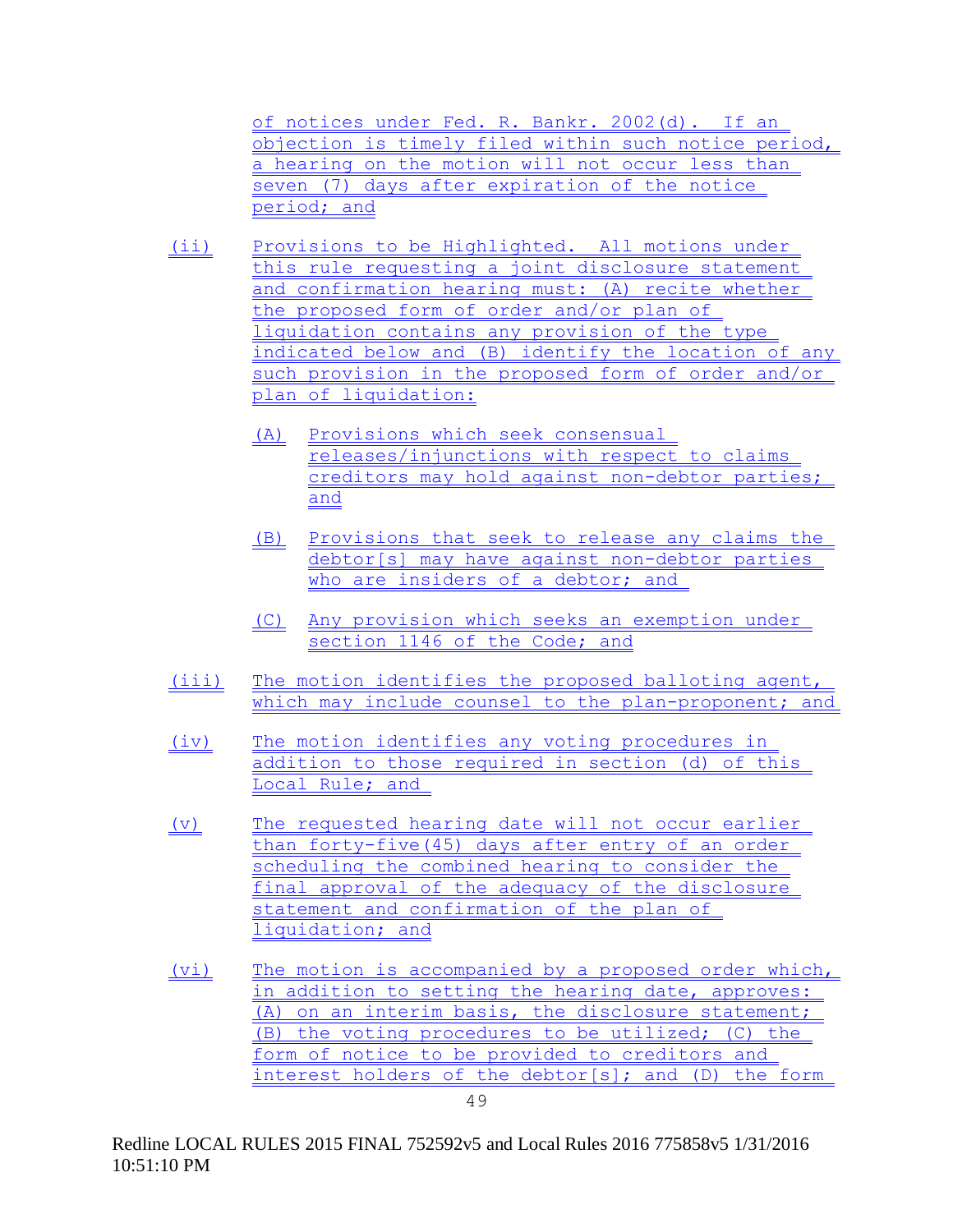of notices under Fed. R. Bankr. 2002(d). If an objection is timely filed within such notice period, a hearing on the motion will not occur less than seven (7) days after expiration of the notice period; and

(ii) Provisions to be Highlighted. All motions under this rule requesting a joint disclosure statement and confirmation hearing must: (A) recite whether the proposed form of order and/or plan of liquidation contains any provision of the type indicated below and (B) identify the location of any such provision in the proposed form of order and/or plan of liquidation:

(A) Provisions which seek consensual releases/injunctions with respect to claims creditors may hold against non-debtor parties; and

(B) Provisions that seek to release any claims the debtor[s] may have against non-debtor parties who are insiders of a debtor; and

(C) Any provision which seeks an exemption under section 1146 of the Code; and

(iii) The motion identifies the proposed balloting agent, which may include counsel to the plan-proponent; and

(iv) The motion identifies any voting procedures in addition to those required in section (d) of this Local Rule; and

(v) The requested hearing date will not occur earlier than forty-five(45) days after entry of an order scheduling the combined hearing to consider the final approval of the adequacy of the disclosure statement and confirmation of the plan of liquidation; and

(vi) The motion is accompanied by a proposed order which, in addition to setting the hearing date, approves: (A) on an interim basis, the disclosure statement; (B) the voting procedures to be utilized; (C) the form of notice to be provided to creditors and interest holders of the debtor[s]; and (D) the form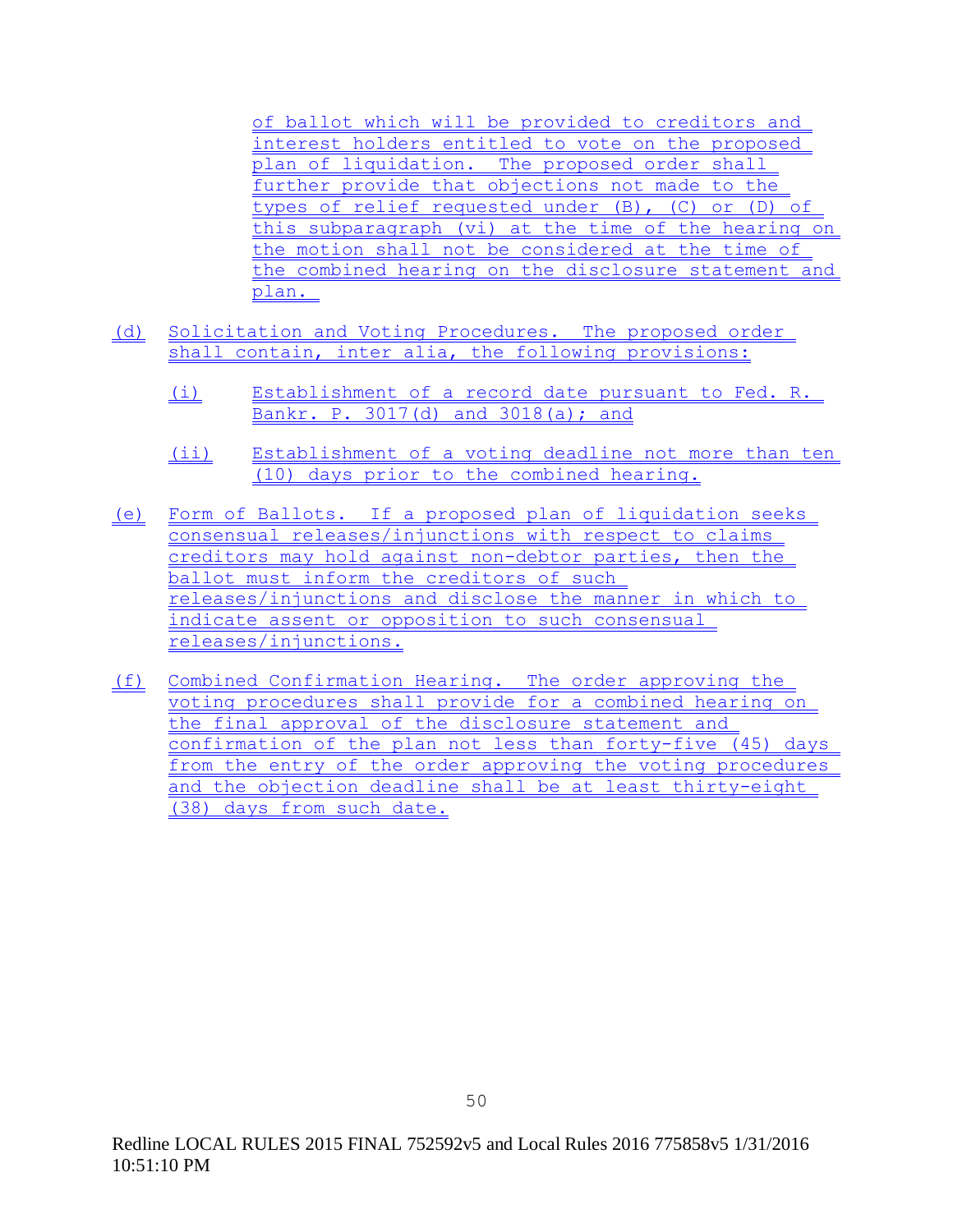of ballot which will be provided to creditors and interest holders entitled to vote on the proposed plan of liquidation. The proposed order shall further provide that objections not made to the types of relief requested under (B), (C) or (D) of this subparagraph (vi) at the time of the hearing on the motion shall not be considered at the time of the combined hearing on the disclosure statement and plan.

(d) Solicitation and Voting Procedures. The proposed order shall contain, inter alia, the following provisions:

(i) Establishment of a record date pursuant to Fed. R. Bankr. P. 3017(d) and 3018(a); and

(ii) Establishment of a voting deadline not more than ten (10) days prior to the combined hearing.

(e) Form of Ballots. If a proposed plan of liquidation seeks consensual releases/injunctions with respect to claims creditors may hold against non-debtor parties, then the ballot must inform the creditors of such releases/injunctions and disclose the manner in which to indicate assent or opposition to such consensual releases/injunctions.

(f) Combined Confirmation Hearing. The order approving the voting procedures shall provide for a combined hearing on the final approval of the disclosure statement and confirmation of the plan not less than forty-five (45) days from the entry of the order approving the voting procedures and the objection deadline shall be at least thirty-eight (38) days from such date.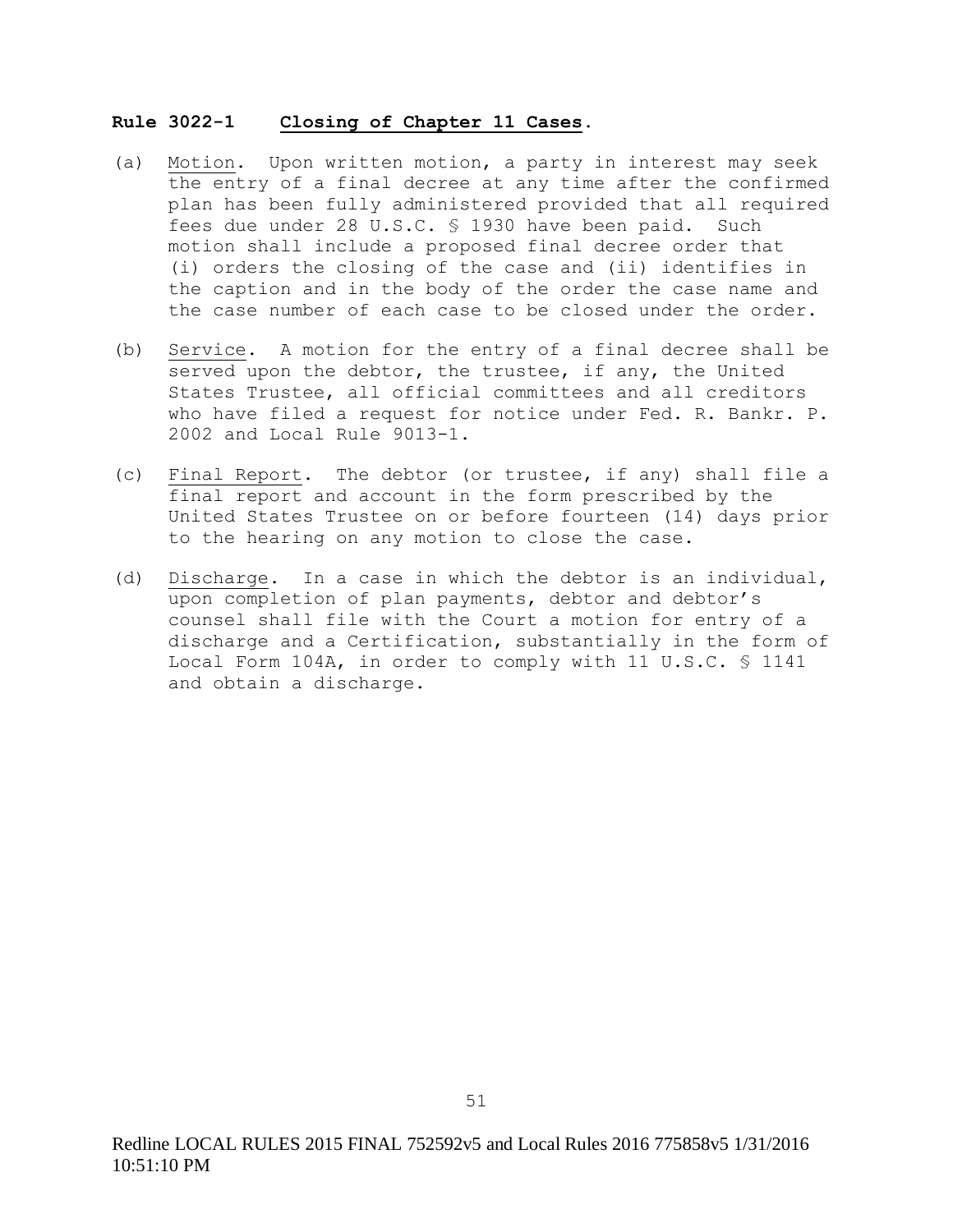**Rule 3022-1 Closing of Chapter 11 Cases.**

(a) Motion. Upon written motion, a party in interest may seek the entry of a final decree at any time after the confirmed plan has been fully administered provided that all required fees due under 28 U.S.C. § 1930 have been paid. Such motion shall include a proposed final decree order that (i) orders the closing of the case and (ii) identifies in the caption and in the body of the order the case name and the case number of each case to be closed under the order.

(b) Service. A motion for the entry of a final decree shall be served upon the debtor, the trustee, if any, the United States Trustee, all official committees and all creditors who have filed a request for notice under Fed. R. Bankr. P. 2002 and Local Rule 9013-1.

(c) Final Report. The debtor (or trustee, if any) shall file a final report and account in the form prescribed by the United States Trustee on or before fourteen (14) days prior to the hearing on any motion to close the case.

(d) Discharge. In a case in which the debtor is an individual, upon completion of plan payments, debtor and debtor's counsel shall file with the Court a motion for entry of a discharge and a Certification, substantially in the form of Local Form 104A, in order to comply with 11 U.S.C. § 1141 and obtain a discharge.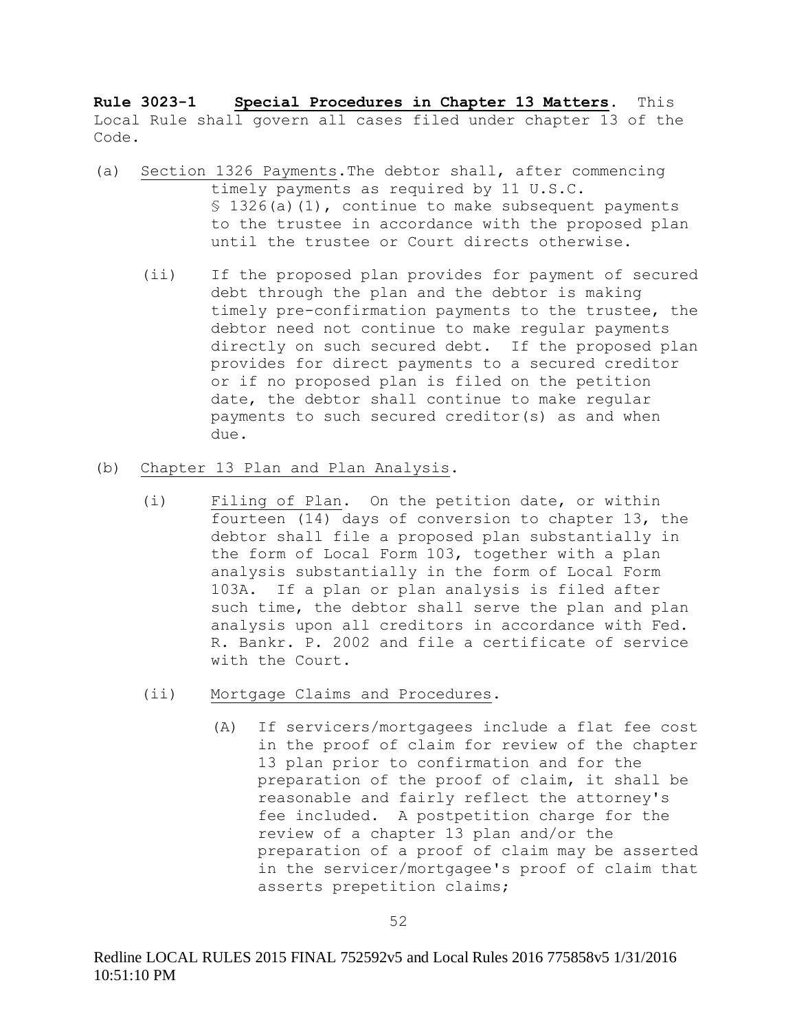**Rule 3023-1** **Special Procedures in Chapter 13 Matters**. This Local Rule shall govern all cases filed under chapter 13 of the Code.

(a) Section 1326 Payments.The debtor shall, after commencing timely payments as required by 11 U.S.C. § 1326(a)(1), continue to make subsequent payments to the trustee in accordance with the proposed plan until the trustee or Court directs otherwise.

(ii) If the proposed plan provides for payment of secured debt through the plan and the debtor is making timely pre-confirmation payments to the trustee, the debtor need not continue to make regular payments directly on such secured debt. If the proposed plan provides for direct payments to a secured creditor or if no proposed plan is filed on the petition date, the debtor shall continue to make regular payments to such secured creditor(s) as and when due.

(b) Chapter 13 Plan and Plan Analysis.

(i) Filing of Plan. On the petition date, or within fourteen (14) days of conversion to chapter 13, the debtor shall file a proposed plan substantially in the form of Local Form 103, together with a plan analysis substantially in the form of Local Form 103A. If a plan or plan analysis is filed after such time, the debtor shall serve the plan and plan analysis upon all creditors in accordance with Fed. R. Bankr. P. 2002 and file a certificate of service with the Court.

(ii) Mortgage Claims and Procedures.

(A) If servicers/mortgagees include a flat fee cost in the proof of claim for review of the chapter 13 plan prior to confirmation and for the preparation of the proof of claim, it shall be reasonable and fairly reflect the attorney's fee included. A postpetition charge for the review of a chapter 13 plan and/or the preparation of a proof of claim may be asserted in the servicer/mortgagee's proof of claim that asserts prepetition claims;

Redline LOCAL RULES 2015 FINAL 752592v5 and Local Rules 2016 775858v5 1/31/2016 10:51:10 PM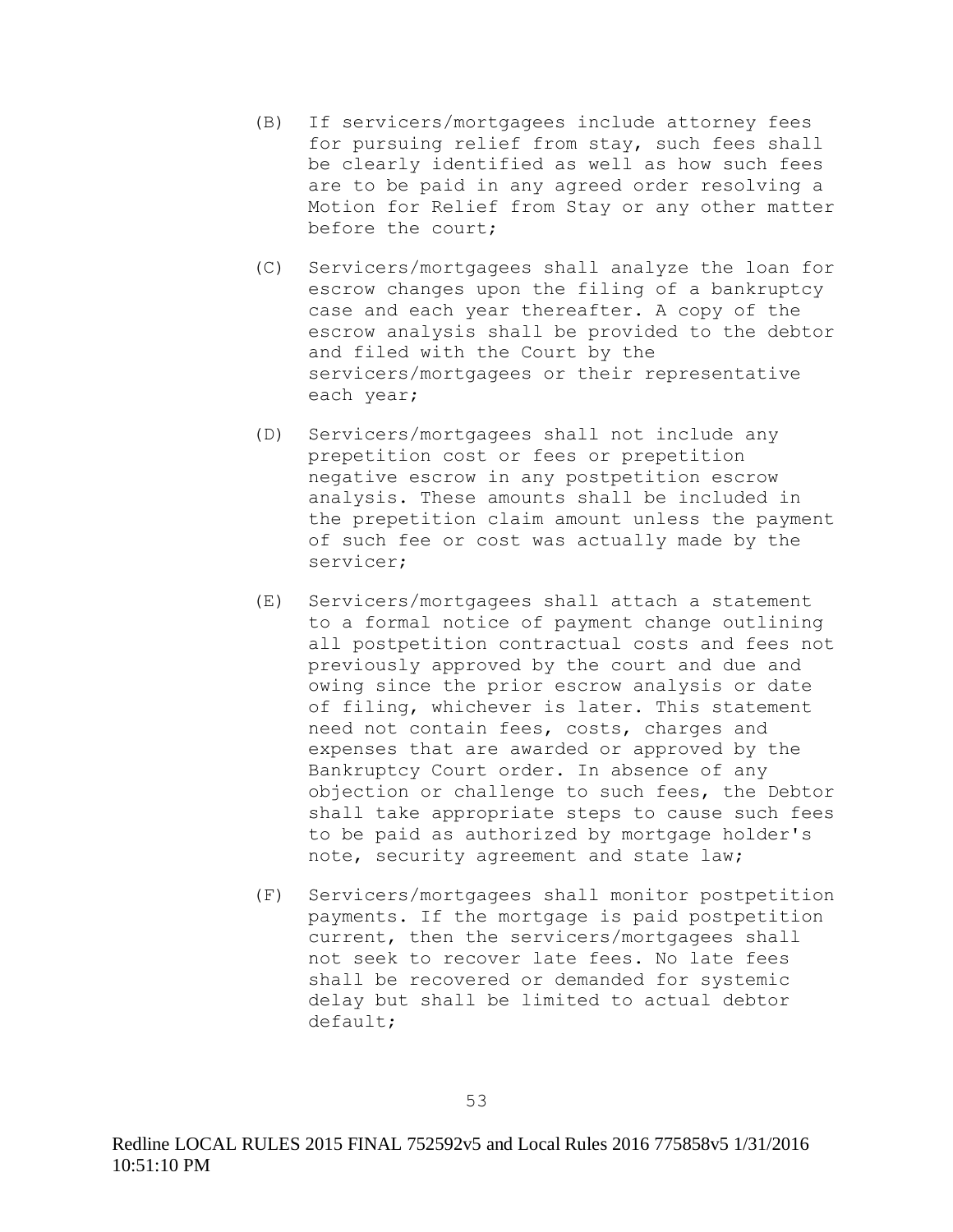(B) If servicers/mortgagees include attorney fees for pursuing relief from stay, such fees shall be clearly identified as well as how such fees are to be paid in any agreed order resolving a Motion for Relief from Stay or any other matter before the court;

(C) Servicers/mortgagees shall analyze the loan for escrow changes upon the filing of a bankruptcy case and each year thereafter. A copy of the escrow analysis shall be provided to the debtor and filed with the Court by the servicers/mortgagees or their representative each year;

(D) Servicers/mortgagees shall not include any prepetition cost or fees or prepetition negative escrow in any postpetition escrow analysis. These amounts shall be included in the prepetition claim amount unless the payment of such fee or cost was actually made by the servicer;

(E) Servicers/mortgagees shall attach a statement to a formal notice of payment change outlining all postpetition contractual costs and fees not previously approved by the court and due and owing since the prior escrow analysis or date of filing, whichever is later. This statement need not contain fees, costs, charges and expenses that are awarded or approved by the Bankruptcy Court order. In absence of any objection or challenge to such fees, the Debtor shall take appropriate steps to cause such fees to be paid as authorized by mortgage holder's note, security agreement and state law;

(F) Servicers/mortgagees shall monitor postpetition payments. If the mortgage is paid postpetition current, then the servicers/mortgagees shall not seek to recover late fees. No late fees shall be recovered or demanded for systemic delay but shall be limited to actual debtor default;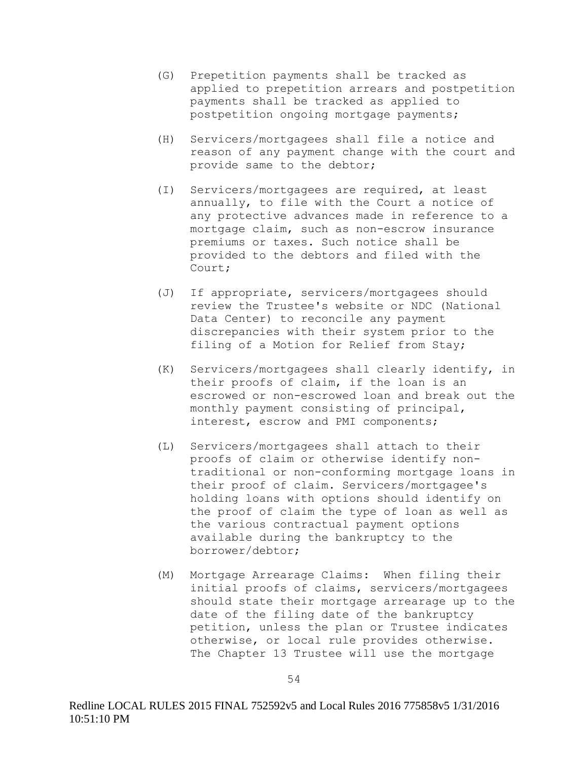(G) Prepetition payments shall be tracked as applied to prepetition arrears and postpetition payments shall be tracked as applied to postpetition ongoing mortgage payments;

(H) Servicers/mortgagees shall file a notice and reason of any payment change with the court and provide same to the debtor;

(I) Servicers/mortgagees are required, at least annually, to file with the Court a notice of any protective advances made in reference to a mortgage claim, such as non-escrow insurance premiums or taxes. Such notice shall be provided to the debtors and filed with the Court;

(J) If appropriate, servicers/mortgagees should review the Trustee's website or NDC (National Data Center) to reconcile any payment discrepancies with their system prior to the filing of a Motion for Relief from Stay;

(K) Servicers/mortgagees shall clearly identify, in their proofs of claim, if the loan is an escrowed or non-escrowed loan and break out the monthly payment consisting of principal, interest, escrow and PMI components;

(L) Servicers/mortgagees shall attach to their proofs of claim or otherwise identify non-traditional or non-conforming mortgage loans in their proof of claim. Servicers/mortgagee's holding loans with options should identify on the proof of claim the type of loan as well as the various contractual payment options available during the bankruptcy to the borrower/debtor;

(M) Mortgage Arrearage Claims: When filing their initial proofs of claims, servicers/mortgagees should state their mortgage arrearage up to the date of the filing date of the bankruptcy petition, unless the plan or Trustee indicates otherwise, or local rule provides otherwise. The Chapter 13 Trustee will use the mortgage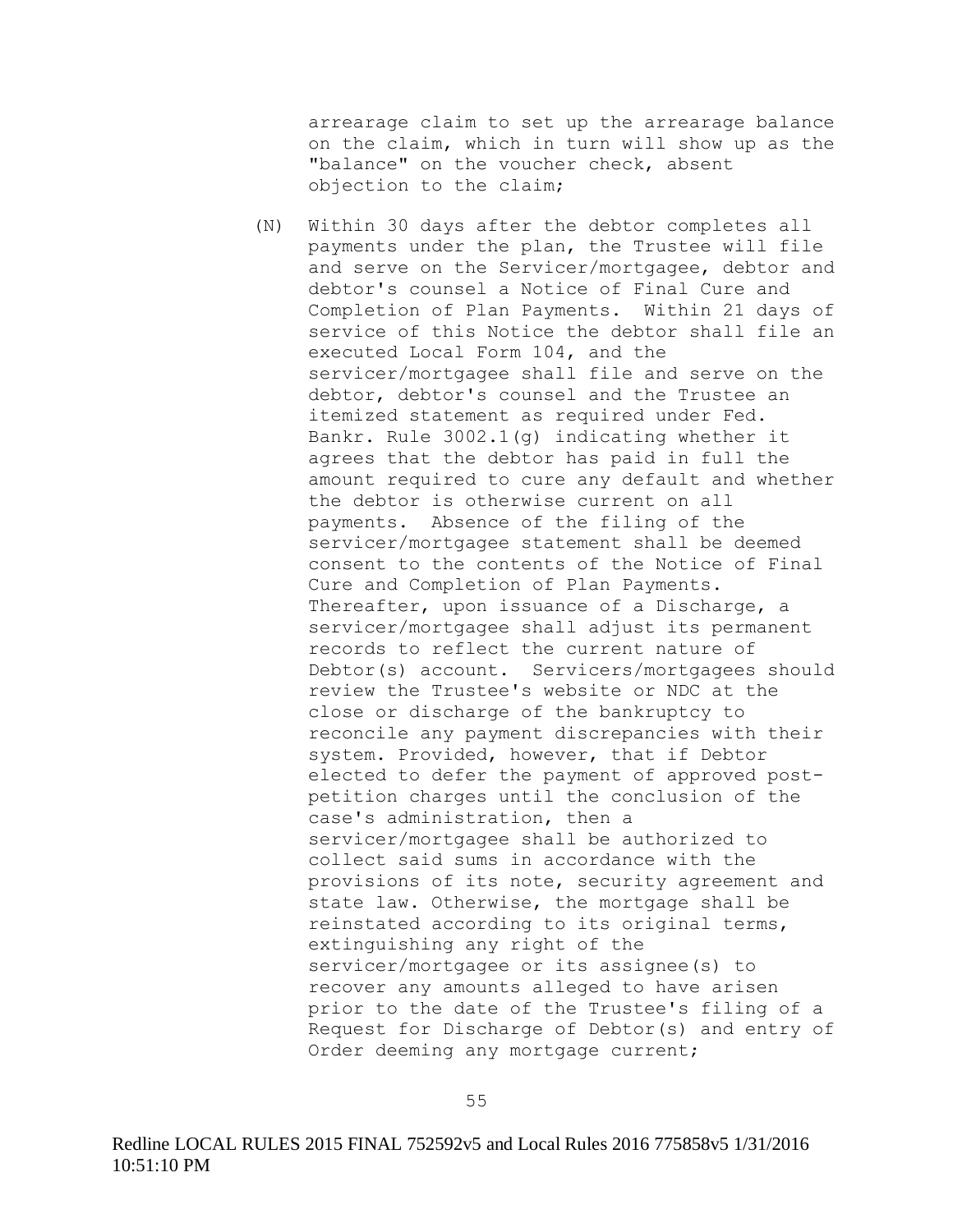arrearage claim to set up the arrearage balance on the claim, which in turn will show up as the "balance" on the voucher check, absent objection to the claim;

(N) Within 30 days after the debtor completes all payments under the plan, the Trustee will file and serve on the Servicer/mortgagee, debtor and debtor's counsel a Notice of Final Cure and Completion of Plan Payments. Within 21 days of service of this Notice the debtor shall file an executed Local Form 104, and the servicer/mortgagee shall file and serve on the debtor, debtor's counsel and the Trustee an itemized statement as required under Fed. Bankr. Rule 3002.1(g) indicating whether it agrees that the debtor has paid in full the amount required to cure any default and whether the debtor is otherwise current on all payments. Absence of the filing of the servicer/mortgagee statement shall be deemed consent to the contents of the Notice of Final Cure and Completion of Plan Payments. Thereafter, upon issuance of a Discharge, a servicer/mortgagee shall adjust its permanent records to reflect the current nature of Debtor(s) account. Servicers/mortgagees should review the Trustee's website or NDC at the close or discharge of the bankruptcy to reconcile any payment discrepancies with their system. Provided, however, that if Debtor elected to defer the payment of approved post-petition charges until the conclusion of the case's administration, then a servicer/mortgagee shall be authorized to collect said sums in accordance with the provisions of its note, security agreement and state law. Otherwise, the mortgage shall be reinstated according to its original terms, extinguishing any right of the servicer/mortgagee or its assignee(s) to recover any amounts alleged to have arisen prior to the date of the Trustee's filing of a Request for Discharge of Debtor(s) and entry of Order deeming any mortgage current;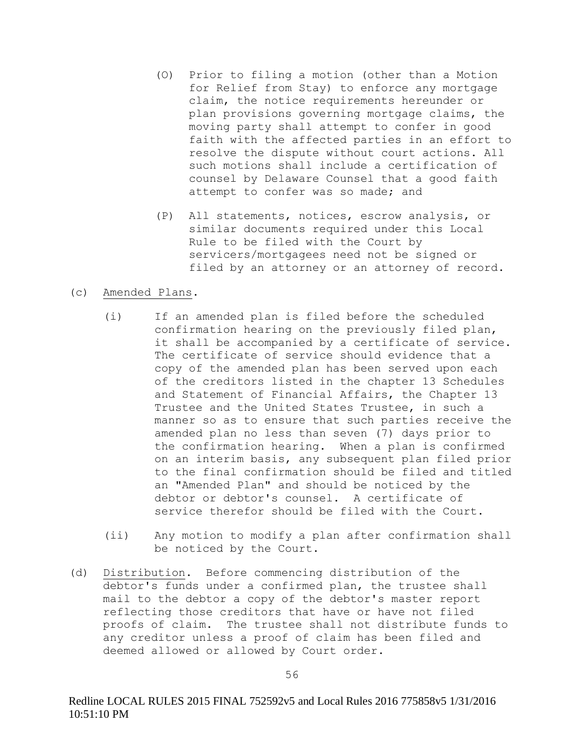(O) Prior to filing a motion (other than a Motion for Relief from Stay) to enforce any mortgage claim, the notice requirements hereunder or plan provisions governing mortgage claims, the moving party shall attempt to confer in good faith with the affected parties in an effort to resolve the dispute without court actions. All such motions shall include a certification of counsel by Delaware Counsel that a good faith attempt to confer was so made; and

(P) All statements, notices, escrow analysis, or similar documents required under this Local Rule to be filed with the Court by servicers/mortgagees need not be signed or filed by an attorney or an attorney of record.

(c) Amended Plans.

(i) If an amended plan is filed before the scheduled confirmation hearing on the previously filed plan, it shall be accompanied by a certificate of service. The certificate of service should evidence that a copy of the amended plan has been served upon each of the creditors listed in the chapter 13 Schedules and Statement of Financial Affairs, the Chapter 13 Trustee and the United States Trustee, in such a manner so as to ensure that such parties receive the amended plan no less than seven (7) days prior to the confirmation hearing. When a plan is confirmed on an interim basis, any subsequent plan filed prior to the final confirmation should be filed and titled an "Amended Plan" and should be noticed by the debtor or debtor's counsel. A certificate of service therefor should be filed with the Court.

(ii) Any motion to modify a plan after confirmation shall be noticed by the Court.

(d) Distribution. Before commencing distribution of the debtor's funds under a confirmed plan, the trustee shall mail to the debtor a copy of the debtor's master report reflecting those creditors that have or have not filed proofs of claim. The trustee shall not distribute funds to any creditor unless a proof of claim has been filed and deemed allowed or allowed by Court order.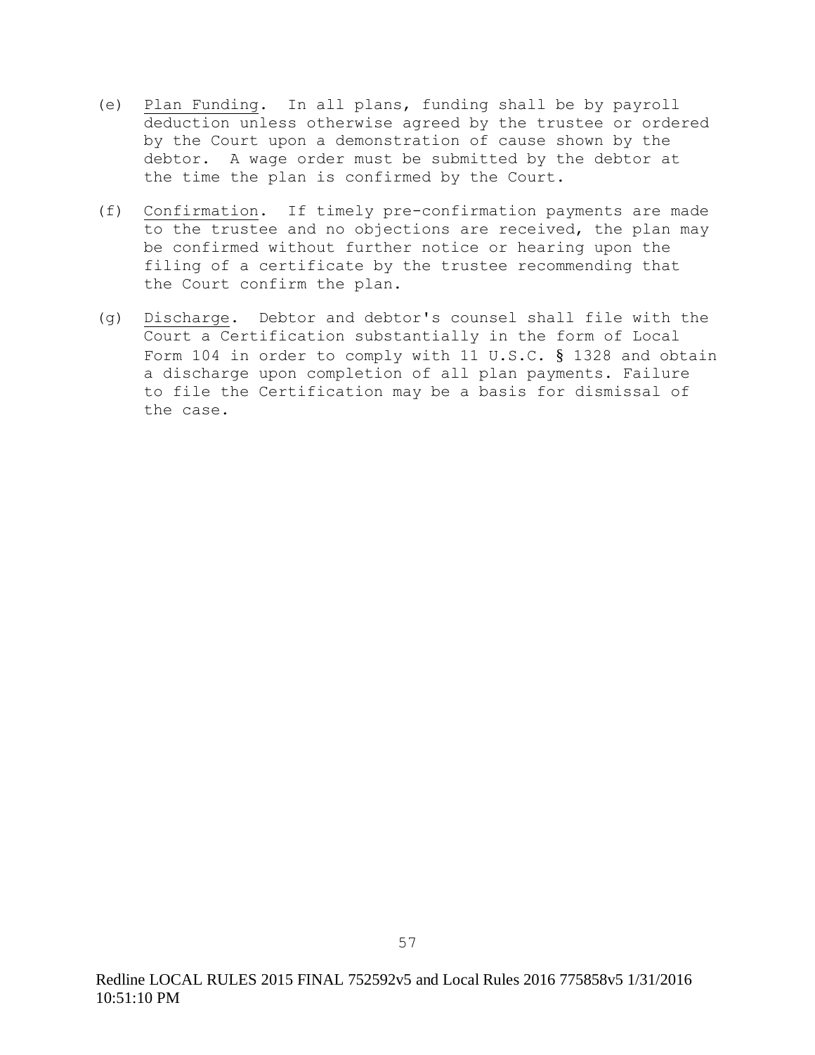(e) Plan Funding. In all plans, funding shall be by payroll deduction unless otherwise agreed by the trustee or ordered by the Court upon a demonstration of cause shown by the debtor. A wage order must be submitted by the debtor at the time the plan is confirmed by the Court.

(f) Confirmation. If timely pre-confirmation payments are made to the trustee and no objections are received, the plan may be confirmed without further notice or hearing upon the filing of a certificate by the trustee recommending that the Court confirm the plan.

(g) Discharge. Debtor and debtor's counsel shall file with the Court a Certification substantially in the form of Local Form 104 in order to comply with 11 U.S.C. § 1328 and obtain a discharge upon completion of all plan payments. Failure to file the Certification may be a basis for dismissal of the case.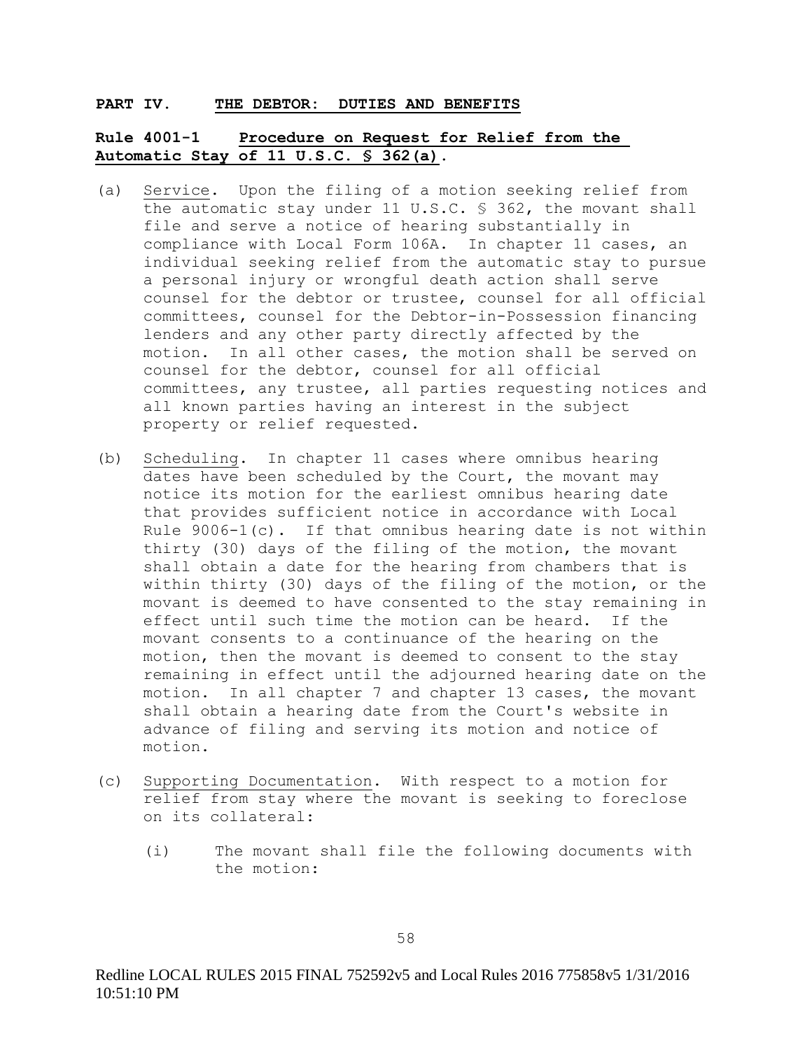## PART IV. THE DEBTOR: DUTIES AND BENEFITS

### Rule 4001-1 Procedure on Request for Relief from the Automatic Stay of 11 U.S.C. § 362(a).

(a) Service. Upon the filing of a motion seeking relief from the automatic stay under 11 U.S.C. § 362, the movant shall file and serve a notice of hearing substantially in compliance with Local Form 106A. In chapter 11 cases, an individual seeking relief from the automatic stay to pursue a personal injury or wrongful death action shall serve counsel for the debtor or trustee, counsel for all official committees, counsel for the Debtor-in-Possession financing lenders and any other party directly affected by the motion. In all other cases, the motion shall be served on counsel for the debtor, counsel for all official committees, any trustee, all parties requesting notices and all known parties having an interest in the subject property or relief requested.

(b) Scheduling. In chapter 11 cases where omnibus hearing dates have been scheduled by the Court, the movant may notice its motion for the earliest omnibus hearing date that provides sufficient notice in accordance with Local Rule 9006-1(c). If that omnibus hearing date is not within thirty (30) days of the filing of the motion, the movant shall obtain a date for the hearing from chambers that is within thirty (30) days of the filing of the motion, or the movant is deemed to have consented to the stay remaining in effect until such time the motion can be heard. If the movant consents to a continuance of the hearing on the motion, then the movant is deemed to consent to the stay remaining in effect until the adjourned hearing date on the motion. In all chapter 7 and chapter 13 cases, the movant shall obtain a hearing date from the Court's website in advance of filing and serving its motion and notice of motion.

(c) Supporting Documentation. With respect to a motion for relief from stay where the movant is seeking to foreclose on its collateral:

(i) The movant shall file the following documents with the motion: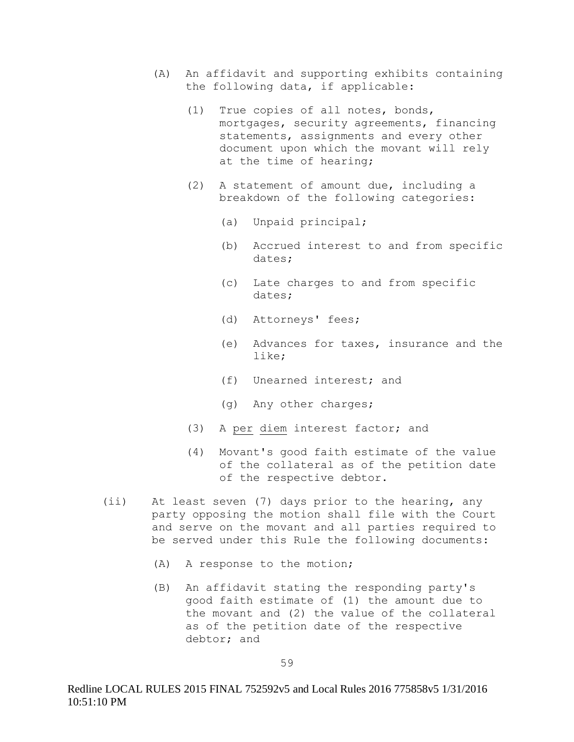(A) An affidavit and supporting exhibits containing the following data, if applicable:

  (1) True copies of all notes, bonds, mortgages, security agreements, financing statements, assignments and every other document upon which the movant will rely at the time of hearing;

  (2) A statement of amount due, including a breakdown of the following categories:

    (a) Unpaid principal;

    (b) Accrued interest to and from specific dates;

    (c) Late charges to and from specific dates;

    (d) Attorneys' fees;

    (e) Advances for taxes, insurance and the like;

    (f) Unearned interest; and

    (g) Any other charges;

  (3) A <u>per</u> <u>diem</u> interest factor; and

  (4) Movant's good faith estimate of the value of the collateral as of the petition date of the respective debtor.

(ii) At least seven (7) days prior to the hearing, any party opposing the motion shall file with the Court and serve on the movant and all parties required to be served under this Rule the following documents:

  (A) A response to the motion;

  (B) An affidavit stating the responding party's good faith estimate of (1) the amount due to the movant and (2) the value of the collateral as of the petition date of the respective debtor; and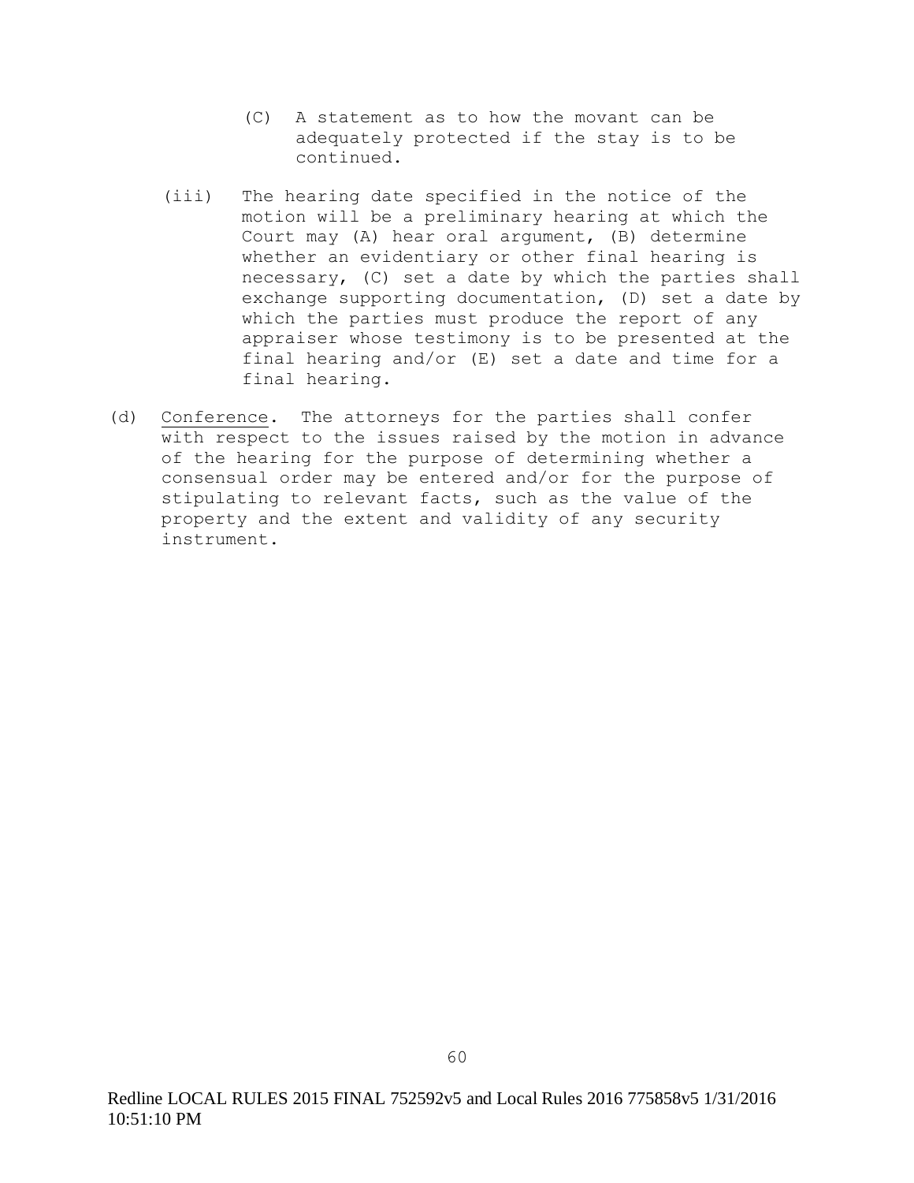(C) A statement as to how the movant can be adequately protected if the stay is to be continued.

(iii) The hearing date specified in the notice of the motion will be a preliminary hearing at which the Court may (A) hear oral argument, (B) determine whether an evidentiary or other final hearing is necessary, (C) set a date by which the parties shall exchange supporting documentation, (D) set a date by which the parties must produce the report of any appraiser whose testimony is to be presented at the final hearing and/or (E) set a date and time for a final hearing.

(d) Conference. The attorneys for the parties shall confer with respect to the issues raised by the motion in advance of the hearing for the purpose of determining whether a consensual order may be entered and/or for the purpose of stipulating to relevant facts, such as the value of the property and the extent and validity of any security instrument.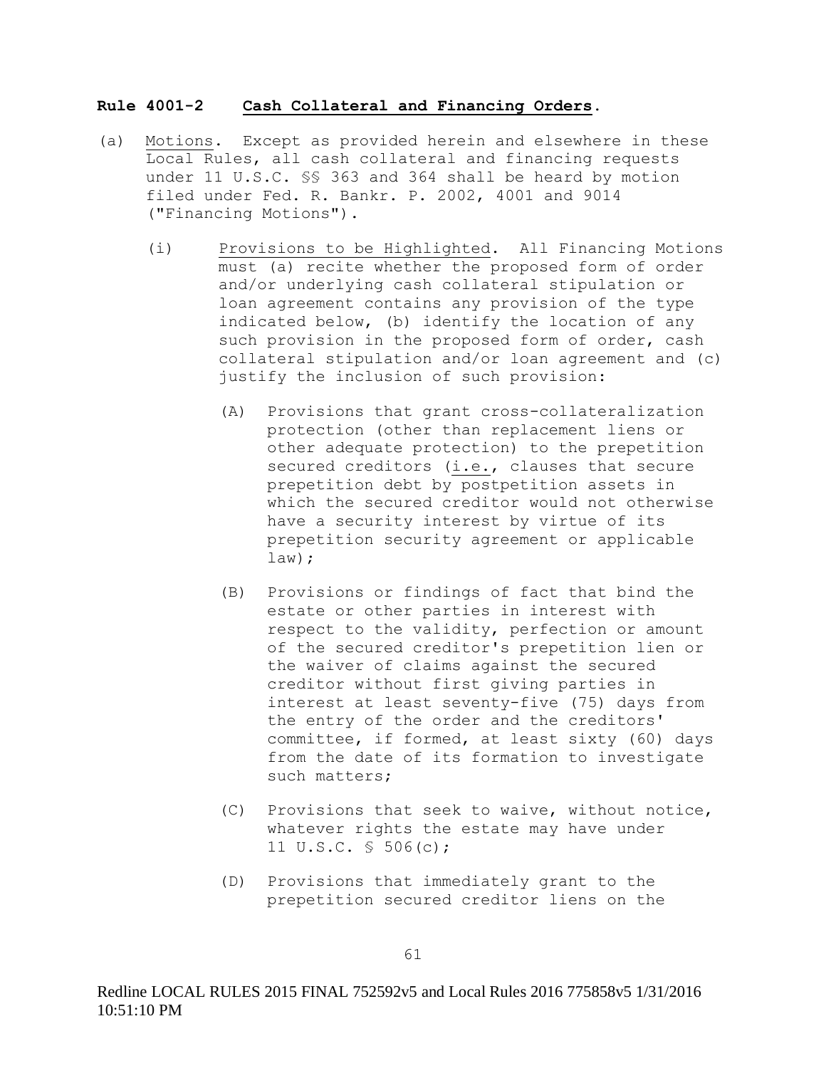**Rule 4001-2 <u>Cash Collateral and Financing Orders</u>.**

(a) <u>Motions</u>. Except as provided herein and elsewhere in these Local Rules, all cash collateral and financing requests under 11 U.S.C. §§ 363 and 364 shall be heard by motion filed under Fed. R. Bankr. P. 2002, 4001 and 9014 ("Financing Motions").

(i) <u>Provisions to be Highlighted</u>. All Financing Motions must (a) recite whether the proposed form of order and/or underlying cash collateral stipulation or loan agreement contains any provision of the type indicated below, (b) identify the location of any such provision in the proposed form of order, cash collateral stipulation and/or loan agreement and (c) justify the inclusion of such provision:

(A) Provisions that grant cross-collateralization protection (other than replacement liens or other adequate protection) to the prepetition secured creditors (<u>i.e.</u>, clauses that secure prepetition debt by postpetition assets in which the secured creditor would not otherwise have a security interest by virtue of its prepetition security agreement or applicable law);

(B) Provisions or findings of fact that bind the estate or other parties in interest with respect to the validity, perfection or amount of the secured creditor's prepetition lien or the waiver of claims against the secured creditor without first giving parties in interest at least seventy-five (75) days from the entry of the order and the creditors' committee, if formed, at least sixty (60) days from the date of its formation to investigate such matters;

(C) Provisions that seek to waive, without notice, whatever rights the estate may have under 11 U.S.C. § 506(c);

(D) Provisions that immediately grant to the prepetition secured creditor liens on the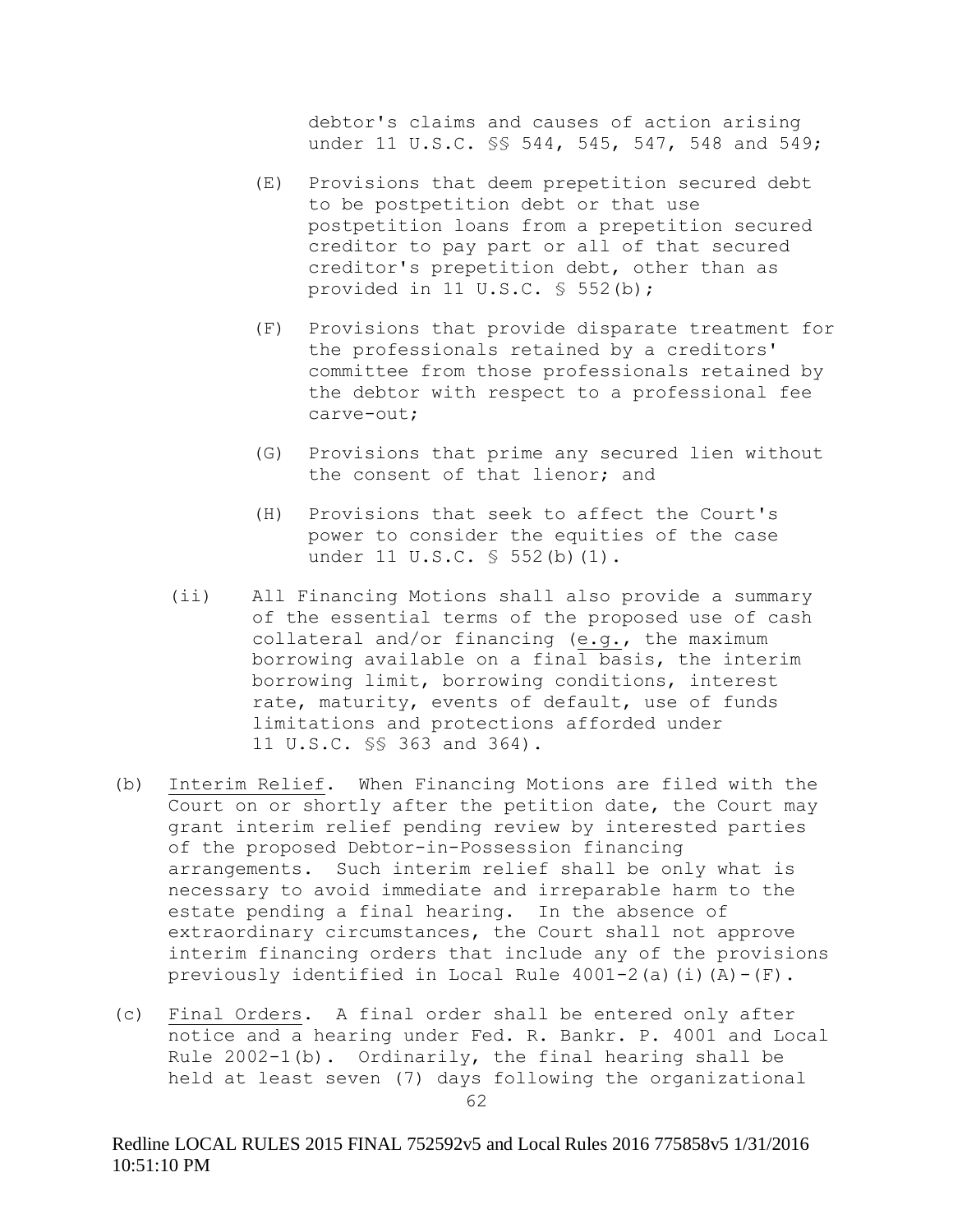debtor's claims and causes of action arising under 11 U.S.C. §§ 544, 545, 547, 548 and 549;

(E) Provisions that deem prepetition secured debt to be postpetition debt or that use postpetition loans from a prepetition secured creditor to pay part or all of that secured creditor's prepetition debt, other than as provided in 11 U.S.C. § 552(b);

(F) Provisions that provide disparate treatment for the professionals retained by a creditors' committee from those professionals retained by the debtor with respect to a professional fee carve-out;

(G) Provisions that prime any secured lien without the consent of that lienor; and

(H) Provisions that seek to affect the Court's power to consider the equities of the case under 11 U.S.C. § 552(b)(1).

(ii) All Financing Motions shall also provide a summary of the essential terms of the proposed use of cash collateral and/or financing (e.g., the maximum borrowing available on a final basis, the interim borrowing limit, borrowing conditions, interest rate, maturity, events of default, use of funds limitations and protections afforded under 11 U.S.C. §§ 363 and 364).

(b) Interim Relief. When Financing Motions are filed with the Court on or shortly after the petition date, the Court may grant interim relief pending review by interested parties of the proposed Debtor-in-Possession financing arrangements. Such interim relief shall be only what is necessary to avoid immediate and irreparable harm to the estate pending a final hearing. In the absence of extraordinary circumstances, the Court shall not approve interim financing orders that include any of the provisions previously identified in Local Rule 4001-2(a)(i)(A)-(F).

(c) Final Orders. A final order shall be entered only after notice and a hearing under Fed. R. Bankr. P. 4001 and Local Rule 2002-1(b). Ordinarily, the final hearing shall be held at least seven (7) days following the organizational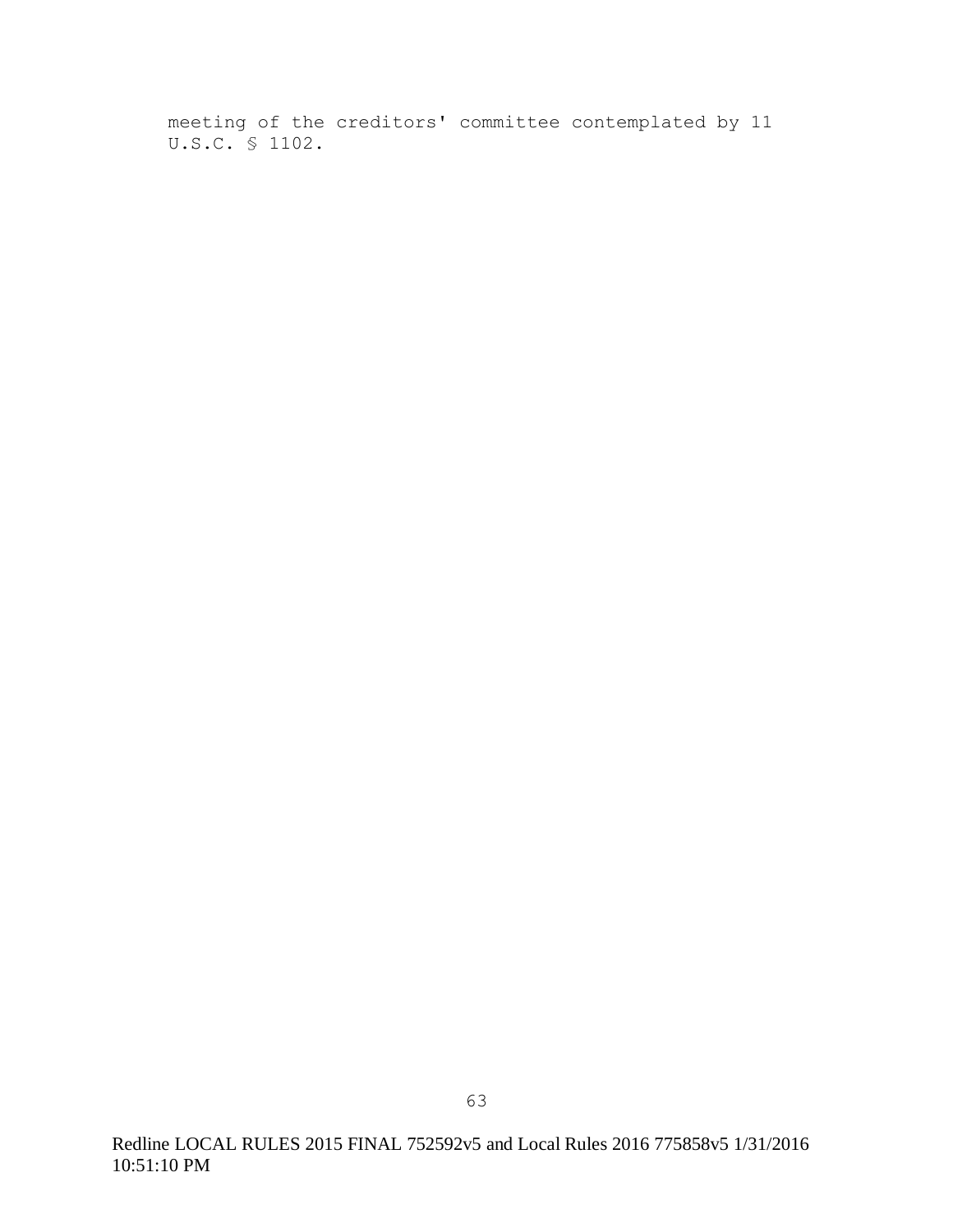meeting of the creditors' committee contemplated by 11 U.S.C. § 1102.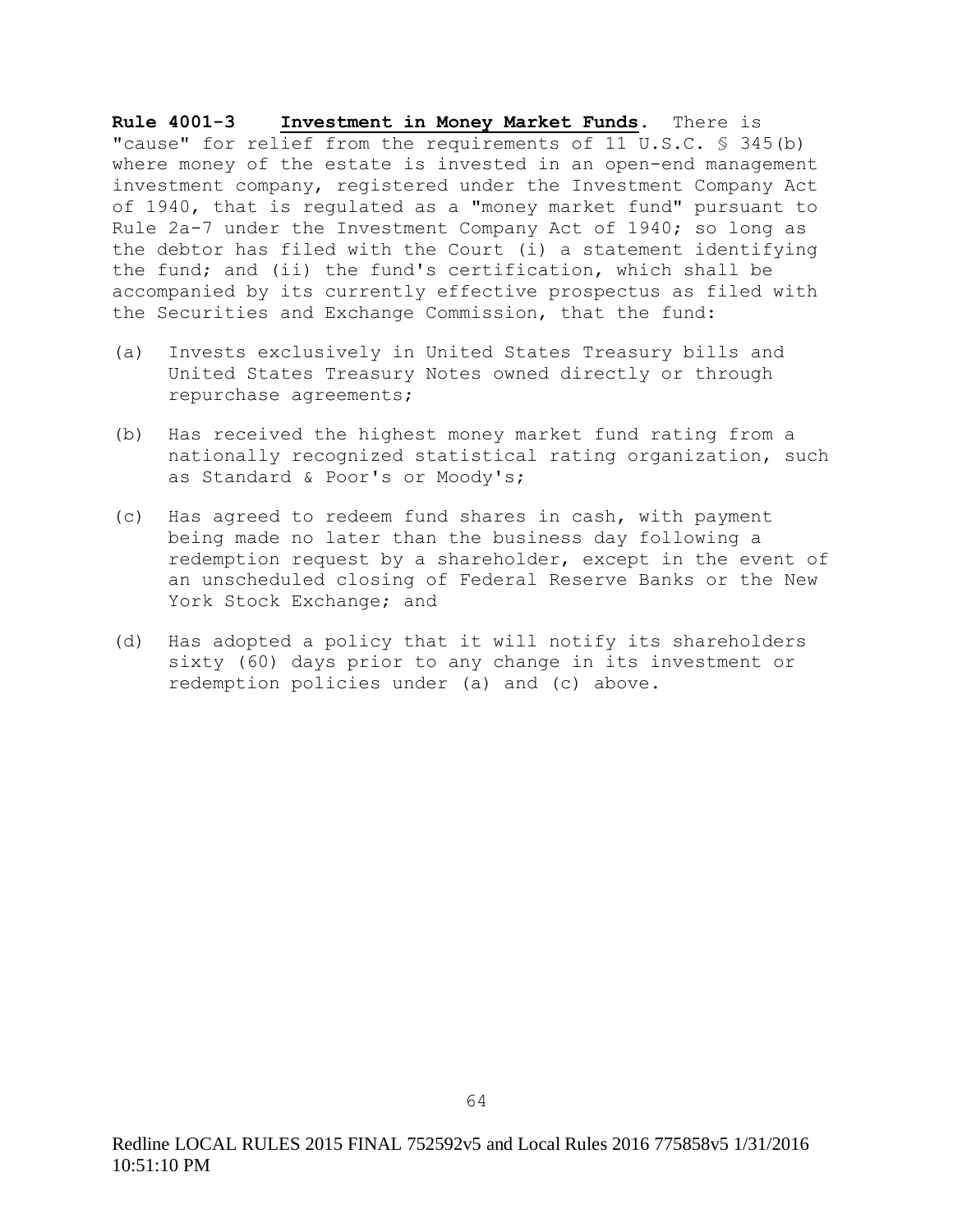**Rule 4001-3** **<u>Investment in Money Market Funds</u>**. There is "cause" for relief from the requirements of 11 U.S.C. § 345(b) where money of the estate is invested in an open-end management investment company, registered under the Investment Company Act of 1940, that is regulated as a "money market fund" pursuant to Rule 2a-7 under the Investment Company Act of 1940; so long as the debtor has filed with the Court (i) a statement identifying the fund; and (ii) the fund's certification, which shall be accompanied by its currently effective prospectus as filed with the Securities and Exchange Commission, that the fund:

(a) Invests exclusively in United States Treasury bills and United States Treasury Notes owned directly or through repurchase agreements;

(b) Has received the highest money market fund rating from a nationally recognized statistical rating organization, such as Standard & Poor's or Moody's;

(c) Has agreed to redeem fund shares in cash, with payment being made no later than the business day following a redemption request by a shareholder, except in the event of an unscheduled closing of Federal Reserve Banks or the New York Stock Exchange; and

(d) Has adopted a policy that it will notify its shareholders sixty (60) days prior to any change in its investment or redemption policies under (a) and (c) above.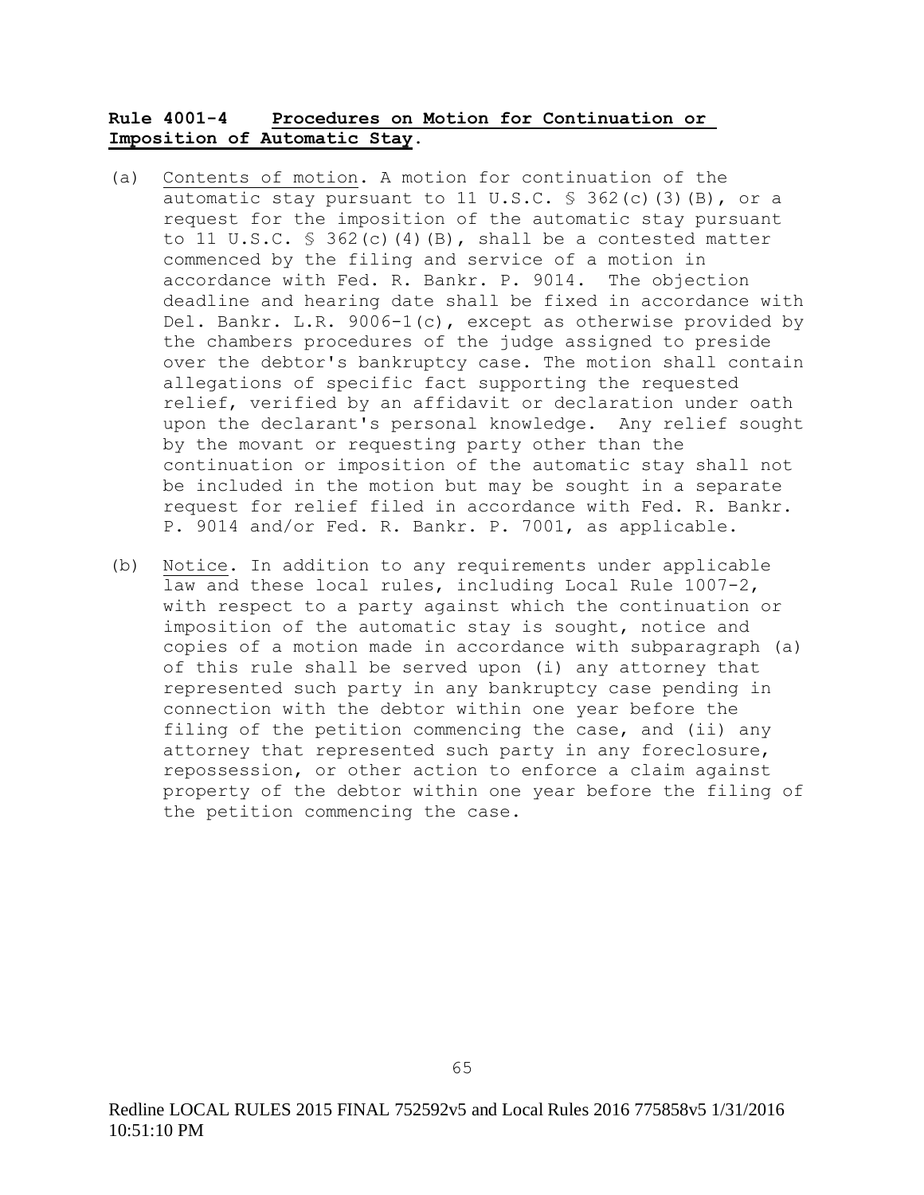**Rule 4001-4 Procedures on Motion for Continuation or Imposition of Automatic Stay.**

(a) Contents of motion. A motion for continuation of the automatic stay pursuant to 11 U.S.C. § 362(c)(3)(B), or a request for the imposition of the automatic stay pursuant to 11 U.S.C. § 362(c)(4)(B), shall be a contested matter commenced by the filing and service of a motion in accordance with Fed. R. Bankr. P. 9014. The objection deadline and hearing date shall be fixed in accordance with Del. Bankr. L.R. 9006-1(c), except as otherwise provided by the chambers procedures of the judge assigned to preside over the debtor's bankruptcy case. The motion shall contain allegations of specific fact supporting the requested relief, verified by an affidavit or declaration under oath upon the declarant's personal knowledge. Any relief sought by the movant or requesting party other than the continuation or imposition of the automatic stay shall not be included in the motion but may be sought in a separate request for relief filed in accordance with Fed. R. Bankr. P. 9014 and/or Fed. R. Bankr. P. 7001, as applicable.

(b) Notice. In addition to any requirements under applicable law and these local rules, including Local Rule 1007-2, with respect to a party against which the continuation or imposition of the automatic stay is sought, notice and copies of a motion made in accordance with subparagraph (a) of this rule shall be served upon (i) any attorney that represented such party in any bankruptcy case pending in connection with the debtor within one year before the filing of the petition commencing the case, and (ii) any attorney that represented such party in any foreclosure, repossession, or other action to enforce a claim against property of the debtor within one year before the filing of the petition commencing the case.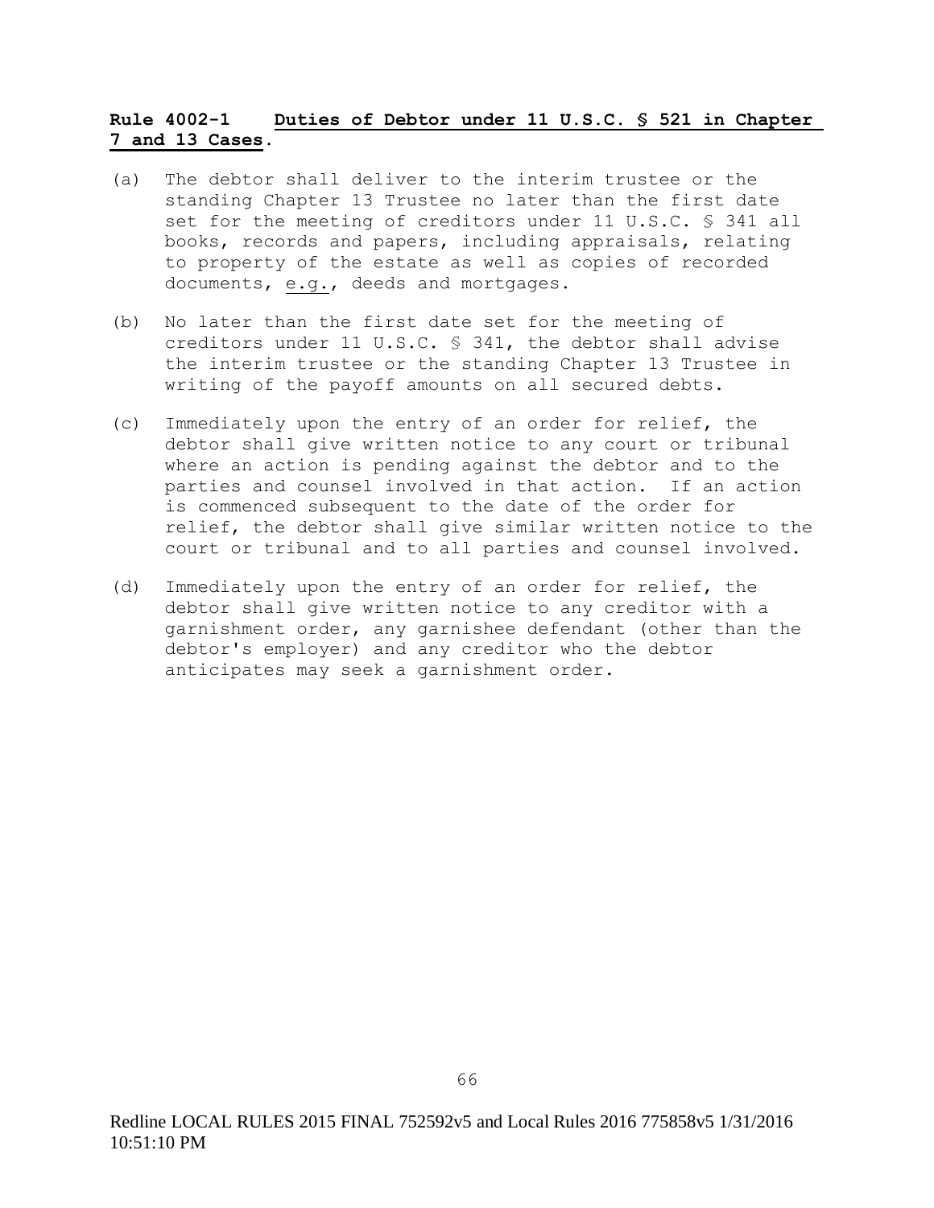**Rule 4002-1 Duties of Debtor under 11 U.S.C. § 521 in Chapter 7 and 13 Cases.**

(a) The debtor shall deliver to the interim trustee or the standing Chapter 13 Trustee no later than the first date set for the meeting of creditors under 11 U.S.C. § 341 all books, records and papers, including appraisals, relating to property of the estate as well as copies of recorded documents, e.g., deeds and mortgages.

(b) No later than the first date set for the meeting of creditors under 11 U.S.C. § 341, the debtor shall advise the interim trustee or the standing Chapter 13 Trustee in writing of the payoff amounts on all secured debts.

(c) Immediately upon the entry of an order for relief, the debtor shall give written notice to any court or tribunal where an action is pending against the debtor and to the parties and counsel involved in that action. If an action is commenced subsequent to the date of the order for relief, the debtor shall give similar written notice to the court or tribunal and to all parties and counsel involved.

(d) Immediately upon the entry of an order for relief, the debtor shall give written notice to any creditor with a garnishment order, any garnishee defendant (other than the debtor's employer) and any creditor who the debtor anticipates may seek a garnishment order.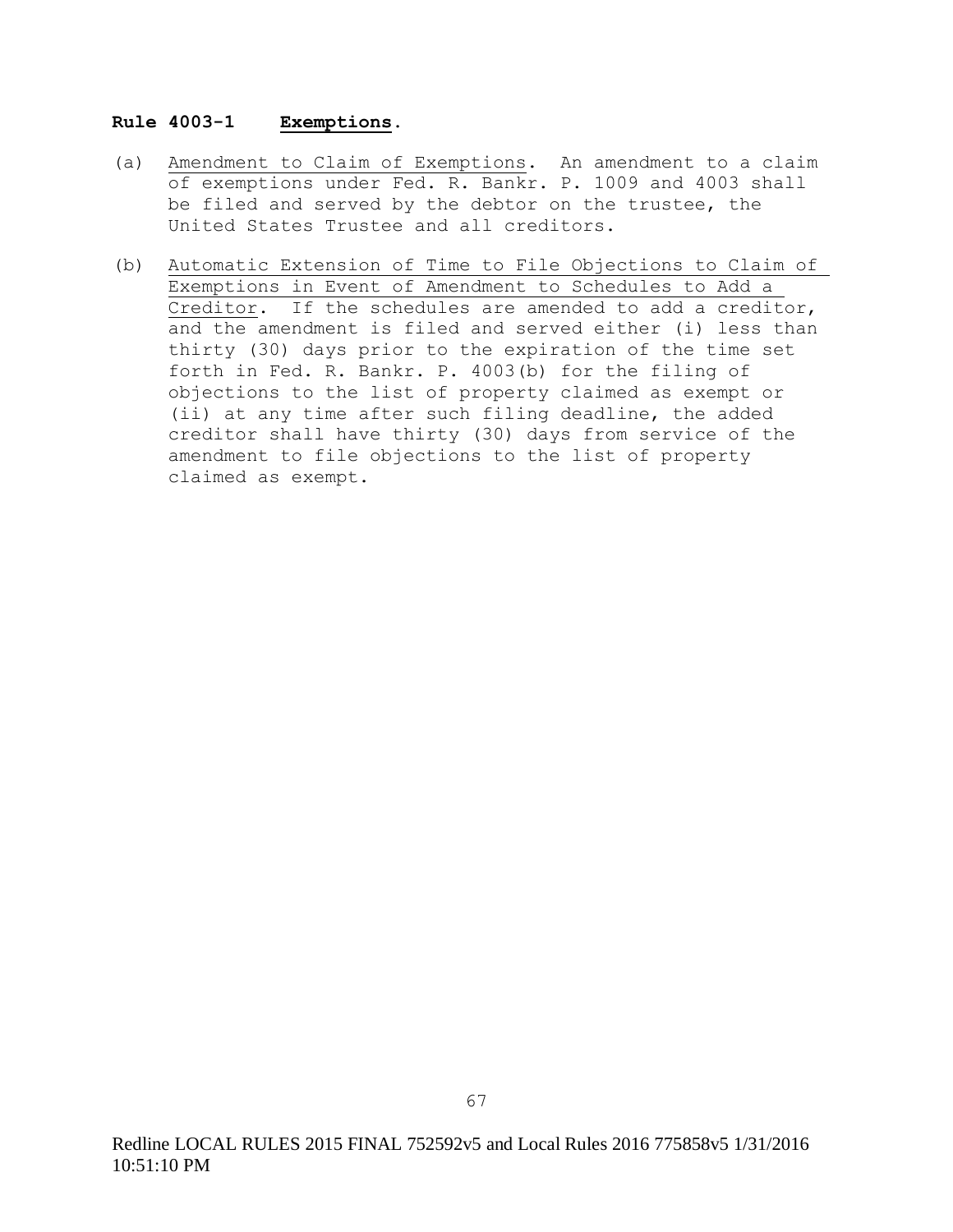## Rule 4003-1 Exemptions.

(a) Amendment to Claim of Exemptions. An amendment to a claim of exemptions under Fed. R. Bankr. P. 1009 and 4003 shall be filed and served by the debtor on the trustee, the United States Trustee and all creditors.

(b) Automatic Extension of Time to File Objections to Claim of Exemptions in Event of Amendment to Schedules to Add a Creditor. If the schedules are amended to add a creditor, and the amendment is filed and served either (i) less than thirty (30) days prior to the expiration of the time set forth in Fed. R. Bankr. P. 4003(b) for the filing of objections to the list of property claimed as exempt or (ii) at any time after such filing deadline, the added creditor shall have thirty (30) days from service of the amendment to file objections to the list of property claimed as exempt.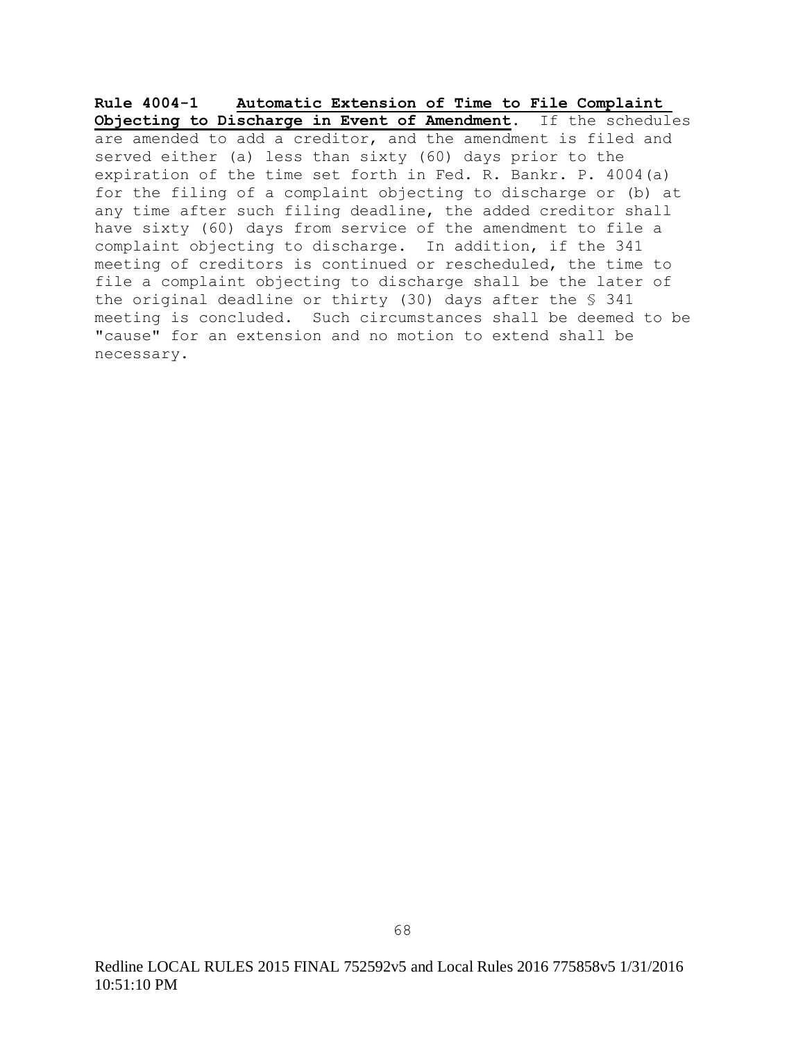**Rule 4004-1 <u>Automatic Extension of Time to File Complaint Objecting to Discharge in Event of Amendment</u>.** If the schedules are amended to add a creditor, and the amendment is filed and served either (a) less than sixty (60) days prior to the expiration of the time set forth in Fed. R. Bankr. P. 4004(a) for the filing of a complaint objecting to discharge or (b) at any time after such filing deadline, the added creditor shall have sixty (60) days from service of the amendment to file a complaint objecting to discharge. In addition, if the 341 meeting of creditors is continued or rescheduled, the time to file a complaint objecting to discharge shall be the later of the original deadline or thirty (30) days after the § 341 meeting is concluded. Such circumstances shall be deemed to be "cause" for an extension and no motion to extend shall be necessary.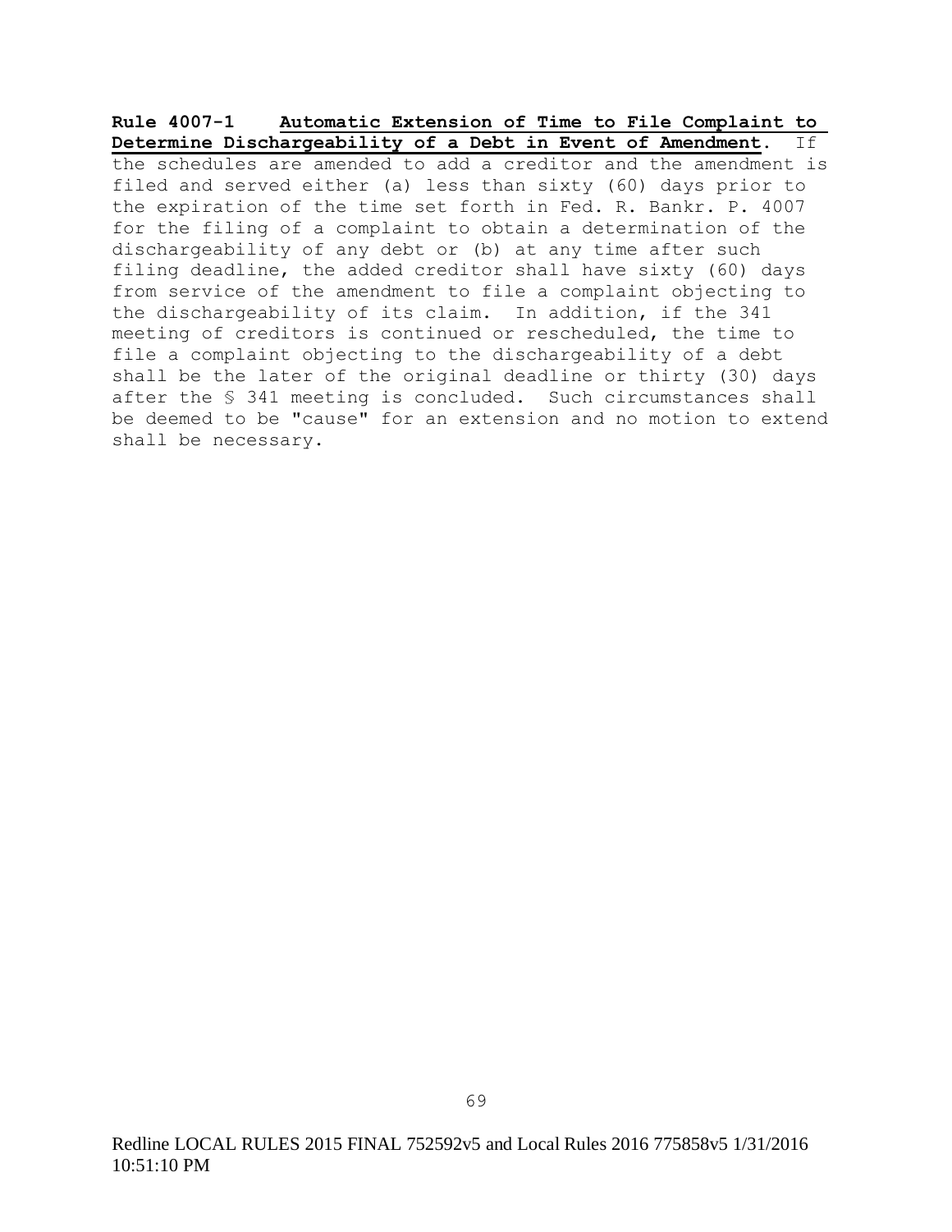**Rule 4007-1 Automatic Extension of Time to File Complaint to Determine Dischargeability of a Debt in Event of Amendment**. If the schedules are amended to add a creditor and the amendment is filed and served either (a) less than sixty (60) days prior to the expiration of the time set forth in Fed. R. Bankr. P. 4007 for the filing of a complaint to obtain a determination of the dischargeability of any debt or (b) at any time after such filing deadline, the added creditor shall have sixty (60) days from service of the amendment to file a complaint objecting to the dischargeability of its claim. In addition, if the 341 meeting of creditors is continued or rescheduled, the time to file a complaint objecting to the dischargeability of a debt shall be the later of the original deadline or thirty (30) days after the § 341 meeting is concluded. Such circumstances shall be deemed to be "cause" for an extension and no motion to extend shall be necessary.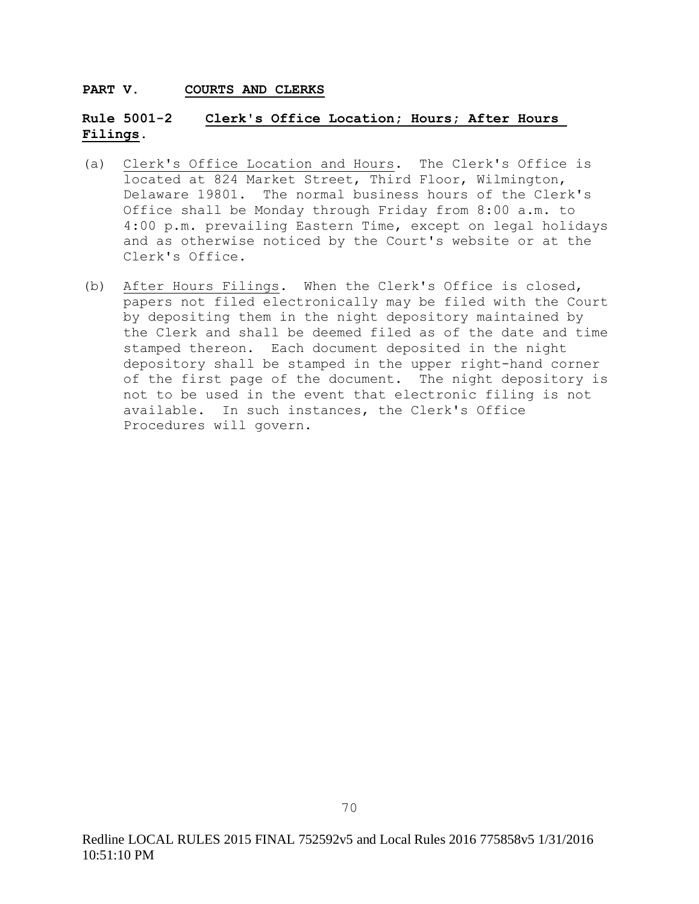## PART V. COURTS AND CLERKS

### Rule 5001-2 Clerk's Office Location; Hours; After Hours Filings.

(a) Clerk's Office Location and Hours. The Clerk's Office is located at 824 Market Street, Third Floor, Wilmington, Delaware 19801. The normal business hours of the Clerk's Office shall be Monday through Friday from 8:00 a.m. to 4:00 p.m. prevailing Eastern Time, except on legal holidays and as otherwise noticed by the Court's website or at the Clerk's Office.

(b) After Hours Filings. When the Clerk's Office is closed, papers not filed electronically may be filed with the Court by depositing them in the night depository maintained by the Clerk and shall be deemed filed as of the date and time stamped thereon. Each document deposited in the night depository shall be stamped in the upper right-hand corner of the first page of the document. The night depository is not to be used in the event that electronic filing is not available. In such instances, the Clerk's Office Procedures will govern.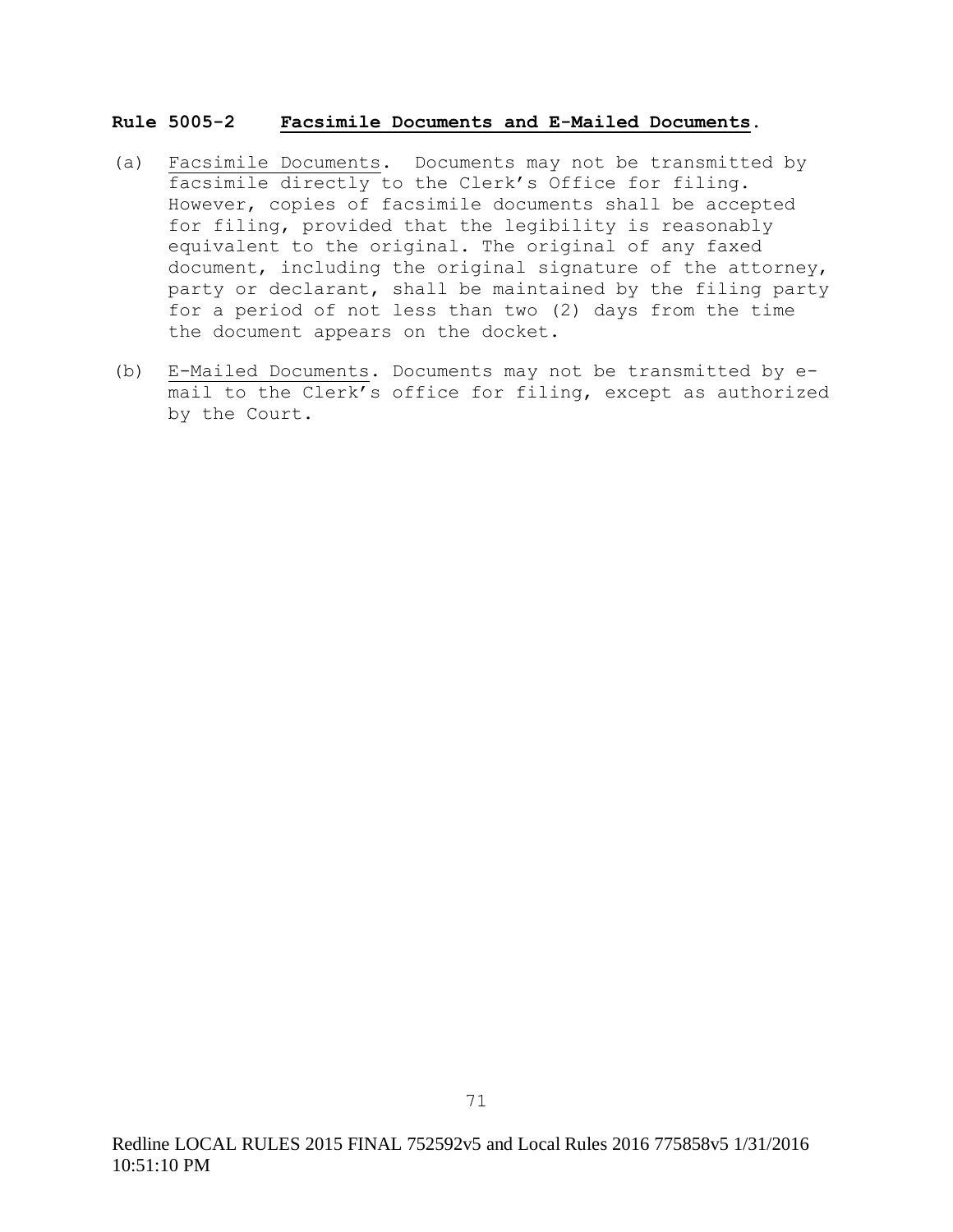**Rule 5005-2 Facsimile Documents and E-Mailed Documents.**

(a) Facsimile Documents. Documents may not be transmitted by facsimile directly to the Clerk's Office for filing. However, copies of facsimile documents shall be accepted for filing, provided that the legibility is reasonably equivalent to the original. The original of any faxed document, including the original signature of the attorney, party or declarant, shall be maintained by the filing party for a period of not less than two (2) days from the time the document appears on the docket.

(b) E-Mailed Documents. Documents may not be transmitted by e-mail to the Clerk's office for filing, except as authorized by the Court.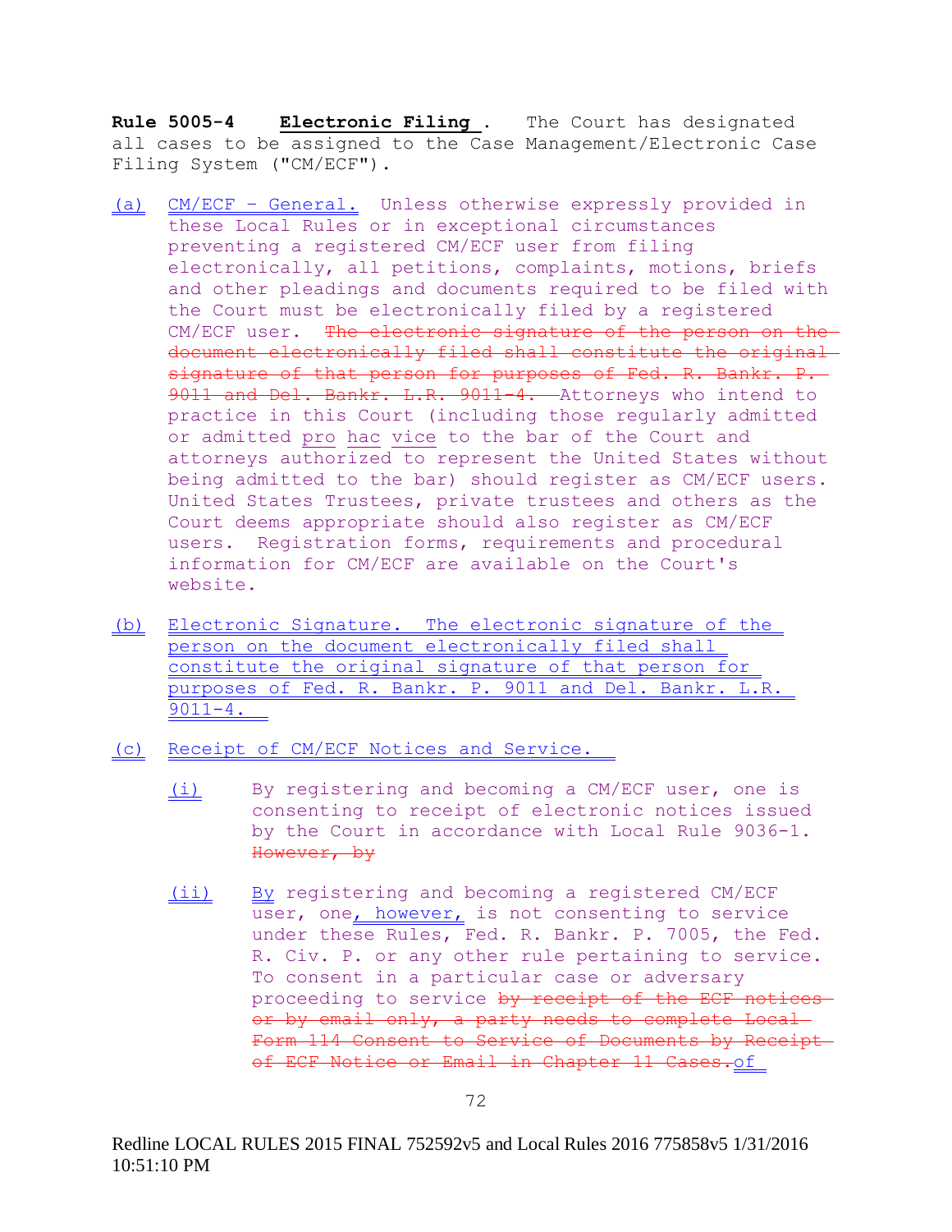**Rule 5005-4 Electronic Filing .** The Court has designated all cases to be assigned to the Case Management/Electronic Case Filing System ("CM/ECF").

(a) CM/ECF – General. Unless otherwise expressly provided in these Local Rules or in exceptional circumstances preventing a registered CM/ECF user from filing electronically, all petitions, complaints, motions, briefs and other pleadings and documents required to be filed with the Court must be electronically filed by a registered CM/ECF user. ~~The electronic signature of the person on the document electronically filed shall constitute the original signature of that person for purposes of Fed. R. Bankr. P. 9011 and Del. Bankr. L.R. 9011-4.~~ Attorneys who intend to practice in this Court (including those regularly admitted or admitted pro hac vice to the bar of the Court and attorneys authorized to represent the United States without being admitted to the bar) should register as CM/ECF users. United States Trustees, private trustees and others as the Court deems appropriate should also register as CM/ECF users. Registration forms, requirements and procedural information for CM/ECF are available on the Court's website.

(b) Electronic Signature. The electronic signature of the person on the document electronically filed shall constitute the original signature of that person for purposes of Fed. R. Bankr. P. 9011 and Del. Bankr. L.R. 9011-4.

(c) Receipt of CM/ECF Notices and Service.

(i) By registering and becoming a CM/ECF user, one is consenting to receipt of electronic notices issued by the Court in accordance with Local Rule 9036-1. ~~However, by~~

(ii) By registering and becoming a registered CM/ECF user, one, however, is not consenting to service under these Rules, Fed. R. Bankr. P. 7005, the Fed. R. Civ. P. or any other rule pertaining to service. To consent in a particular case or adversary proceeding to service ~~by receipt of the ECF notices or by email only, a party needs to complete Local Form 114 Consent to Service of Documents by Receipt of ECF Notice or Email in Chapter 11 Cases.~~ of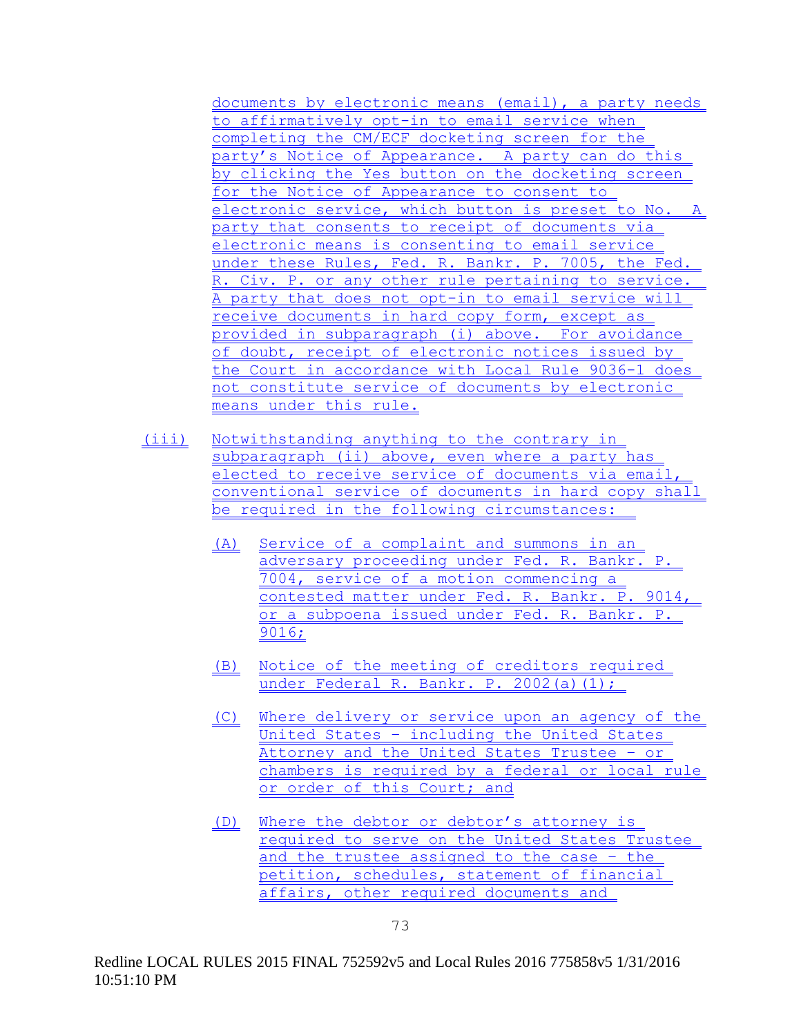documents by electronic means (email), a party needs to affirmatively opt-in to email service when completing the CM/ECF docketing screen for the party's Notice of Appearance. A party can do this by clicking the Yes button on the docketing screen for the Notice of Appearance to consent to electronic service, which button is preset to No. A party that consents to receipt of documents via electronic means is consenting to email service under these Rules, Fed. R. Bankr. P. 7005, the Fed. R. Civ. P. or any other rule pertaining to service. A party that does not opt-in to email service will receive documents in hard copy form, except as provided in subparagraph (i) above. For avoidance of doubt, receipt of electronic notices issued by the Court in accordance with Local Rule 9036-1 does not constitute service of documents by electronic means under this rule.

(iii) Notwithstanding anything to the contrary in subparagraph (ii) above, even where a party has elected to receive service of documents via email, conventional service of documents in hard copy shall be required in the following circumstances:

(A) Service of a complaint and summons in an adversary proceeding under Fed. R. Bankr. P. 7004, service of a motion commencing a contested matter under Fed. R. Bankr. P. 9014, or a subpoena issued under Fed. R. Bankr. P. 9016;

(B) Notice of the meeting of creditors required under Federal R. Bankr. P. 2002(a)(1);

(C) Where delivery or service upon an agency of the United States – including the United States Attorney and the United States Trustee – or chambers is required by a federal or local rule or order of this Court; and

(D) Where the debtor or debtor's attorney is required to serve on the United States Trustee and the trustee assigned to the case – the petition, schedules, statement of financial affairs, other required documents and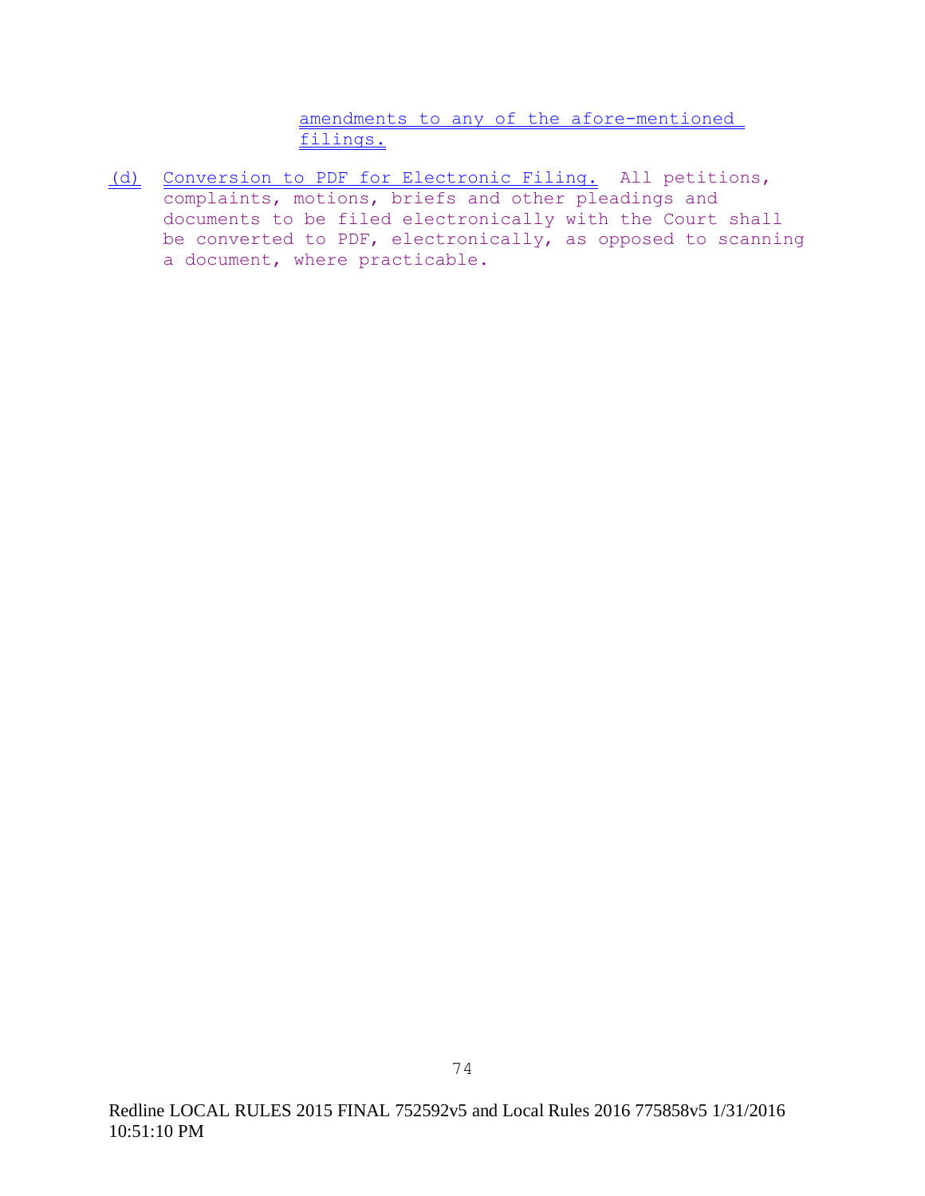amendments to any of the afore-mentioned filings.

(d) Conversion to PDF for Electronic Filing. All petitions, complaints, motions, briefs and other pleadings and documents to be filed electronically with the Court shall be converted to PDF, electronically, as opposed to scanning a document, where practicable.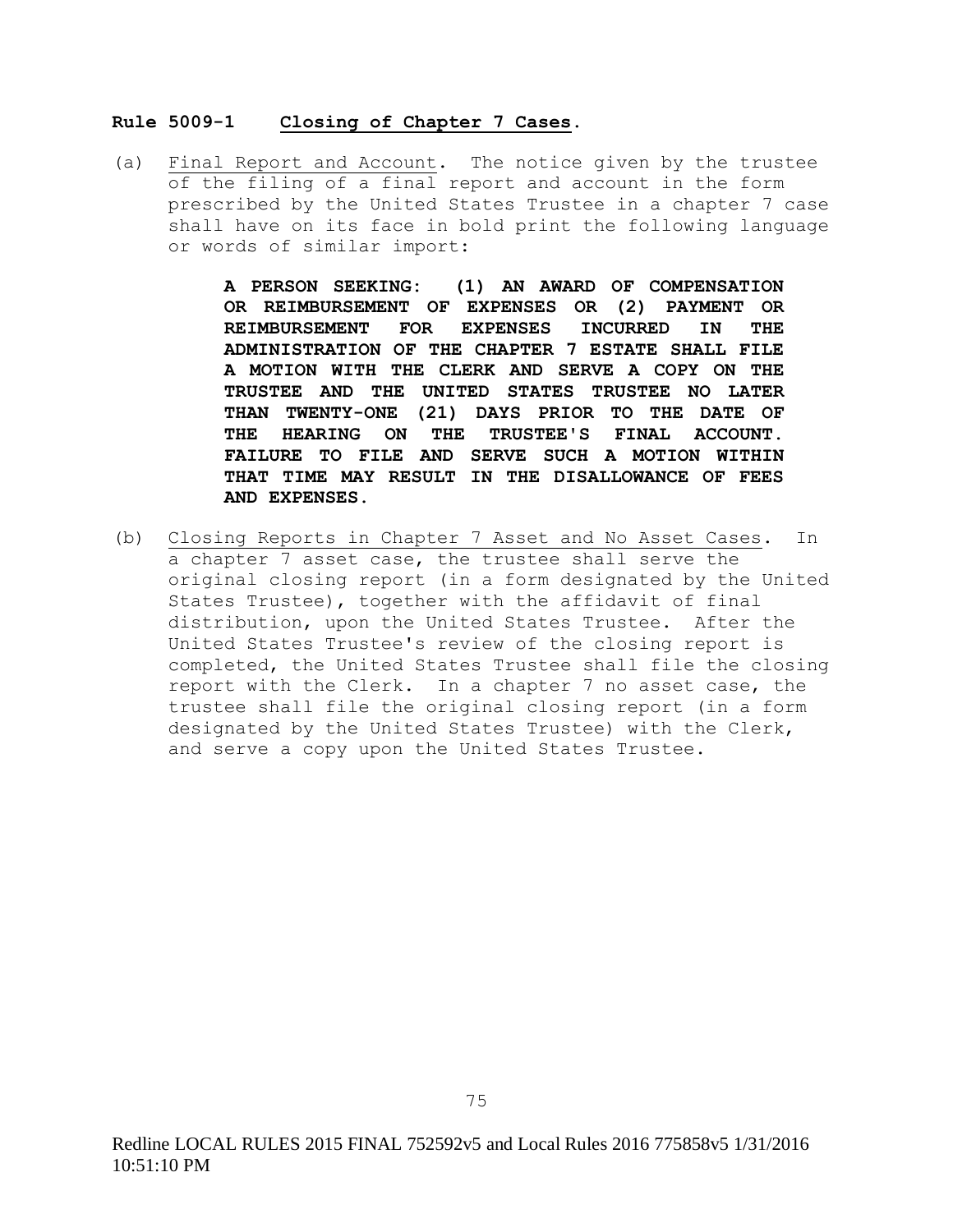## **Rule 5009-1 Closing of Chapter 7 Cases.**

(a) Final Report and Account. The notice given by the trustee of the filing of a final report and account in the form prescribed by the United States Trustee in a chapter 7 case shall have on its face in bold print the following language or words of similar import:

> **A PERSON SEEKING: (1) AN AWARD OF COMPENSATION OR REIMBURSEMENT OF EXPENSES OR (2) PAYMENT OR REIMBURSEMENT FOR EXPENSES INCURRED IN THE ADMINISTRATION OF THE CHAPTER 7 ESTATE SHALL FILE A MOTION WITH THE CLERK AND SERVE A COPY ON THE TRUSTEE AND THE UNITED STATES TRUSTEE NO LATER THAN TWENTY-ONE (21) DAYS PRIOR TO THE DATE OF THE HEARING ON THE TRUSTEE'S FINAL ACCOUNT. FAILURE TO FILE AND SERVE SUCH A MOTION WITHIN THAT TIME MAY RESULT IN THE DISALLOWANCE OF FEES AND EXPENSES.**

(b) Closing Reports in Chapter 7 Asset and No Asset Cases. In a chapter 7 asset case, the trustee shall serve the original closing report (in a form designated by the United States Trustee), together with the affidavit of final distribution, upon the United States Trustee. After the United States Trustee's review of the closing report is completed, the United States Trustee shall file the closing report with the Clerk. In a chapter 7 no asset case, the trustee shall file the original closing report (in a form designated by the United States Trustee) with the Clerk, and serve a copy upon the United States Trustee.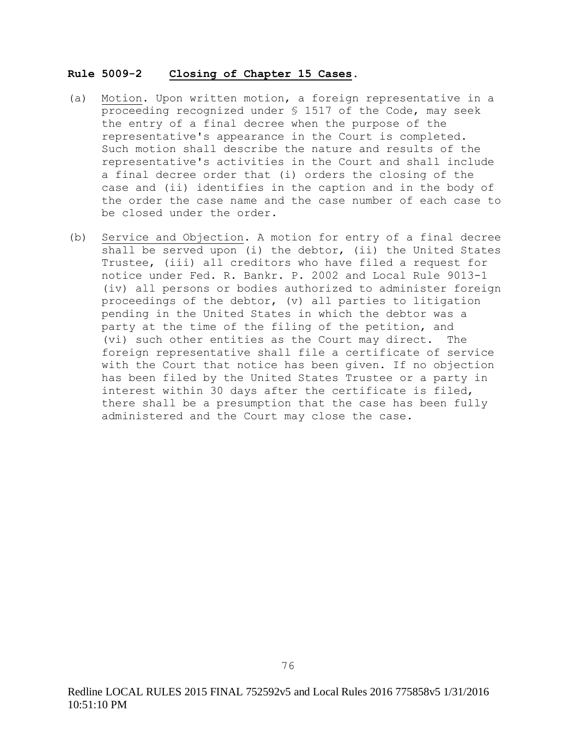**Rule 5009-2 Closing of Chapter 15 Cases.**

(a) Motion. Upon written motion, a foreign representative in a proceeding recognized under § 1517 of the Code, may seek the entry of a final decree when the purpose of the representative's appearance in the Court is completed. Such motion shall describe the nature and results of the representative's activities in the Court and shall include a final decree order that (i) orders the closing of the case and (ii) identifies in the caption and in the body of the order the case name and the case number of each case to be closed under the order.

(b) Service and Objection. A motion for entry of a final decree shall be served upon (i) the debtor, (ii) the United States Trustee, (iii) all creditors who have filed a request for notice under Fed. R. Bankr. P. 2002 and Local Rule 9013-1 (iv) all persons or bodies authorized to administer foreign proceedings of the debtor, (v) all parties to litigation pending in the United States in which the debtor was a party at the time of the filing of the petition, and (vi) such other entities as the Court may direct. The foreign representative shall file a certificate of service with the Court that notice has been given. If no objection has been filed by the United States Trustee or a party in interest within 30 days after the certificate is filed, there shall be a presumption that the case has been fully administered and the Court may close the case.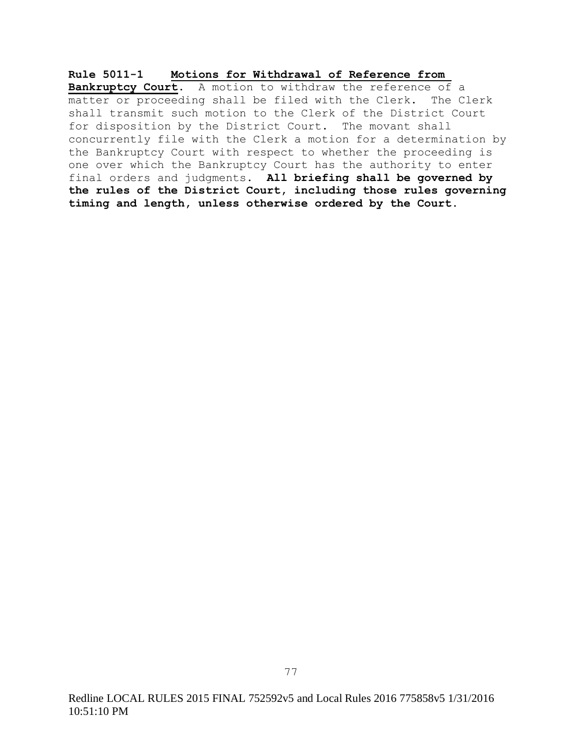**Rule 5011-1 Motions for Withdrawal of Reference from Bankruptcy Court.** A motion to withdraw the reference of a matter or proceeding shall be filed with the Clerk. The Clerk shall transmit such motion to the Clerk of the District Court for disposition by the District Court. The movant shall concurrently file with the Clerk a motion for a determination by the Bankruptcy Court with respect to whether the proceeding is one over which the Bankruptcy Court has the authority to enter final orders and judgments. **All briefing shall be governed by the rules of the District Court, including those rules governing timing and length, unless otherwise ordered by the Court.**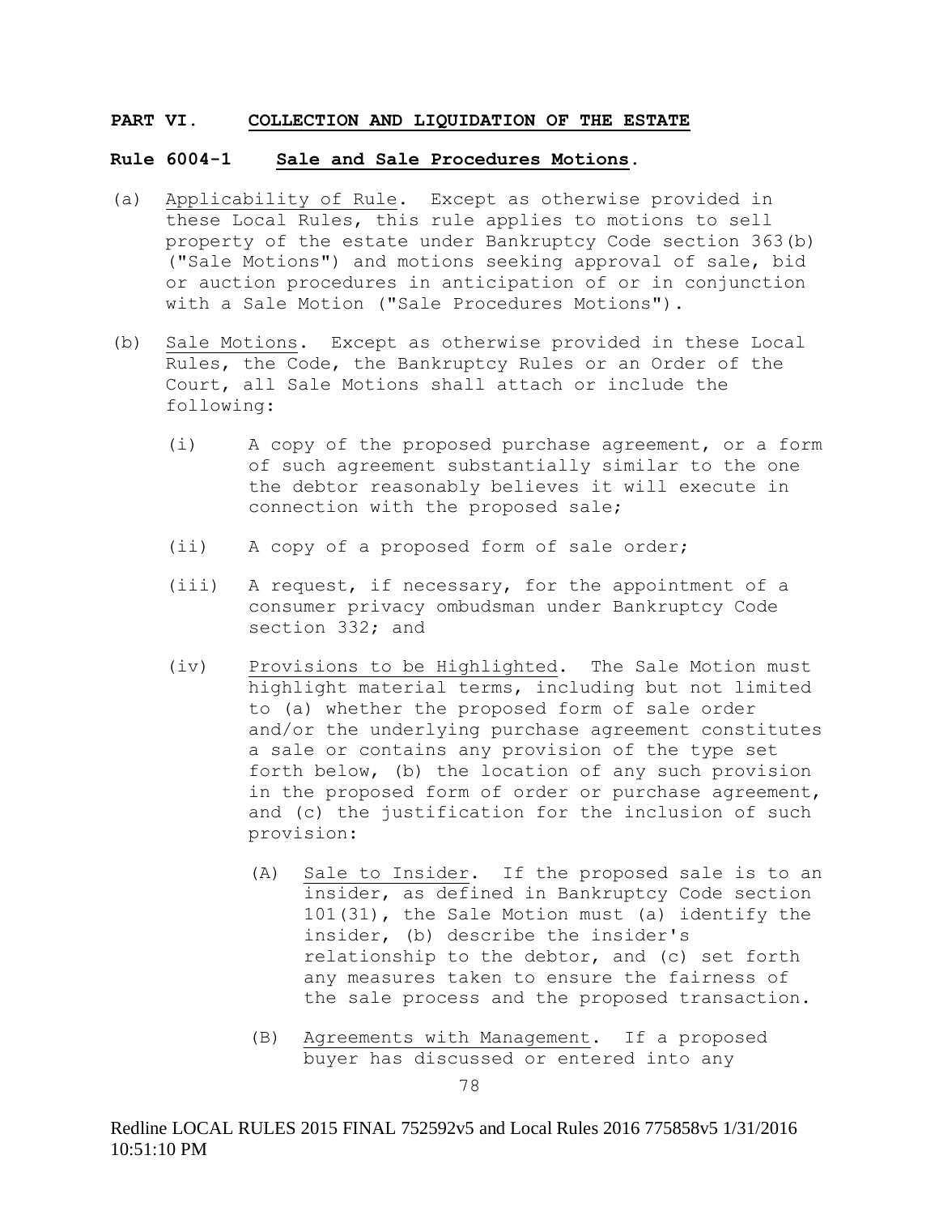## PART VI. COLLECTION AND LIQUIDATION OF THE ESTATE

### Rule 6004-1 Sale and Sale Procedures Motions.

(a) Applicability of Rule. Except as otherwise provided in these Local Rules, this rule applies to motions to sell property of the estate under Bankruptcy Code section 363(b) ("Sale Motions") and motions seeking approval of sale, bid or auction procedures in anticipation of or in conjunction with a Sale Motion ("Sale Procedures Motions").

(b) Sale Motions. Except as otherwise provided in these Local Rules, the Code, the Bankruptcy Rules or an Order of the Court, all Sale Motions shall attach or include the following:

- (i) A copy of the proposed purchase agreement, or a form of such agreement substantially similar to the one the debtor reasonably believes it will execute in connection with the proposed sale;

- (ii) A copy of a proposed form of sale order;

- (iii) A request, if necessary, for the appointment of a consumer privacy ombudsman under Bankruptcy Code section 332; and

- (iv) Provisions to be Highlighted. The Sale Motion must highlight material terms, including but not limited to (a) whether the proposed form of sale order and/or the underlying purchase agreement constitutes a sale or contains any provision of the type set forth below, (b) the location of any such provision in the proposed form of order or purchase agreement, and (c) the justification for the inclusion of such provision:

  - (A) Sale to Insider. If the proposed sale is to an insider, as defined in Bankruptcy Code section 101(31), the Sale Motion must (a) identify the insider, (b) describe the insider's relationship to the debtor, and (c) set forth any measures taken to ensure the fairness of the sale process and the proposed transaction.

  - (B) Agreements with Management. If a proposed buyer has discussed or entered into any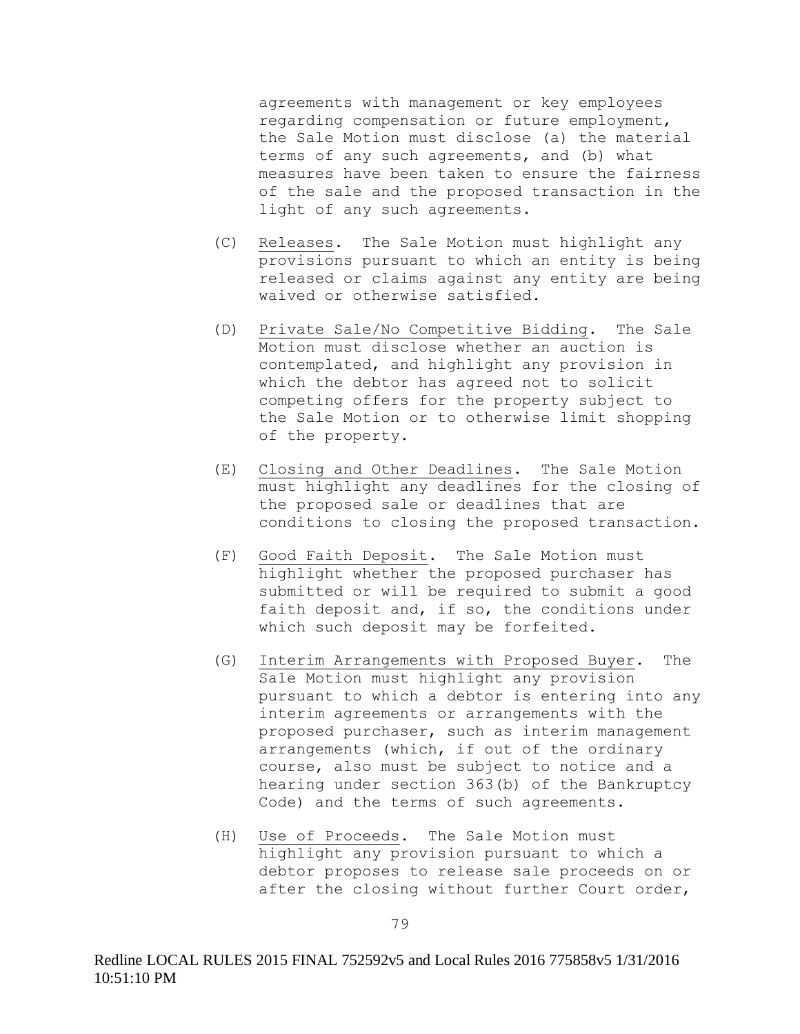agreements with management or key employees regarding compensation or future employment, the Sale Motion must disclose (a) the material terms of any such agreements, and (b) what measures have been taken to ensure the fairness of the sale and the proposed transaction in the light of any such agreements.

(C) Releases. The Sale Motion must highlight any provisions pursuant to which an entity is being released or claims against any entity are being waived or otherwise satisfied.

(D) Private Sale/No Competitive Bidding. The Sale Motion must disclose whether an auction is contemplated, and highlight any provision in which the debtor has agreed not to solicit competing offers for the property subject to the Sale Motion or to otherwise limit shopping of the property.

(E) Closing and Other Deadlines. The Sale Motion must highlight any deadlines for the closing of the proposed sale or deadlines that are conditions to closing the proposed transaction.

(F) Good Faith Deposit. The Sale Motion must highlight whether the proposed purchaser has submitted or will be required to submit a good faith deposit and, if so, the conditions under which such deposit may be forfeited.

(G) Interim Arrangements with Proposed Buyer. The Sale Motion must highlight any provision pursuant to which a debtor is entering into any interim agreements or arrangements with the proposed purchaser, such as interim management arrangements (which, if out of the ordinary course, also must be subject to notice and a hearing under section 363(b) of the Bankruptcy Code) and the terms of such agreements.

(H) Use of Proceeds. The Sale Motion must highlight any provision pursuant to which a debtor proposes to release sale proceeds on or after the closing without further Court order,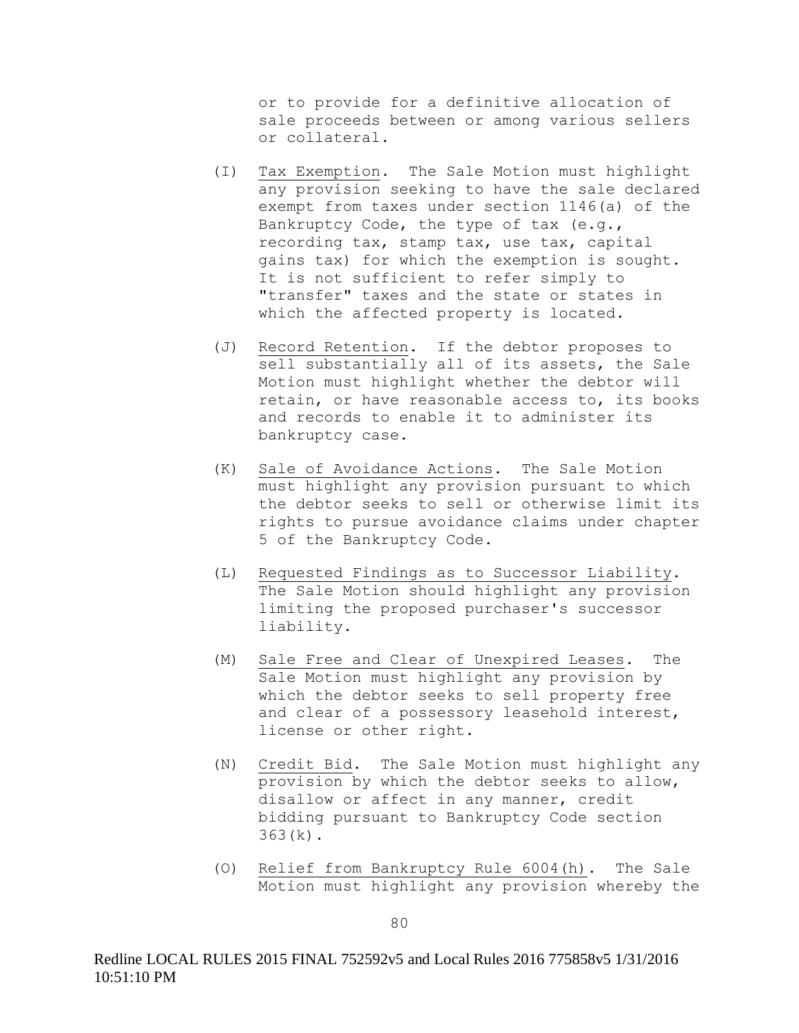or to provide for a definitive allocation of sale proceeds between or among various sellers or collateral.

(I) Tax Exemption. The Sale Motion must highlight any provision seeking to have the sale declared exempt from taxes under section 1146(a) of the Bankruptcy Code, the type of tax (e.g., recording tax, stamp tax, use tax, capital gains tax) for which the exemption is sought. It is not sufficient to refer simply to "transfer" taxes and the state or states in which the affected property is located.

(J) Record Retention. If the debtor proposes to sell substantially all of its assets, the Sale Motion must highlight whether the debtor will retain, or have reasonable access to, its books and records to enable it to administer its bankruptcy case.

(K) Sale of Avoidance Actions. The Sale Motion must highlight any provision pursuant to which the debtor seeks to sell or otherwise limit its rights to pursue avoidance claims under chapter 5 of the Bankruptcy Code.

(L) Requested Findings as to Successor Liability. The Sale Motion should highlight any provision limiting the proposed purchaser's successor liability.

(M) Sale Free and Clear of Unexpired Leases. The Sale Motion must highlight any provision by which the debtor seeks to sell property free and clear of a possessory leasehold interest, license or other right.

(N) Credit Bid. The Sale Motion must highlight any provision by which the debtor seeks to allow, disallow or affect in any manner, credit bidding pursuant to Bankruptcy Code section 363(k).

(O) Relief from Bankruptcy Rule 6004(h). The Sale Motion must highlight any provision whereby the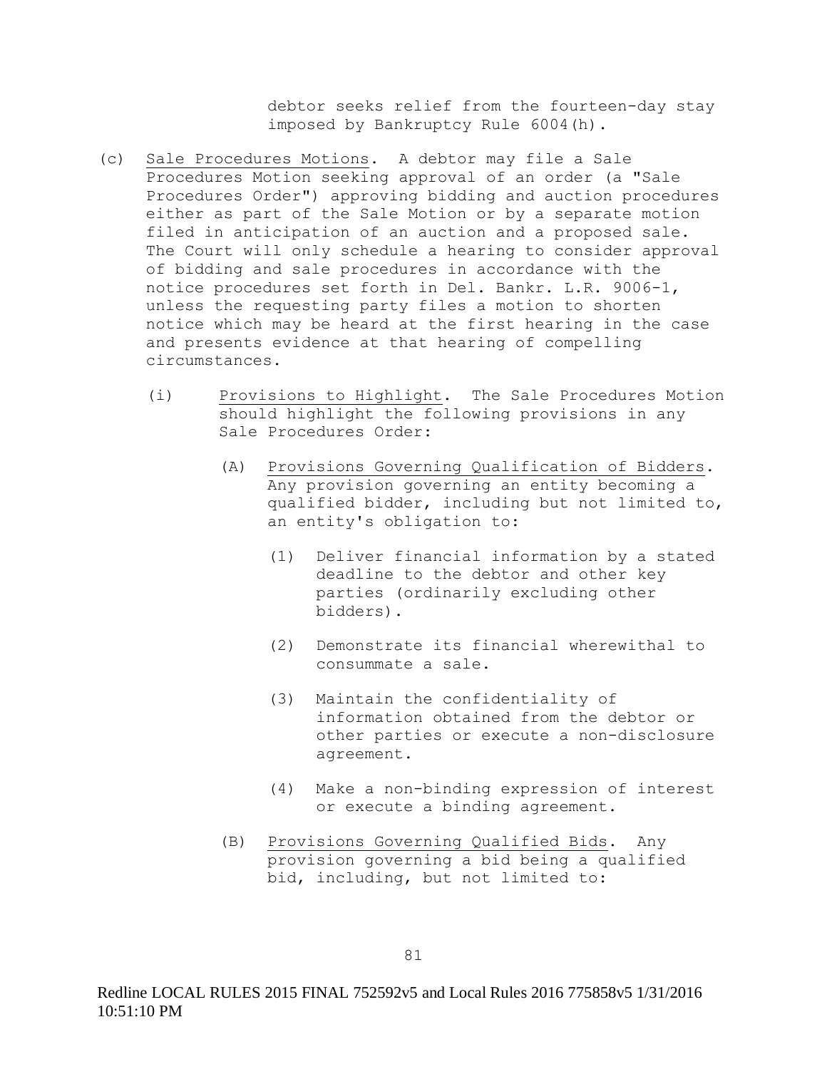debtor seeks relief from the fourteen-day stay imposed by Bankruptcy Rule 6004(h).

(c) Sale Procedures Motions. A debtor may file a Sale Procedures Motion seeking approval of an order (a "Sale Procedures Order") approving bidding and auction procedures either as part of the Sale Motion or by a separate motion filed in anticipation of an auction and a proposed sale. The Court will only schedule a hearing to consider approval of bidding and sale procedures in accordance with the notice procedures set forth in Del. Bankr. L.R. 9006-1, unless the requesting party files a motion to shorten notice which may be heard at the first hearing in the case and presents evidence at that hearing of compelling circumstances.

- (i) Provisions to Highlight. The Sale Procedures Motion should highlight the following provisions in any Sale Procedures Order:
  - (A) Provisions Governing Qualification of Bidders. Any provision governing an entity becoming a qualified bidder, including but not limited to, an entity's obligation to:
    - (1) Deliver financial information by a stated deadline to the debtor and other key parties (ordinarily excluding other bidders).
    - (2) Demonstrate its financial wherewithal to consummate a sale.
    - (3) Maintain the confidentiality of information obtained from the debtor or other parties or execute a non-disclosure agreement.
    - (4) Make a non-binding expression of interest or execute a binding agreement.
  - (B) Provisions Governing Qualified Bids. Any provision governing a bid being a qualified bid, including, but not limited to: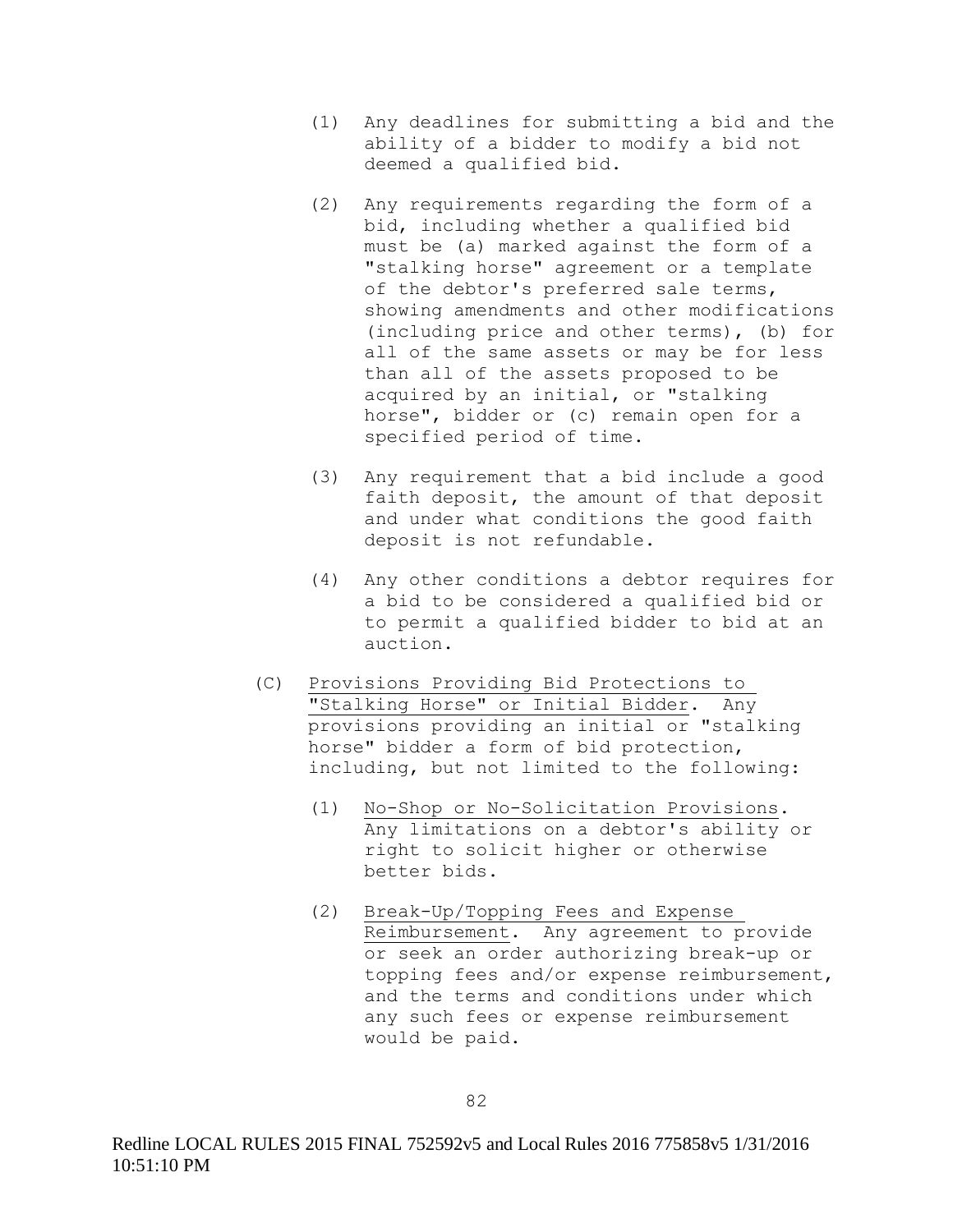(1) Any deadlines for submitting a bid and the ability of a bidder to modify a bid not deemed a qualified bid.

(2) Any requirements regarding the form of a bid, including whether a qualified bid must be (a) marked against the form of a "stalking horse" agreement or a template of the debtor's preferred sale terms, showing amendments and other modifications (including price and other terms), (b) for all of the same assets or may be for less than all of the assets proposed to be acquired by an initial, or "stalking horse", bidder or (c) remain open for a specified period of time.

(3) Any requirement that a bid include a good faith deposit, the amount of that deposit and under what conditions the good faith deposit is not refundable.

(4) Any other conditions a debtor requires for a bid to be considered a qualified bid or to permit a qualified bidder to bid at an auction.

(C) Provisions Providing Bid Protections to "Stalking Horse" or Initial Bidder. Any provisions providing an initial or "stalking horse" bidder a form of bid protection, including, but not limited to the following:

(1) No-Shop or No-Solicitation Provisions. Any limitations on a debtor's ability or right to solicit higher or otherwise better bids.

(2) Break-Up/Topping Fees and Expense Reimbursement. Any agreement to provide or seek an order authorizing break-up or topping fees and/or expense reimbursement, and the terms and conditions under which any such fees or expense reimbursement would be paid.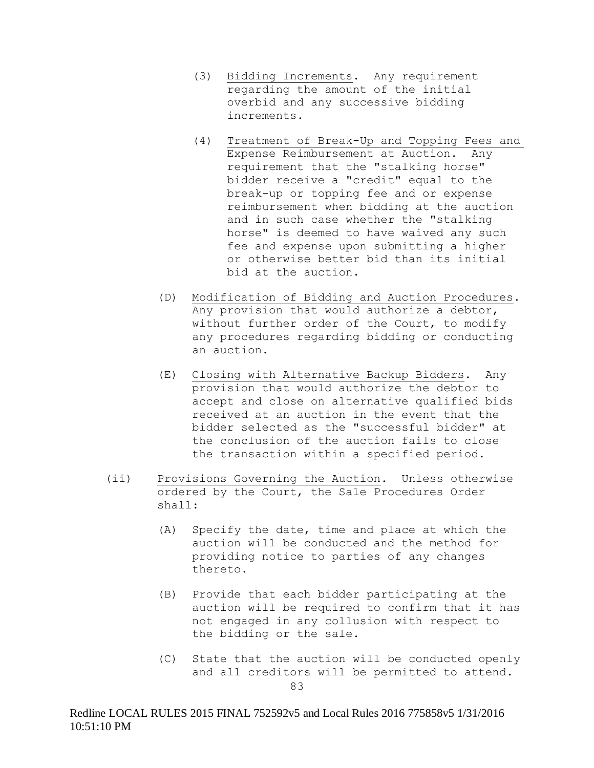(3) <u>Bidding Increments</u>. Any requirement regarding the amount of the initial overbid and any successive bidding increments.

(4) <u>Treatment of Break-Up and Topping Fees and Expense Reimbursement at Auction</u>. Any requirement that the "stalking horse" bidder receive a "credit" equal to the break-up or topping fee and or expense reimbursement when bidding at the auction and in such case whether the "stalking horse" is deemed to have waived any such fee and expense upon submitting a higher or otherwise better bid than its initial bid at the auction.

(D) <u>Modification of Bidding and Auction Procedures</u>. Any provision that would authorize a debtor, without further order of the Court, to modify any procedures regarding bidding or conducting an auction.

(E) <u>Closing with Alternative Backup Bidders</u>. Any provision that would authorize the debtor to accept and close on alternative qualified bids received at an auction in the event that the bidder selected as the "successful bidder" at the conclusion of the auction fails to close the transaction within a specified period.

(ii) <u>Provisions Governing the Auction</u>. Unless otherwise ordered by the Court, the Sale Procedures Order shall:

(A) Specify the date, time and place at which the auction will be conducted and the method for providing notice to parties of any changes thereto.

(B) Provide that each bidder participating at the auction will be required to confirm that it has not engaged in any collusion with respect to the bidding or the sale.

(C) State that the auction will be conducted openly and all creditors will be permitted to attend.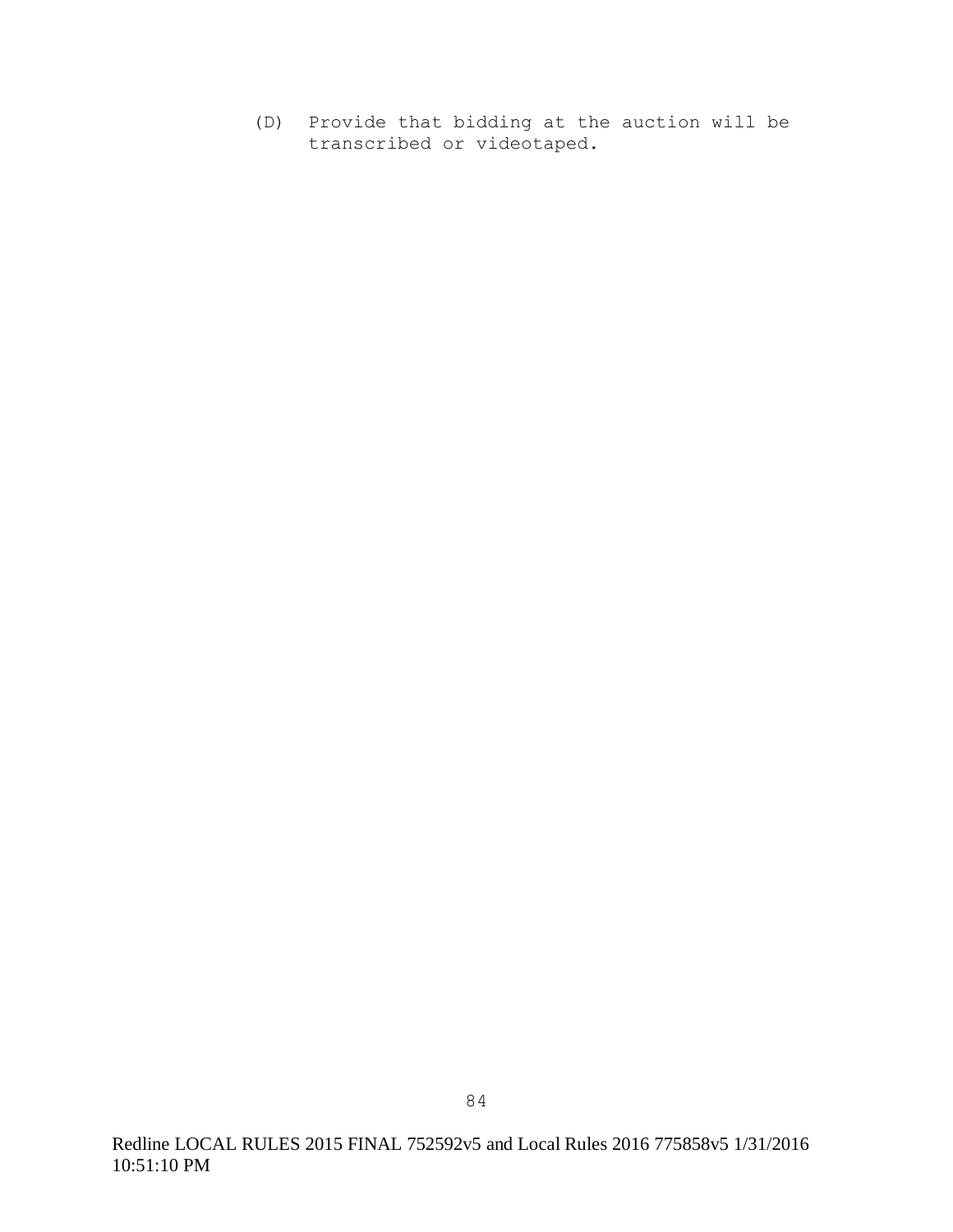(D) Provide that bidding at the auction will be transcribed or videotaped.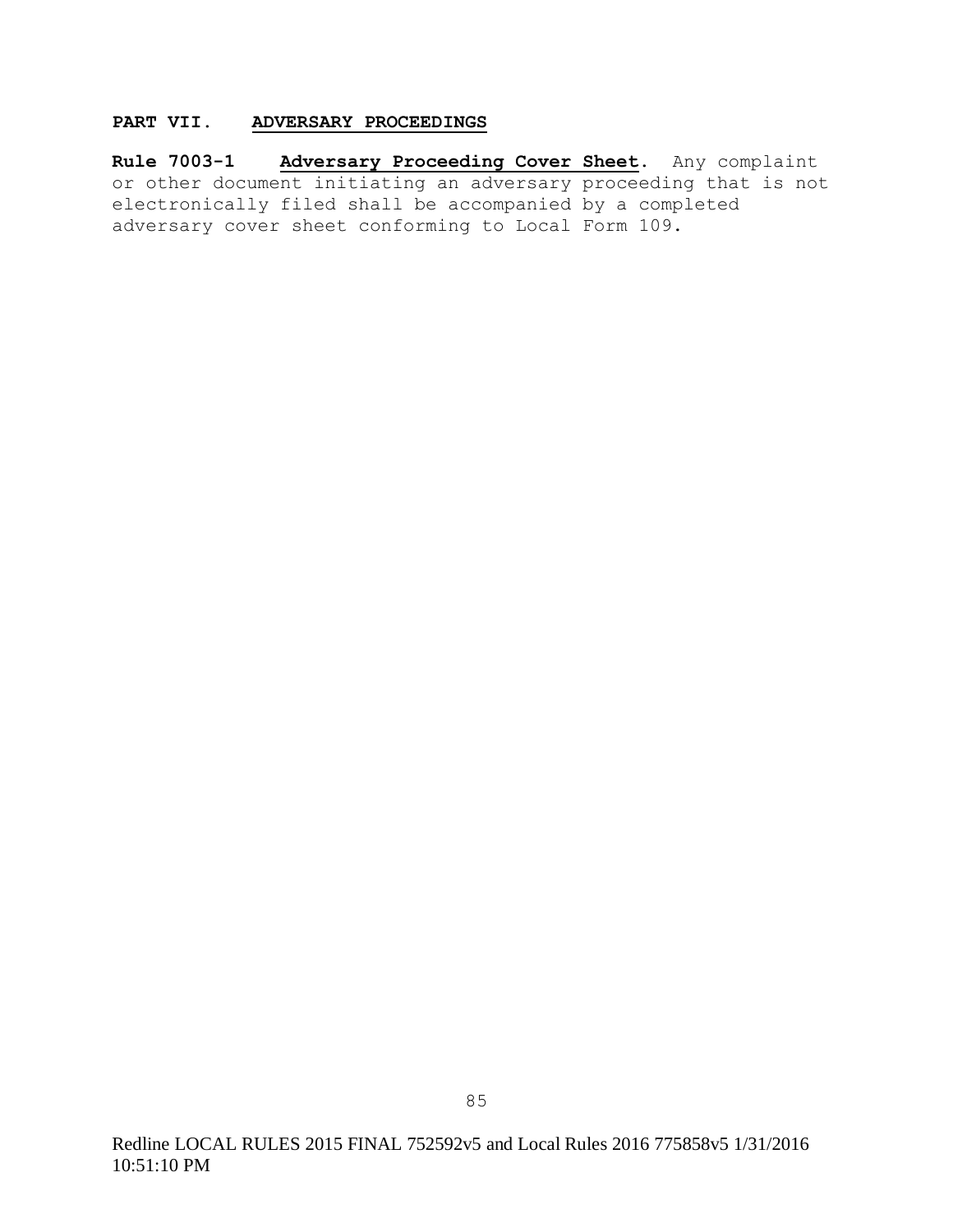## PART VII. ADVERSARY PROCEEDINGS

**Rule 7003-1 Adversary Proceeding Cover Sheet.** Any complaint or other document initiating an adversary proceeding that is not electronically filed shall be accompanied by a completed adversary cover sheet conforming to Local Form 109.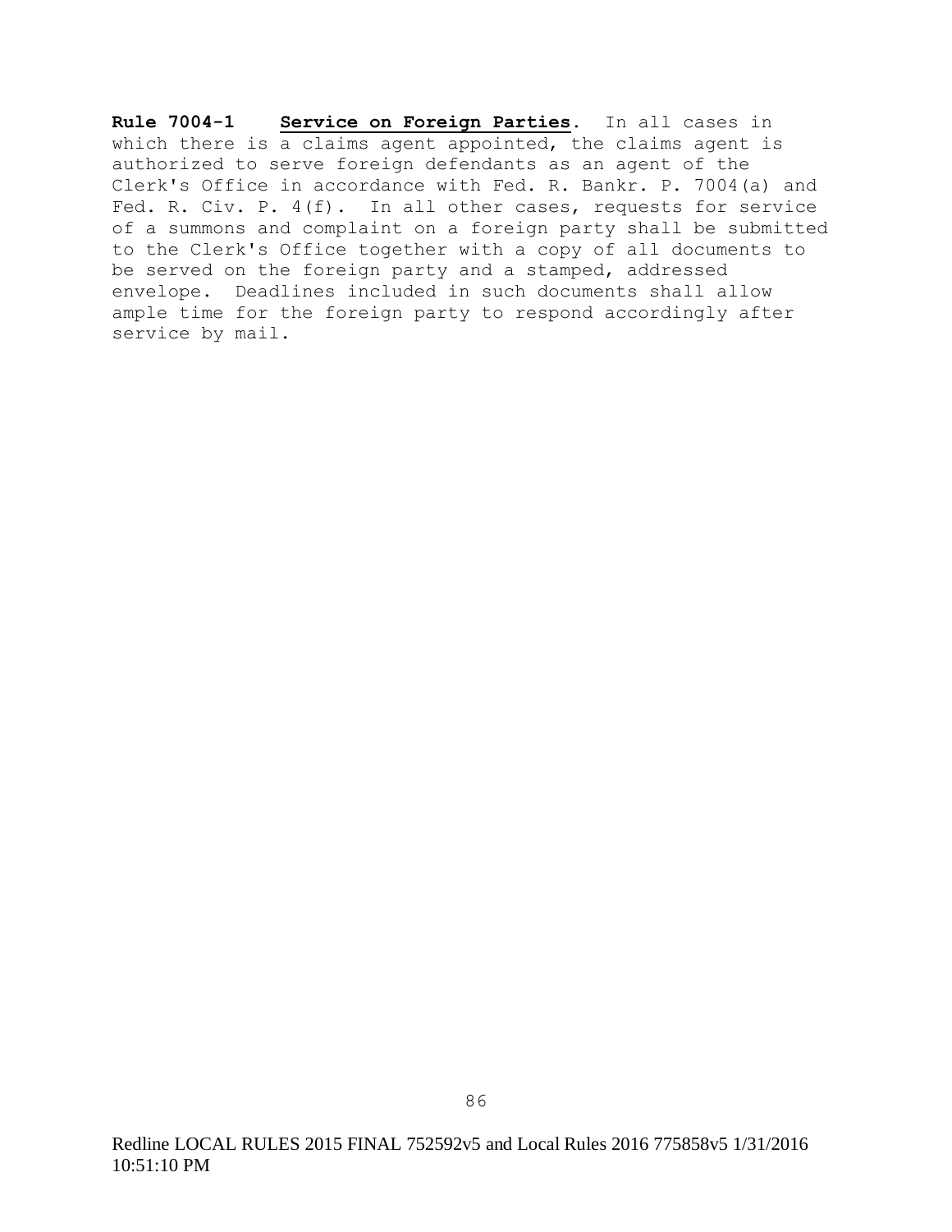**Rule 7004-1** **Service on Foreign Parties**. In all cases in which there is a claims agent appointed, the claims agent is authorized to serve foreign defendants as an agent of the Clerk's Office in accordance with Fed. R. Bankr. P. 7004(a) and Fed. R. Civ. P. 4(f). In all other cases, requests for service of a summons and complaint on a foreign party shall be submitted to the Clerk's Office together with a copy of all documents to be served on the foreign party and a stamped, addressed envelope. Deadlines included in such documents shall allow ample time for the foreign party to respond accordingly after service by mail.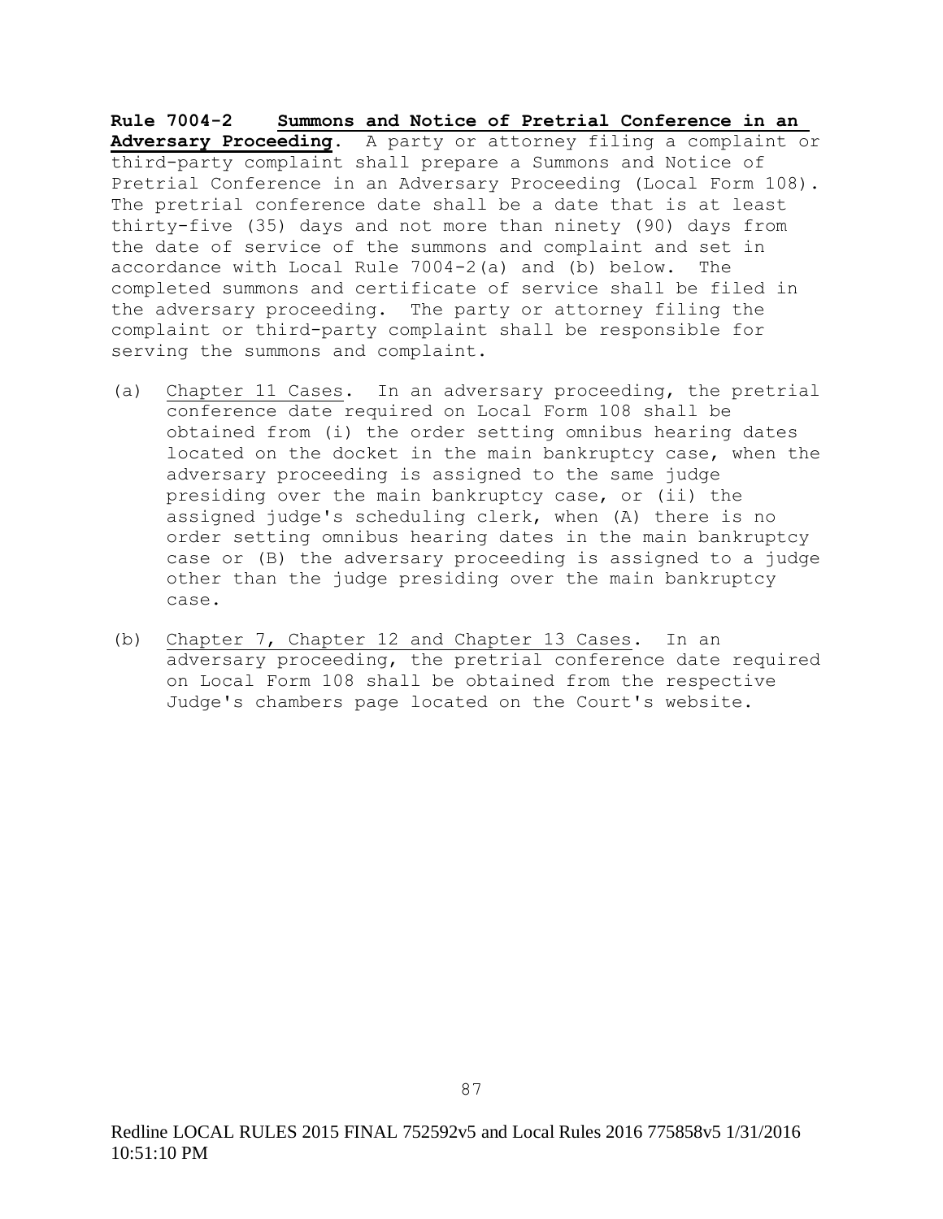**Rule 7004-2 Summons and Notice of Pretrial Conference in an Adversary Proceeding**. A party or attorney filing a complaint or third-party complaint shall prepare a Summons and Notice of Pretrial Conference in an Adversary Proceeding (Local Form 108). The pretrial conference date shall be a date that is at least thirty-five (35) days and not more than ninety (90) days from the date of service of the summons and complaint and set in accordance with Local Rule 7004-2(a) and (b) below. The completed summons and certificate of service shall be filed in the adversary proceeding. The party or attorney filing the complaint or third-party complaint shall be responsible for serving the summons and complaint.

(a) Chapter 11 Cases. In an adversary proceeding, the pretrial conference date required on Local Form 108 shall be obtained from (i) the order setting omnibus hearing dates located on the docket in the main bankruptcy case, when the adversary proceeding is assigned to the same judge presiding over the main bankruptcy case, or (ii) the assigned judge's scheduling clerk, when (A) there is no order setting omnibus hearing dates in the main bankruptcy case or (B) the adversary proceeding is assigned to a judge other than the judge presiding over the main bankruptcy case.

(b) Chapter 7, Chapter 12 and Chapter 13 Cases. In an adversary proceeding, the pretrial conference date required on Local Form 108 shall be obtained from the respective Judge's chambers page located on the Court's website.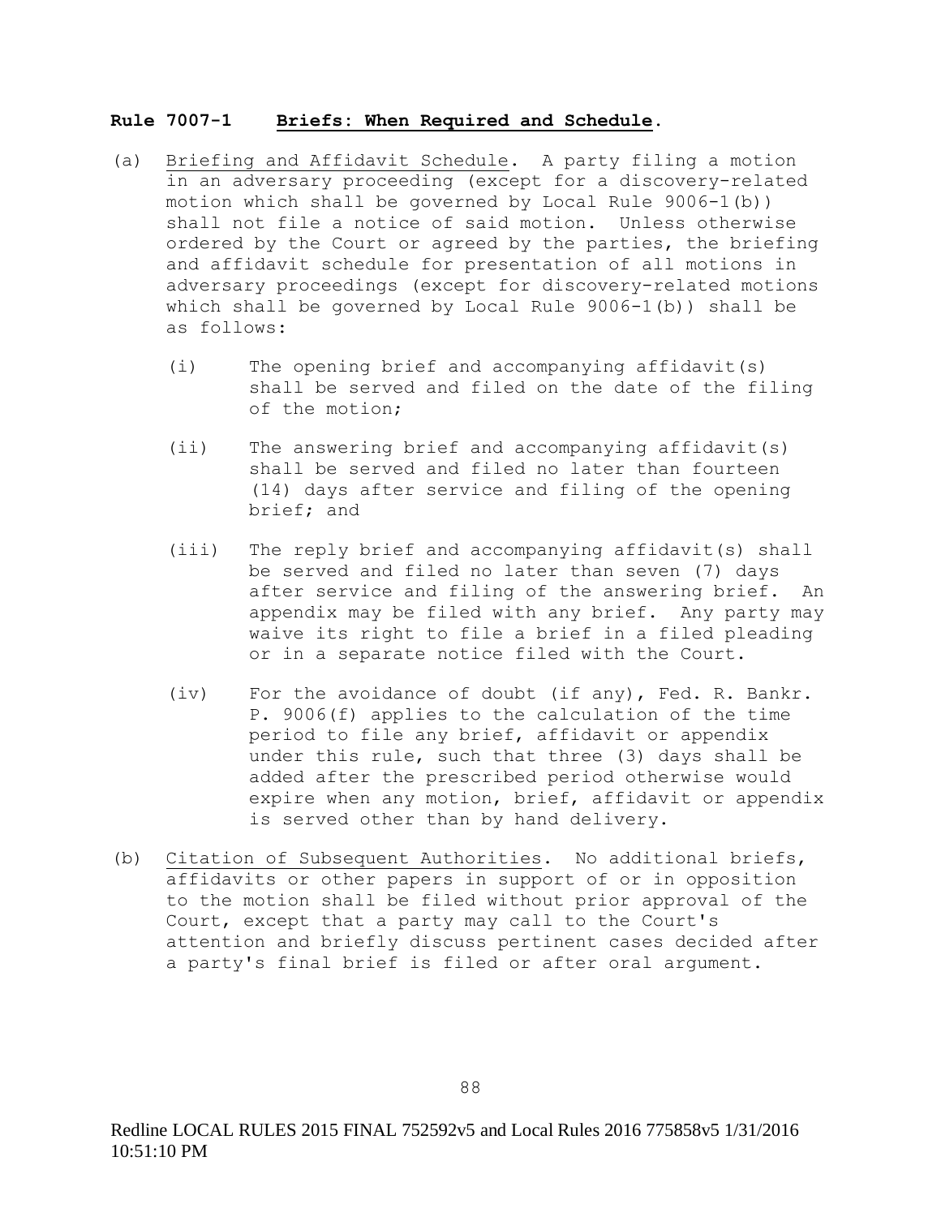### **Rule 7007-1 Briefs: When Required and Schedule.**

(a) Briefing and Affidavit Schedule. A party filing a motion in an adversary proceeding (except for a discovery-related motion which shall be governed by Local Rule 9006-1(b)) shall not file a notice of said motion. Unless otherwise ordered by the Court or agreed by the parties, the briefing and affidavit schedule for presentation of all motions in adversary proceedings (except for discovery-related motions which shall be governed by Local Rule 9006-1(b)) shall be as follows:

  (i) The opening brief and accompanying affidavit(s) shall be served and filed on the date of the filing of the motion;

  (ii) The answering brief and accompanying affidavit(s) shall be served and filed no later than fourteen (14) days after service and filing of the opening brief; and

  (iii) The reply brief and accompanying affidavit(s) shall be served and filed no later than seven (7) days after service and filing of the answering brief. An appendix may be filed with any brief. Any party may waive its right to file a brief in a filed pleading or in a separate notice filed with the Court.

  (iv) For the avoidance of doubt (if any), Fed. R. Bankr. P. 9006(f) applies to the calculation of the time period to file any brief, affidavit or appendix under this rule, such that three (3) days shall be added after the prescribed period otherwise would expire when any motion, brief, affidavit or appendix is served other than by hand delivery.

(b) Citation of Subsequent Authorities. No additional briefs, affidavits or other papers in support of or in opposition to the motion shall be filed without prior approval of the Court, except that a party may call to the Court's attention and briefly discuss pertinent cases decided after a party's final brief is filed or after oral argument.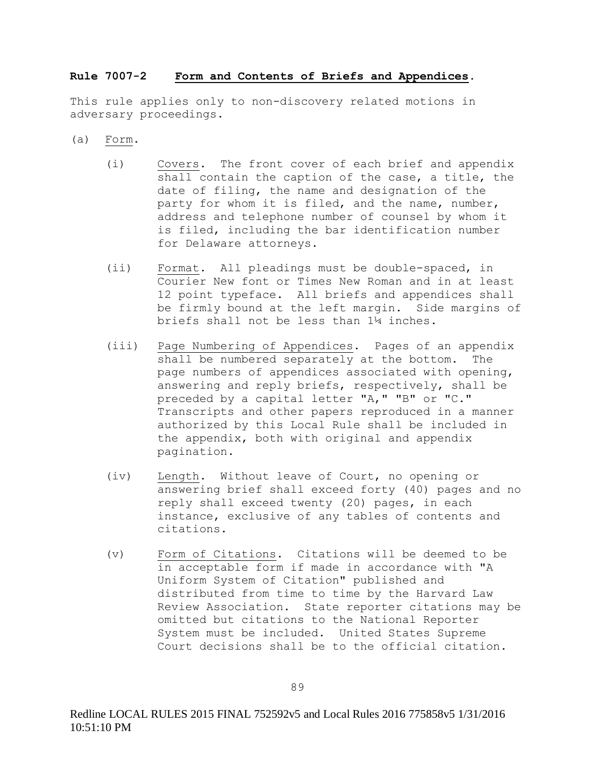**Rule 7007-2 Form and Contents of Briefs and Appendices.**

This rule applies only to non-discovery related motions in adversary proceedings.

(a) Form.

(i) Covers. The front cover of each brief and appendix shall contain the caption of the case, a title, the date of filing, the name and designation of the party for whom it is filed, and the name, number, address and telephone number of counsel by whom it is filed, including the bar identification number for Delaware attorneys.

(ii) Format. All pleadings must be double-spaced, in Courier New font or Times New Roman and in at least 12 point typeface. All briefs and appendices shall be firmly bound at the left margin. Side margins of briefs shall not be less than 1¼ inches.

(iii) Page Numbering of Appendices. Pages of an appendix shall be numbered separately at the bottom. The page numbers of appendices associated with opening, answering and reply briefs, respectively, shall be preceded by a capital letter "A," "B" or "C." Transcripts and other papers reproduced in a manner authorized by this Local Rule shall be included in the appendix, both with original and appendix pagination.

(iv) Length. Without leave of Court, no opening or answering brief shall exceed forty (40) pages and no reply shall exceed twenty (20) pages, in each instance, exclusive of any tables of contents and citations.

(v) Form of Citations. Citations will be deemed to be in acceptable form if made in accordance with "A Uniform System of Citation" published and distributed from time to time by the Harvard Law Review Association. State reporter citations may be omitted but citations to the National Reporter System must be included. United States Supreme Court decisions shall be to the official citation.

Redline LOCAL RULES 2015 FINAL 752592v5 and Local Rules 2016 775858v5 1/31/2016 10:51:10 PM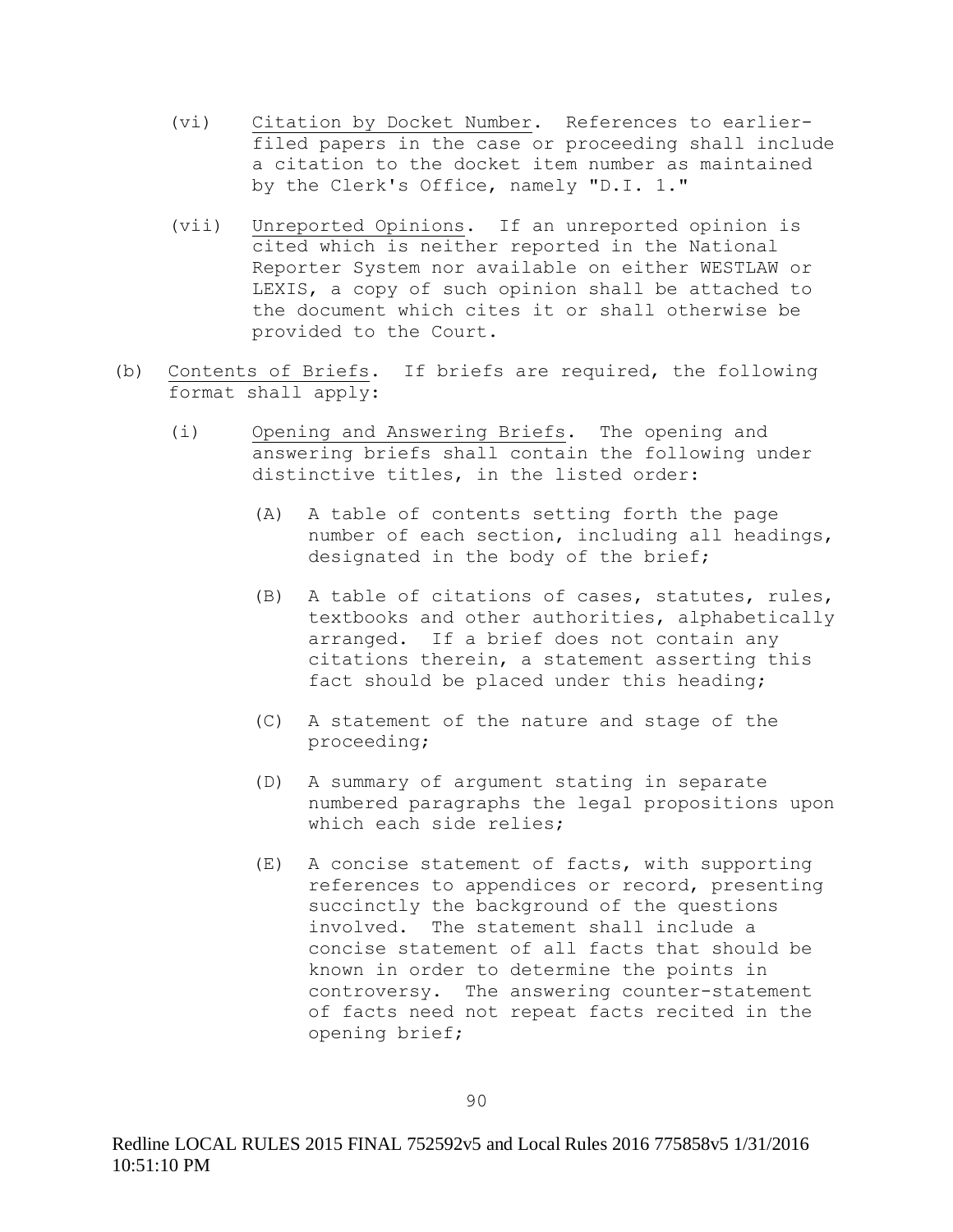(vi) <u>Citation by Docket Number</u>. References to earlier-filed papers in the case or proceeding shall include a citation to the docket item number as maintained by the Clerk's Office, namely "D.I. 1."

(vii) <u>Unreported Opinions</u>. If an unreported opinion is cited which is neither reported in the National Reporter System nor available on either WESTLAW or LEXIS, a copy of such opinion shall be attached to the document which cites it or shall otherwise be provided to the Court.

(b) <u>Contents of Briefs</u>. If briefs are required, the following format shall apply:

(i) <u>Opening and Answering Briefs</u>. The opening and answering briefs shall contain the following under distinctive titles, in the listed order:

(A) A table of contents setting forth the page number of each section, including all headings, designated in the body of the brief;

(B) A table of citations of cases, statutes, rules, textbooks and other authorities, alphabetically arranged. If a brief does not contain any citations therein, a statement asserting this fact should be placed under this heading;

(C) A statement of the nature and stage of the proceeding;

(D) A summary of argument stating in separate numbered paragraphs the legal propositions upon which each side relies;

(E) A concise statement of facts, with supporting references to appendices or record, presenting succinctly the background of the questions involved. The statement shall include a concise statement of all facts that should be known in order to determine the points in controversy. The answering counter-statement of facts need not repeat facts recited in the opening brief;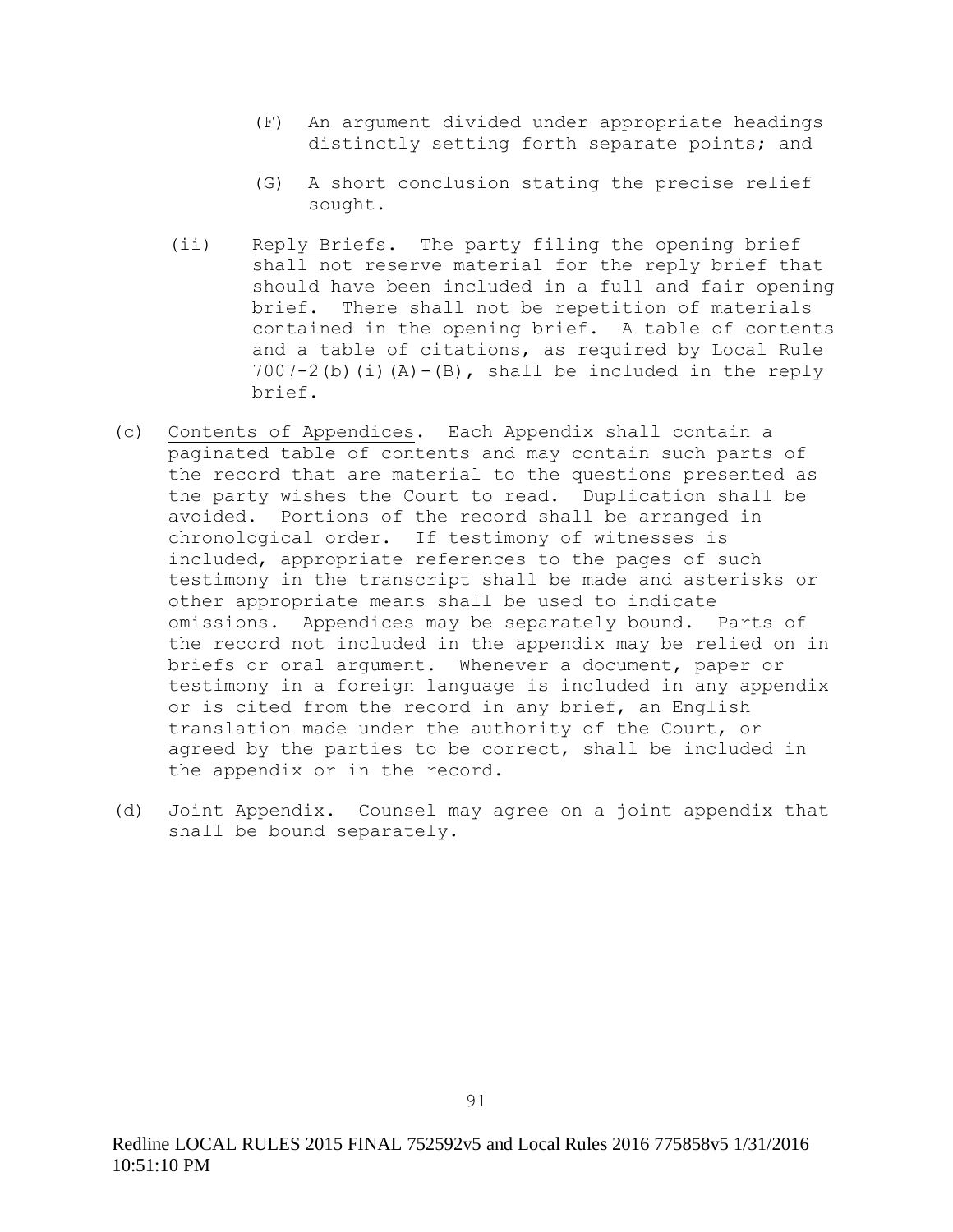(F) An argument divided under appropriate headings distinctly setting forth separate points; and

(G) A short conclusion stating the precise relief sought.

(ii) Reply Briefs. The party filing the opening brief shall not reserve material for the reply brief that should have been included in a full and fair opening brief. There shall not be repetition of materials contained in the opening brief. A table of contents and a table of citations, as required by Local Rule 7007-2(b)(i)(A)-(B), shall be included in the reply brief.

(c) Contents of Appendices. Each Appendix shall contain a paginated table of contents and may contain such parts of the record that are material to the questions presented as the party wishes the Court to read. Duplication shall be avoided. Portions of the record shall be arranged in chronological order. If testimony of witnesses is included, appropriate references to the pages of such testimony in the transcript shall be made and asterisks or other appropriate means shall be used to indicate omissions. Appendices may be separately bound. Parts of the record not included in the appendix may be relied on in briefs or oral argument. Whenever a document, paper or testimony in a foreign language is included in any appendix or is cited from the record in any brief, an English translation made under the authority of the Court, or agreed by the parties to be correct, shall be included in the appendix or in the record.

(d) Joint Appendix. Counsel may agree on a joint appendix that shall be bound separately.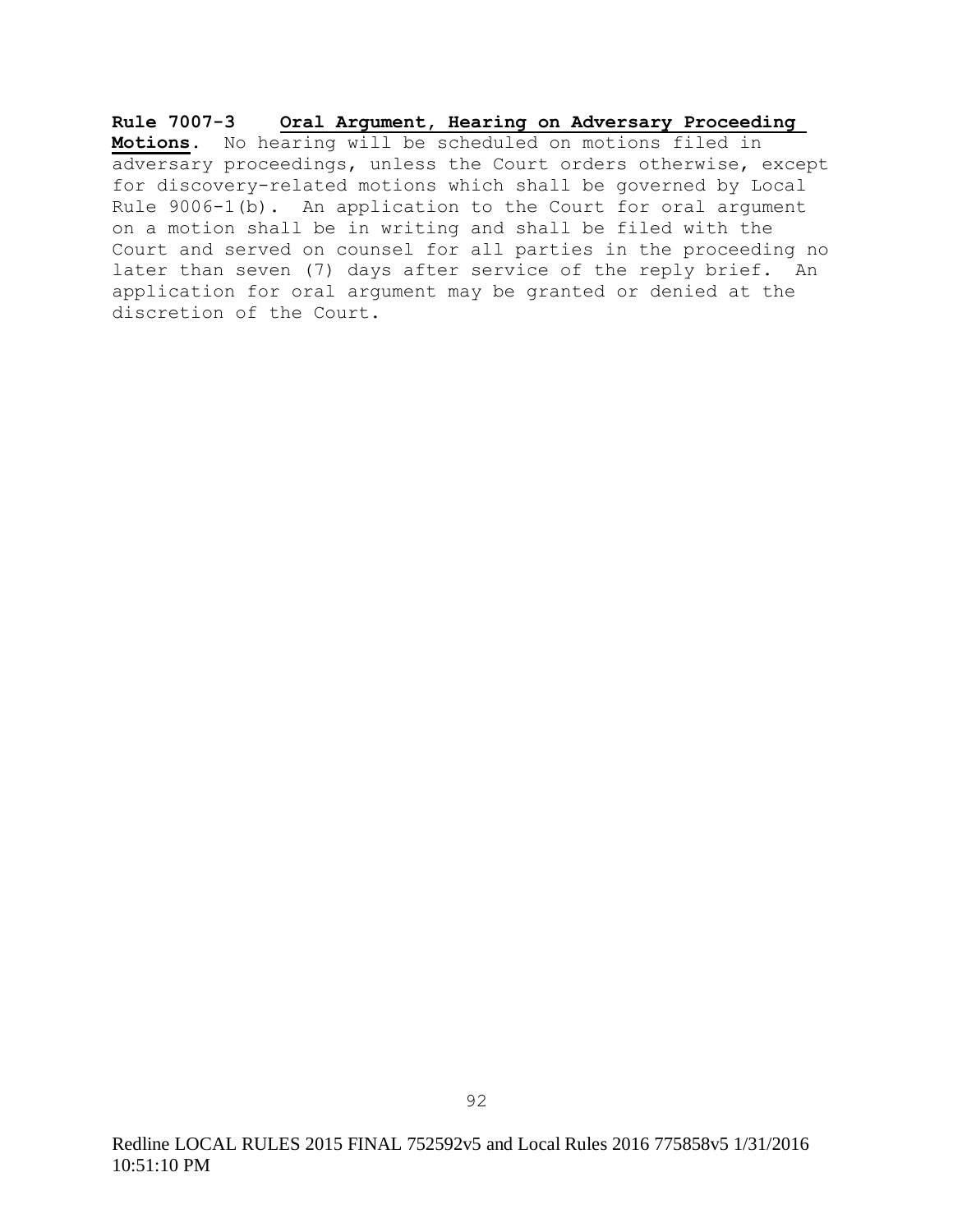**Rule 7007-3 Oral Argument, Hearing on Adversary Proceeding Motions.** No hearing will be scheduled on motions filed in adversary proceedings, unless the Court orders otherwise, except for discovery-related motions which shall be governed by Local Rule 9006-1(b). An application to the Court for oral argument on a motion shall be in writing and shall be filed with the Court and served on counsel for all parties in the proceeding no later than seven (7) days after service of the reply brief. An application for oral argument may be granted or denied at the discretion of the Court.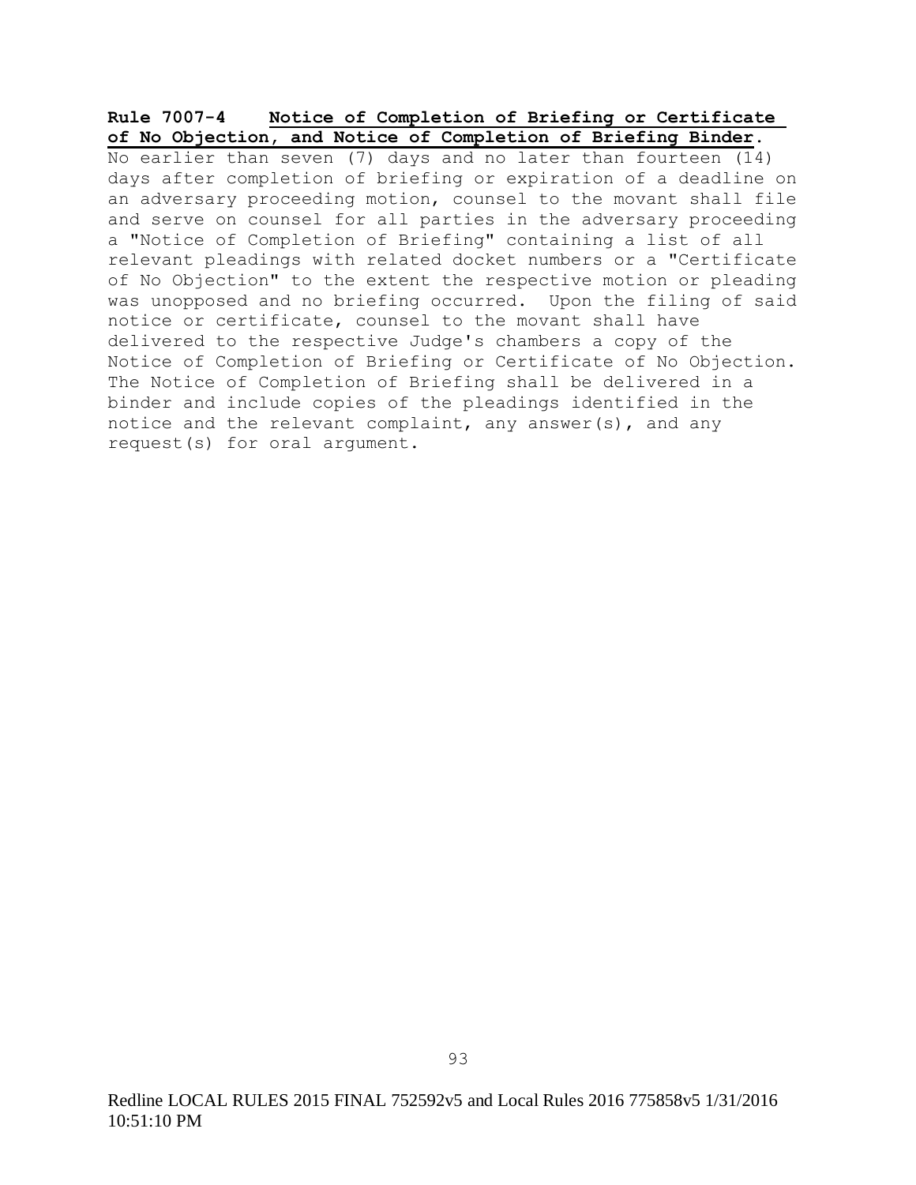**Rule 7007-4 Notice of Completion of Briefing or Certificate of No Objection, and Notice of Completion of Briefing Binder.**

No earlier than seven (7) days and no later than fourteen (14) days after completion of briefing or expiration of a deadline on an adversary proceeding motion, counsel to the movant shall file and serve on counsel for all parties in the adversary proceeding a "Notice of Completion of Briefing" containing a list of all relevant pleadings with related docket numbers or a "Certificate of No Objection" to the extent the respective motion or pleading was unopposed and no briefing occurred. Upon the filing of said notice or certificate, counsel to the movant shall have delivered to the respective Judge's chambers a copy of the Notice of Completion of Briefing or Certificate of No Objection. The Notice of Completion of Briefing shall be delivered in a binder and include copies of the pleadings identified in the notice and the relevant complaint, any answer(s), and any request(s) for oral argument.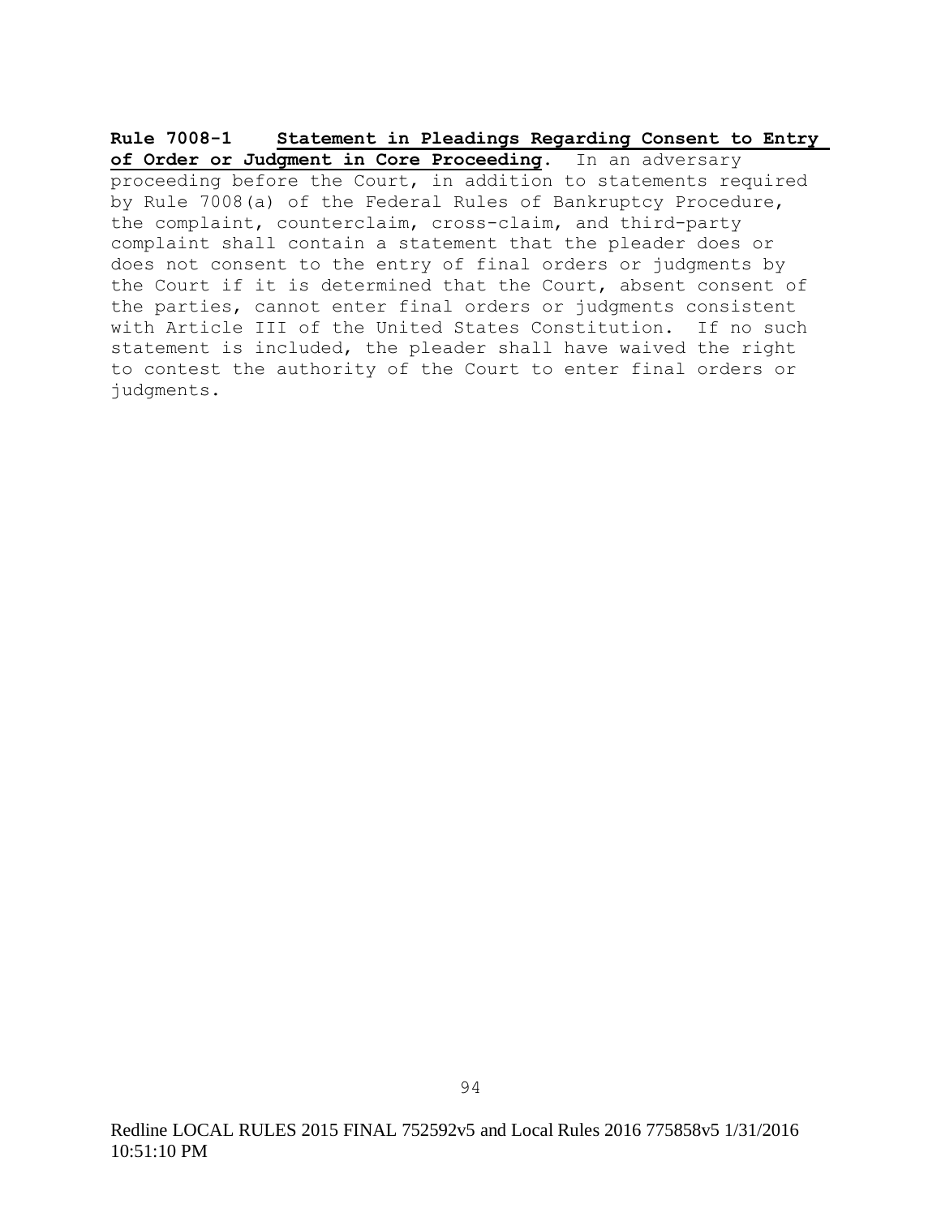**Rule 7008-1 Statement in Pleadings Regarding Consent to Entry of Order or Judgment in Core Proceeding**. In an adversary proceeding before the Court, in addition to statements required by Rule 7008(a) of the Federal Rules of Bankruptcy Procedure, the complaint, counterclaim, cross-claim, and third-party complaint shall contain a statement that the pleader does or does not consent to the entry of final orders or judgments by the Court if it is determined that the Court, absent consent of the parties, cannot enter final orders or judgments consistent with Article III of the United States Constitution. If no such statement is included, the pleader shall have waived the right to contest the authority of the Court to enter final orders or judgments.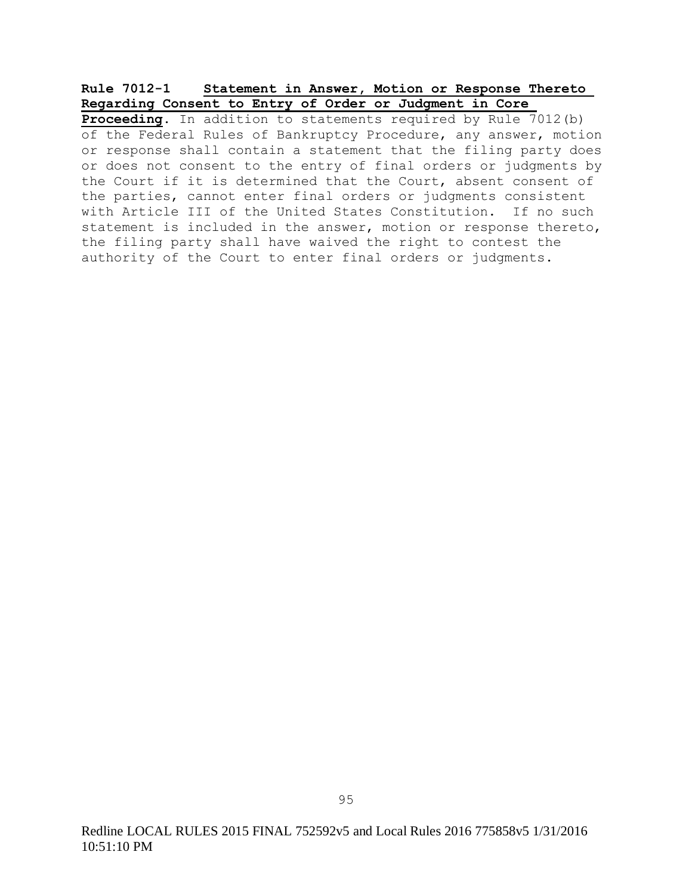**Rule 7012-1 Statement in Answer, Motion or Response Thereto Regarding Consent to Entry of Order or Judgment in Core Proceeding.** In addition to statements required by Rule 7012(b) of the Federal Rules of Bankruptcy Procedure, any answer, motion or response shall contain a statement that the filing party does or does not consent to the entry of final orders or judgments by the Court if it is determined that the Court, absent consent of the parties, cannot enter final orders or judgments consistent with Article III of the United States Constitution. If no such statement is included in the answer, motion or response thereto, the filing party shall have waived the right to contest the authority of the Court to enter final orders or judgments.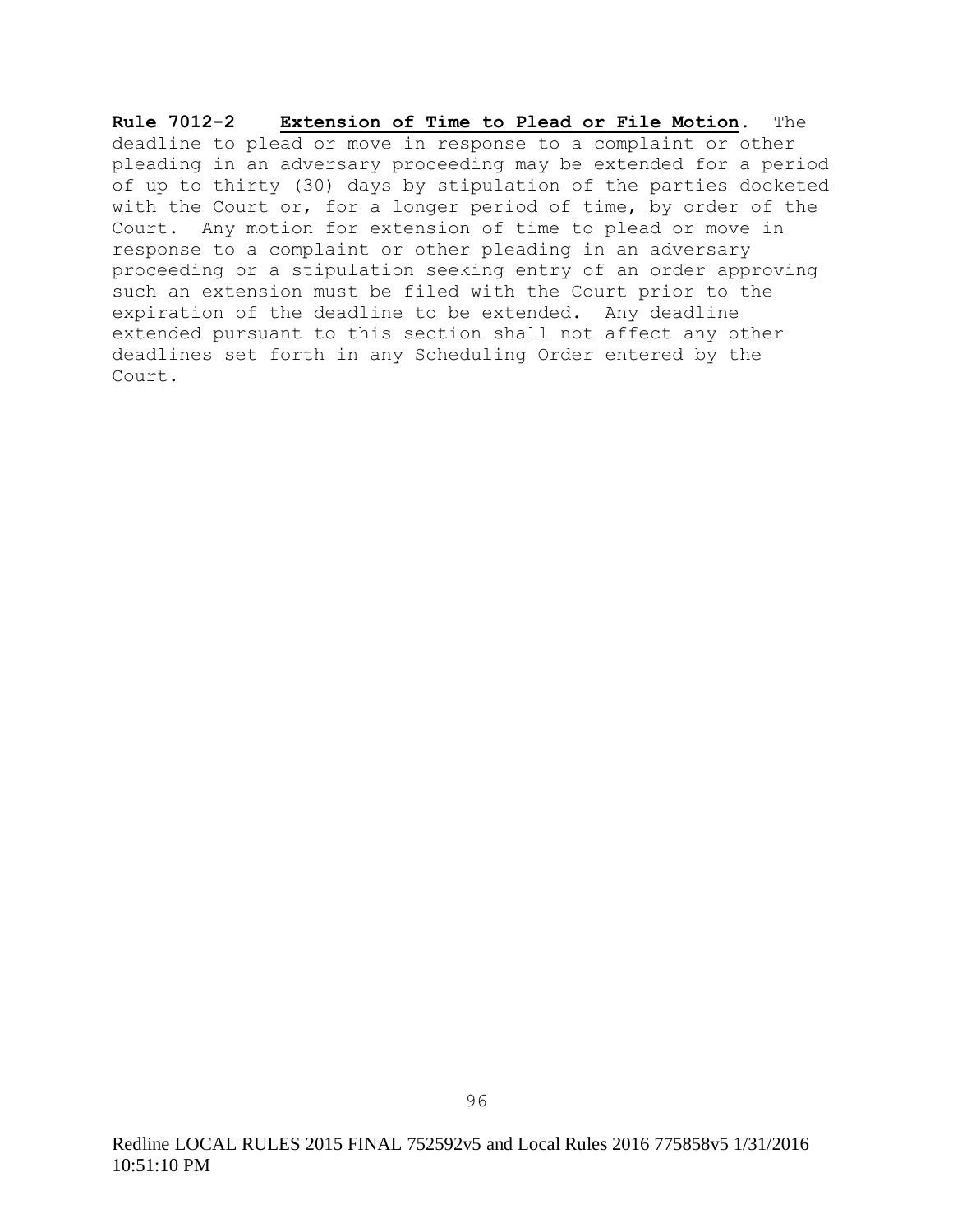**Rule 7012-2 <u>Extension of Time to Plead or File Motion</u>.** The deadline to plead or move in response to a complaint or other pleading in an adversary proceeding may be extended for a period of up to thirty (30) days by stipulation of the parties docketed with the Court or, for a longer period of time, by order of the Court. Any motion for extension of time to plead or move in response to a complaint or other pleading in an adversary proceeding or a stipulation seeking entry of an order approving such an extension must be filed with the Court prior to the expiration of the deadline to be extended. Any deadline extended pursuant to this section shall not affect any other deadlines set forth in any Scheduling Order entered by the Court.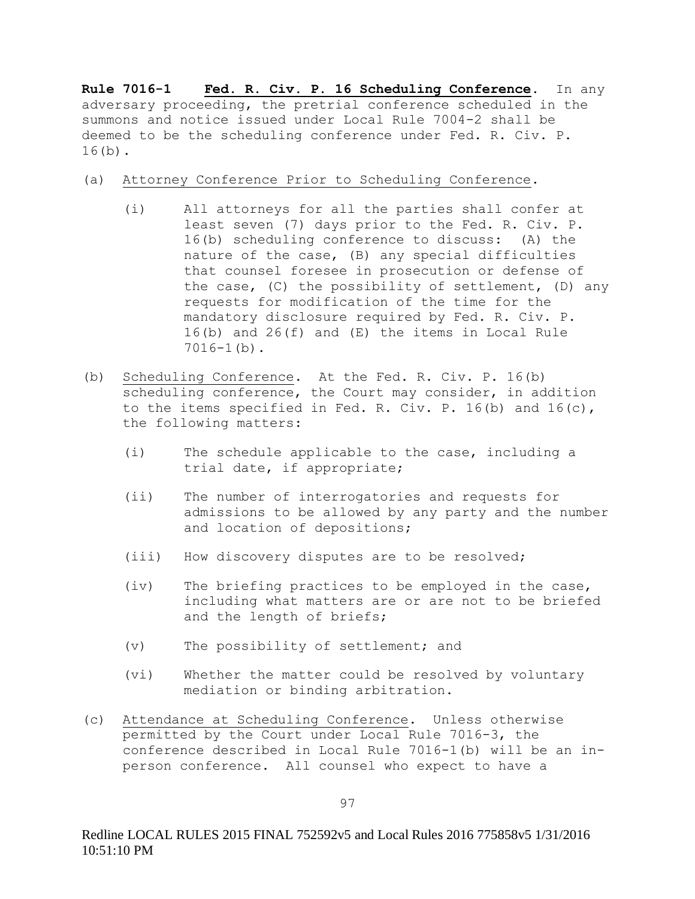**Rule 7016-1 Fed. R. Civ. P. 16 Scheduling Conference.** In any adversary proceeding, the pretrial conference scheduled in the summons and notice issued under Local Rule 7004-2 shall be deemed to be the scheduling conference under Fed. R. Civ. P. 16(b).

(a) Attorney Conference Prior to Scheduling Conference.

  (i) All attorneys for all the parties shall confer at least seven (7) days prior to the Fed. R. Civ. P. 16(b) scheduling conference to discuss: (A) the nature of the case, (B) any special difficulties that counsel foresee in prosecution or defense of the case, (C) the possibility of settlement, (D) any requests for modification of the time for the mandatory disclosure required by Fed. R. Civ. P. 16(b) and 26(f) and (E) the items in Local Rule 7016-1(b).

(b) Scheduling Conference. At the Fed. R. Civ. P. 16(b) scheduling conference, the Court may consider, in addition to the items specified in Fed. R. Civ. P. 16(b) and 16(c), the following matters:

  (i) The schedule applicable to the case, including a trial date, if appropriate;

  (ii) The number of interrogatories and requests for admissions to be allowed by any party and the number and location of depositions;

  (iii) How discovery disputes are to be resolved;

  (iv) The briefing practices to be employed in the case, including what matters are or are not to be briefed and the length of briefs;

  (v) The possibility of settlement; and

  (vi) Whether the matter could be resolved by voluntary mediation or binding arbitration.

(c) Attendance at Scheduling Conference. Unless otherwise permitted by the Court under Local Rule 7016-3, the conference described in Local Rule 7016-1(b) will be an in-person conference. All counsel who expect to have a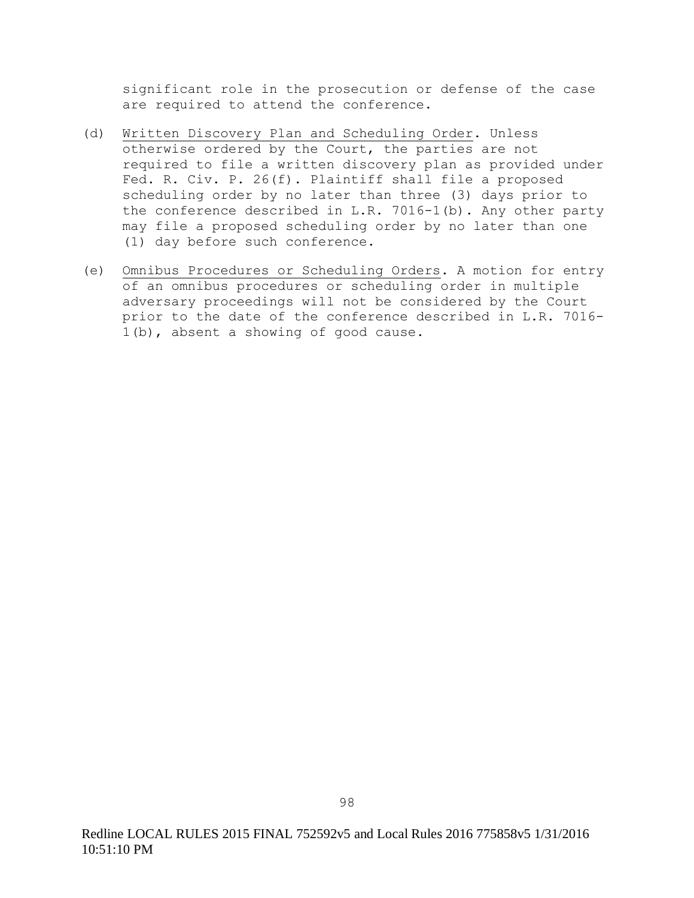significant role in the prosecution or defense of the case are required to attend the conference.

(d) Written Discovery Plan and Scheduling Order. Unless otherwise ordered by the Court, the parties are not required to file a written discovery plan as provided under Fed. R. Civ. P. 26(f). Plaintiff shall file a proposed scheduling order by no later than three (3) days prior to the conference described in L.R. 7016-1(b). Any other party may file a proposed scheduling order by no later than one (1) day before such conference.

(e) Omnibus Procedures or Scheduling Orders. A motion for entry of an omnibus procedures or scheduling order in multiple adversary proceedings will not be considered by the Court prior to the date of the conference described in L.R. 7016-1(b), absent a showing of good cause.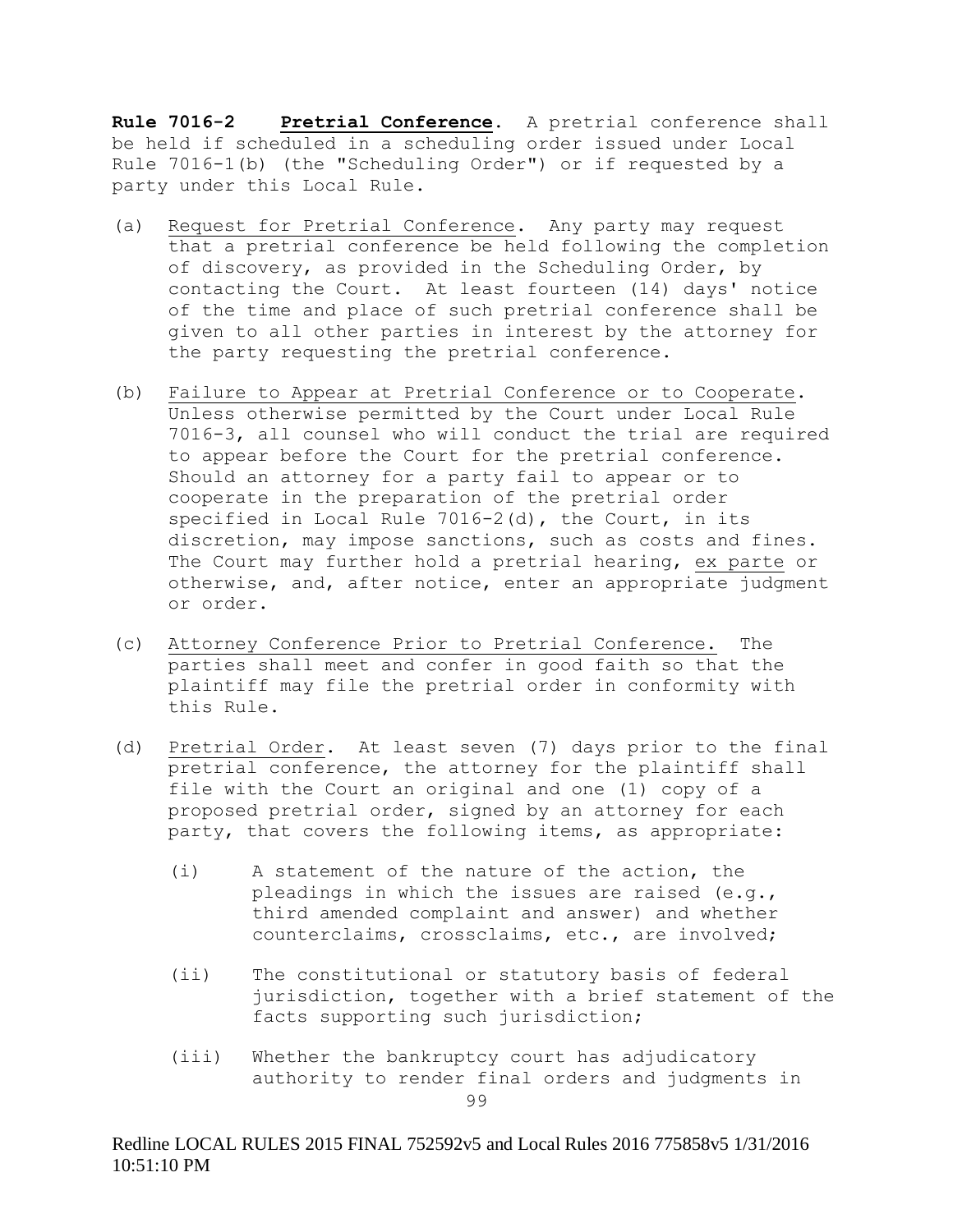**Rule 7016-2** **Pretrial Conference**. A pretrial conference shall be held if scheduled in a scheduling order issued under Local Rule 7016-1(b) (the "Scheduling Order") or if requested by a party under this Local Rule.

(a) Request for Pretrial Conference. Any party may request that a pretrial conference be held following the completion of discovery, as provided in the Scheduling Order, by contacting the Court. At least fourteen (14) days' notice of the time and place of such pretrial conference shall be given to all other parties in interest by the attorney for the party requesting the pretrial conference.

(b) Failure to Appear at Pretrial Conference or to Cooperate. Unless otherwise permitted by the Court under Local Rule 7016-3, all counsel who will conduct the trial are required to appear before the Court for the pretrial conference. Should an attorney for a party fail to appear or to cooperate in the preparation of the pretrial order specified in Local Rule 7016-2(d), the Court, in its discretion, may impose sanctions, such as costs and fines. The Court may further hold a pretrial hearing, ex parte or otherwise, and, after notice, enter an appropriate judgment or order.

(c) Attorney Conference Prior to Pretrial Conference. The parties shall meet and confer in good faith so that the plaintiff may file the pretrial order in conformity with this Rule.

(d) Pretrial Order. At least seven (7) days prior to the final pretrial conference, the attorney for the plaintiff shall file with the Court an original and one (1) copy of a proposed pretrial order, signed by an attorney for each party, that covers the following items, as appropriate:

   (i) A statement of the nature of the action, the pleadings in which the issues are raised (e.g., third amended complaint and answer) and whether counterclaims, crossclaims, etc., are involved;

   (ii) The constitutional or statutory basis of federal jurisdiction, together with a brief statement of the facts supporting such jurisdiction;

   (iii) Whether the bankruptcy court has adjudicatory authority to render final orders and judgments in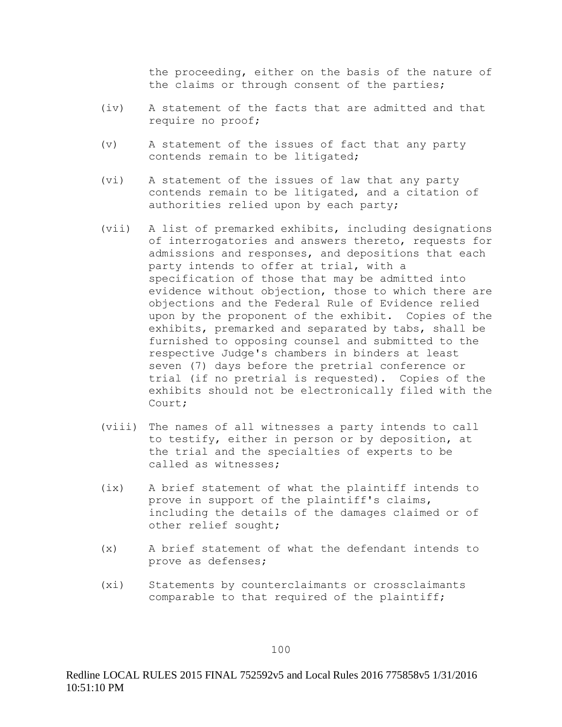the proceeding, either on the basis of the nature of the claims or through consent of the parties;

(iv) A statement of the facts that are admitted and that require no proof;

(v) A statement of the issues of fact that any party contends remain to be litigated;

(vi) A statement of the issues of law that any party contends remain to be litigated, and a citation of authorities relied upon by each party;

(vii) A list of premarked exhibits, including designations of interrogatories and answers thereto, requests for admissions and responses, and depositions that each party intends to offer at trial, with a specification of those that may be admitted into evidence without objection, those to which there are objections and the Federal Rule of Evidence relied upon by the proponent of the exhibit. Copies of the exhibits, premarked and separated by tabs, shall be furnished to opposing counsel and submitted to the respective Judge's chambers in binders at least seven (7) days before the pretrial conference or trial (if no pretrial is requested). Copies of the exhibits should not be electronically filed with the Court;

(viii) The names of all witnesses a party intends to call to testify, either in person or by deposition, at the trial and the specialties of experts to be called as witnesses;

(ix) A brief statement of what the plaintiff intends to prove in support of the plaintiff's claims, including the details of the damages claimed or of other relief sought;

(x) A brief statement of what the defendant intends to prove as defenses;

(xi) Statements by counterclaimants or crossclaimants comparable to that required of the plaintiff;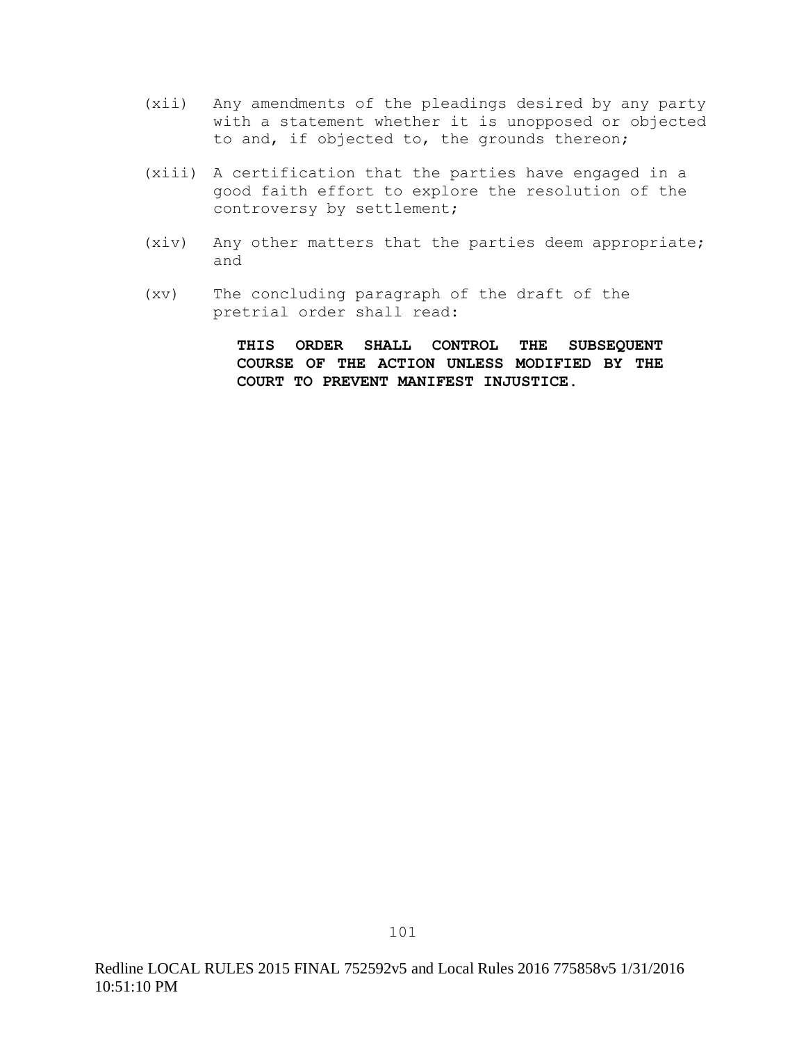(xii) Any amendments of the pleadings desired by any party with a statement whether it is unopposed or objected to and, if objected to, the grounds thereon;

(xiii) A certification that the parties have engaged in a good faith effort to explore the resolution of the controversy by settlement;

(xiv) Any other matters that the parties deem appropriate; and

(xv) The concluding paragraph of the draft of the pretrial order shall read:

> **THIS ORDER SHALL CONTROL THE SUBSEQUENT COURSE OF THE ACTION UNLESS MODIFIED BY THE COURT TO PREVENT MANIFEST INJUSTICE.**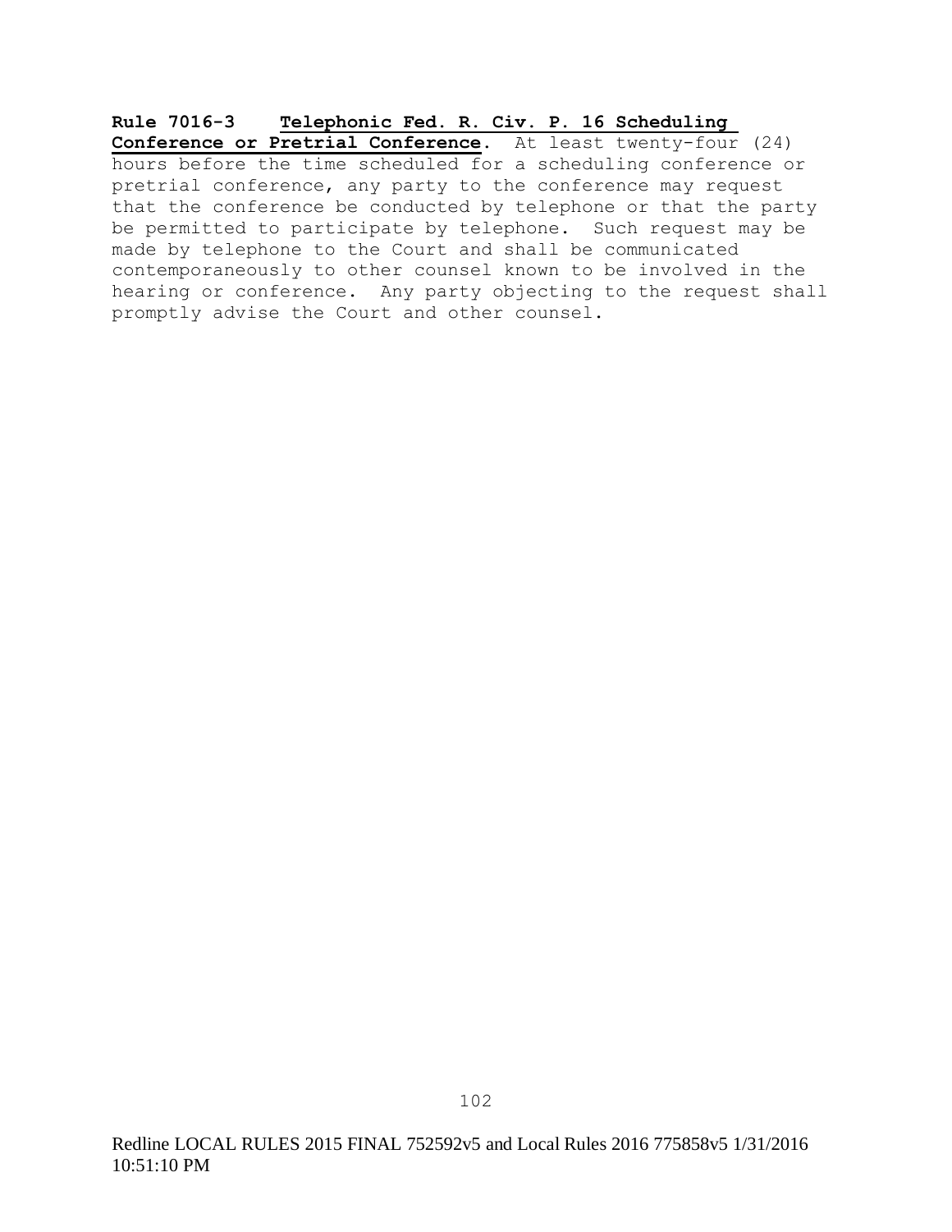**Rule 7016-3 Telephonic Fed. R. Civ. P. 16 Scheduling Conference or Pretrial Conference.** At least twenty-four (24) hours before the time scheduled for a scheduling conference or pretrial conference, any party to the conference may request that the conference be conducted by telephone or that the party be permitted to participate by telephone. Such request may be made by telephone to the Court and shall be communicated contemporaneously to other counsel known to be involved in the hearing or conference. Any party objecting to the request shall promptly advise the Court and other counsel.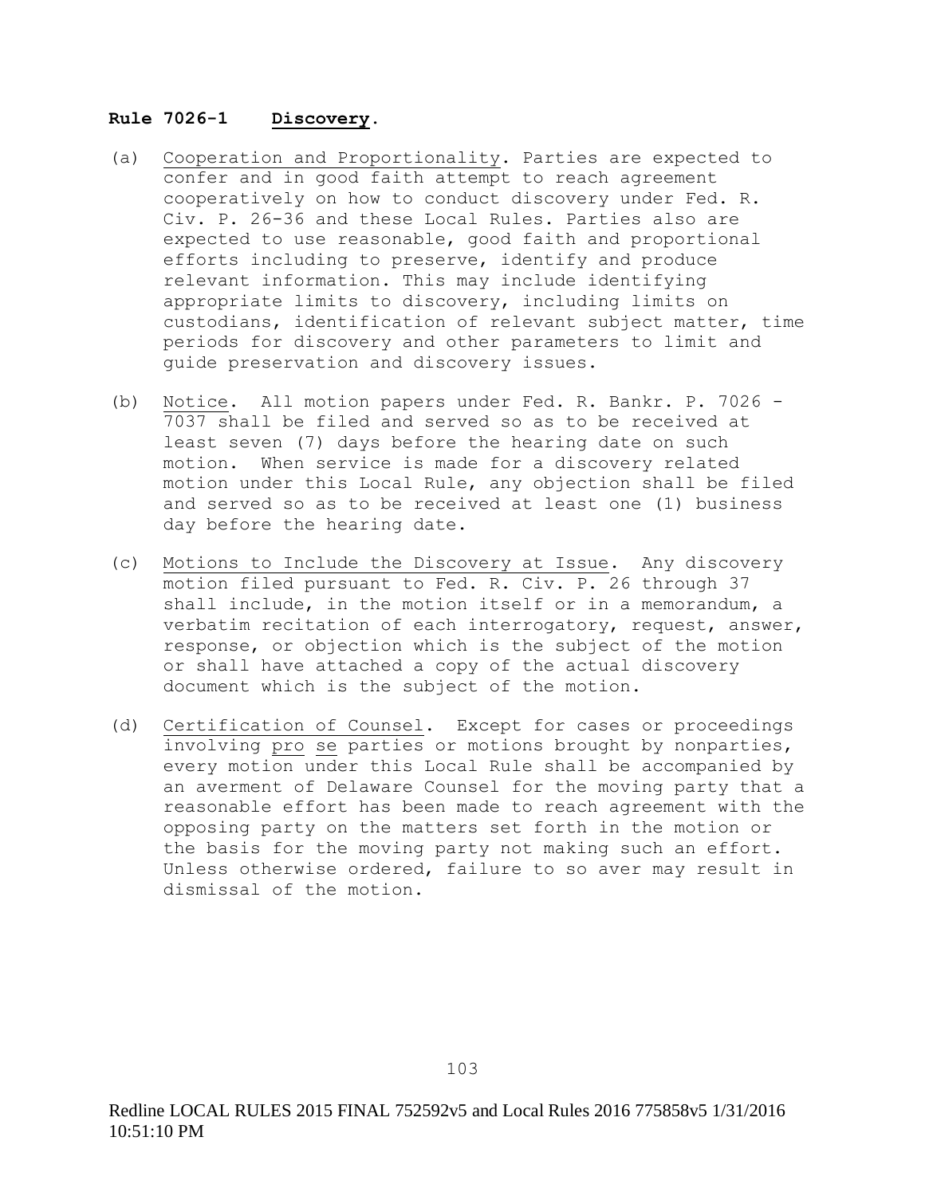**Rule 7026-1 Discovery.**

(a) Cooperation and Proportionality. Parties are expected to confer and in good faith attempt to reach agreement cooperatively on how to conduct discovery under Fed. R. Civ. P. 26-36 and these Local Rules. Parties also are expected to use reasonable, good faith and proportional efforts including to preserve, identify and produce relevant information. This may include identifying appropriate limits to discovery, including limits on custodians, identification of relevant subject matter, time periods for discovery and other parameters to limit and guide preservation and discovery issues.

(b) Notice. All motion papers under Fed. R. Bankr. P. 7026 - 7037 shall be filed and served so as to be received at least seven (7) days before the hearing date on such motion. When service is made for a discovery related motion under this Local Rule, any objection shall be filed and served so as to be received at least one (1) business day before the hearing date.

(c) Motions to Include the Discovery at Issue. Any discovery motion filed pursuant to Fed. R. Civ. P. 26 through 37 shall include, in the motion itself or in a memorandum, a verbatim recitation of each interrogatory, request, answer, response, or objection which is the subject of the motion or shall have attached a copy of the actual discovery document which is the subject of the motion.

(d) Certification of Counsel. Except for cases or proceedings involving pro se parties or motions brought by nonparties, every motion under this Local Rule shall be accompanied by an averment of Delaware Counsel for the moving party that a reasonable effort has been made to reach agreement with the opposing party on the matters set forth in the motion or the basis for the moving party not making such an effort. Unless otherwise ordered, failure to so aver may result in dismissal of the motion.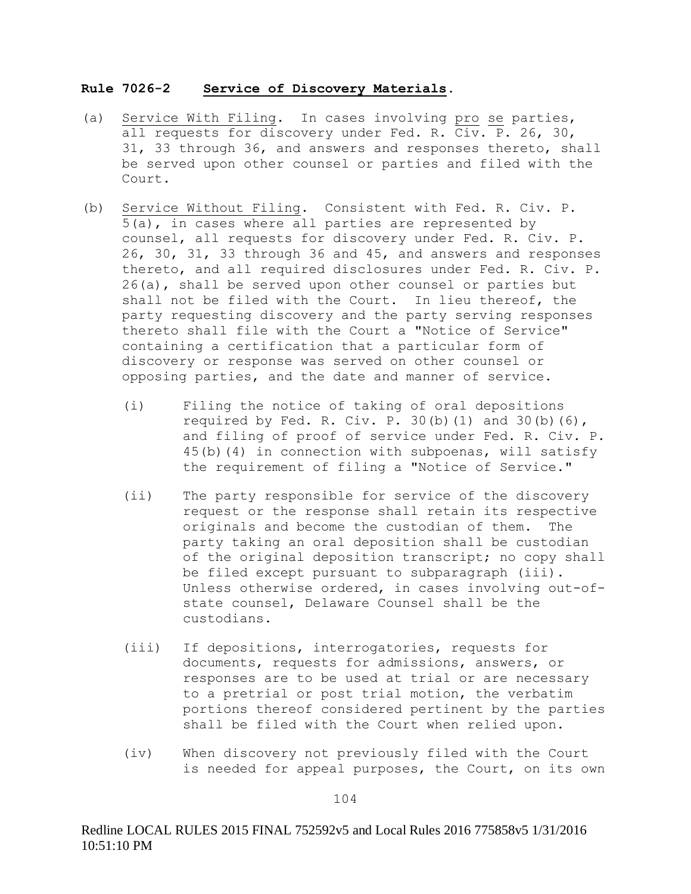**Rule 7026-2 Service of Discovery Materials.**

(a) Service With Filing. In cases involving pro se parties, all requests for discovery under Fed. R. Civ. P. 26, 30, 31, 33 through 36, and answers and responses thereto, shall be served upon other counsel or parties and filed with the Court.

(b) Service Without Filing. Consistent with Fed. R. Civ. P. 5(a), in cases where all parties are represented by counsel, all requests for discovery under Fed. R. Civ. P. 26, 30, 31, 33 through 36 and 45, and answers and responses thereto, and all required disclosures under Fed. R. Civ. P. 26(a), shall be served upon other counsel or parties but shall not be filed with the Court. In lieu thereof, the party requesting discovery and the party serving responses thereto shall file with the Court a "Notice of Service" containing a certification that a particular form of discovery or response was served on other counsel or opposing parties, and the date and manner of service.

(i) Filing the notice of taking of oral depositions required by Fed. R. Civ. P. 30(b)(1) and 30(b)(6), and filing of proof of service under Fed. R. Civ. P. 45(b)(4) in connection with subpoenas, will satisfy the requirement of filing a "Notice of Service."

(ii) The party responsible for service of the discovery request or the response shall retain its respective originals and become the custodian of them. The party taking an oral deposition shall be custodian of the original deposition transcript; no copy shall be filed except pursuant to subparagraph (iii). Unless otherwise ordered, in cases involving out-of-state counsel, Delaware Counsel shall be the custodians.

(iii) If depositions, interrogatories, requests for documents, requests for admissions, answers, or responses are to be used at trial or are necessary to a pretrial or post trial motion, the verbatim portions thereof considered pertinent by the parties shall be filed with the Court when relied upon.

(iv) When discovery not previously filed with the Court is needed for appeal purposes, the Court, on its own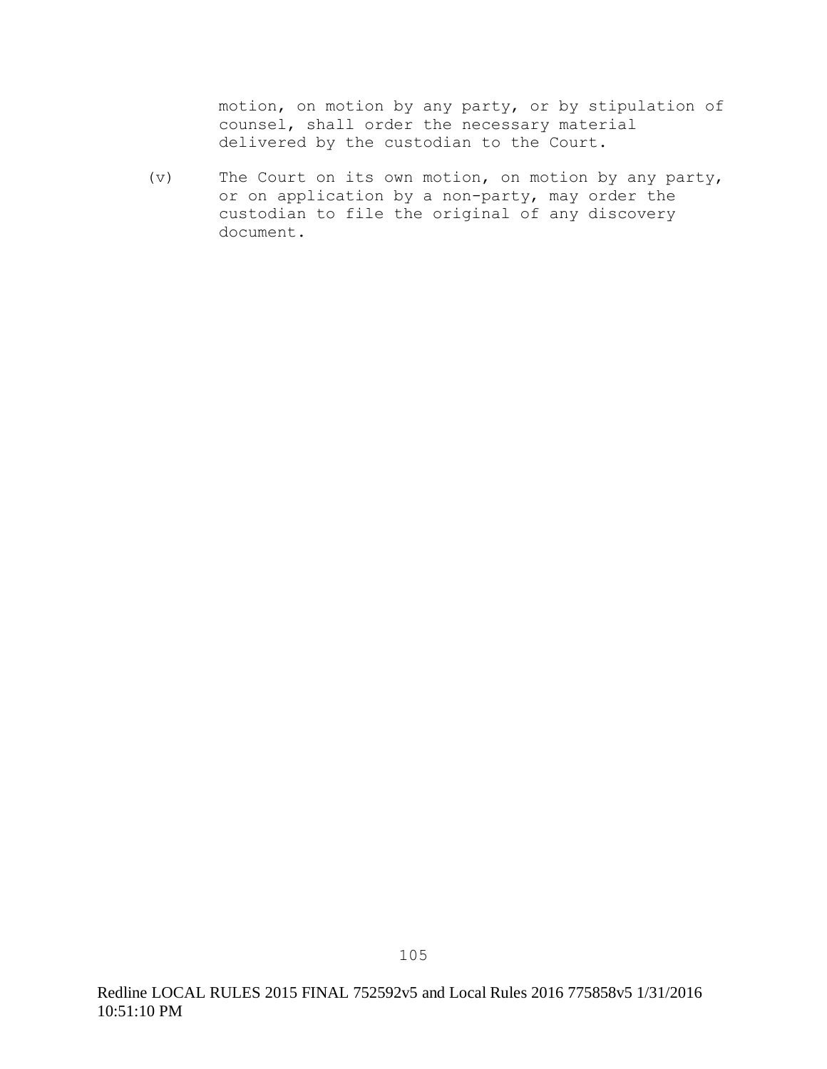motion, on motion by any party, or by stipulation of counsel, shall order the necessary material delivered by the custodian to the Court.

(v) The Court on its own motion, on motion by any party, or on application by a non-party, may order the custodian to file the original of any discovery document.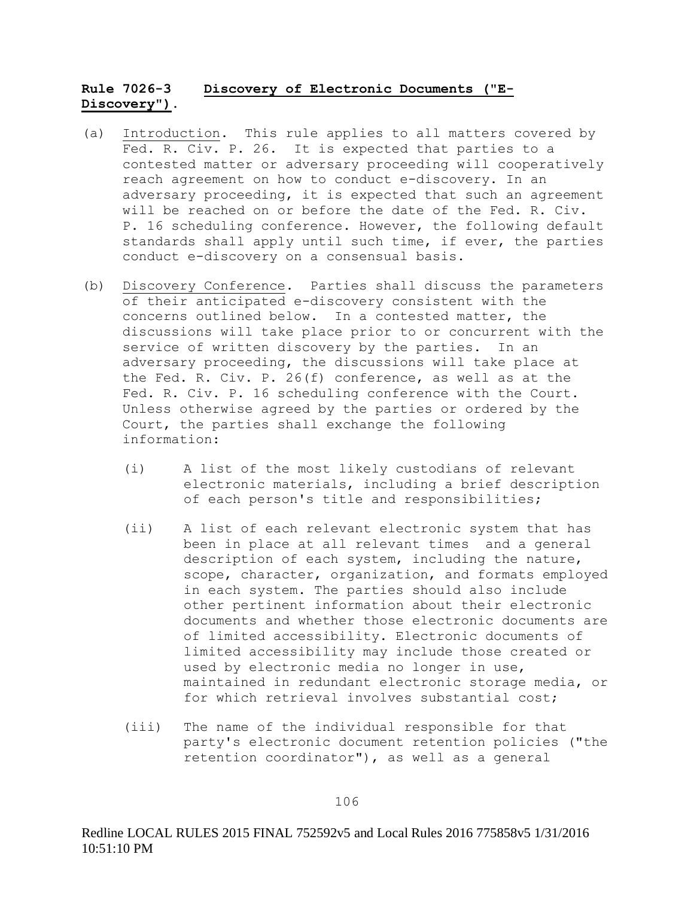**Rule 7026-3 Discovery of Electronic Documents ("E-Discovery").**

(a) Introduction. This rule applies to all matters covered by Fed. R. Civ. P. 26. It is expected that parties to a contested matter or adversary proceeding will cooperatively reach agreement on how to conduct e-discovery. In an adversary proceeding, it is expected that such an agreement will be reached on or before the date of the Fed. R. Civ. P. 16 scheduling conference. However, the following default standards shall apply until such time, if ever, the parties conduct e-discovery on a consensual basis.

(b) Discovery Conference. Parties shall discuss the parameters of their anticipated e-discovery consistent with the concerns outlined below. In a contested matter, the discussions will take place prior to or concurrent with the service of written discovery by the parties. In an adversary proceeding, the discussions will take place at the Fed. R. Civ. P. 26(f) conference, as well as at the Fed. R. Civ. P. 16 scheduling conference with the Court. Unless otherwise agreed by the parties or ordered by the Court, the parties shall exchange the following information:

(i) A list of the most likely custodians of relevant electronic materials, including a brief description of each person's title and responsibilities;

(ii) A list of each relevant electronic system that has been in place at all relevant times and a general description of each system, including the nature, scope, character, organization, and formats employed in each system. The parties should also include other pertinent information about their electronic documents and whether those electronic documents are of limited accessibility. Electronic documents of limited accessibility may include those created or used by electronic media no longer in use, maintained in redundant electronic storage media, or for which retrieval involves substantial cost;

(iii) The name of the individual responsible for that party's electronic document retention policies ("the retention coordinator"), as well as a general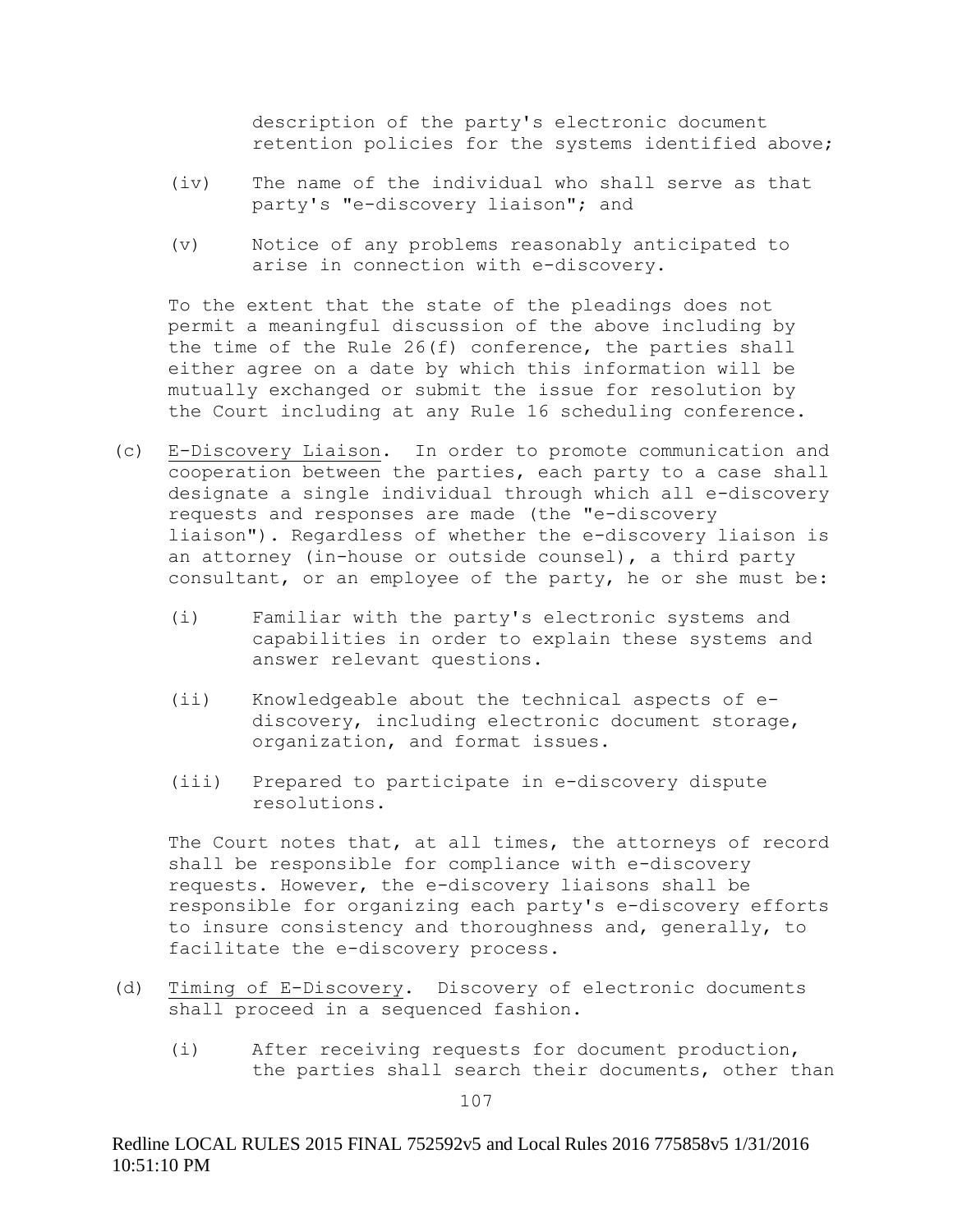description of the party's electronic document retention policies for the systems identified above;

(iv) The name of the individual who shall serve as that party's "e-discovery liaison"; and

(v) Notice of any problems reasonably anticipated to arise in connection with e-discovery.

To the extent that the state of the pleadings does not permit a meaningful discussion of the above including by the time of the Rule 26(f) conference, the parties shall either agree on a date by which this information will be mutually exchanged or submit the issue for resolution by the Court including at any Rule 16 scheduling conference.

(c) <u>E-Discovery Liaison</u>. In order to promote communication and cooperation between the parties, each party to a case shall designate a single individual through which all e-discovery requests and responses are made (the "e-discovery liaison"). Regardless of whether the e-discovery liaison is an attorney (in-house or outside counsel), a third party consultant, or an employee of the party, he or she must be:

(i) Familiar with the party's electronic systems and capabilities in order to explain these systems and answer relevant questions.

(ii) Knowledgeable about the technical aspects of e-discovery, including electronic document storage, organization, and format issues.

(iii) Prepared to participate in e-discovery dispute resolutions.

The Court notes that, at all times, the attorneys of record shall be responsible for compliance with e-discovery requests. However, the e-discovery liaisons shall be responsible for organizing each party's e-discovery efforts to insure consistency and thoroughness and, generally, to facilitate the e-discovery process.

(d) <u>Timing of E-Discovery</u>. Discovery of electronic documents shall proceed in a sequenced fashion.

(i) After receiving requests for document production, the parties shall search their documents, other than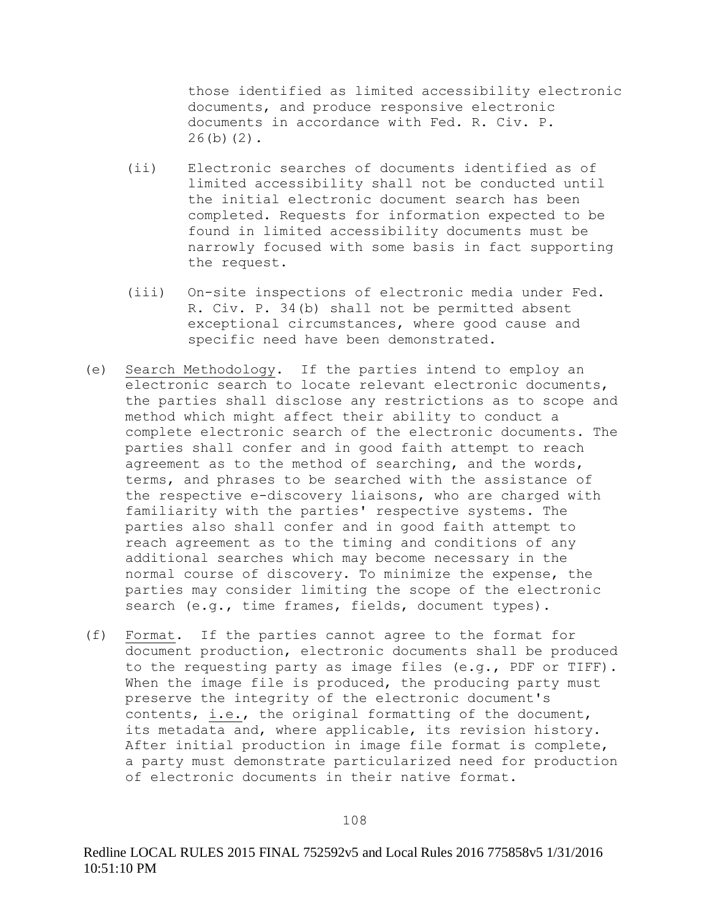those identified as limited accessibility electronic documents, and produce responsive electronic documents in accordance with Fed. R. Civ. P. 26(b)(2).

(ii) Electronic searches of documents identified as of limited accessibility shall not be conducted until the initial electronic document search has been completed. Requests for information expected to be found in limited accessibility documents must be narrowly focused with some basis in fact supporting the request.

(iii) On-site inspections of electronic media under Fed. R. Civ. P. 34(b) shall not be permitted absent exceptional circumstances, where good cause and specific need have been demonstrated.

(e) Search Methodology. If the parties intend to employ an electronic search to locate relevant electronic documents, the parties shall disclose any restrictions as to scope and method which might affect their ability to conduct a complete electronic search of the electronic documents. The parties shall confer and in good faith attempt to reach agreement as to the method of searching, and the words, terms, and phrases to be searched with the assistance of the respective e-discovery liaisons, who are charged with familiarity with the parties' respective systems. The parties also shall confer and in good faith attempt to reach agreement as to the timing and conditions of any additional searches which may become necessary in the normal course of discovery. To minimize the expense, the parties may consider limiting the scope of the electronic search (e.g., time frames, fields, document types).

(f) Format. If the parties cannot agree to the format for document production, electronic documents shall be produced to the requesting party as image files (e.g., PDF or TIFF). When the image file is produced, the producing party must preserve the integrity of the electronic document's contents, i.e., the original formatting of the document, its metadata and, where applicable, its revision history. After initial production in image file format is complete, a party must demonstrate particularized need for production of electronic documents in their native format.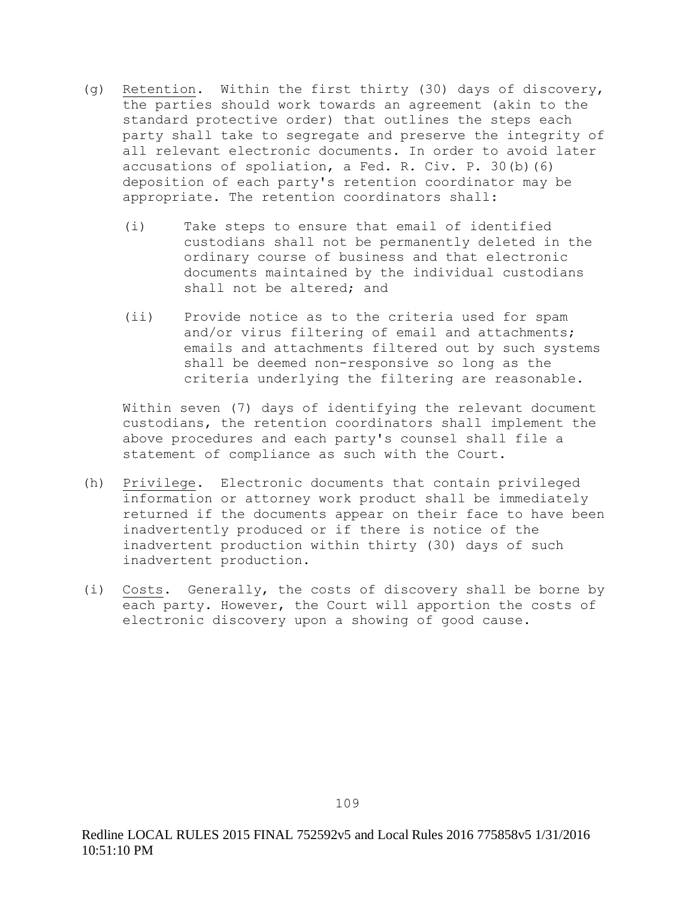(g) Retention. Within the first thirty (30) days of discovery, the parties should work towards an agreement (akin to the standard protective order) that outlines the steps each party shall take to segregate and preserve the integrity of all relevant electronic documents. In order to avoid later accusations of spoliation, a Fed. R. Civ. P. 30(b)(6) deposition of each party's retention coordinator may be appropriate. The retention coordinators shall:

   (i) Take steps to ensure that email of identified custodians shall not be permanently deleted in the ordinary course of business and that electronic documents maintained by the individual custodians shall not be altered; and

   (ii) Provide notice as to the criteria used for spam and/or virus filtering of email and attachments; emails and attachments filtered out by such systems shall be deemed non-responsive so long as the criteria underlying the filtering are reasonable.

   Within seven (7) days of identifying the relevant document custodians, the retention coordinators shall implement the above procedures and each party's counsel shall file a statement of compliance as such with the Court.

(h) Privilege. Electronic documents that contain privileged information or attorney work product shall be immediately returned if the documents appear on their face to have been inadvertently produced or if there is notice of the inadvertent production within thirty (30) days of such inadvertent production.

(i) Costs. Generally, the costs of discovery shall be borne by each party. However, the Court will apportion the costs of electronic discovery upon a showing of good cause.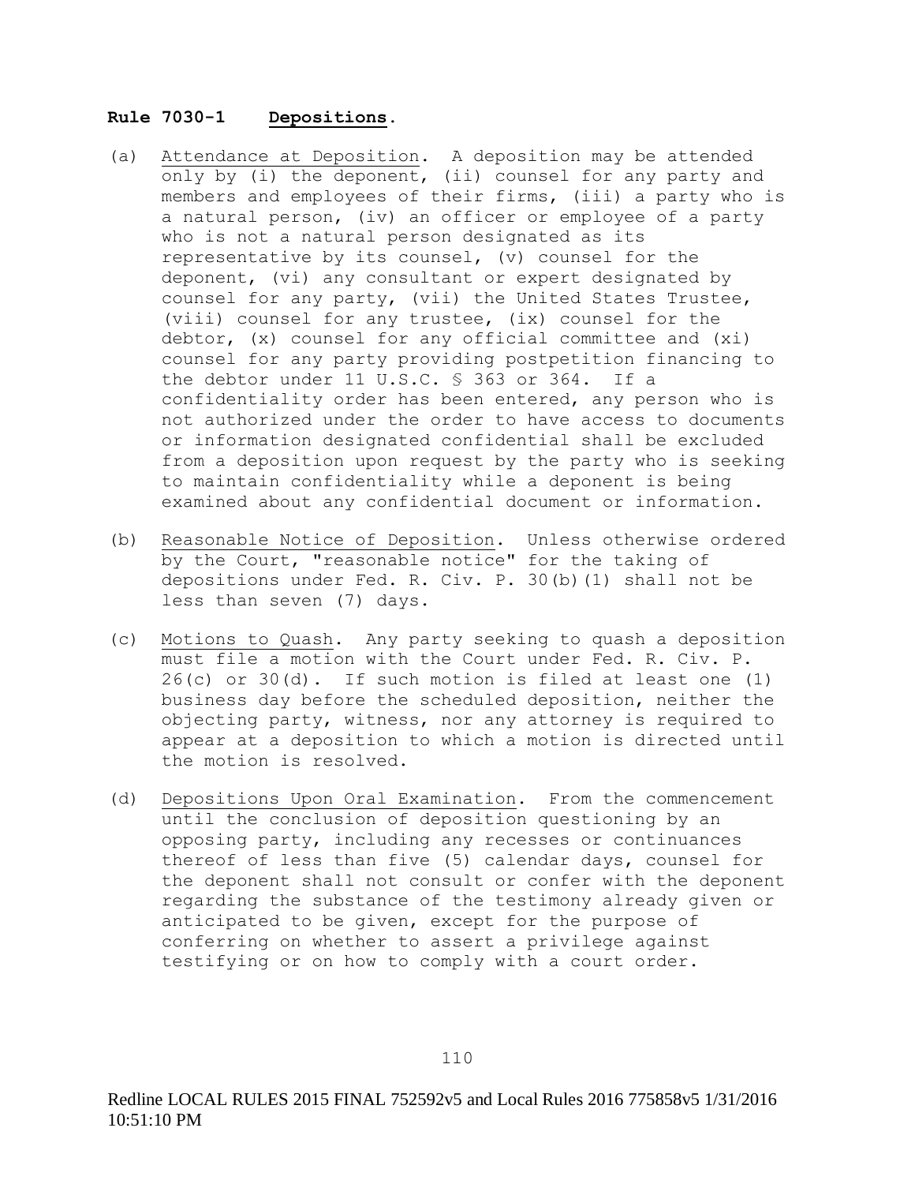**Rule 7030-1 Depositions.**

(a) Attendance at Deposition. A deposition may be attended only by (i) the deponent, (ii) counsel for any party and members and employees of their firms, (iii) a party who is a natural person, (iv) an officer or employee of a party who is not a natural person designated as its representative by its counsel, (v) counsel for the deponent, (vi) any consultant or expert designated by counsel for any party, (vii) the United States Trustee, (viii) counsel for any trustee, (ix) counsel for the debtor, (x) counsel for any official committee and (xi) counsel for any party providing postpetition financing to the debtor under 11 U.S.C. § 363 or 364. If a confidentiality order has been entered, any person who is not authorized under the order to have access to documents or information designated confidential shall be excluded from a deposition upon request by the party who is seeking to maintain confidentiality while a deponent is being examined about any confidential document or information.

(b) Reasonable Notice of Deposition. Unless otherwise ordered by the Court, "reasonable notice" for the taking of depositions under Fed. R. Civ. P. 30(b)(1) shall not be less than seven (7) days.

(c) Motions to Quash. Any party seeking to quash a deposition must file a motion with the Court under Fed. R. Civ. P. 26(c) or 30(d). If such motion is filed at least one (1) business day before the scheduled deposition, neither the objecting party, witness, nor any attorney is required to appear at a deposition to which a motion is directed until the motion is resolved.

(d) Depositions Upon Oral Examination. From the commencement until the conclusion of deposition questioning by an opposing party, including any recesses or continuances thereof of less than five (5) calendar days, counsel for the deponent shall not consult or confer with the deponent regarding the substance of the testimony already given or anticipated to be given, except for the purpose of conferring on whether to assert a privilege against testifying or on how to comply with a court order.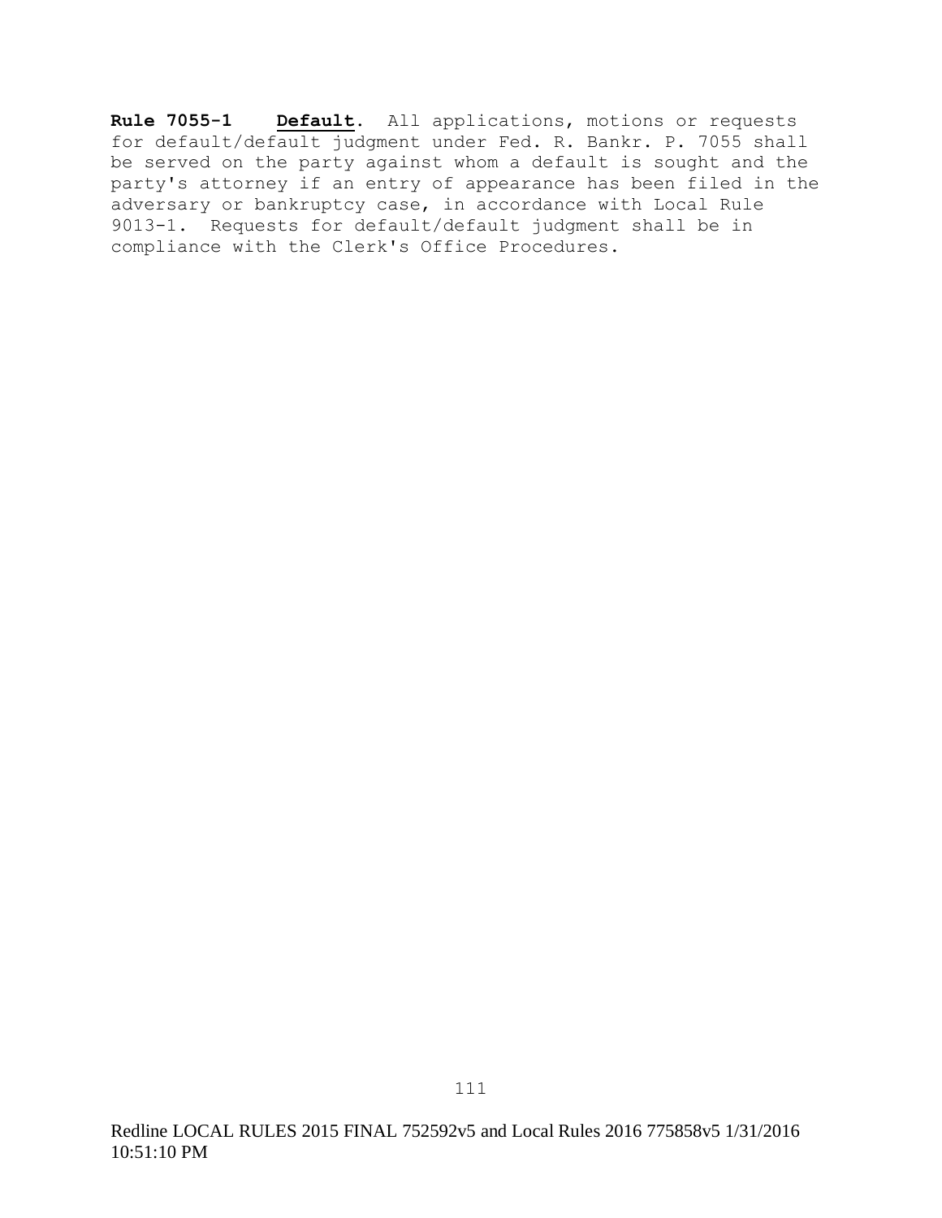**Rule 7055-1** **Default**. All applications, motions or requests for default/default judgment under Fed. R. Bankr. P. 7055 shall be served on the party against whom a default is sought and the party's attorney if an entry of appearance has been filed in the adversary or bankruptcy case, in accordance with Local Rule 9013-1. Requests for default/default judgment shall be in compliance with the Clerk's Office Procedures.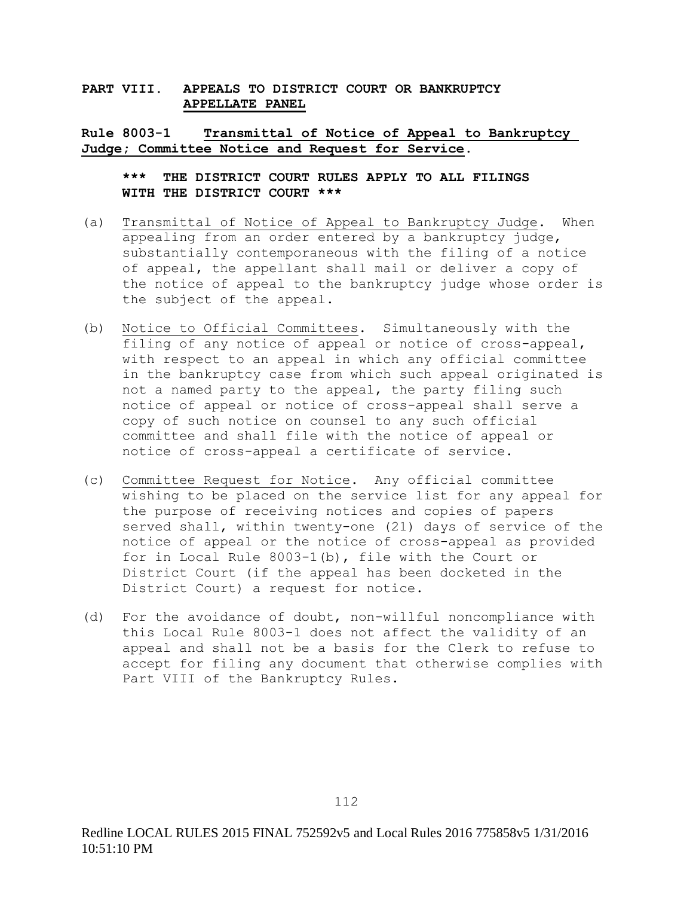## PART VIII. APPEALS TO DISTRICT COURT OR BANKRUPTCY APPELLATE PANEL

### Rule 8003-1 Transmittal of Notice of Appeal to Bankruptcy Judge; Committee Notice and Request for Service.

**\*\*\* THE DISTRICT COURT RULES APPLY TO ALL FILINGS WITH THE DISTRICT COURT \*\*\***

(a) Transmittal of Notice of Appeal to Bankruptcy Judge. When appealing from an order entered by a bankruptcy judge, substantially contemporaneous with the filing of a notice of appeal, the appellant shall mail or deliver a copy of the notice of appeal to the bankruptcy judge whose order is the subject of the appeal.

(b) Notice to Official Committees. Simultaneously with the filing of any notice of appeal or notice of cross-appeal, with respect to an appeal in which any official committee in the bankruptcy case from which such appeal originated is not a named party to the appeal, the party filing such notice of appeal or notice of cross-appeal shall serve a copy of such notice on counsel to any such official committee and shall file with the notice of appeal or notice of cross-appeal a certificate of service.

(c) Committee Request for Notice. Any official committee wishing to be placed on the service list for any appeal for the purpose of receiving notices and copies of papers served shall, within twenty-one (21) days of service of the notice of appeal or the notice of cross-appeal as provided for in Local Rule 8003-1(b), file with the Court or District Court (if the appeal has been docketed in the District Court) a request for notice.

(d) For the avoidance of doubt, non-willful noncompliance with this Local Rule 8003-1 does not affect the validity of an appeal and shall not be a basis for the Clerk to refuse to accept for filing any document that otherwise complies with Part VIII of the Bankruptcy Rules.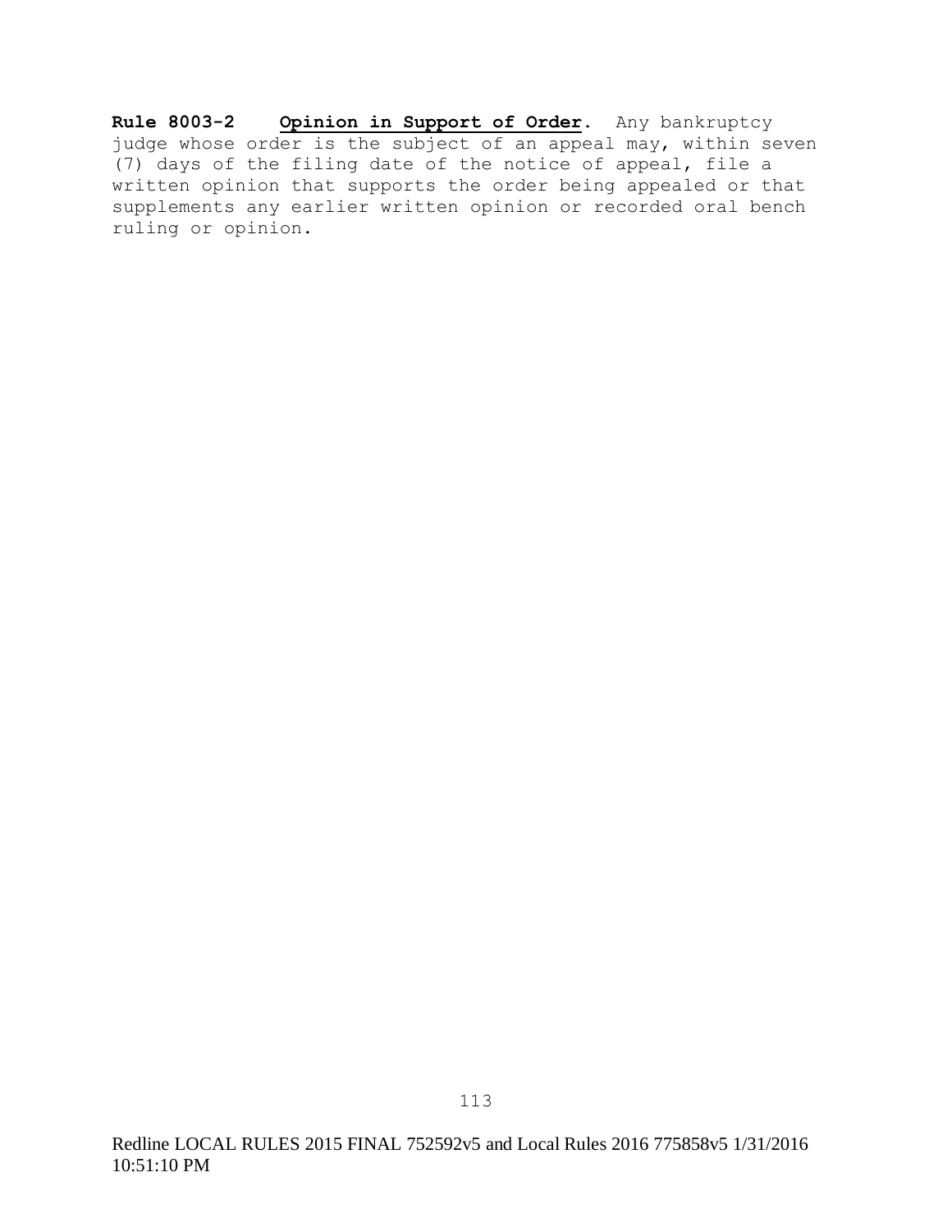**Rule 8003-2 <u>Opinion in Support of Order</u>.** Any bankruptcy judge whose order is the subject of an appeal may, within seven (7) days of the filing date of the notice of appeal, file a written opinion that supports the order being appealed or that supplements any earlier written opinion or recorded oral bench ruling or opinion.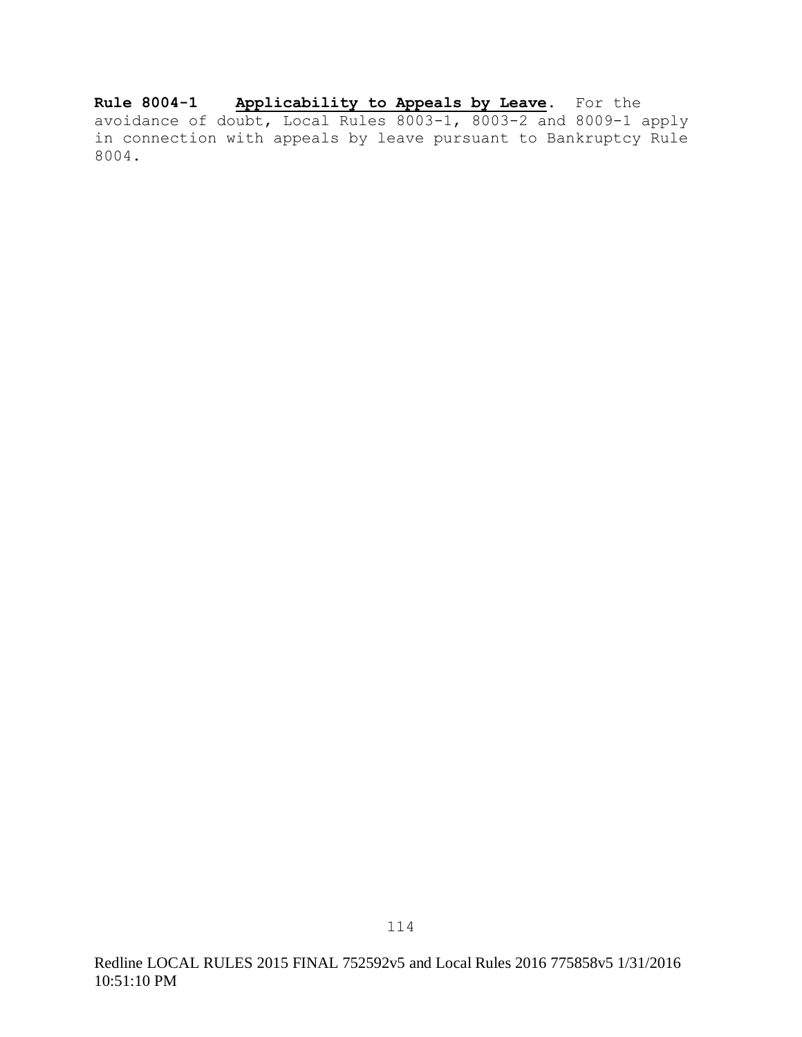**Rule 8004-1** **Applicability to Appeals by Leave.** For the avoidance of doubt, Local Rules 8003-1, 8003-2 and 8009-1 apply in connection with appeals by leave pursuant to Bankruptcy Rule 8004.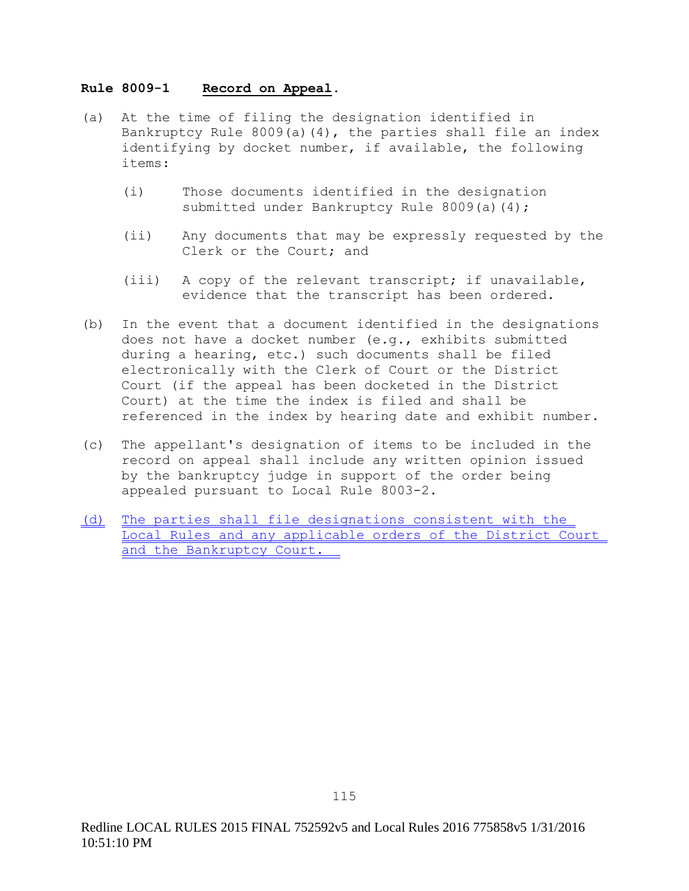**Rule 8009-1 Record on Appeal.**

(a) At the time of filing the designation identified in Bankruptcy Rule 8009(a)(4), the parties shall file an index identifying by docket number, if available, the following items:

(i) Those documents identified in the designation submitted under Bankruptcy Rule 8009(a)(4);

(ii) Any documents that may be expressly requested by the Clerk or the Court; and

(iii) A copy of the relevant transcript; if unavailable, evidence that the transcript has been ordered.

(b) In the event that a document identified in the designations does not have a docket number (e.g., exhibits submitted during a hearing, etc.) such documents shall be filed electronically with the Clerk of Court or the District Court (if the appeal has been docketed in the District Court) at the time the index is filed and shall be referenced in the index by hearing date and exhibit number.

(c) The appellant's designation of items to be included in the record on appeal shall include any written opinion issued by the bankruptcy judge in support of the order being appealed pursuant to Local Rule 8003-2.

(d) The parties shall file designations consistent with the Local Rules and any applicable orders of the District Court and the Bankruptcy Court.

Redline LOCAL RULES 2015 FINAL 752592v5 and Local Rules 2016 775858v5 1/31/2016 10:51:10 PM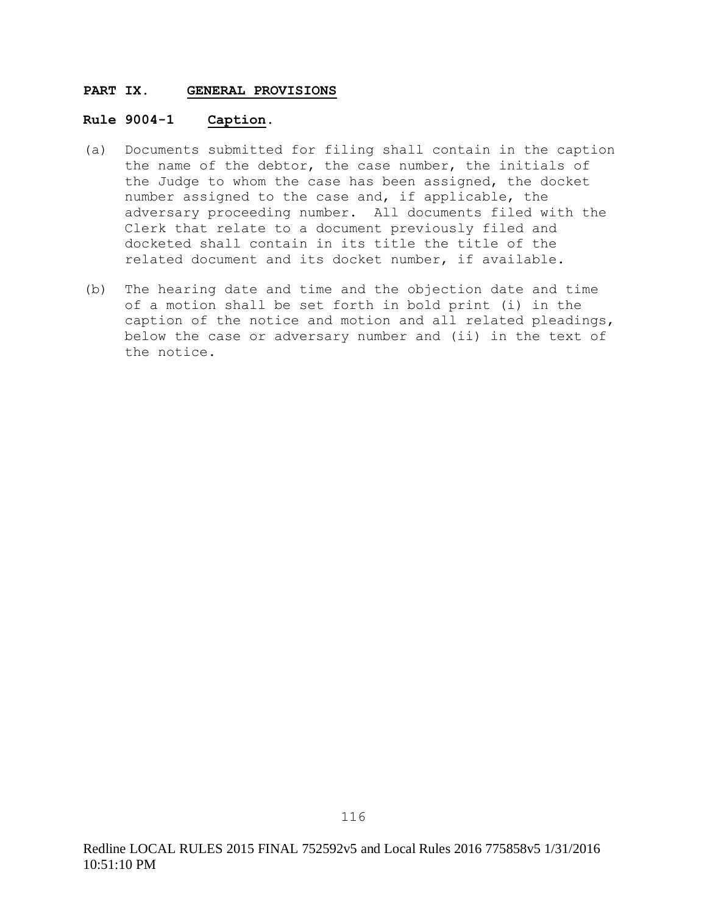## PART IX. GENERAL PROVISIONS

### Rule 9004-1 Caption.

(a) Documents submitted for filing shall contain in the caption the name of the debtor, the case number, the initials of the Judge to whom the case has been assigned, the docket number assigned to the case and, if applicable, the adversary proceeding number. All documents filed with the Clerk that relate to a document previously filed and docketed shall contain in its title the title of the related document and its docket number, if available.

(b) The hearing date and time and the objection date and time of a motion shall be set forth in bold print (i) in the caption of the notice and motion and all related pleadings, below the case or adversary number and (ii) in the text of the notice.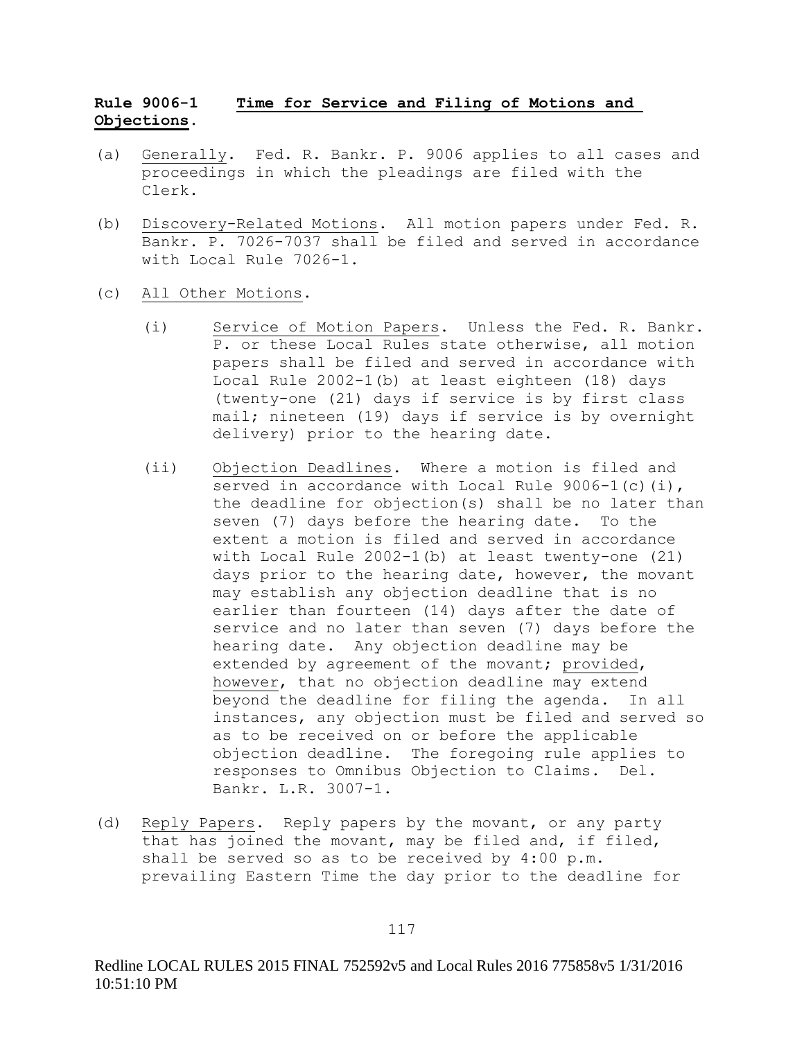**Rule 9006-1 Time for Service and Filing of Motions and Objections.**

(a) Generally. Fed. R. Bankr. P. 9006 applies to all cases and proceedings in which the pleadings are filed with the Clerk.

(b) Discovery-Related Motions. All motion papers under Fed. R. Bankr. P. 7026-7037 shall be filed and served in accordance with Local Rule 7026-1.

(c) All Other Motions.

(i) Service of Motion Papers. Unless the Fed. R. Bankr. P. or these Local Rules state otherwise, all motion papers shall be filed and served in accordance with Local Rule 2002-1(b) at least eighteen (18) days (twenty-one (21) days if service is by first class mail; nineteen (19) days if service is by overnight delivery) prior to the hearing date.

(ii) Objection Deadlines. Where a motion is filed and served in accordance with Local Rule 9006-1(c)(i), the deadline for objection(s) shall be no later than seven (7) days before the hearing date. To the extent a motion is filed and served in accordance with Local Rule 2002-1(b) at least twenty-one (21) days prior to the hearing date, however, the movant may establish any objection deadline that is no earlier than fourteen (14) days after the date of service and no later than seven (7) days before the hearing date. Any objection deadline may be extended by agreement of the movant; provided, however, that no objection deadline may extend beyond the deadline for filing the agenda. In all instances, any objection must be filed and served so as to be received on or before the applicable objection deadline. The foregoing rule applies to responses to Omnibus Objection to Claims. Del. Bankr. L.R. 3007-1.

(d) Reply Papers. Reply papers by the movant, or any party that has joined the movant, may be filed and, if filed, shall be served so as to be received by 4:00 p.m. prevailing Eastern Time the day prior to the deadline for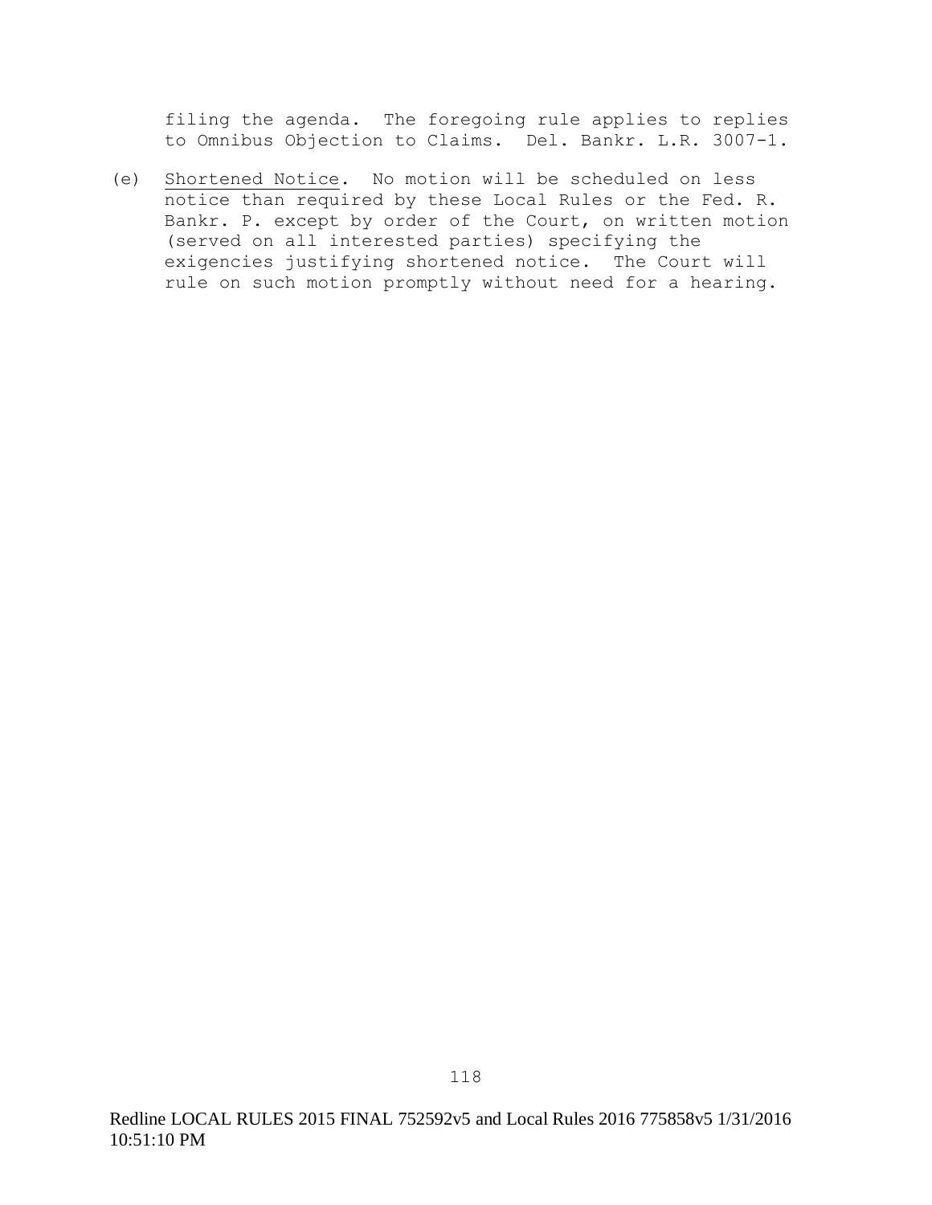filing the agenda. The foregoing rule applies to replies to Omnibus Objection to Claims. Del. Bankr. L.R. 3007-1.

(e) Shortened Notice. No motion will be scheduled on less notice than required by these Local Rules or the Fed. R. Bankr. P. except by order of the Court, on written motion (served on all interested parties) specifying the exigencies justifying shortened notice. The Court will rule on such motion promptly without need for a hearing.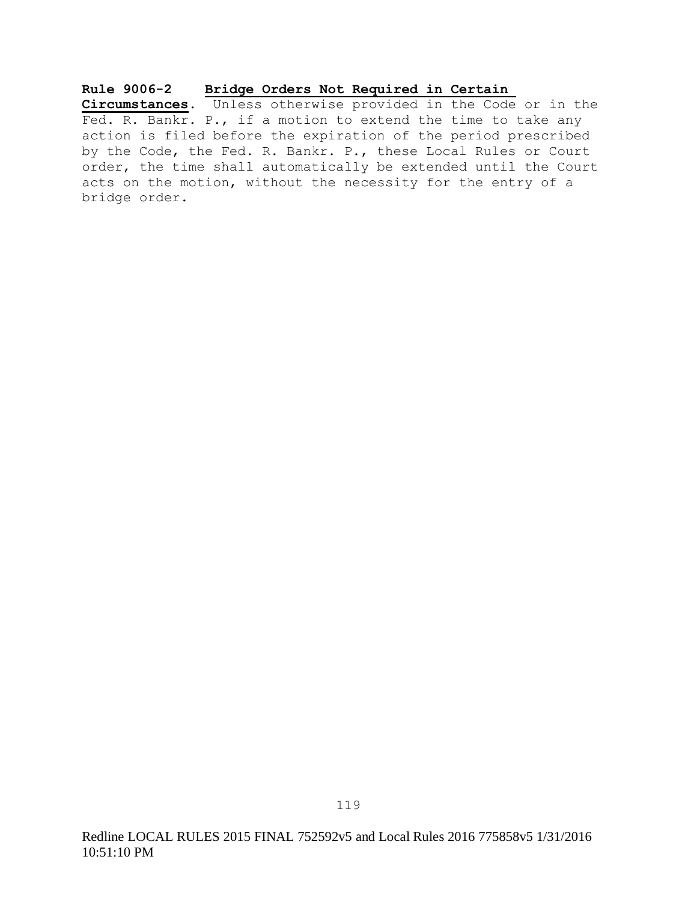**Rule 9006-2 Bridge Orders Not Required in Certain Circumstances.** Unless otherwise provided in the Code or in the Fed. R. Bankr. P., if a motion to extend the time to take any action is filed before the expiration of the period prescribed by the Code, the Fed. R. Bankr. P., these Local Rules or Court order, the time shall automatically be extended until the Court acts on the motion, without the necessity for the entry of a bridge order.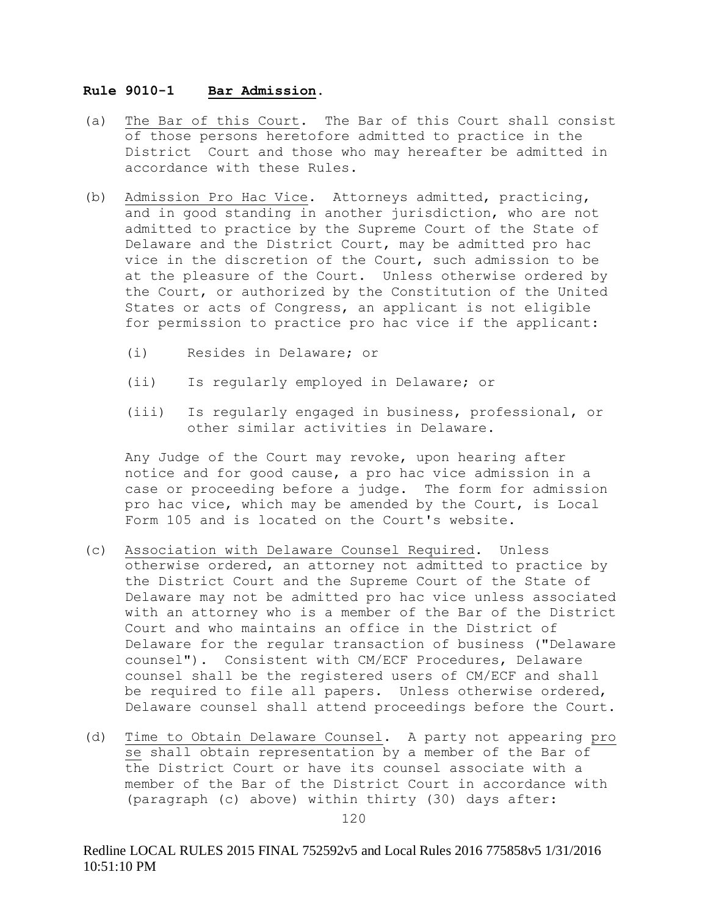**Rule 9010-1 Bar Admission.**

(a) The Bar of this Court. The Bar of this Court shall consist of those persons heretofore admitted to practice in the District Court and those who may hereafter be admitted in accordance with these Rules.

(b) Admission Pro Hac Vice. Attorneys admitted, practicing, and in good standing in another jurisdiction, who are not admitted to practice by the Supreme Court of the State of Delaware and the District Court, may be admitted pro hac vice in the discretion of the Court, such admission to be at the pleasure of the Court. Unless otherwise ordered by the Court, or authorized by the Constitution of the United States or acts of Congress, an applicant is not eligible for permission to practice pro hac vice if the applicant:

   (i) Resides in Delaware; or

   (ii) Is regularly employed in Delaware; or

   (iii) Is regularly engaged in business, professional, or other similar activities in Delaware.

   Any Judge of the Court may revoke, upon hearing after notice and for good cause, a pro hac vice admission in a case or proceeding before a judge. The form for admission pro hac vice, which may be amended by the Court, is Local Form 105 and is located on the Court's website.

(c) Association with Delaware Counsel Required. Unless otherwise ordered, an attorney not admitted to practice by the District Court and the Supreme Court of the State of Delaware may not be admitted pro hac vice unless associated with an attorney who is a member of the Bar of the District Court and who maintains an office in the District of Delaware for the regular transaction of business ("Delaware counsel"). Consistent with CM/ECF Procedures, Delaware counsel shall be the registered users of CM/ECF and shall be required to file all papers. Unless otherwise ordered, Delaware counsel shall attend proceedings before the Court.

(d) Time to Obtain Delaware Counsel. A party not appearing pro se shall obtain representation by a member of the Bar of the District Court or have its counsel associate with a member of the Bar of the District Court in accordance with (paragraph (c) above) within thirty (30) days after: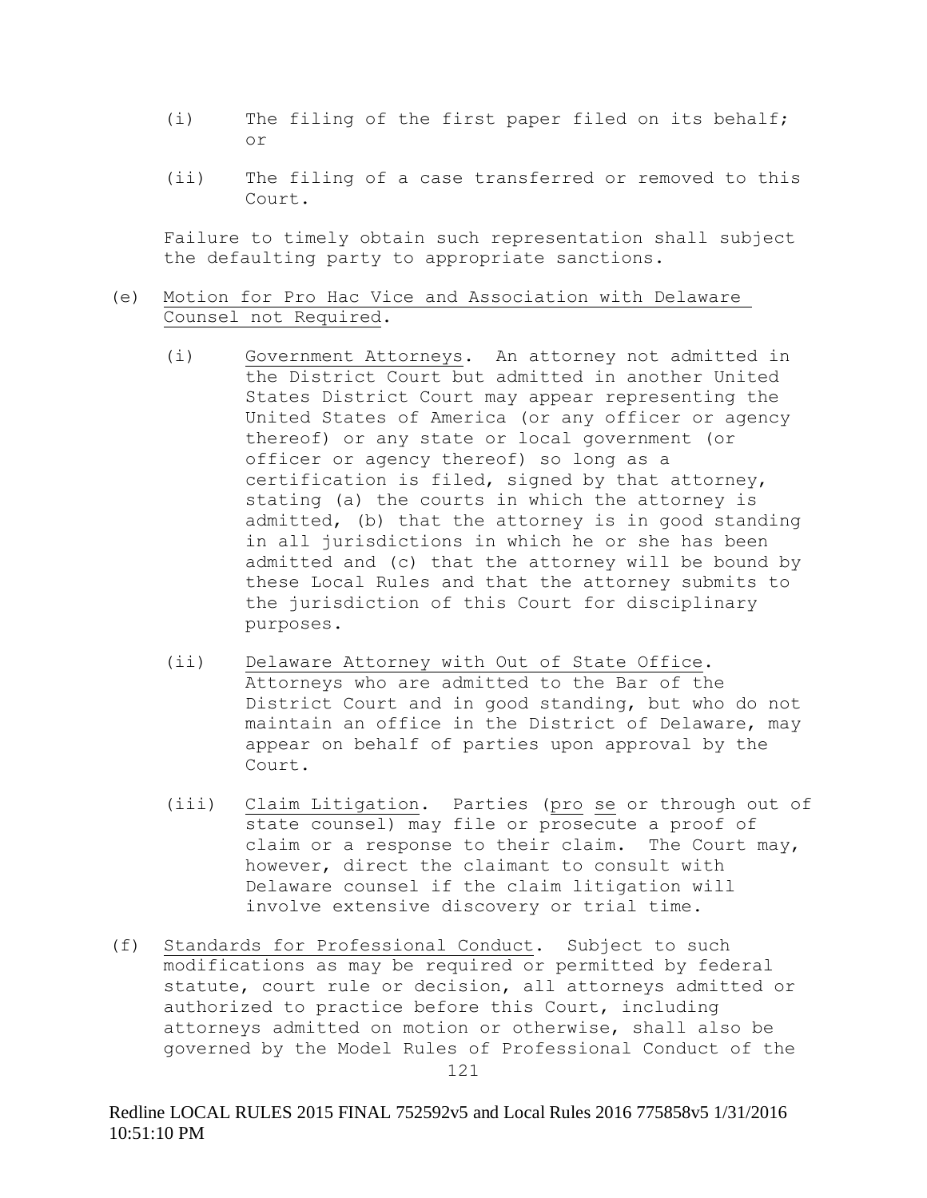(i) The filing of the first paper filed on its behalf; or

(ii) The filing of a case transferred or removed to this Court.

Failure to timely obtain such representation shall subject the defaulting party to appropriate sanctions.

(e) Motion for Pro Hac Vice and Association with Delaware Counsel not Required.

(i) Government Attorneys. An attorney not admitted in the District Court but admitted in another United States District Court may appear representing the United States of America (or any officer or agency thereof) or any state or local government (or officer or agency thereof) so long as a certification is filed, signed by that attorney, stating (a) the courts in which the attorney is admitted, (b) that the attorney is in good standing in all jurisdictions in which he or she has been admitted and (c) that the attorney will be bound by these Local Rules and that the attorney submits to the jurisdiction of this Court for disciplinary purposes.

(ii) Delaware Attorney with Out of State Office. Attorneys who are admitted to the Bar of the District Court and in good standing, but who do not maintain an office in the District of Delaware, may appear on behalf of parties upon approval by the Court.

(iii) Claim Litigation. Parties (pro se or through out of state counsel) may file or prosecute a proof of claim or a response to their claim. The Court may, however, direct the claimant to consult with Delaware counsel if the claim litigation will involve extensive discovery or trial time.

(f) Standards for Professional Conduct. Subject to such modifications as may be required or permitted by federal statute, court rule or decision, all attorneys admitted or authorized to practice before this Court, including attorneys admitted on motion or otherwise, shall also be governed by the Model Rules of Professional Conduct of the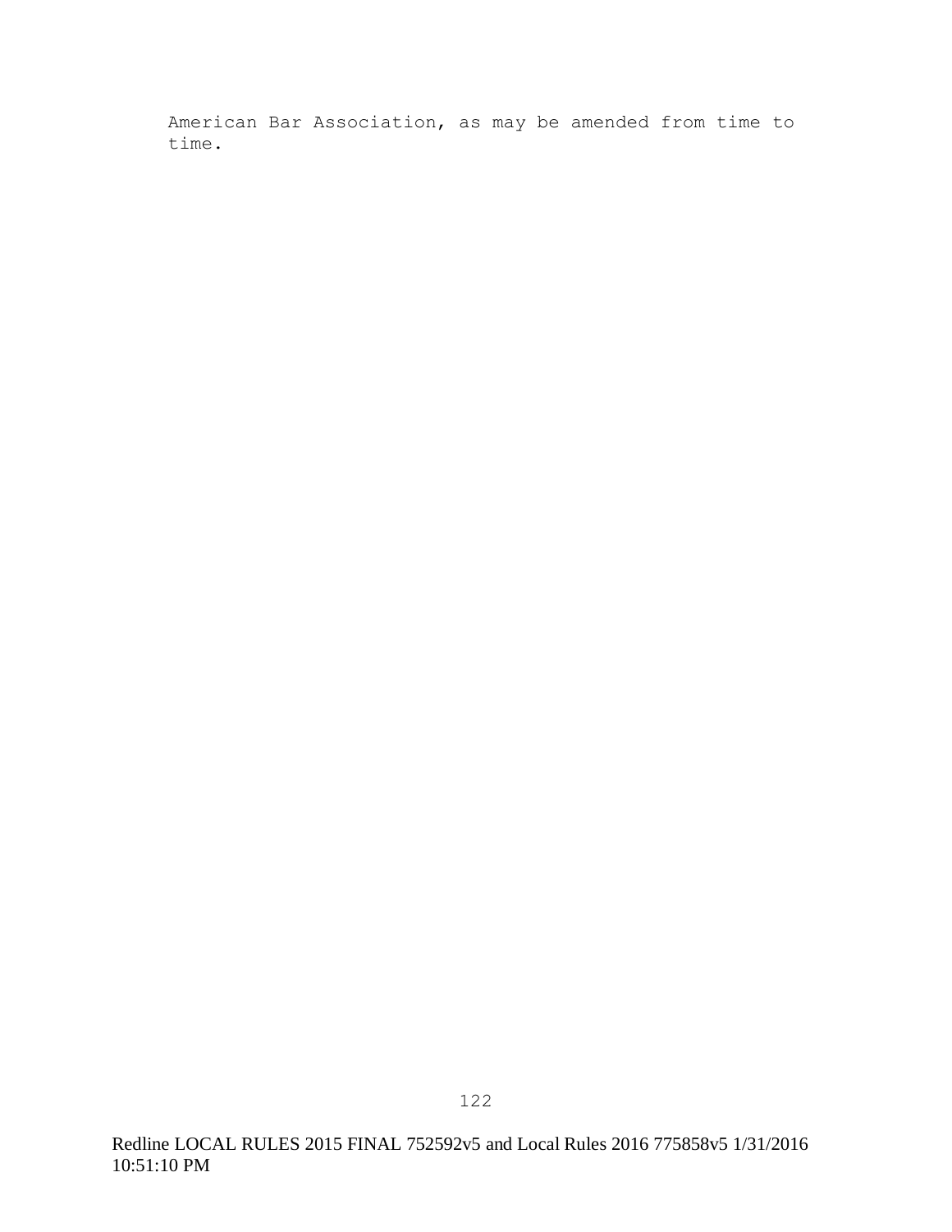American Bar Association, as may be amended from time to time.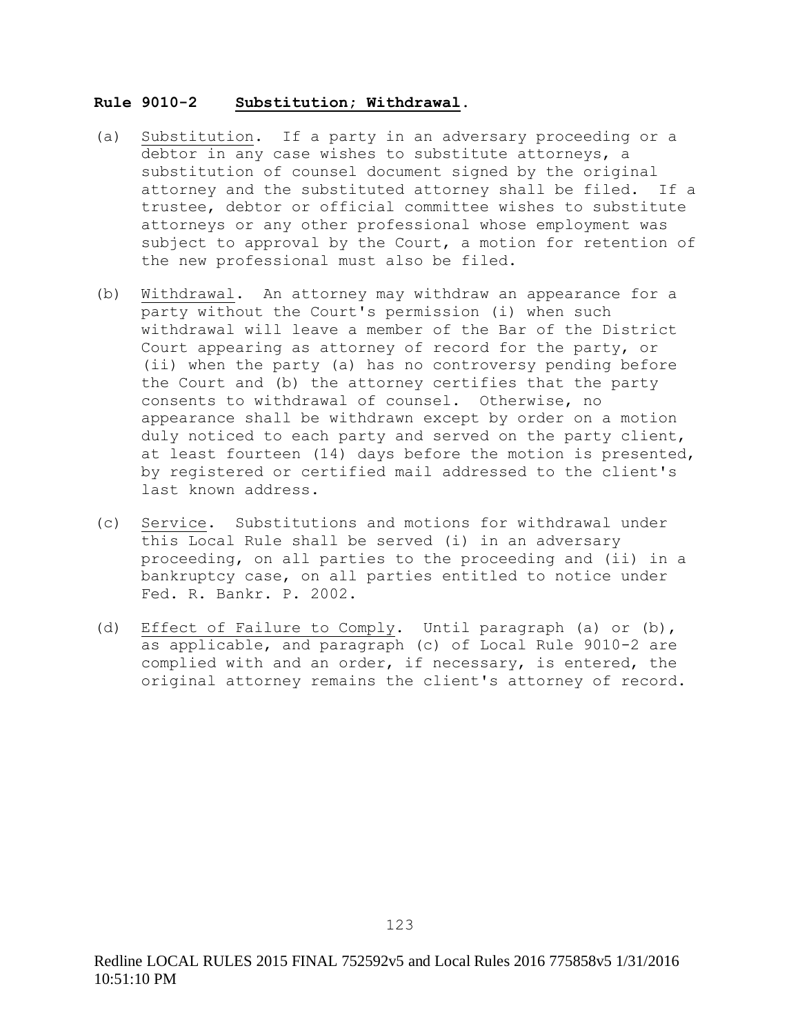**Rule 9010-2 Substitution; Withdrawal.**

(a) Substitution. If a party in an adversary proceeding or a debtor in any case wishes to substitute attorneys, a substitution of counsel document signed by the original attorney and the substituted attorney shall be filed. If a trustee, debtor or official committee wishes to substitute attorneys or any other professional whose employment was subject to approval by the Court, a motion for retention of the new professional must also be filed.

(b) Withdrawal. An attorney may withdraw an appearance for a party without the Court's permission (i) when such withdrawal will leave a member of the Bar of the District Court appearing as attorney of record for the party, or (ii) when the party (a) has no controversy pending before the Court and (b) the attorney certifies that the party consents to withdrawal of counsel. Otherwise, no appearance shall be withdrawn except by order on a motion duly noticed to each party and served on the party client, at least fourteen (14) days before the motion is presented, by registered or certified mail addressed to the client's last known address.

(c) Service. Substitutions and motions for withdrawal under this Local Rule shall be served (i) in an adversary proceeding, on all parties to the proceeding and (ii) in a bankruptcy case, on all parties entitled to notice under Fed. R. Bankr. P. 2002.

(d) Effect of Failure to Comply. Until paragraph (a) or (b), as applicable, and paragraph (c) of Local Rule 9010-2 are complied with and an order, if necessary, is entered, the original attorney remains the client's attorney of record.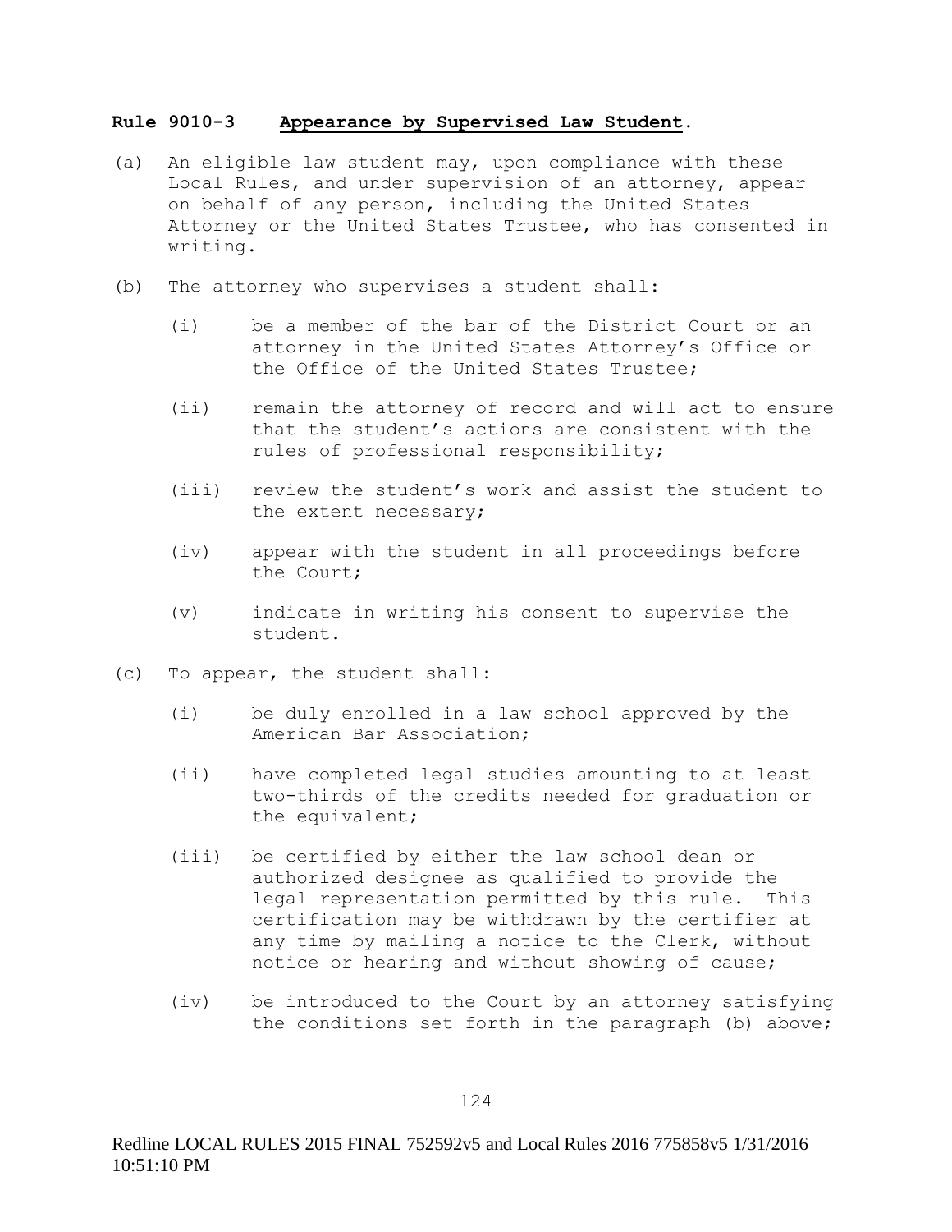**Rule 9010-3 Appearance by Supervised Law Student.**

(a) An eligible law student may, upon compliance with these Local Rules, and under supervision of an attorney, appear on behalf of any person, including the United States Attorney or the United States Trustee, who has consented in writing.

(b) The attorney who supervises a student shall:

  (i) be a member of the bar of the District Court or an attorney in the United States Attorney's Office or the Office of the United States Trustee;

  (ii) remain the attorney of record and will act to ensure that the student's actions are consistent with the rules of professional responsibility;

  (iii) review the student's work and assist the student to the extent necessary;

  (iv) appear with the student in all proceedings before the Court;

  (v) indicate in writing his consent to supervise the student.

(c) To appear, the student shall:

  (i) be duly enrolled in a law school approved by the American Bar Association;

  (ii) have completed legal studies amounting to at least two-thirds of the credits needed for graduation or the equivalent;

  (iii) be certified by either the law school dean or authorized designee as qualified to provide the legal representation permitted by this rule. This certification may be withdrawn by the certifier at any time by mailing a notice to the Clerk, without notice or hearing and without showing of cause;

  (iv) be introduced to the Court by an attorney satisfying the conditions set forth in the paragraph (b) above;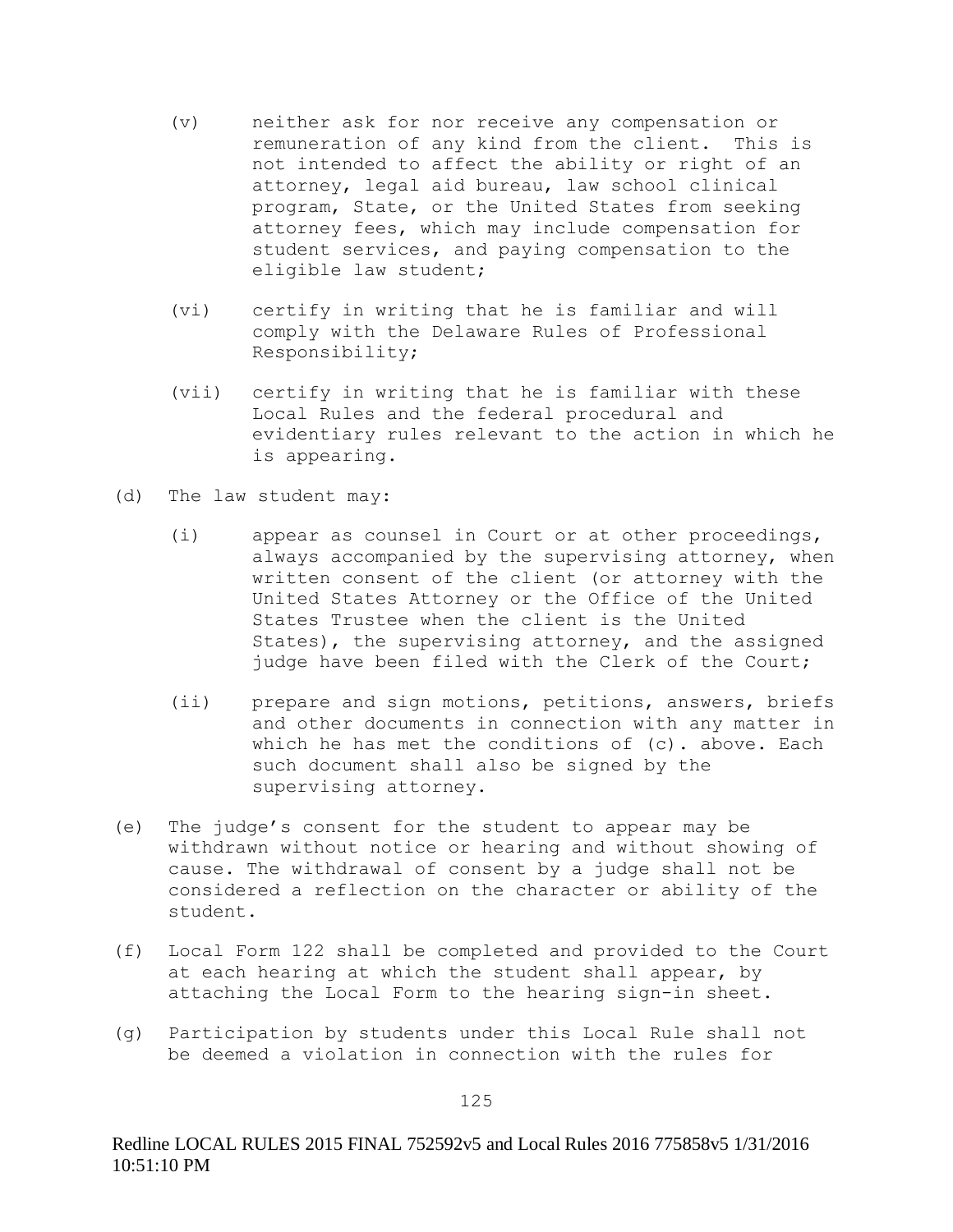(v) neither ask for nor receive any compensation or remuneration of any kind from the client. This is not intended to affect the ability or right of an attorney, legal aid bureau, law school clinical program, State, or the United States from seeking attorney fees, which may include compensation for student services, and paying compensation to the eligible law student;

(vi) certify in writing that he is familiar and will comply with the Delaware Rules of Professional Responsibility;

(vii) certify in writing that he is familiar with these Local Rules and the federal procedural and evidentiary rules relevant to the action in which he is appearing.

(d) The law student may:

(i) appear as counsel in Court or at other proceedings, always accompanied by the supervising attorney, when written consent of the client (or attorney with the United States Attorney or the Office of the United States Trustee when the client is the United States), the supervising attorney, and the assigned judge have been filed with the Clerk of the Court;

(ii) prepare and sign motions, petitions, answers, briefs and other documents in connection with any matter in which he has met the conditions of (c). above. Each such document shall also be signed by the supervising attorney.

(e) The judge's consent for the student to appear may be withdrawn without notice or hearing and without showing of cause. The withdrawal of consent by a judge shall not be considered a reflection on the character or ability of the student.

(f) Local Form 122 shall be completed and provided to the Court at each hearing at which the student shall appear, by attaching the Local Form to the hearing sign-in sheet.

(g) Participation by students under this Local Rule shall not be deemed a violation in connection with the rules for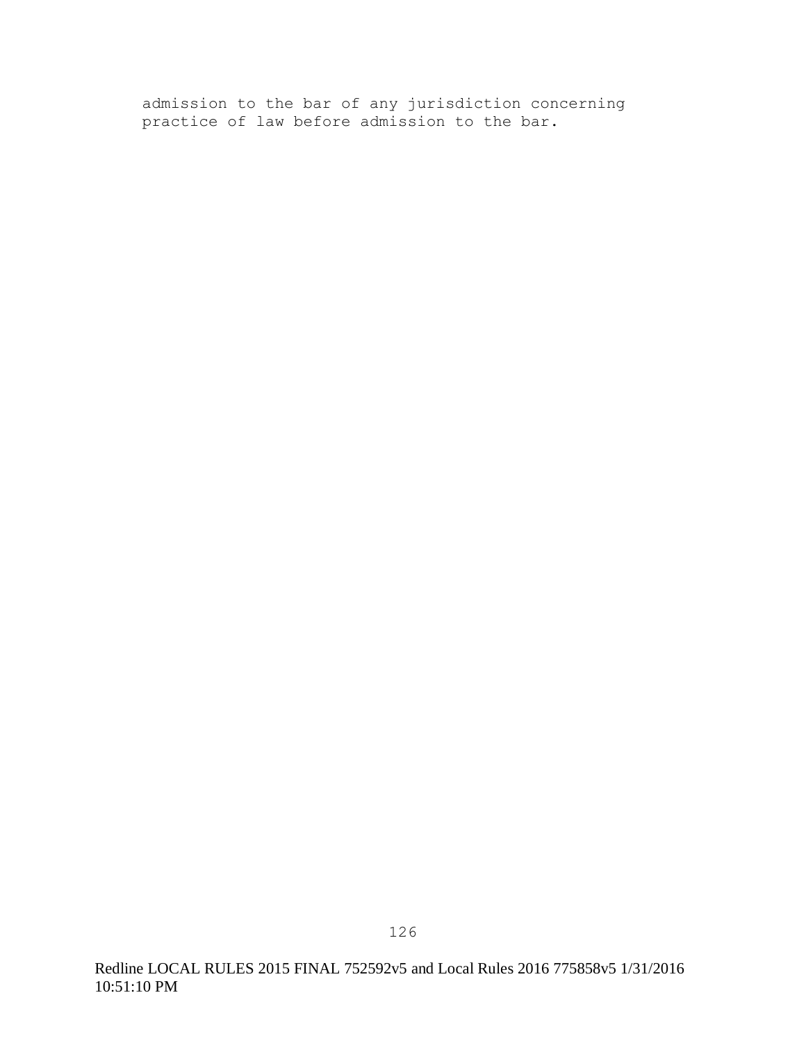admission to the bar of any jurisdiction concerning practice of law before admission to the bar.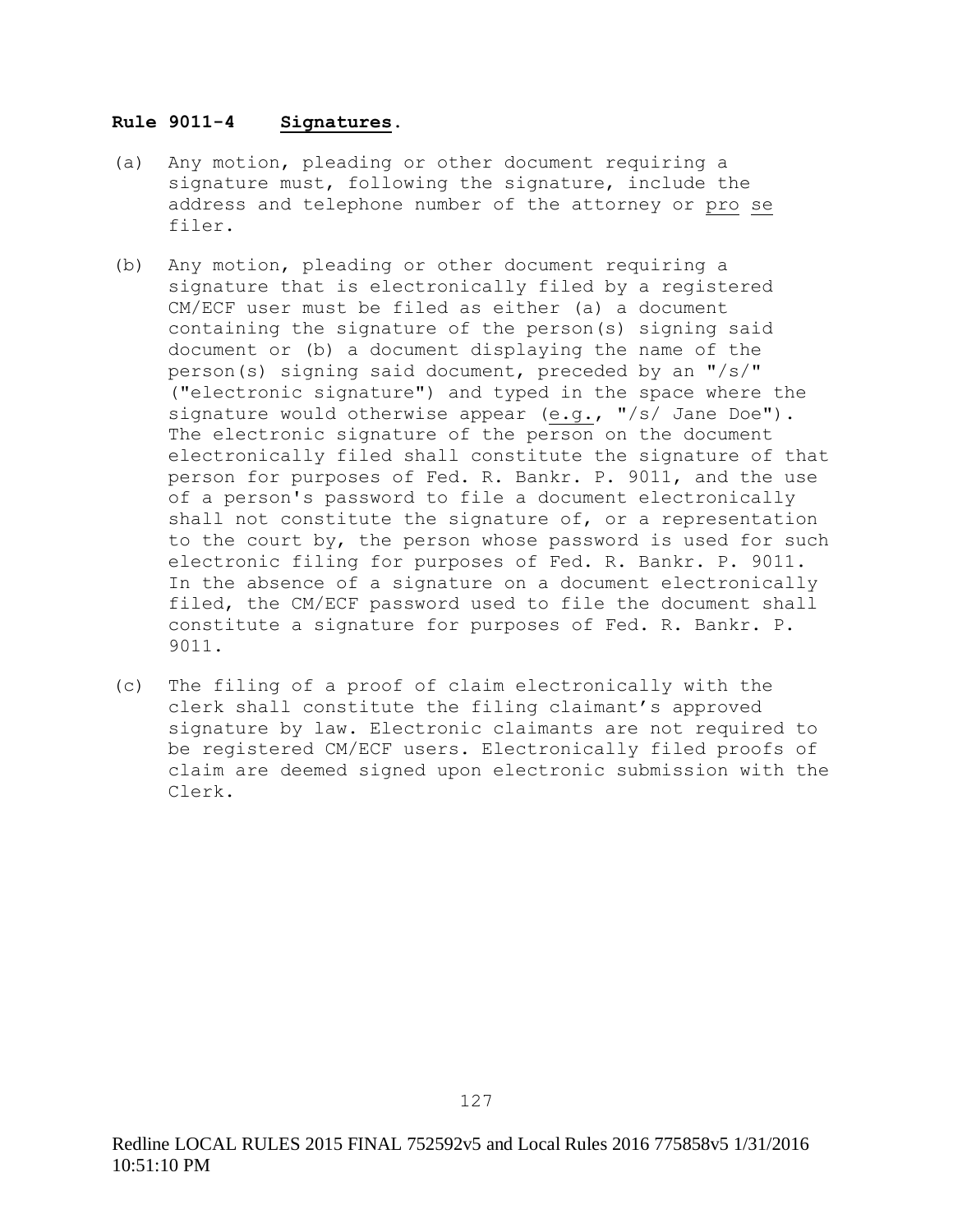**Rule 9011-4 Signatures.**

(a) Any motion, pleading or other document requiring a signature must, following the signature, include the address and telephone number of the attorney or pro se filer.

(b) Any motion, pleading or other document requiring a signature that is electronically filed by a registered CM/ECF user must be filed as either (a) a document containing the signature of the person(s) signing said document or (b) a document displaying the name of the person(s) signing said document, preceded by an "/s/" ("electronic signature") and typed in the space where the signature would otherwise appear (e.g., "/s/ Jane Doe"). The electronic signature of the person on the document electronically filed shall constitute the signature of that person for purposes of Fed. R. Bankr. P. 9011, and the use of a person's password to file a document electronically shall not constitute the signature of, or a representation to the court by, the person whose password is used for such electronic filing for purposes of Fed. R. Bankr. P. 9011. In the absence of a signature on a document electronically filed, the CM/ECF password used to file the document shall constitute a signature for purposes of Fed. R. Bankr. P. 9011.

(c) The filing of a proof of claim electronically with the clerk shall constitute the filing claimant's approved signature by law. Electronic claimants are not required to be registered CM/ECF users. Electronically filed proofs of claim are deemed signed upon electronic submission with the Clerk.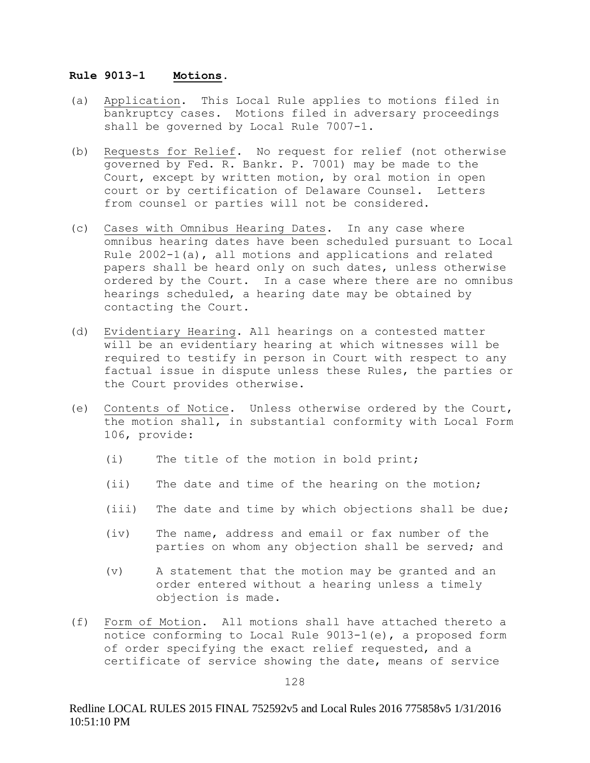**Rule 9013-1 Motions.**

(a) Application. This Local Rule applies to motions filed in bankruptcy cases. Motions filed in adversary proceedings shall be governed by Local Rule 7007-1.

(b) Requests for Relief. No request for relief (not otherwise governed by Fed. R. Bankr. P. 7001) may be made to the Court, except by written motion, by oral motion in open court or by certification of Delaware Counsel. Letters from counsel or parties will not be considered.

(c) Cases with Omnibus Hearing Dates. In any case where omnibus hearing dates have been scheduled pursuant to Local Rule 2002-1(a), all motions and applications and related papers shall be heard only on such dates, unless otherwise ordered by the Court. In a case where there are no omnibus hearings scheduled, a hearing date may be obtained by contacting the Court.

(d) Evidentiary Hearing. All hearings on a contested matter will be an evidentiary hearing at which witnesses will be required to testify in person in Court with respect to any factual issue in dispute unless these Rules, the parties or the Court provides otherwise.

(e) Contents of Notice. Unless otherwise ordered by the Court, the motion shall, in substantial conformity with Local Form 106, provide:

(i) The title of the motion in bold print;

(ii) The date and time of the hearing on the motion;

(iii) The date and time by which objections shall be due;

(iv) The name, address and email or fax number of the parties on whom any objection shall be served; and

(v) A statement that the motion may be granted and an order entered without a hearing unless a timely objection is made.

(f) Form of Motion. All motions shall have attached thereto a notice conforming to Local Rule 9013-1(e), a proposed form of order specifying the exact relief requested, and a certificate of service showing the date, means of service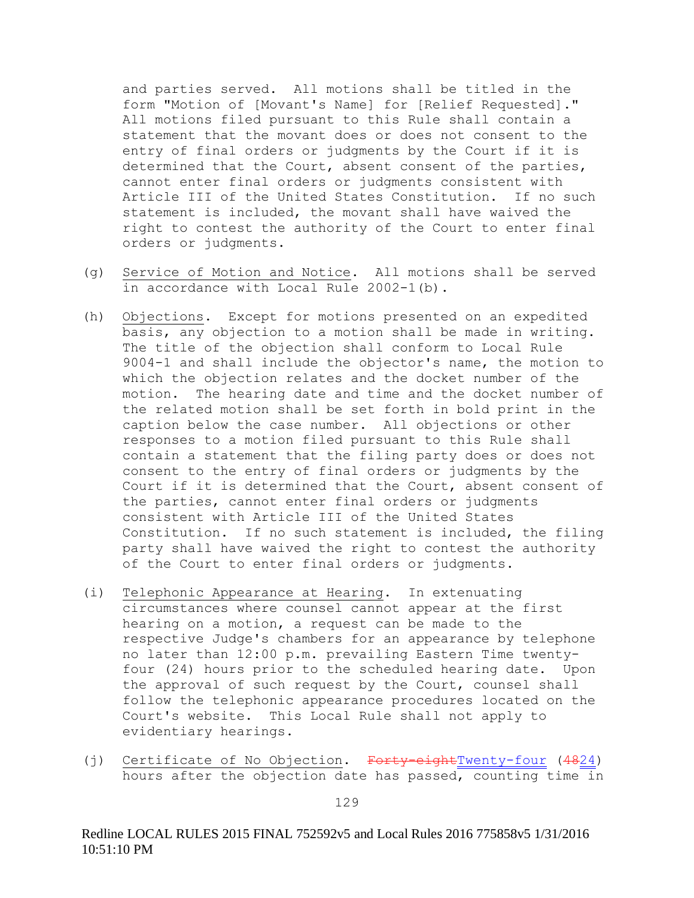and parties served. All motions shall be titled in the form "Motion of [Movant's Name] for [Relief Requested]." All motions filed pursuant to this Rule shall contain a statement that the movant does or does not consent to the entry of final orders or judgments by the Court if it is determined that the Court, absent consent of the parties, cannot enter final orders or judgments consistent with Article III of the United States Constitution. If no such statement is included, the movant shall have waived the right to contest the authority of the Court to enter final orders or judgments.

(g) Service of Motion and Notice. All motions shall be served in accordance with Local Rule 2002-1(b).

(h) Objections. Except for motions presented on an expedited basis, any objection to a motion shall be made in writing. The title of the objection shall conform to Local Rule 9004-1 and shall include the objector's name, the motion to which the objection relates and the docket number of the motion. The hearing date and time and the docket number of the related motion shall be set forth in bold print in the caption below the case number. All objections or other responses to a motion filed pursuant to this Rule shall contain a statement that the filing party does or does not consent to the entry of final orders or judgments by the Court if it is determined that the Court, absent consent of the parties, cannot enter final orders or judgments consistent with Article III of the United States Constitution. If no such statement is included, the filing party shall have waived the right to contest the authority of the Court to enter final orders or judgments.

(i) Telephonic Appearance at Hearing. In extenuating circumstances where counsel cannot appear at the first hearing on a motion, a request can be made to the respective Judge's chambers for an appearance by telephone no later than 12:00 p.m. prevailing Eastern Time twenty-four (24) hours prior to the scheduled hearing date. Upon the approval of such request by the Court, counsel shall follow the telephonic appearance procedures located on the Court's website. This Local Rule shall not apply to evidentiary hearings.

(j) Certificate of No Objection. ~~Forty-eight~~Twenty-four (~~48~~24) hours after the objection date has passed, counting time in

Redline LOCAL RULES 2015 FINAL 752592v5 and Local Rules 2016 775858v5 1/31/2016 10:51:10 PM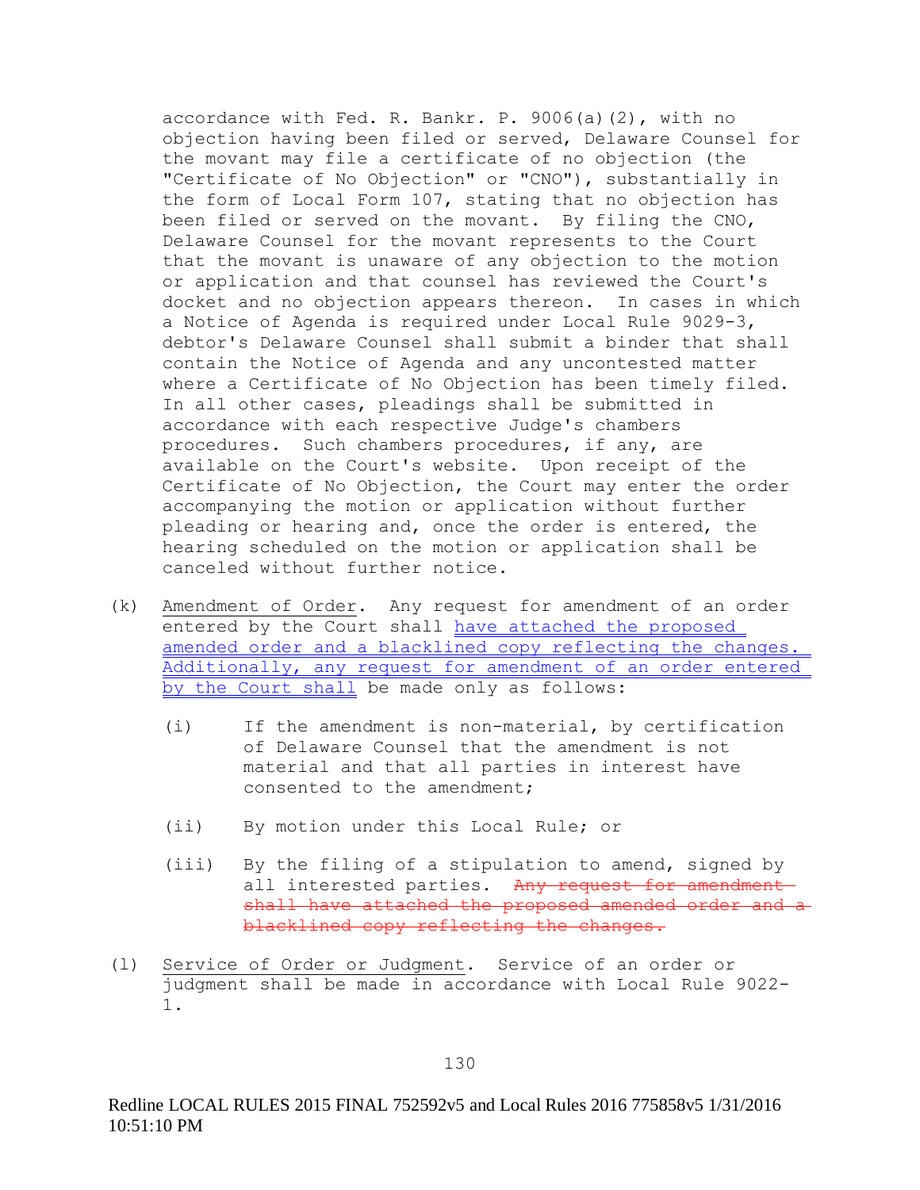accordance with Fed. R. Bankr. P. 9006(a)(2), with no objection having been filed or served, Delaware Counsel for the movant may file a certificate of no objection (the "Certificate of No Objection" or "CNO"), substantially in the form of Local Form 107, stating that no objection has been filed or served on the movant. By filing the CNO, Delaware Counsel for the movant represents to the Court that the movant is unaware of any objection to the motion or application and that counsel has reviewed the Court's docket and no objection appears thereon. In cases in which a Notice of Agenda is required under Local Rule 9029-3, debtor's Delaware Counsel shall submit a binder that shall contain the Notice of Agenda and any uncontested matter where a Certificate of No Objection has been timely filed. In all other cases, pleadings shall be submitted in accordance with each respective Judge's chambers procedures. Such chambers procedures, if any, are available on the Court's website. Upon receipt of the Certificate of No Objection, the Court may enter the order accompanying the motion or application without further pleading or hearing and, once the order is entered, the hearing scheduled on the motion or application shall be canceled without further notice.

(k) Amendment of Order. Any request for amendment of an order entered by the Court shall have attached the proposed amended order and a blacklined copy reflecting the changes. Additionally, any request for amendment of an order entered by the Court shall be made only as follows:

(i) If the amendment is non-material, by certification of Delaware Counsel that the amendment is not material and that all parties in interest have consented to the amendment;

(ii) By motion under this Local Rule; or

(iii) By the filing of a stipulation to amend, signed by all interested parties. ~~Any request for amendment shall have attached the proposed amended order and a blacklined copy reflecting the changes.~~

(l) Service of Order or Judgment. Service of an order or judgment shall be made in accordance with Local Rule 9022-1.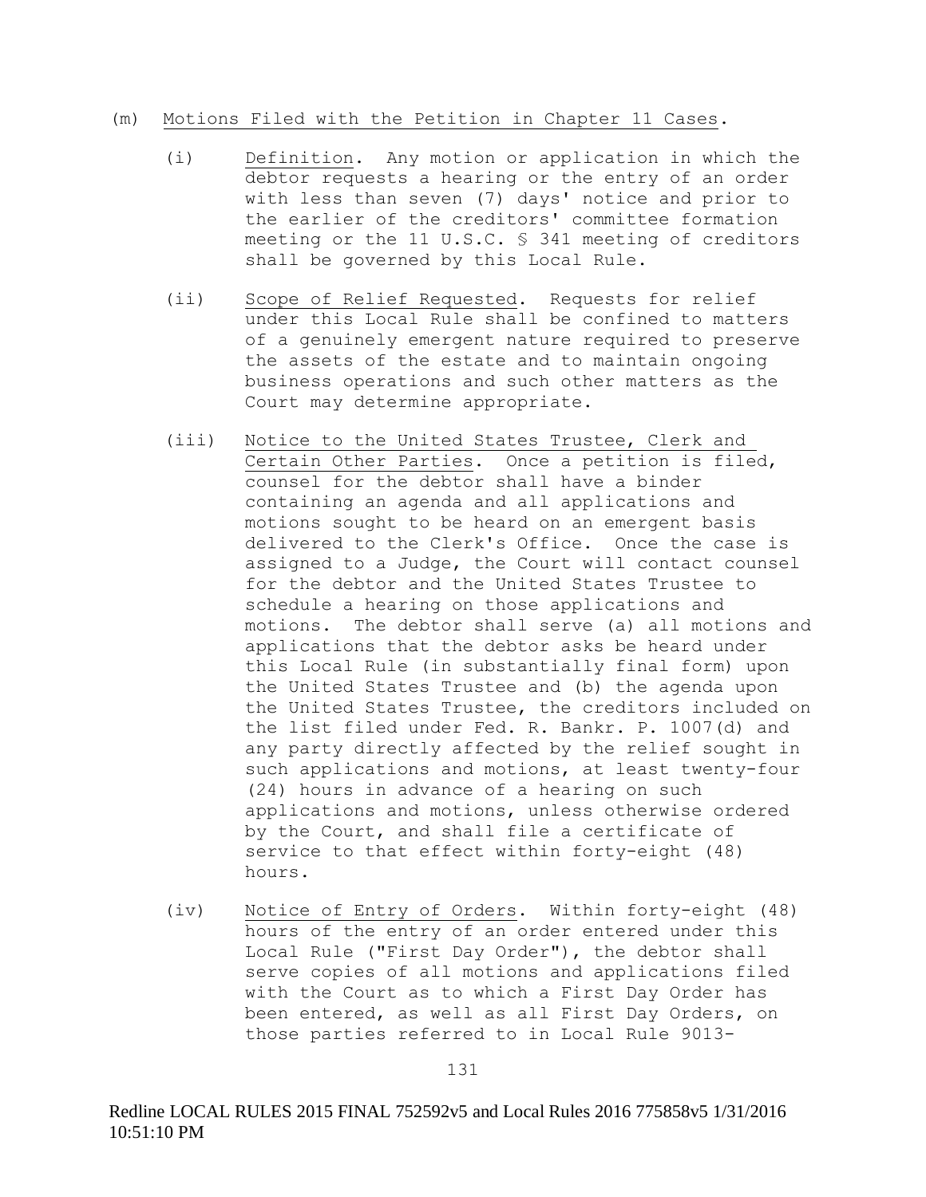(m) Motions Filed with the Petition in Chapter 11 Cases.

(i) Definition. Any motion or application in which the debtor requests a hearing or the entry of an order with less than seven (7) days' notice and prior to the earlier of the creditors' committee formation meeting or the 11 U.S.C. § 341 meeting of creditors shall be governed by this Local Rule.

(ii) Scope of Relief Requested. Requests for relief under this Local Rule shall be confined to matters of a genuinely emergent nature required to preserve the assets of the estate and to maintain ongoing business operations and such other matters as the Court may determine appropriate.

(iii) Notice to the United States Trustee, Clerk and Certain Other Parties. Once a petition is filed, counsel for the debtor shall have a binder containing an agenda and all applications and motions sought to be heard on an emergent basis delivered to the Clerk's Office. Once the case is assigned to a Judge, the Court will contact counsel for the debtor and the United States Trustee to schedule a hearing on those applications and motions. The debtor shall serve (a) all motions and applications that the debtor asks be heard under this Local Rule (in substantially final form) upon the United States Trustee and (b) the agenda upon the United States Trustee, the creditors included on the list filed under Fed. R. Bankr. P. 1007(d) and any party directly affected by the relief sought in such applications and motions, at least twenty-four (24) hours in advance of a hearing on such applications and motions, unless otherwise ordered by the Court, and shall file a certificate of service to that effect within forty-eight (48) hours.

(iv) Notice of Entry of Orders. Within forty-eight (48) hours of the entry of an order entered under this Local Rule ("First Day Order"), the debtor shall serve copies of all motions and applications filed with the Court as to which a First Day Order has been entered, as well as all First Day Orders, on those parties referred to in Local Rule 9013-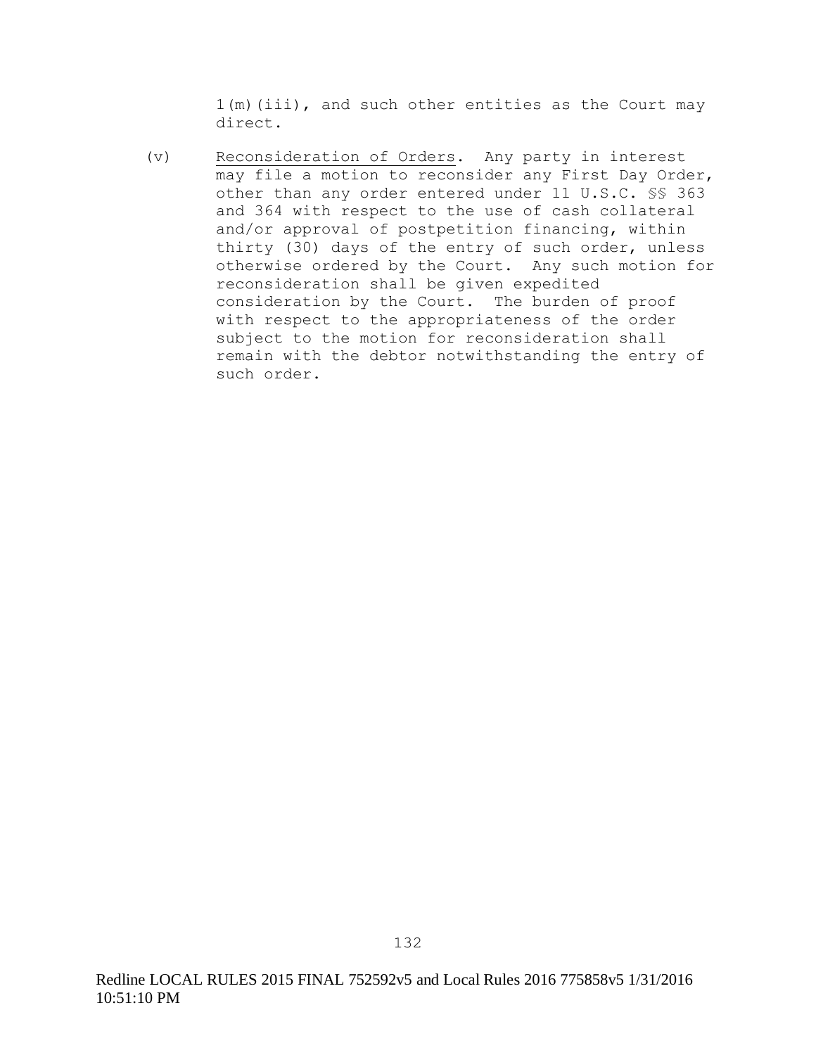1(m)(iii), and such other entities as the Court may direct.

(v) Reconsideration of Orders. Any party in interest may file a motion to reconsider any First Day Order, other than any order entered under 11 U.S.C. §§ 363 and 364 with respect to the use of cash collateral and/or approval of postpetition financing, within thirty (30) days of the entry of such order, unless otherwise ordered by the Court. Any such motion for reconsideration shall be given expedited consideration by the Court. The burden of proof with respect to the appropriateness of the order subject to the motion for reconsideration shall remain with the debtor notwithstanding the entry of such order.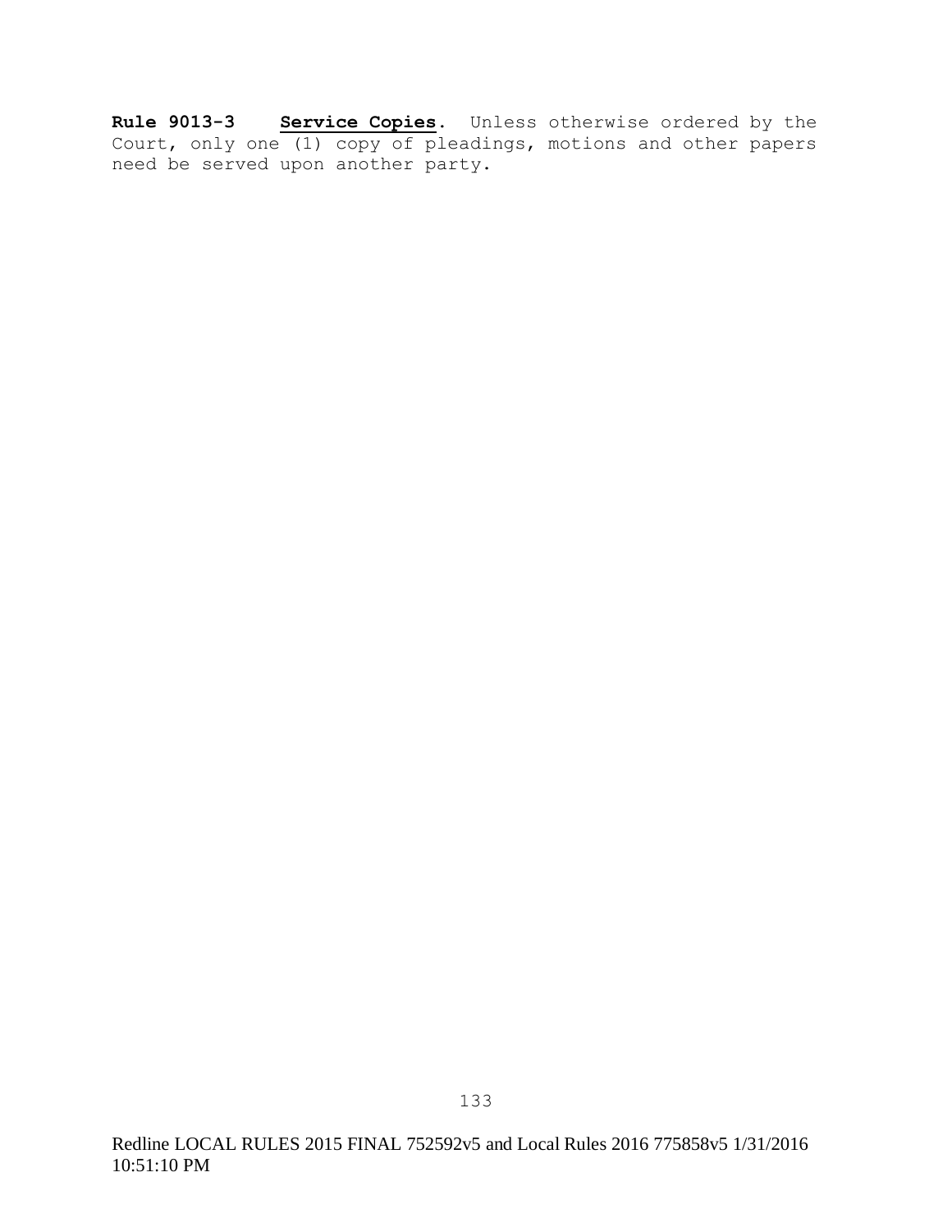**Rule 9013-3** <u>**Service Copies**</u>. Unless otherwise ordered by the Court, only one (1) copy of pleadings, motions and other papers need be served upon another party.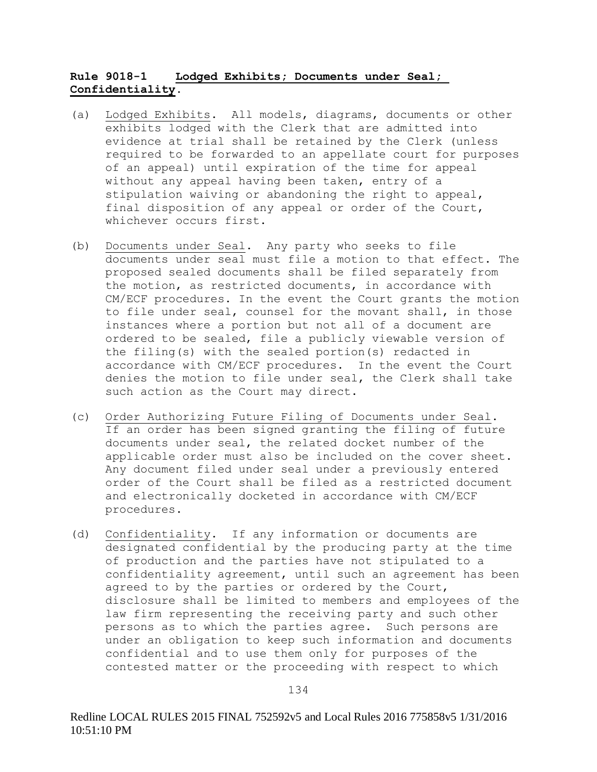**Rule 9018-1 Lodged Exhibits; Documents under Seal; Confidentiality.**

(a) Lodged Exhibits. All models, diagrams, documents or other exhibits lodged with the Clerk that are admitted into evidence at trial shall be retained by the Clerk (unless required to be forwarded to an appellate court for purposes of an appeal) until expiration of the time for appeal without any appeal having been taken, entry of a stipulation waiving or abandoning the right to appeal, final disposition of any appeal or order of the Court, whichever occurs first.

(b) Documents under Seal. Any party who seeks to file documents under seal must file a motion to that effect. The proposed sealed documents shall be filed separately from the motion, as restricted documents, in accordance with CM/ECF procedures. In the event the Court grants the motion to file under seal, counsel for the movant shall, in those instances where a portion but not all of a document are ordered to be sealed, file a publicly viewable version of the filing(s) with the sealed portion(s) redacted in accordance with CM/ECF procedures. In the event the Court denies the motion to file under seal, the Clerk shall take such action as the Court may direct.

(c) Order Authorizing Future Filing of Documents under Seal. If an order has been signed granting the filing of future documents under seal, the related docket number of the applicable order must also be included on the cover sheet. Any document filed under seal under a previously entered order of the Court shall be filed as a restricted document and electronically docketed in accordance with CM/ECF procedures.

(d) Confidentiality. If any information or documents are designated confidential by the producing party at the time of production and the parties have not stipulated to a confidentiality agreement, until such an agreement has been agreed to by the parties or ordered by the Court, disclosure shall be limited to members and employees of the law firm representing the receiving party and such other persons as to which the parties agree. Such persons are under an obligation to keep such information and documents confidential and to use them only for purposes of the contested matter or the proceeding with respect to which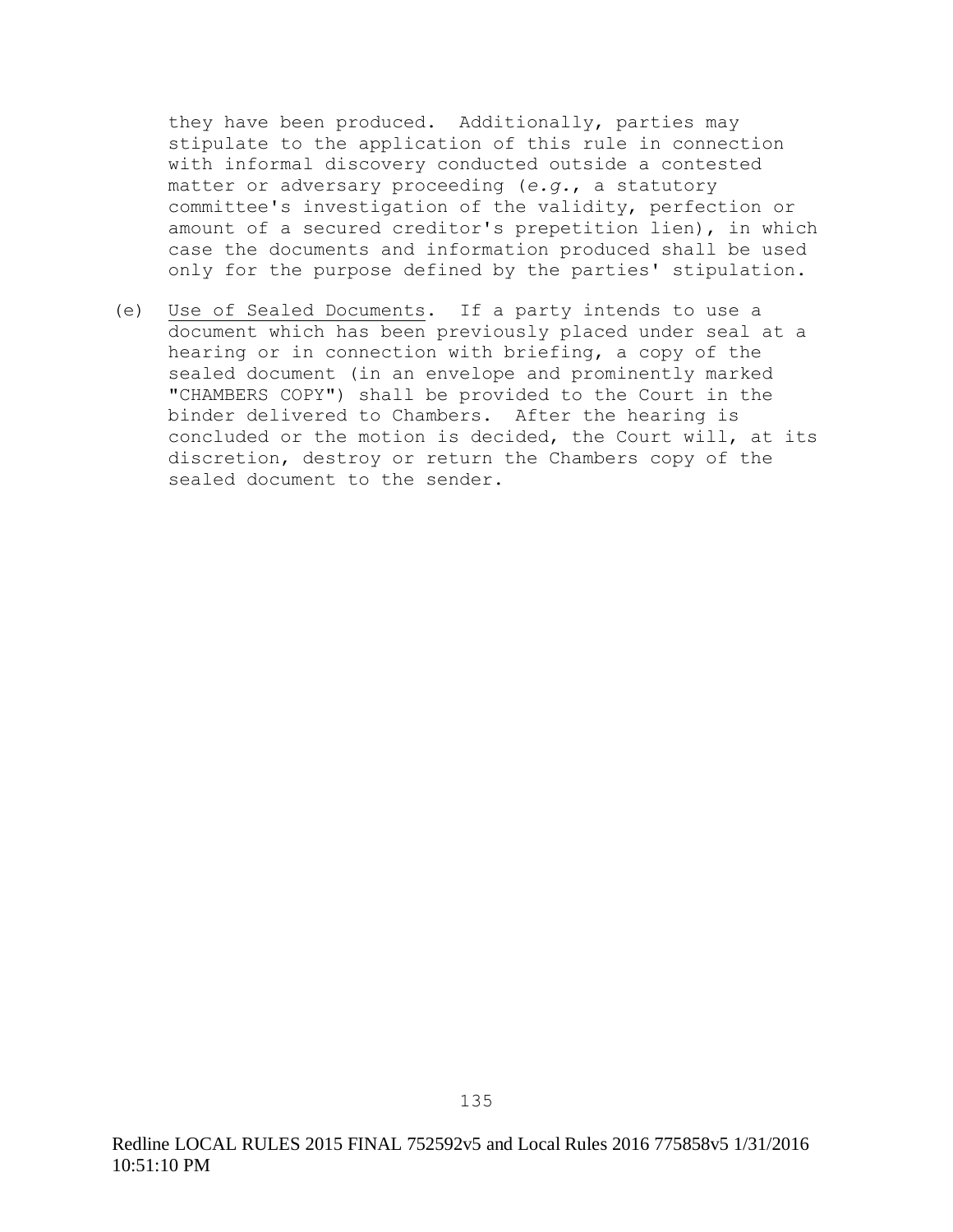they have been produced. Additionally, parties may stipulate to the application of this rule in connection with informal discovery conducted outside a contested matter or adversary proceeding (*e.g.*, a statutory committee's investigation of the validity, perfection or amount of a secured creditor's prepetition lien), in which case the documents and information produced shall be used only for the purpose defined by the parties' stipulation.

(e) Use of Sealed Documents. If a party intends to use a document which has been previously placed under seal at a hearing or in connection with briefing, a copy of the sealed document (in an envelope and prominently marked "CHAMBERS COPY") shall be provided to the Court in the binder delivered to Chambers. After the hearing is concluded or the motion is decided, the Court will, at its discretion, destroy or return the Chambers copy of the sealed document to the sender.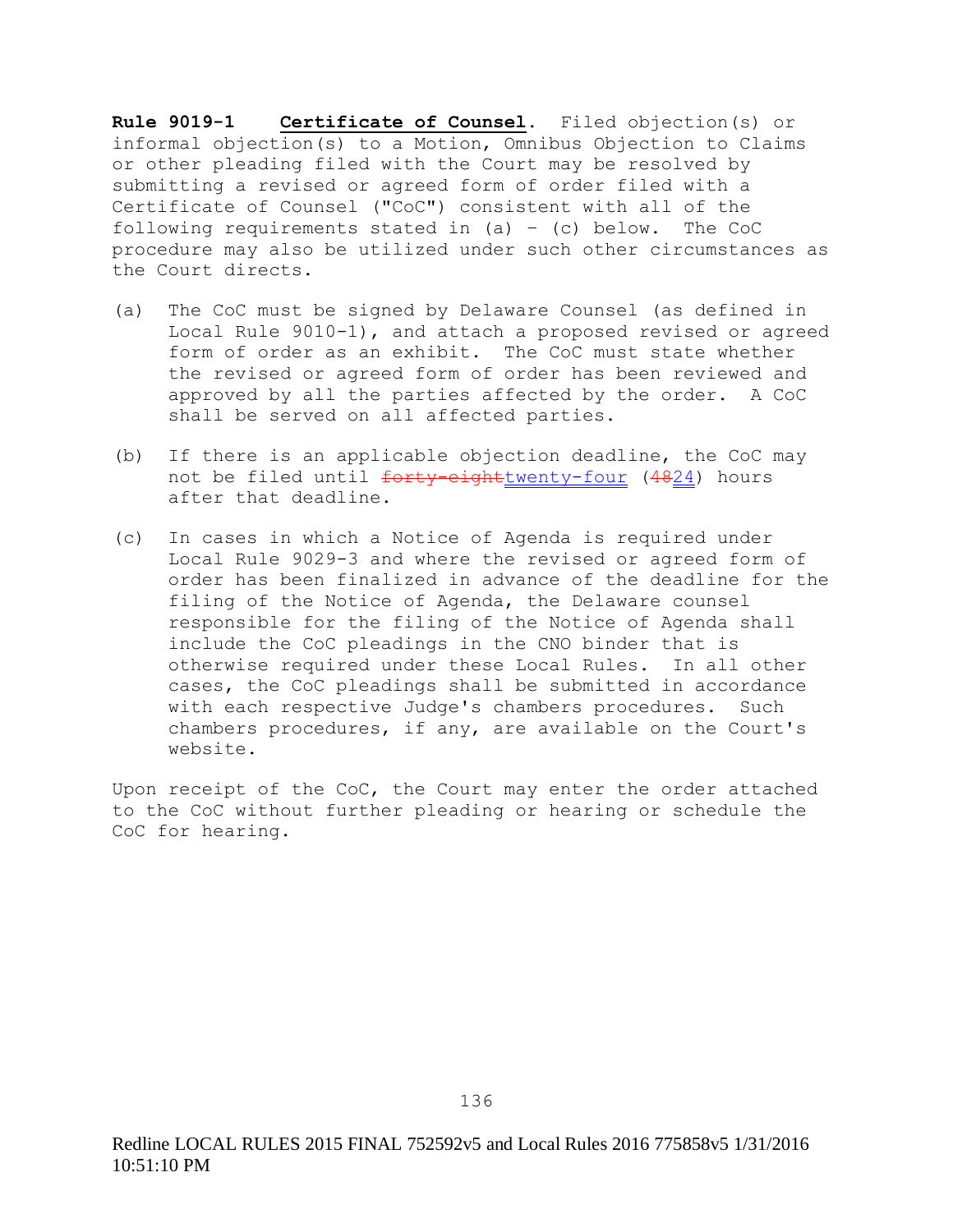**Rule 9019-1** **Certificate of Counsel**. Filed objection(s) or informal objection(s) to a Motion, Omnibus Objection to Claims or other pleading filed with the Court may be resolved by submitting a revised or agreed form of order filed with a Certificate of Counsel ("CoC") consistent with all of the following requirements stated in (a) – (c) below. The CoC procedure may also be utilized under such other circumstances as the Court directs.

(a) The CoC must be signed by Delaware Counsel (as defined in Local Rule 9010-1), and attach a proposed revised or agreed form of order as an exhibit. The CoC must state whether the revised or agreed form of order has been reviewed and approved by all the parties affected by the order. A CoC shall be served on all affected parties.

(b) If there is an applicable objection deadline, the CoC may not be filed until ~~forty-eight~~twenty-four (~~48~~24) hours after that deadline.

(c) In cases in which a Notice of Agenda is required under Local Rule 9029-3 and where the revised or agreed form of order has been finalized in advance of the deadline for the filing of the Notice of Agenda, the Delaware counsel responsible for the filing of the Notice of Agenda shall include the CoC pleadings in the CNO binder that is otherwise required under these Local Rules. In all other cases, the CoC pleadings shall be submitted in accordance with each respective Judge's chambers procedures. Such chambers procedures, if any, are available on the Court's website.

Upon receipt of the CoC, the Court may enter the order attached to the CoC without further pleading or hearing or schedule the CoC for hearing.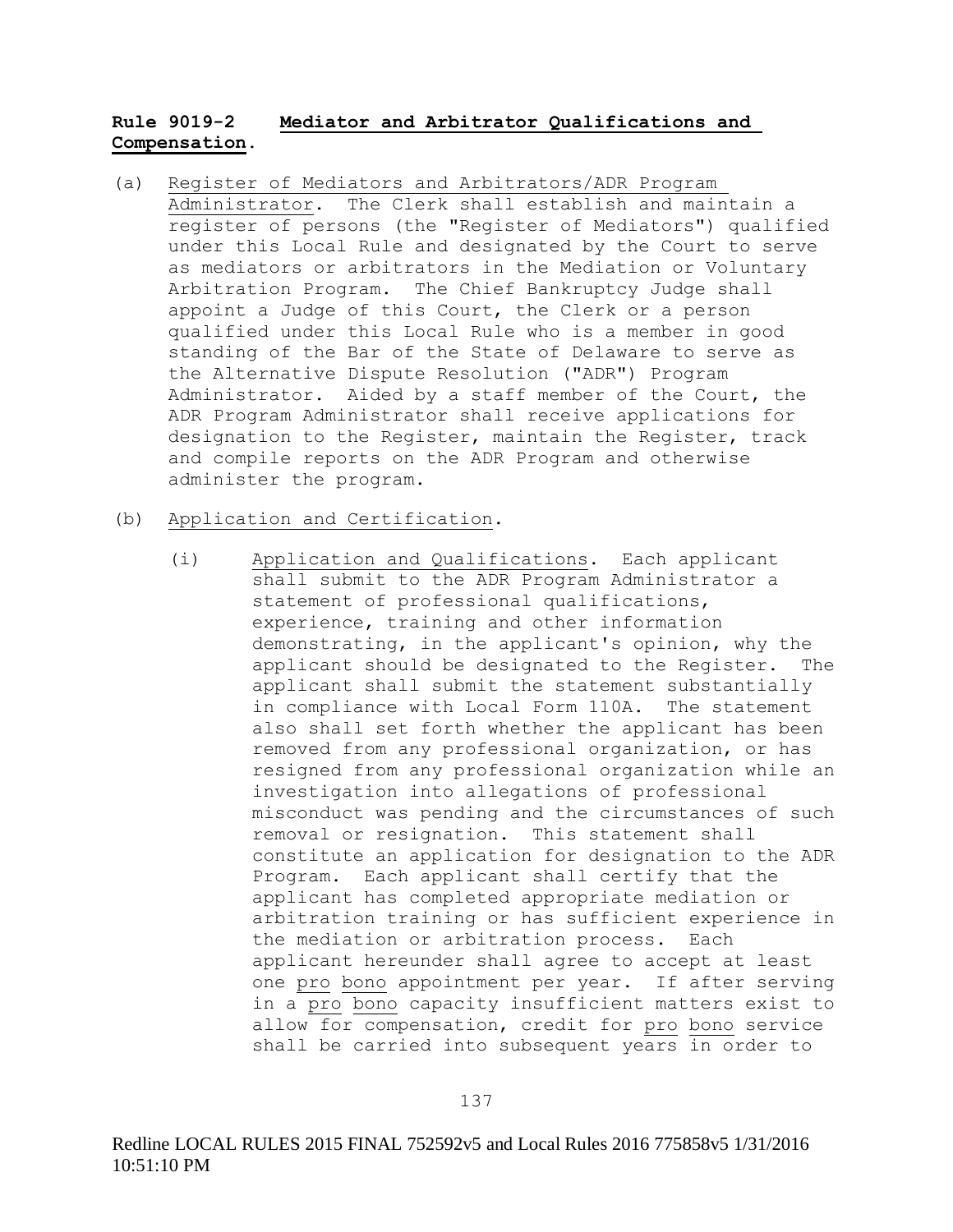**Rule 9019-2 Mediator and Arbitrator Qualifications and Compensation.**

(a) Register of Mediators and Arbitrators/ADR Program Administrator. The Clerk shall establish and maintain a register of persons (the "Register of Mediators") qualified under this Local Rule and designated by the Court to serve as mediators or arbitrators in the Mediation or Voluntary Arbitration Program. The Chief Bankruptcy Judge shall appoint a Judge of this Court, the Clerk or a person qualified under this Local Rule who is a member in good standing of the Bar of the State of Delaware to serve as the Alternative Dispute Resolution ("ADR") Program Administrator. Aided by a staff member of the Court, the ADR Program Administrator shall receive applications for designation to the Register, maintain the Register, track and compile reports on the ADR Program and otherwise administer the program.

(b) Application and Certification.

(i) Application and Qualifications. Each applicant shall submit to the ADR Program Administrator a statement of professional qualifications, experience, training and other information demonstrating, in the applicant's opinion, why the applicant should be designated to the Register. The applicant shall submit the statement substantially in compliance with Local Form 110A. The statement also shall set forth whether the applicant has been removed from any professional organization, or has resigned from any professional organization while an investigation into allegations of professional misconduct was pending and the circumstances of such removal or resignation. This statement shall constitute an application for designation to the ADR Program. Each applicant shall certify that the applicant has completed appropriate mediation or arbitration training or has sufficient experience in the mediation or arbitration process. Each applicant hereunder shall agree to accept at least one pro bono appointment per year. If after serving in a pro bono capacity insufficient matters exist to allow for compensation, credit for pro bono service shall be carried into subsequent years in order to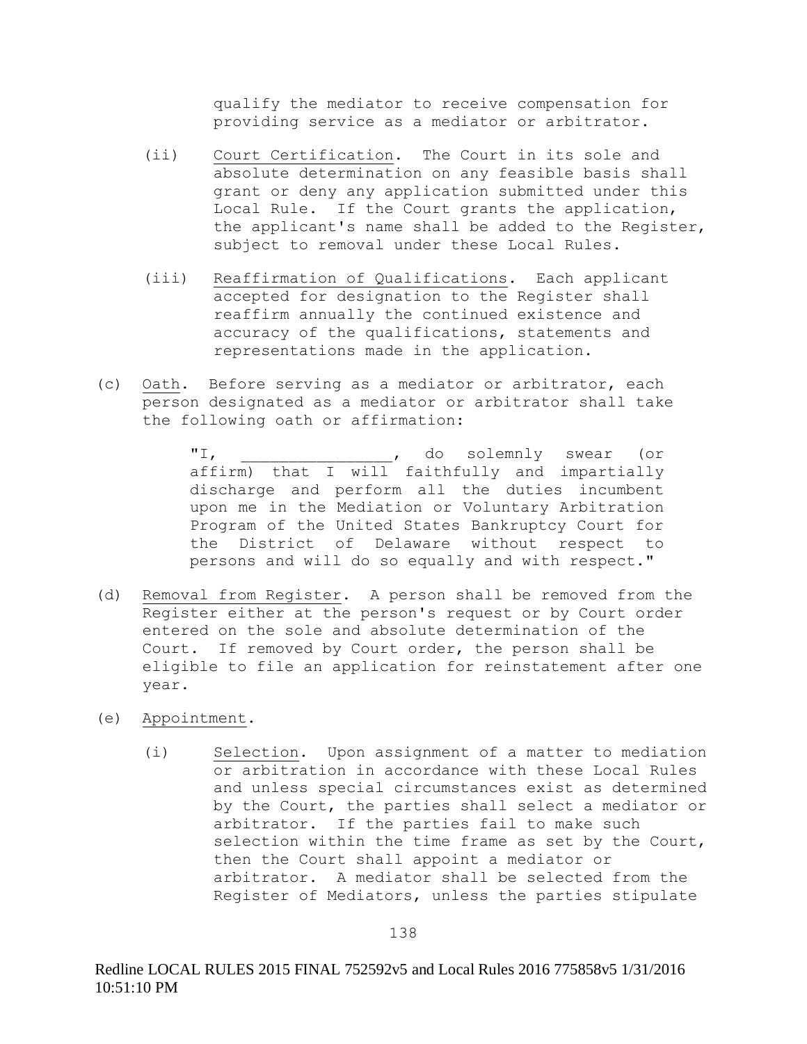qualify the mediator to receive compensation for providing service as a mediator or arbitrator.

(ii) Court Certification. The Court in its sole and absolute determination on any feasible basis shall grant or deny any application submitted under this Local Rule. If the Court grants the application, the applicant's name shall be added to the Register, subject to removal under these Local Rules.

(iii) Reaffirmation of Qualifications. Each applicant accepted for designation to the Register shall reaffirm annually the continued existence and accuracy of the qualifications, statements and representations made in the application.

(c) Oath. Before serving as a mediator or arbitrator, each person designated as a mediator or arbitrator shall take the following oath or affirmation:

> "I, ________________, do solemnly swear (or affirm) that I will faithfully and impartially discharge and perform all the duties incumbent upon me in the Mediation or Voluntary Arbitration Program of the United States Bankruptcy Court for the District of Delaware without respect to persons and will do so equally and with respect."

(d) Removal from Register. A person shall be removed from the Register either at the person's request or by Court order entered on the sole and absolute determination of the Court. If removed by Court order, the person shall be eligible to file an application for reinstatement after one year.

(e) Appointment.

(i) Selection. Upon assignment of a matter to mediation or arbitration in accordance with these Local Rules and unless special circumstances exist as determined by the Court, the parties shall select a mediator or arbitrator. If the parties fail to make such selection within the time frame as set by the Court, then the Court shall appoint a mediator or arbitrator. A mediator shall be selected from the Register of Mediators, unless the parties stipulate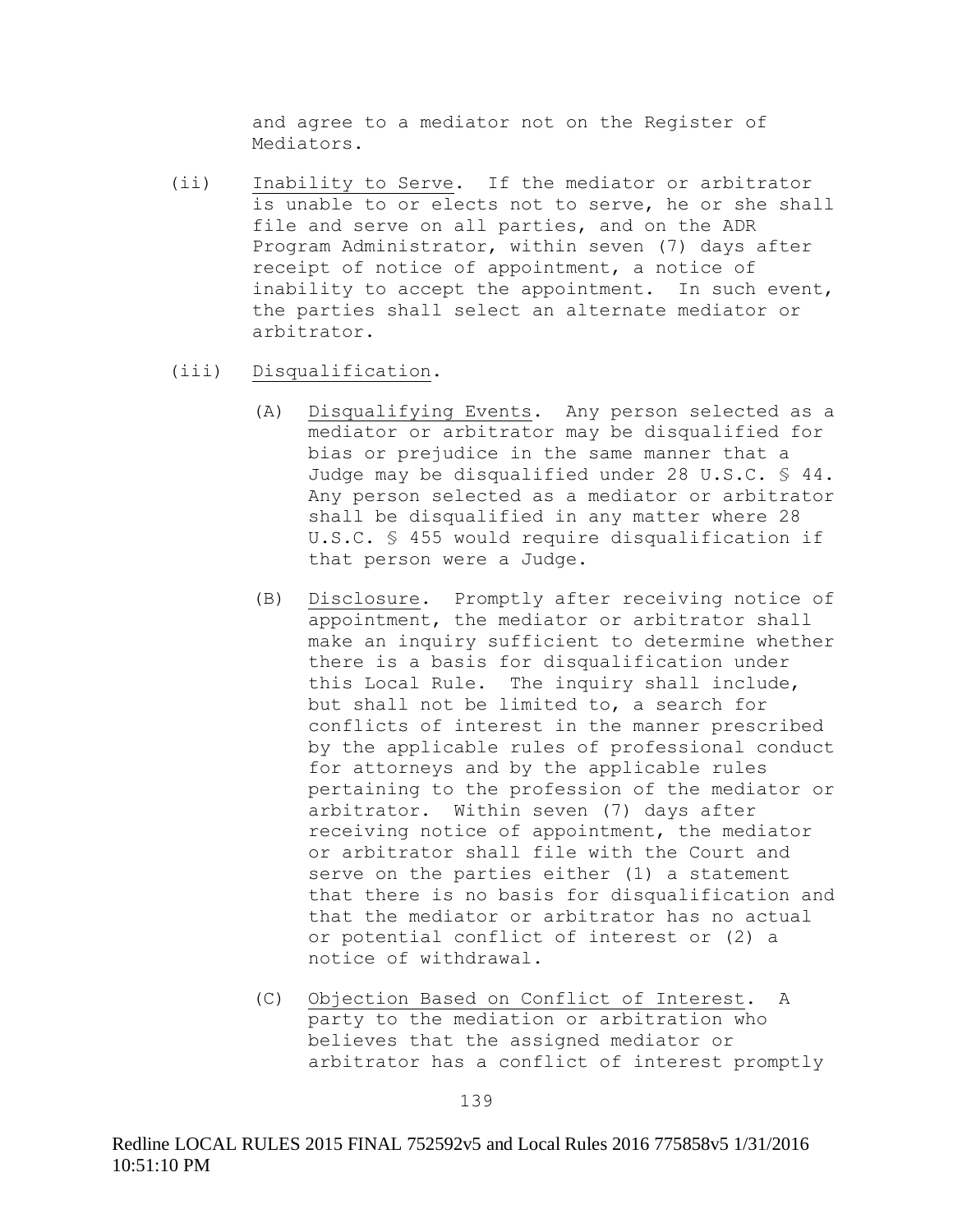and agree to a mediator not on the Register of Mediators.

(ii) Inability to Serve. If the mediator or arbitrator is unable to or elects not to serve, he or she shall file and serve on all parties, and on the ADR Program Administrator, within seven (7) days after receipt of notice of appointment, a notice of inability to accept the appointment. In such event, the parties shall select an alternate mediator or arbitrator.

(iii) Disqualification.

(A) Disqualifying Events. Any person selected as a mediator or arbitrator may be disqualified for bias or prejudice in the same manner that a Judge may be disqualified under 28 U.S.C. § 44. Any person selected as a mediator or arbitrator shall be disqualified in any matter where 28 U.S.C. § 455 would require disqualification if that person were a Judge.

(B) Disclosure. Promptly after receiving notice of appointment, the mediator or arbitrator shall make an inquiry sufficient to determine whether there is a basis for disqualification under this Local Rule. The inquiry shall include, but shall not be limited to, a search for conflicts of interest in the manner prescribed by the applicable rules of professional conduct for attorneys and by the applicable rules pertaining to the profession of the mediator or arbitrator. Within seven (7) days after receiving notice of appointment, the mediator or arbitrator shall file with the Court and serve on the parties either (1) a statement that there is no basis for disqualification and that the mediator or arbitrator has no actual or potential conflict of interest or (2) a notice of withdrawal.

(C) Objection Based on Conflict of Interest. A party to the mediation or arbitration who believes that the assigned mediator or arbitrator has a conflict of interest promptly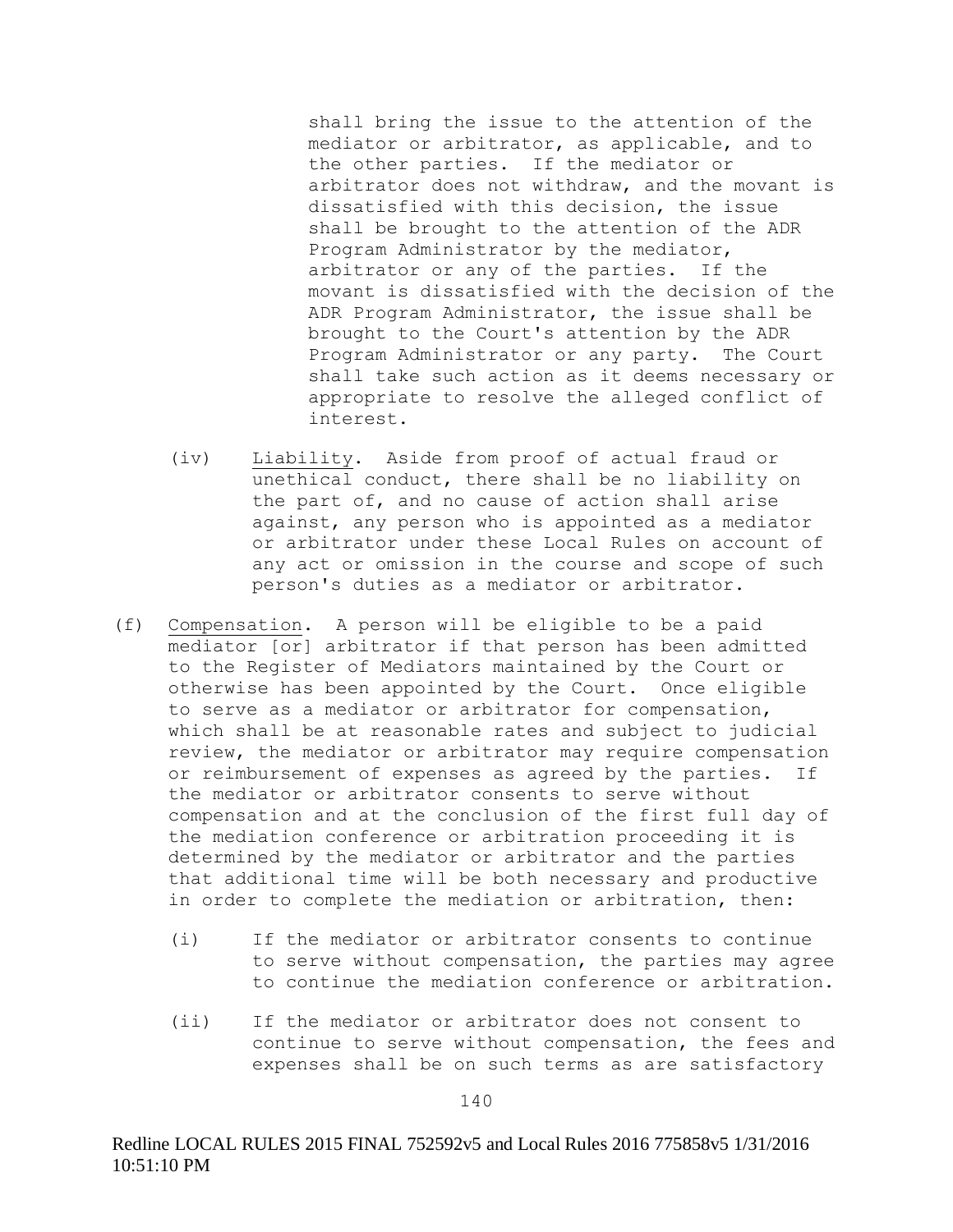shall bring the issue to the attention of the mediator or arbitrator, as applicable, and to the other parties. If the mediator or arbitrator does not withdraw, and the movant is dissatisfied with this decision, the issue shall be brought to the attention of the ADR Program Administrator by the mediator, arbitrator or any of the parties. If the movant is dissatisfied with the decision of the ADR Program Administrator, the issue shall be brought to the Court's attention by the ADR Program Administrator or any party. The Court shall take such action as it deems necessary or appropriate to resolve the alleged conflict of interest.

(iv) Liability. Aside from proof of actual fraud or unethical conduct, there shall be no liability on the part of, and no cause of action shall arise against, any person who is appointed as a mediator or arbitrator under these Local Rules on account of any act or omission in the course and scope of such person's duties as a mediator or arbitrator.

(f) Compensation. A person will be eligible to be a paid mediator [or] arbitrator if that person has been admitted to the Register of Mediators maintained by the Court or otherwise has been appointed by the Court. Once eligible to serve as a mediator or arbitrator for compensation, which shall be at reasonable rates and subject to judicial review, the mediator or arbitrator may require compensation or reimbursement of expenses as agreed by the parties. If the mediator or arbitrator consents to serve without compensation and at the conclusion of the first full day of the mediation conference or arbitration proceeding it is determined by the mediator or arbitrator and the parties that additional time will be both necessary and productive in order to complete the mediation or arbitration, then:

(i) If the mediator or arbitrator consents to continue to serve without compensation, the parties may agree to continue the mediation conference or arbitration.

(ii) If the mediator or arbitrator does not consent to continue to serve without compensation, the fees and expenses shall be on such terms as are satisfactory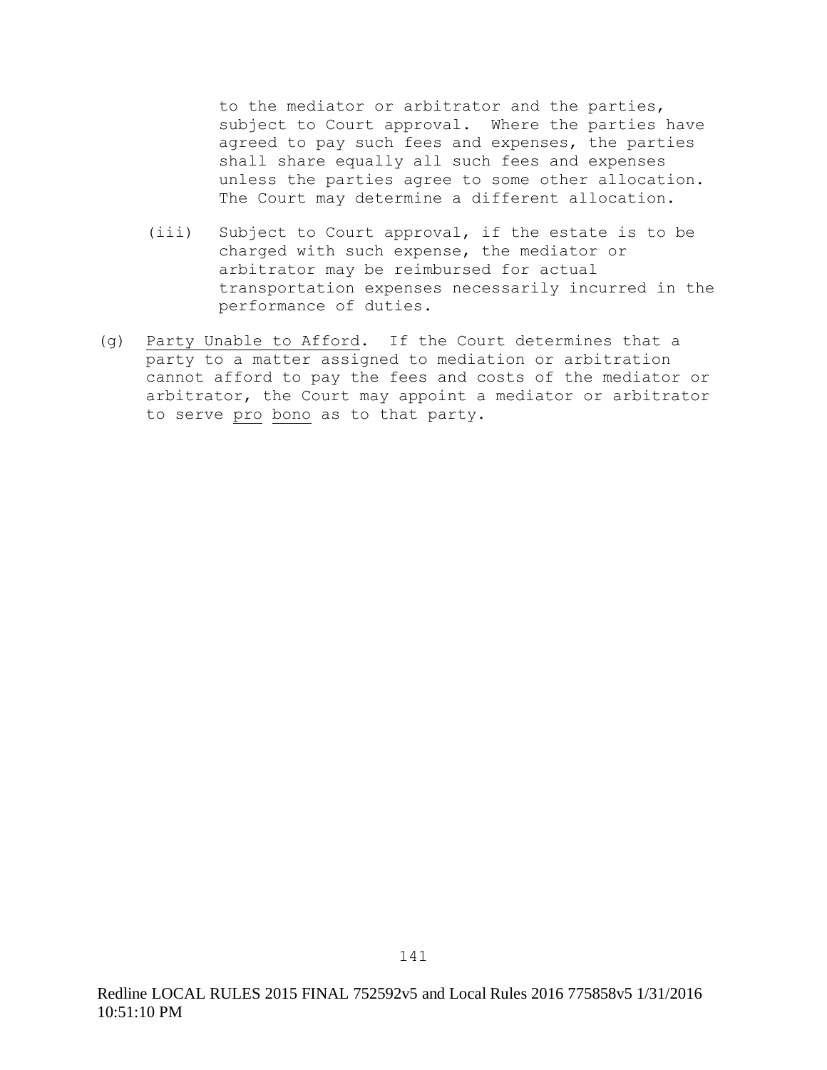to the mediator or arbitrator and the parties, subject to Court approval. Where the parties have agreed to pay such fees and expenses, the parties shall share equally all such fees and expenses unless the parties agree to some other allocation. The Court may determine a different allocation.

(iii) Subject to Court approval, if the estate is to be charged with such expense, the mediator or arbitrator may be reimbursed for actual transportation expenses necessarily incurred in the performance of duties.

(g) Party Unable to Afford. If the Court determines that a party to a matter assigned to mediation or arbitration cannot afford to pay the fees and costs of the mediator or arbitrator, the Court may appoint a mediator or arbitrator to serve *pro bono* as to that party.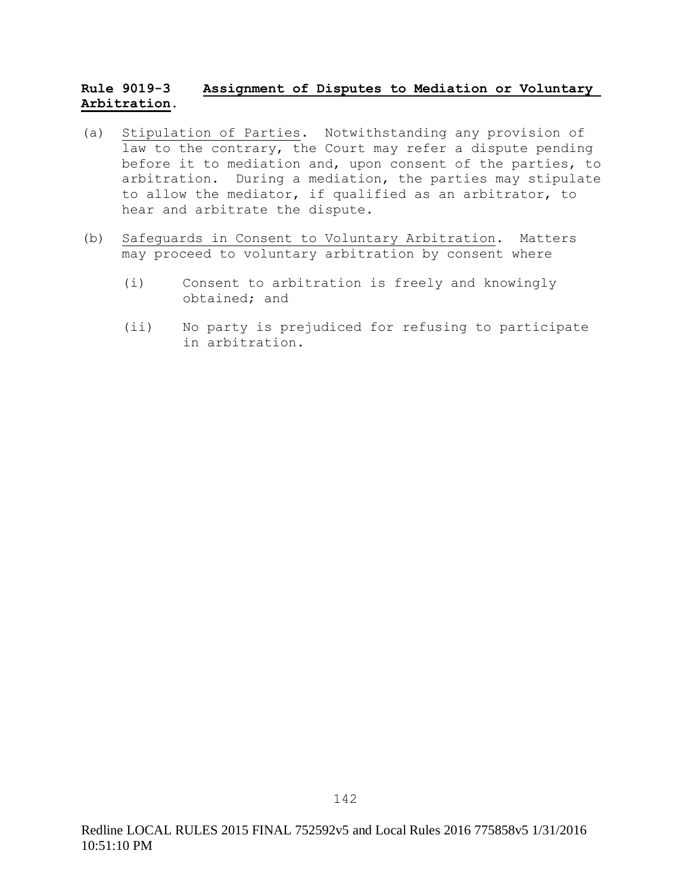**Rule 9019-3 Assignment of Disputes to Mediation or Voluntary Arbitration.**

(a) Stipulation of Parties. Notwithstanding any provision of law to the contrary, the Court may refer a dispute pending before it to mediation and, upon consent of the parties, to arbitration. During a mediation, the parties may stipulate to allow the mediator, if qualified as an arbitrator, to hear and arbitrate the dispute.

(b) Safeguards in Consent to Voluntary Arbitration. Matters may proceed to voluntary arbitration by consent where

  (i) Consent to arbitration is freely and knowingly obtained; and

  (ii) No party is prejudiced for refusing to participate in arbitration.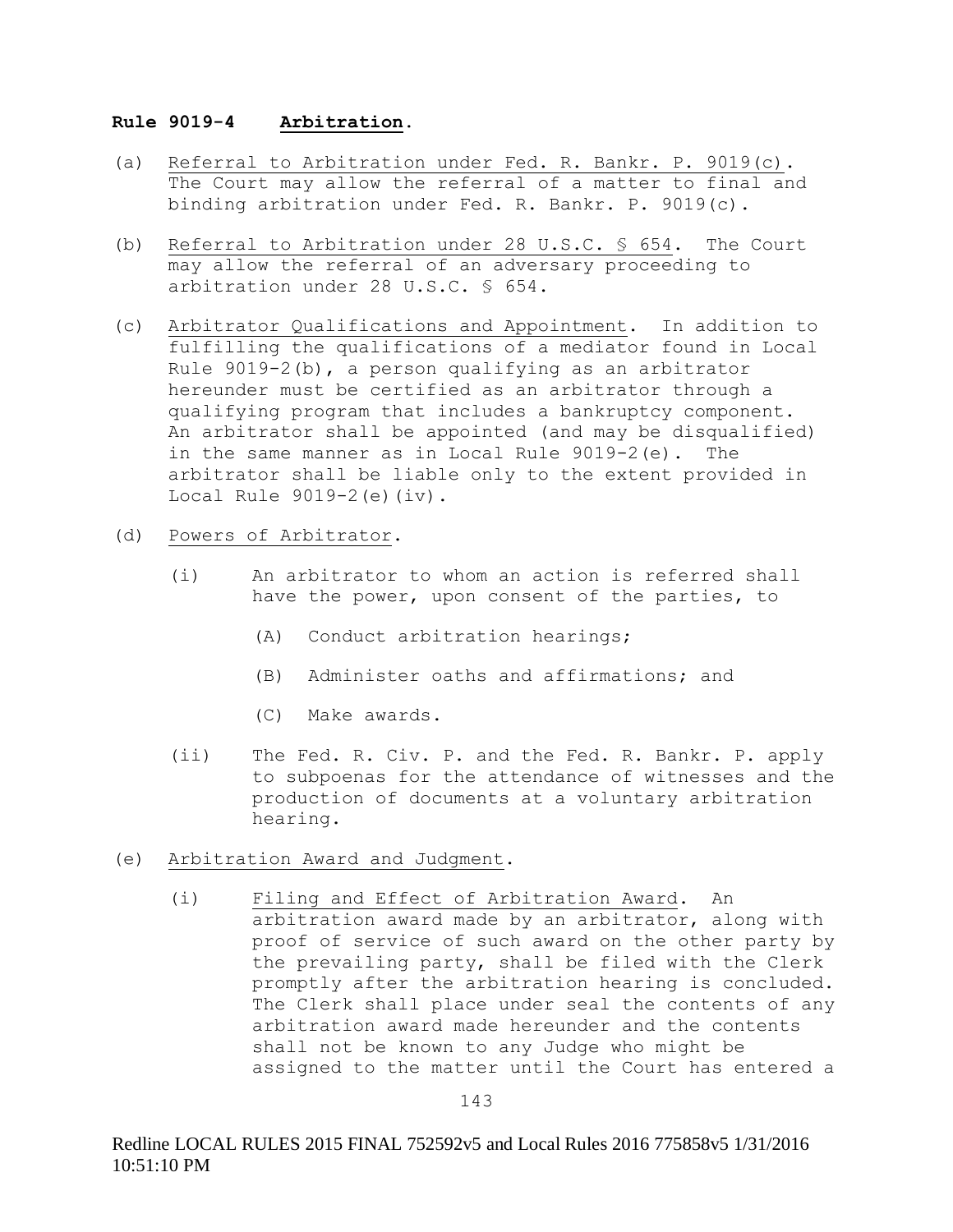**Rule 9019-4 Arbitration.**

(a) Referral to Arbitration under Fed. R. Bankr. P. 9019(c). The Court may allow the referral of a matter to final and binding arbitration under Fed. R. Bankr. P. 9019(c).

(b) Referral to Arbitration under 28 U.S.C. § 654. The Court may allow the referral of an adversary proceeding to arbitration under 28 U.S.C. § 654.

(c) Arbitrator Qualifications and Appointment. In addition to fulfilling the qualifications of a mediator found in Local Rule 9019-2(b), a person qualifying as an arbitrator hereunder must be certified as an arbitrator through a qualifying program that includes a bankruptcy component. An arbitrator shall be appointed (and may be disqualified) in the same manner as in Local Rule 9019-2(e). The arbitrator shall be liable only to the extent provided in Local Rule 9019-2(e)(iv).

(d) Powers of Arbitrator.

- (i) An arbitrator to whom an action is referred shall have the power, upon consent of the parties, to
  - (A) Conduct arbitration hearings;
  - (B) Administer oaths and affirmations; and
  - (C) Make awards.
- (ii) The Fed. R. Civ. P. and the Fed. R. Bankr. P. apply to subpoenas for the attendance of witnesses and the production of documents at a voluntary arbitration hearing.

(e) Arbitration Award and Judgment.

- (i) Filing and Effect of Arbitration Award. An arbitration award made by an arbitrator, along with proof of service of such award on the other party by the prevailing party, shall be filed with the Clerk promptly after the arbitration hearing is concluded. The Clerk shall place under seal the contents of any arbitration award made hereunder and the contents shall not be known to any Judge who might be assigned to the matter until the Court has entered a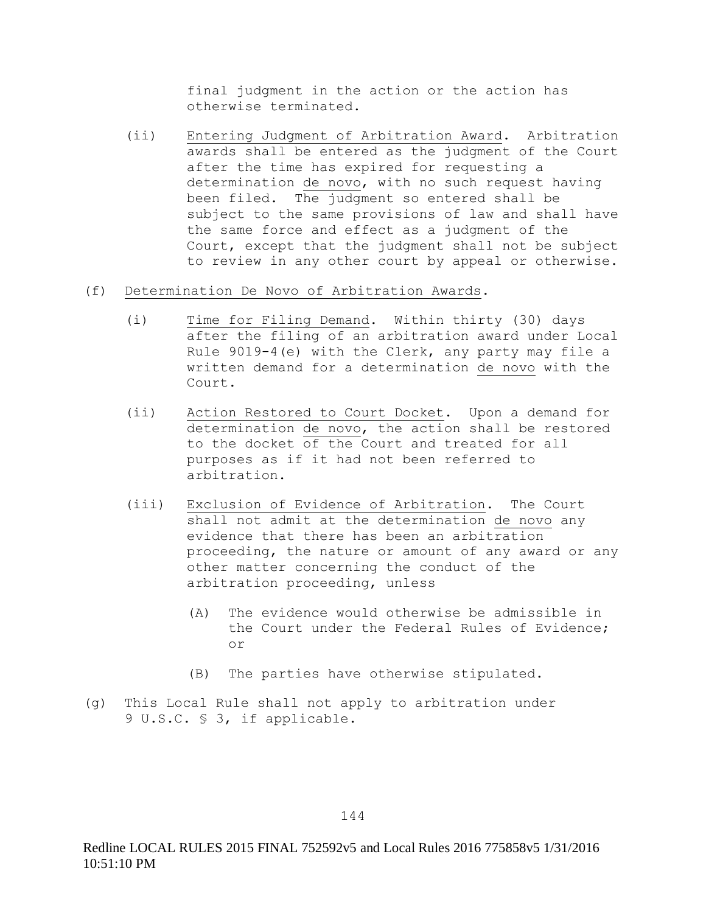final judgment in the action or the action has otherwise terminated.

(ii) Entering Judgment of Arbitration Award. Arbitration awards shall be entered as the judgment of the Court after the time has expired for requesting a determination de novo, with no such request having been filed. The judgment so entered shall be subject to the same provisions of law and shall have the same force and effect as a judgment of the Court, except that the judgment shall not be subject to review in any other court by appeal or otherwise.

(f) Determination De Novo of Arbitration Awards.

(i) Time for Filing Demand. Within thirty (30) days after the filing of an arbitration award under Local Rule 9019-4(e) with the Clerk, any party may file a written demand for a determination de novo with the Court.

(ii) Action Restored to Court Docket. Upon a demand for determination de novo, the action shall be restored to the docket of the Court and treated for all purposes as if it had not been referred to arbitration.

(iii) Exclusion of Evidence of Arbitration. The Court shall not admit at the determination de novo any evidence that there has been an arbitration proceeding, the nature or amount of any award or any other matter concerning the conduct of the arbitration proceeding, unless

(A) The evidence would otherwise be admissible in the Court under the Federal Rules of Evidence; or

(B) The parties have otherwise stipulated.

(g) This Local Rule shall not apply to arbitration under 9 U.S.C. § 3, if applicable.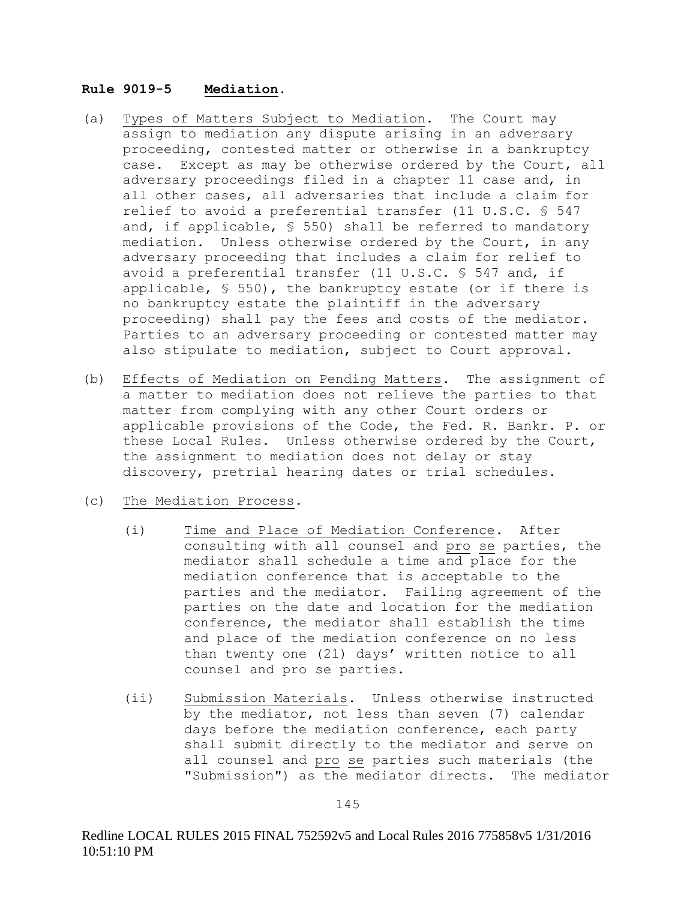**Rule 9019-5 Mediation.**

(a) Types of Matters Subject to Mediation. The Court may assign to mediation any dispute arising in an adversary proceeding, contested matter or otherwise in a bankruptcy case. Except as may be otherwise ordered by the Court, all adversary proceedings filed in a chapter 11 case and, in all other cases, all adversaries that include a claim for relief to avoid a preferential transfer (11 U.S.C. § 547 and, if applicable, § 550) shall be referred to mandatory mediation. Unless otherwise ordered by the Court, in any adversary proceeding that includes a claim for relief to avoid a preferential transfer (11 U.S.C. § 547 and, if applicable, § 550), the bankruptcy estate (or if there is no bankruptcy estate the plaintiff in the adversary proceeding) shall pay the fees and costs of the mediator. Parties to an adversary proceeding or contested matter may also stipulate to mediation, subject to Court approval.

(b) Effects of Mediation on Pending Matters. The assignment of a matter to mediation does not relieve the parties to that matter from complying with any other Court orders or applicable provisions of the Code, the Fed. R. Bankr. P. or these Local Rules. Unless otherwise ordered by the Court, the assignment to mediation does not delay or stay discovery, pretrial hearing dates or trial schedules.

(c) The Mediation Process.

(i) Time and Place of Mediation Conference. After consulting with all counsel and *pro se* parties, the mediator shall schedule a time and place for the mediation conference that is acceptable to the parties and the mediator. Failing agreement of the parties on the date and location for the mediation conference, the mediator shall establish the time and place of the mediation conference on no less than twenty one (21) days' written notice to all counsel and pro se parties.

(ii) Submission Materials. Unless otherwise instructed by the mediator, not less than seven (7) calendar days before the mediation conference, each party shall submit directly to the mediator and serve on all counsel and *pro se* parties such materials (the "Submission") as the mediator directs. The mediator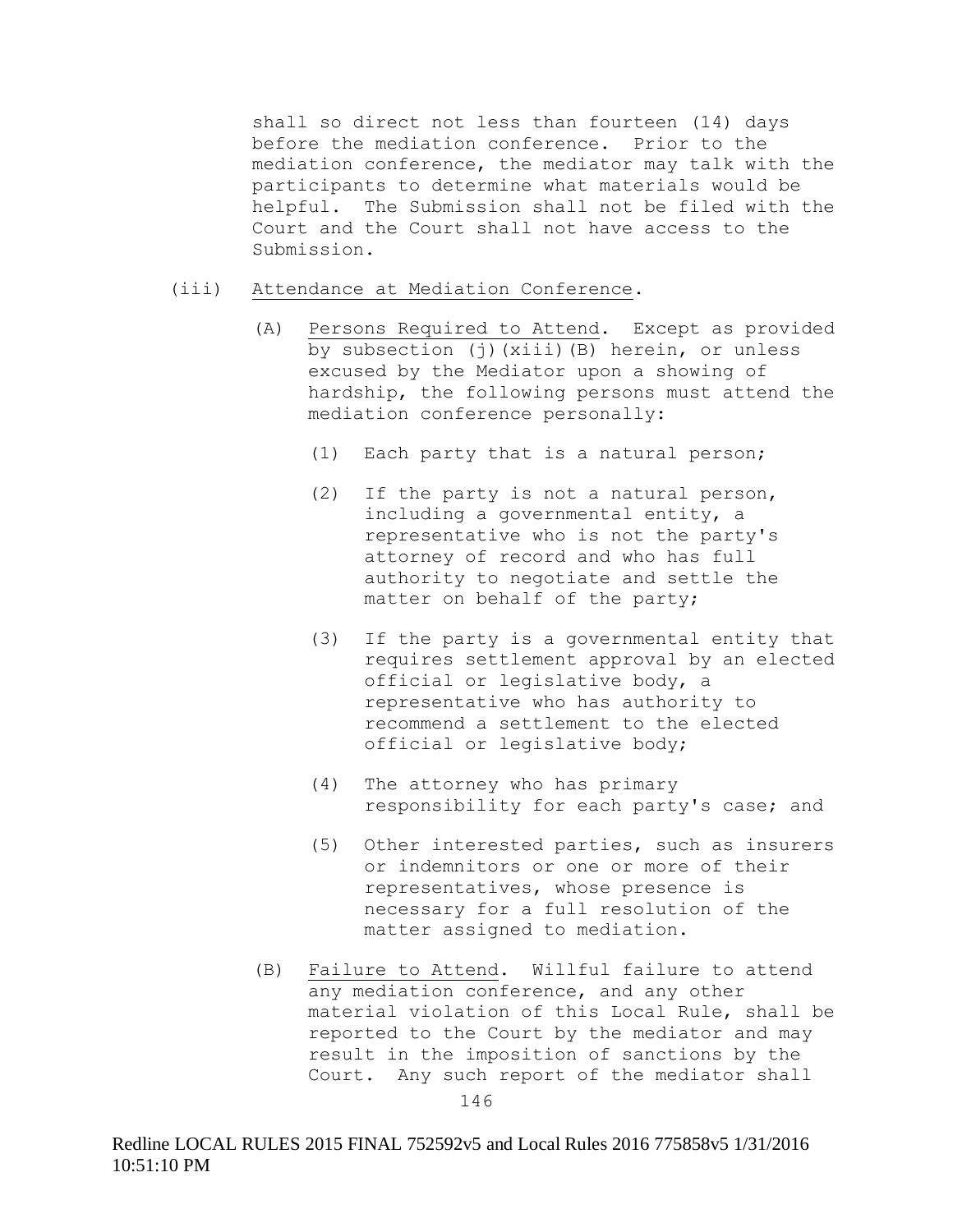shall so direct not less than fourteen (14) days before the mediation conference. Prior to the mediation conference, the mediator may talk with the participants to determine what materials would be helpful. The Submission shall not be filed with the Court and the Court shall not have access to the Submission.

(iii) Attendance at Mediation Conference.

(A) Persons Required to Attend. Except as provided by subsection (j)(xiii)(B) herein, or unless excused by the Mediator upon a showing of hardship, the following persons must attend the mediation conference personally:

(1) Each party that is a natural person;

(2) If the party is not a natural person, including a governmental entity, a representative who is not the party's attorney of record and who has full authority to negotiate and settle the matter on behalf of the party;

(3) If the party is a governmental entity that requires settlement approval by an elected official or legislative body, a representative who has authority to recommend a settlement to the elected official or legislative body;

(4) The attorney who has primary responsibility for each party's case; and

(5) Other interested parties, such as insurers or indemnitors or one or more of their representatives, whose presence is necessary for a full resolution of the matter assigned to mediation.

(B) Failure to Attend. Willful failure to attend any mediation conference, and any other material violation of this Local Rule, shall be reported to the Court by the mediator and may result in the imposition of sanctions by the Court. Any such report of the mediator shall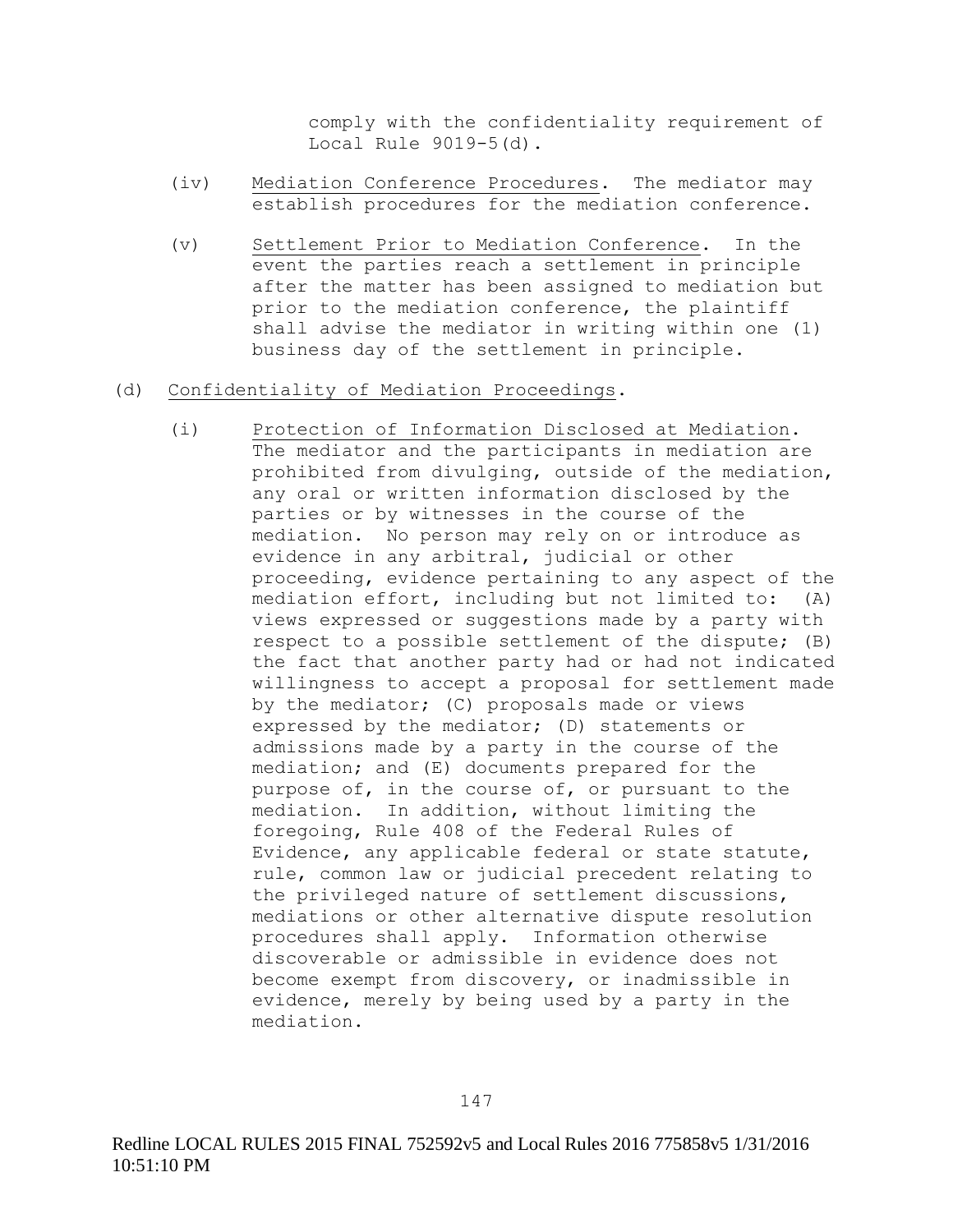comply with the confidentiality requirement of Local Rule 9019-5(d).

(iv) Mediation Conference Procedures. The mediator may establish procedures for the mediation conference.

(v) Settlement Prior to Mediation Conference. In the event the parties reach a settlement in principle after the matter has been assigned to mediation but prior to the mediation conference, the plaintiff shall advise the mediator in writing within one (1) business day of the settlement in principle.

(d) Confidentiality of Mediation Proceedings.

(i) Protection of Information Disclosed at Mediation. The mediator and the participants in mediation are prohibited from divulging, outside of the mediation, any oral or written information disclosed by the parties or by witnesses in the course of the mediation. No person may rely on or introduce as evidence in any arbitral, judicial or other proceeding, evidence pertaining to any aspect of the mediation effort, including but not limited to: (A) views expressed or suggestions made by a party with respect to a possible settlement of the dispute; (B) the fact that another party had or had not indicated willingness to accept a proposal for settlement made by the mediator; (C) proposals made or views expressed by the mediator; (D) statements or admissions made by a party in the course of the mediation; and (E) documents prepared for the purpose of, in the course of, or pursuant to the mediation. In addition, without limiting the foregoing, Rule 408 of the Federal Rules of Evidence, any applicable federal or state statute, rule, common law or judicial precedent relating to the privileged nature of settlement discussions, mediations or other alternative dispute resolution procedures shall apply. Information otherwise discoverable or admissible in evidence does not become exempt from discovery, or inadmissible in evidence, merely by being used by a party in the mediation.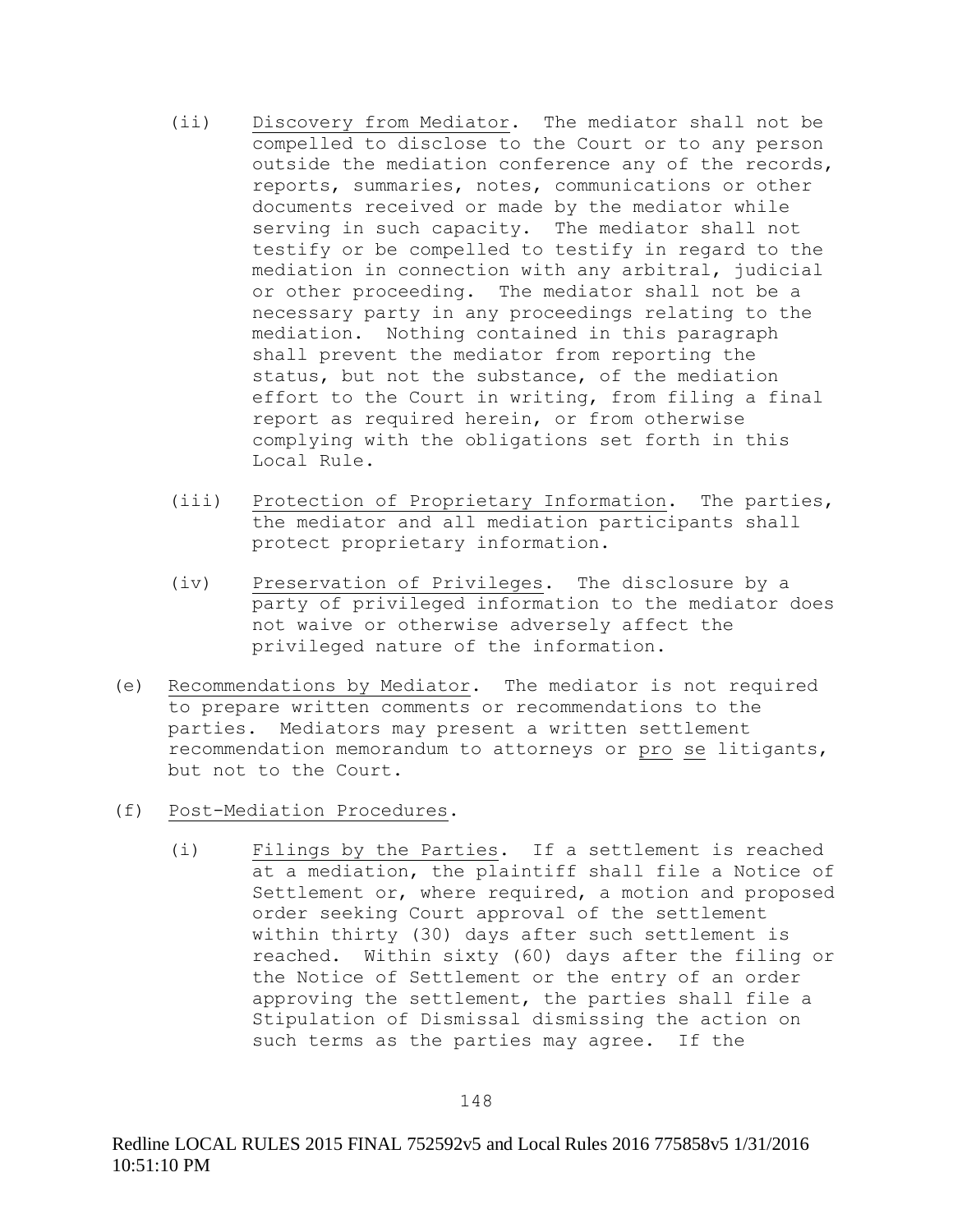(ii) Discovery from Mediator. The mediator shall not be compelled to disclose to the Court or to any person outside the mediation conference any of the records, reports, summaries, notes, communications or other documents received or made by the mediator while serving in such capacity. The mediator shall not testify or be compelled to testify in regard to the mediation in connection with any arbitral, judicial or other proceeding. The mediator shall not be a necessary party in any proceedings relating to the mediation. Nothing contained in this paragraph shall prevent the mediator from reporting the status, but not the substance, of the mediation effort to the Court in writing, from filing a final report as required herein, or from otherwise complying with the obligations set forth in this Local Rule.

(iii) Protection of Proprietary Information. The parties, the mediator and all mediation participants shall protect proprietary information.

(iv) Preservation of Privileges. The disclosure by a party of privileged information to the mediator does not waive or otherwise adversely affect the privileged nature of the information.

(e) Recommendations by Mediator. The mediator is not required to prepare written comments or recommendations to the parties. Mediators may present a written settlement recommendation memorandum to attorneys or pro se litigants, but not to the Court.

(f) Post-Mediation Procedures.

(i) Filings by the Parties. If a settlement is reached at a mediation, the plaintiff shall file a Notice of Settlement or, where required, a motion and proposed order seeking Court approval of the settlement within thirty (30) days after such settlement is reached. Within sixty (60) days after the filing or the Notice of Settlement or the entry of an order approving the settlement, the parties shall file a Stipulation of Dismissal dismissing the action on such terms as the parties may agree. If the

Redline LOCAL RULES 2015 FINAL 752592v5 and Local Rules 2016 775858v5 1/31/2016 10:51:10 PM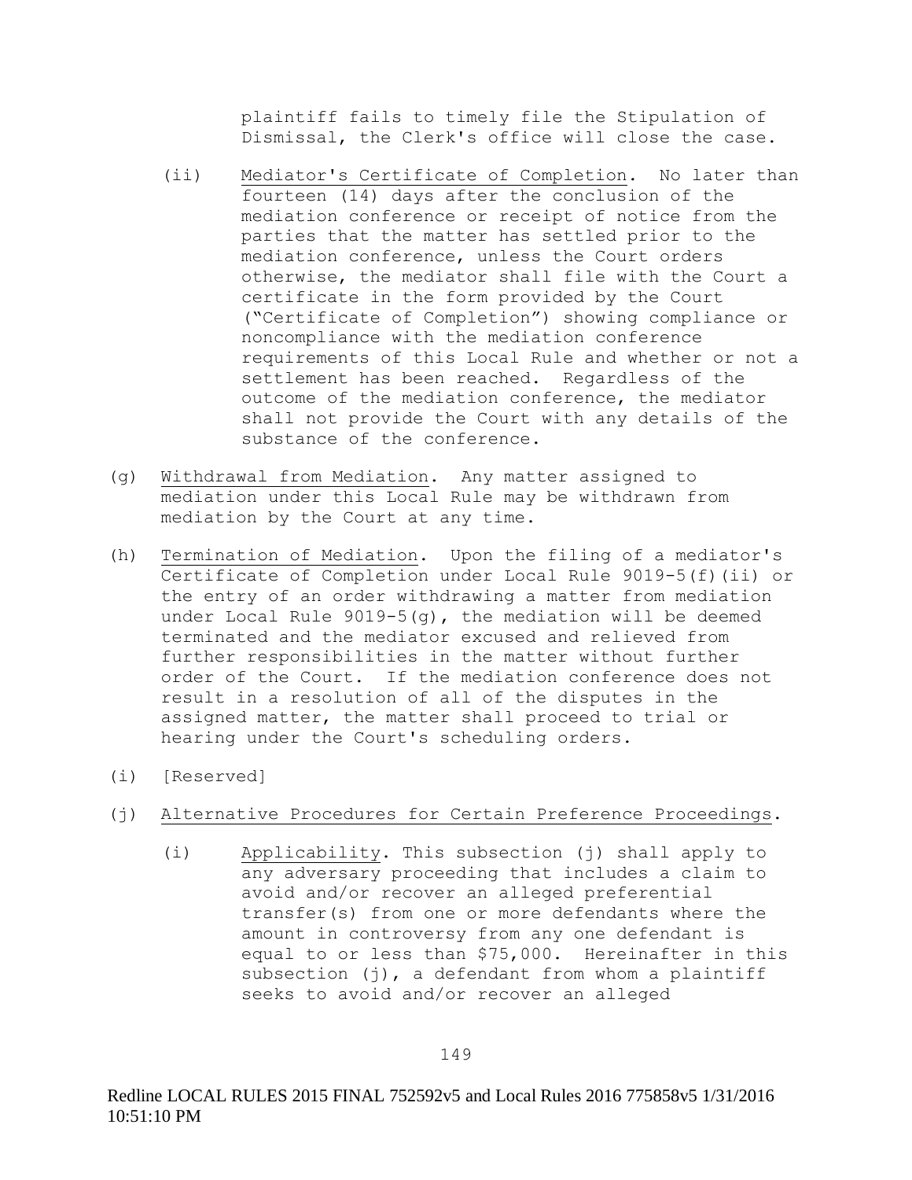plaintiff fails to timely file the Stipulation of Dismissal, the Clerk's office will close the case.

(ii) Mediator's Certificate of Completion. No later than fourteen (14) days after the conclusion of the mediation conference or receipt of notice from the parties that the matter has settled prior to the mediation conference, unless the Court orders otherwise, the mediator shall file with the Court a certificate in the form provided by the Court ("Certificate of Completion") showing compliance or noncompliance with the mediation conference requirements of this Local Rule and whether or not a settlement has been reached. Regardless of the outcome of the mediation conference, the mediator shall not provide the Court with any details of the substance of the conference.

(g) Withdrawal from Mediation. Any matter assigned to mediation under this Local Rule may be withdrawn from mediation by the Court at any time.

(h) Termination of Mediation. Upon the filing of a mediator's Certificate of Completion under Local Rule 9019-5(f)(ii) or the entry of an order withdrawing a matter from mediation under Local Rule 9019-5(g), the mediation will be deemed terminated and the mediator excused and relieved from further responsibilities in the matter without further order of the Court. If the mediation conference does not result in a resolution of all of the disputes in the assigned matter, the matter shall proceed to trial or hearing under the Court's scheduling orders.

(i) [Reserved]

(j) Alternative Procedures for Certain Preference Proceedings.

(i) Applicability. This subsection (j) shall apply to any adversary proceeding that includes a claim to avoid and/or recover an alleged preferential transfer(s) from one or more defendants where the amount in controversy from any one defendant is equal to or less than $75,000. Hereinafter in this subsection (j), a defendant from whom a plaintiff seeks to avoid and/or recover an alleged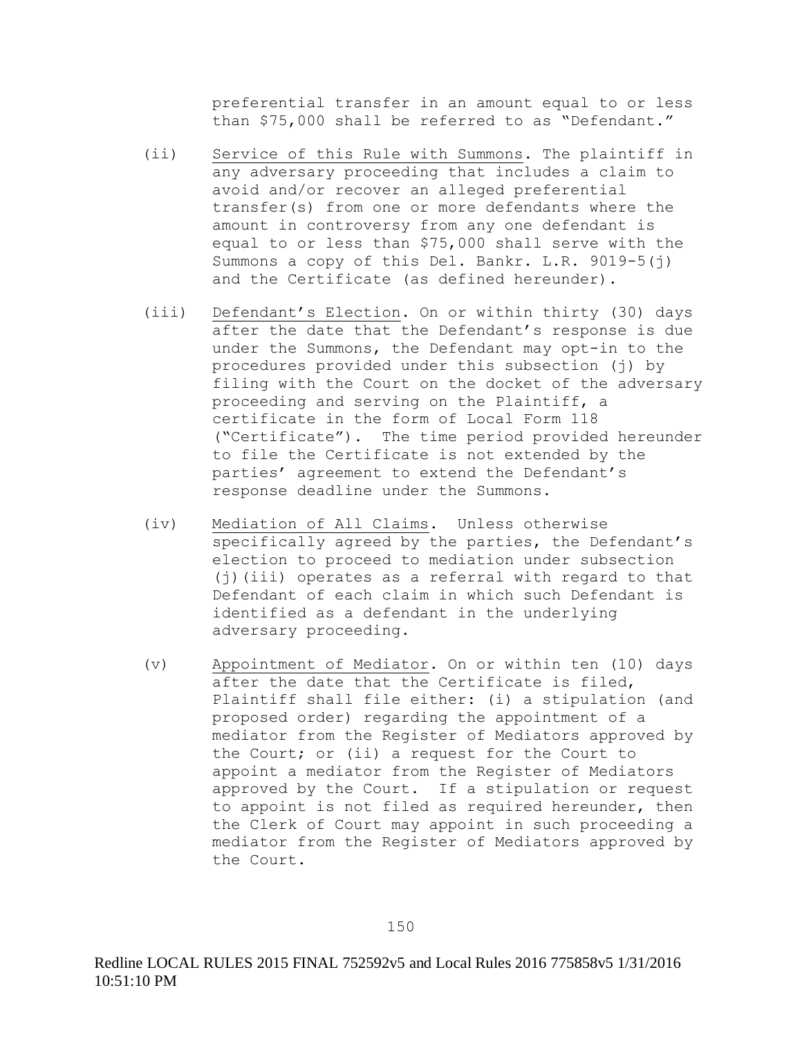preferential transfer in an amount equal to or less than $75,000 shall be referred to as "Defendant."

(ii) Service of this Rule with Summons. The plaintiff in any adversary proceeding that includes a claim to avoid and/or recover an alleged preferential transfer(s) from one or more defendants where the amount in controversy from any one defendant is equal to or less than $75,000 shall serve with the Summons a copy of this Del. Bankr. L.R. 9019-5(j) and the Certificate (as defined hereunder).

(iii) Defendant's Election. On or within thirty (30) days after the date that the Defendant's response is due under the Summons, the Defendant may opt-in to the procedures provided under this subsection (j) by filing with the Court on the docket of the adversary proceeding and serving on the Plaintiff, a certificate in the form of Local Form 118 ("Certificate"). The time period provided hereunder to file the Certificate is not extended by the parties' agreement to extend the Defendant's response deadline under the Summons.

(iv) Mediation of All Claims. Unless otherwise specifically agreed by the parties, the Defendant's election to proceed to mediation under subsection (j)(iii) operates as a referral with regard to that Defendant of each claim in which such Defendant is identified as a defendant in the underlying adversary proceeding.

(v) Appointment of Mediator. On or within ten (10) days after the date that the Certificate is filed, Plaintiff shall file either: (i) a stipulation (and proposed order) regarding the appointment of a mediator from the Register of Mediators approved by the Court; or (ii) a request for the Court to appoint a mediator from the Register of Mediators approved by the Court. If a stipulation or request to appoint is not filed as required hereunder, then the Clerk of Court may appoint in such proceeding a mediator from the Register of Mediators approved by the Court.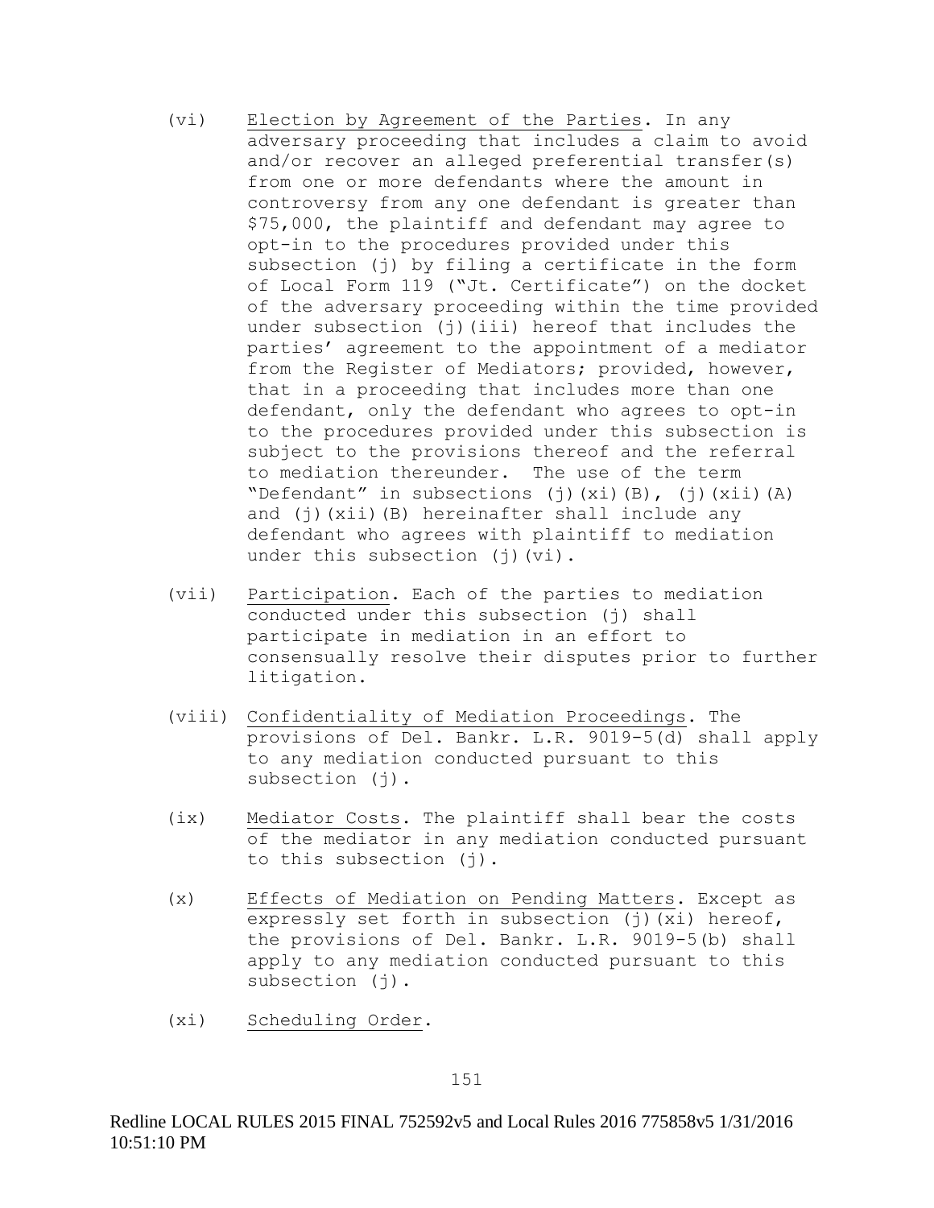(vi) Election by Agreement of the Parties. In any adversary proceeding that includes a claim to avoid and/or recover an alleged preferential transfer(s) from one or more defendants where the amount in controversy from any one defendant is greater than $75,000, the plaintiff and defendant may agree to opt-in to the procedures provided under this subsection (j) by filing a certificate in the form of Local Form 119 ("Jt. Certificate") on the docket of the adversary proceeding within the time provided under subsection (j)(iii) hereof that includes the parties' agreement to the appointment of a mediator from the Register of Mediators; provided, however, that in a proceeding that includes more than one defendant, only the defendant who agrees to opt-in to the procedures provided under this subsection is subject to the provisions thereof and the referral to mediation thereunder. The use of the term "Defendant" in subsections (j)(xi)(B), (j)(xii)(A) and (j)(xii)(B) hereinafter shall include any defendant who agrees with plaintiff to mediation under this subsection (j)(vi).

(vii) Participation. Each of the parties to mediation conducted under this subsection (j) shall participate in mediation in an effort to consensually resolve their disputes prior to further litigation.

(viii) Confidentiality of Mediation Proceedings. The provisions of Del. Bankr. L.R. 9019-5(d) shall apply to any mediation conducted pursuant to this subsection (j).

(ix) Mediator Costs. The plaintiff shall bear the costs of the mediator in any mediation conducted pursuant to this subsection (j).

(x) Effects of Mediation on Pending Matters. Except as expressly set forth in subsection (j)(xi) hereof, the provisions of Del. Bankr. L.R. 9019-5(b) shall apply to any mediation conducted pursuant to this subsection (j).

(xi) Scheduling Order.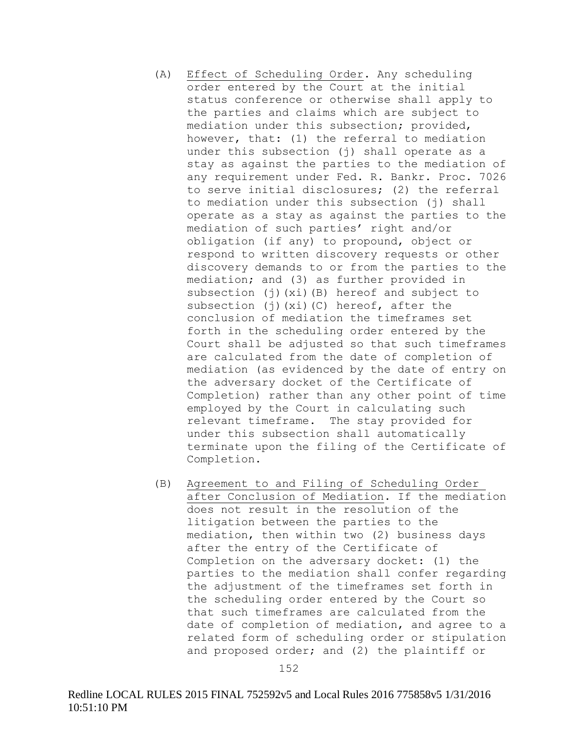(A) Effect of Scheduling Order. Any scheduling order entered by the Court at the initial status conference or otherwise shall apply to the parties and claims which are subject to mediation under this subsection; provided, however, that: (1) the referral to mediation under this subsection (j) shall operate as a stay as against the parties to the mediation of any requirement under Fed. R. Bankr. Proc. 7026 to serve initial disclosures; (2) the referral to mediation under this subsection (j) shall operate as a stay as against the parties to the mediation of such parties' right and/or obligation (if any) to propound, object or respond to written discovery requests or other discovery demands to or from the parties to the mediation; and (3) as further provided in subsection (j)(xi)(B) hereof and subject to subsection (j)(xi)(C) hereof, after the conclusion of mediation the timeframes set forth in the scheduling order entered by the Court shall be adjusted so that such timeframes are calculated from the date of completion of mediation (as evidenced by the date of entry on the adversary docket of the Certificate of Completion) rather than any other point of time employed by the Court in calculating such relevant timeframe. The stay provided for under this subsection shall automatically terminate upon the filing of the Certificate of Completion.

(B) Agreement to and Filing of Scheduling Order after Conclusion of Mediation. If the mediation does not result in the resolution of the litigation between the parties to the mediation, then within two (2) business days after the entry of the Certificate of Completion on the adversary docket: (1) the parties to the mediation shall confer regarding the adjustment of the timeframes set forth in the scheduling order entered by the Court so that such timeframes are calculated from the date of completion of mediation, and agree to a related form of scheduling order or stipulation and proposed order; and (2) the plaintiff or

Redline LOCAL RULES 2015 FINAL 752592v5 and Local Rules 2016 775858v5 1/31/2016 10:51:10 PM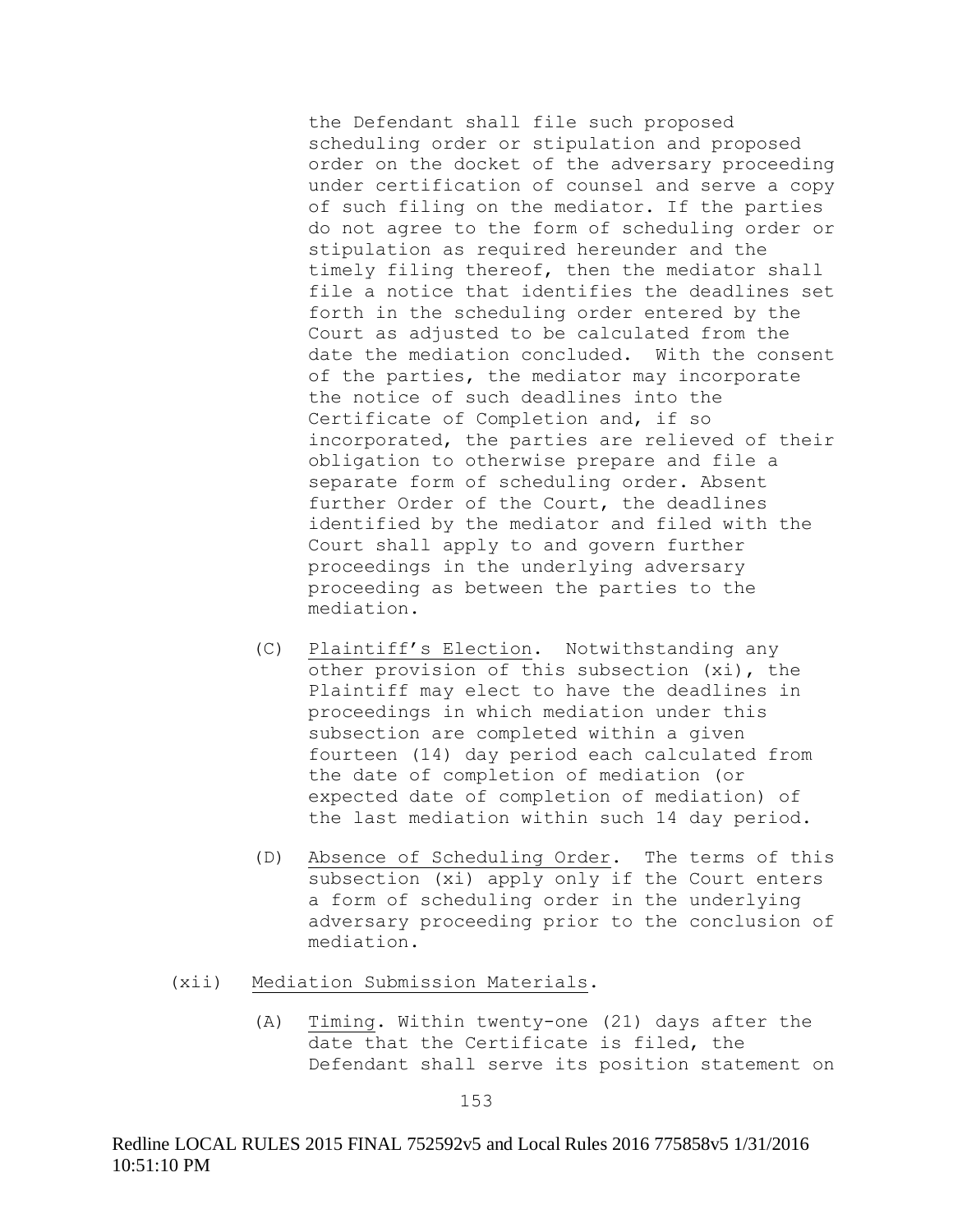the Defendant shall file such proposed scheduling order or stipulation and proposed order on the docket of the adversary proceeding under certification of counsel and serve a copy of such filing on the mediator. If the parties do not agree to the form of scheduling order or stipulation as required hereunder and the timely filing thereof, then the mediator shall file a notice that identifies the deadlines set forth in the scheduling order entered by the Court as adjusted to be calculated from the date the mediation concluded. With the consent of the parties, the mediator may incorporate the notice of such deadlines into the Certificate of Completion and, if so incorporated, the parties are relieved of their obligation to otherwise prepare and file a separate form of scheduling order. Absent further Order of the Court, the deadlines identified by the mediator and filed with the Court shall apply to and govern further proceedings in the underlying adversary proceeding as between the parties to the mediation.

(C) Plaintiff's Election. Notwithstanding any other provision of this subsection (xi), the Plaintiff may elect to have the deadlines in proceedings in which mediation under this subsection are completed within a given fourteen (14) day period each calculated from the date of completion of mediation (or expected date of completion of mediation) of the last mediation within such 14 day period.

(D) Absence of Scheduling Order. The terms of this subsection (xi) apply only if the Court enters a form of scheduling order in the underlying adversary proceeding prior to the conclusion of mediation.

(xii) Mediation Submission Materials.

(A) Timing. Within twenty-one (21) days after the date that the Certificate is filed, the Defendant shall serve its position statement on

Redline LOCAL RULES 2015 FINAL 752592v5 and Local Rules 2016 775858v5 1/31/2016 10:51:10 PM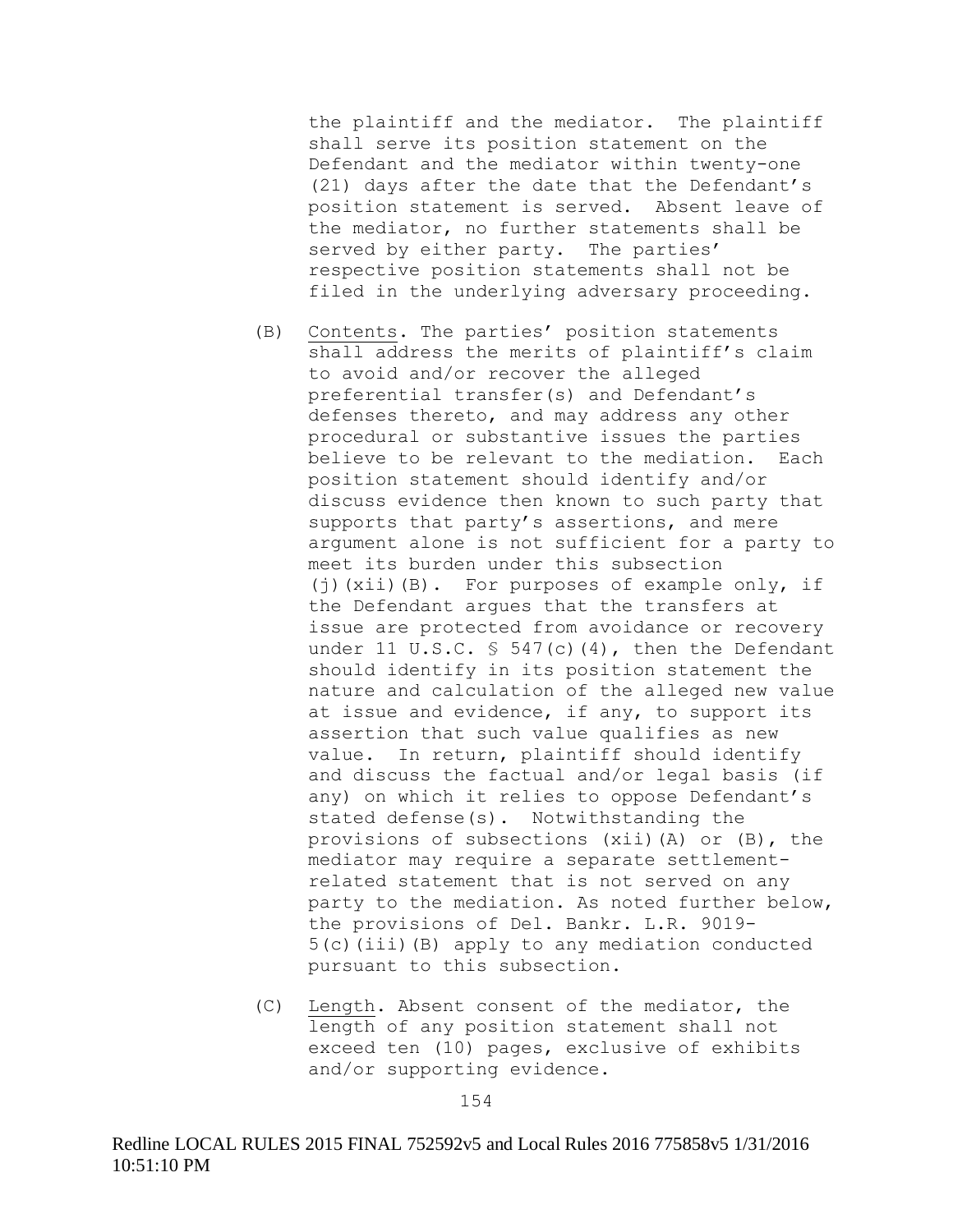the plaintiff and the mediator. The plaintiff shall serve its position statement on the Defendant and the mediator within twenty-one (21) days after the date that the Defendant's position statement is served. Absent leave of the mediator, no further statements shall be served by either party. The parties' respective position statements shall not be filed in the underlying adversary proceeding.

(B) Contents. The parties' position statements shall address the merits of plaintiff's claim to avoid and/or recover the alleged preferential transfer(s) and Defendant's defenses thereto, and may address any other procedural or substantive issues the parties believe to be relevant to the mediation. Each position statement should identify and/or discuss evidence then known to such party that supports that party's assertions, and mere argument alone is not sufficient for a party to meet its burden under this subsection (j)(xii)(B). For purposes of example only, if the Defendant argues that the transfers at issue are protected from avoidance or recovery under 11 U.S.C. § 547(c)(4), then the Defendant should identify in its position statement the nature and calculation of the alleged new value at issue and evidence, if any, to support its assertion that such value qualifies as new value. In return, plaintiff should identify and discuss the factual and/or legal basis (if any) on which it relies to oppose Defendant's stated defense(s). Notwithstanding the provisions of subsections (xii)(A) or (B), the mediator may require a separate settlement-related statement that is not served on any party to the mediation. As noted further below, the provisions of Del. Bankr. L.R. 9019-5(c)(iii)(B) apply to any mediation conducted pursuant to this subsection.

(C) Length. Absent consent of the mediator, the length of any position statement shall not exceed ten (10) pages, exclusive of exhibits and/or supporting evidence.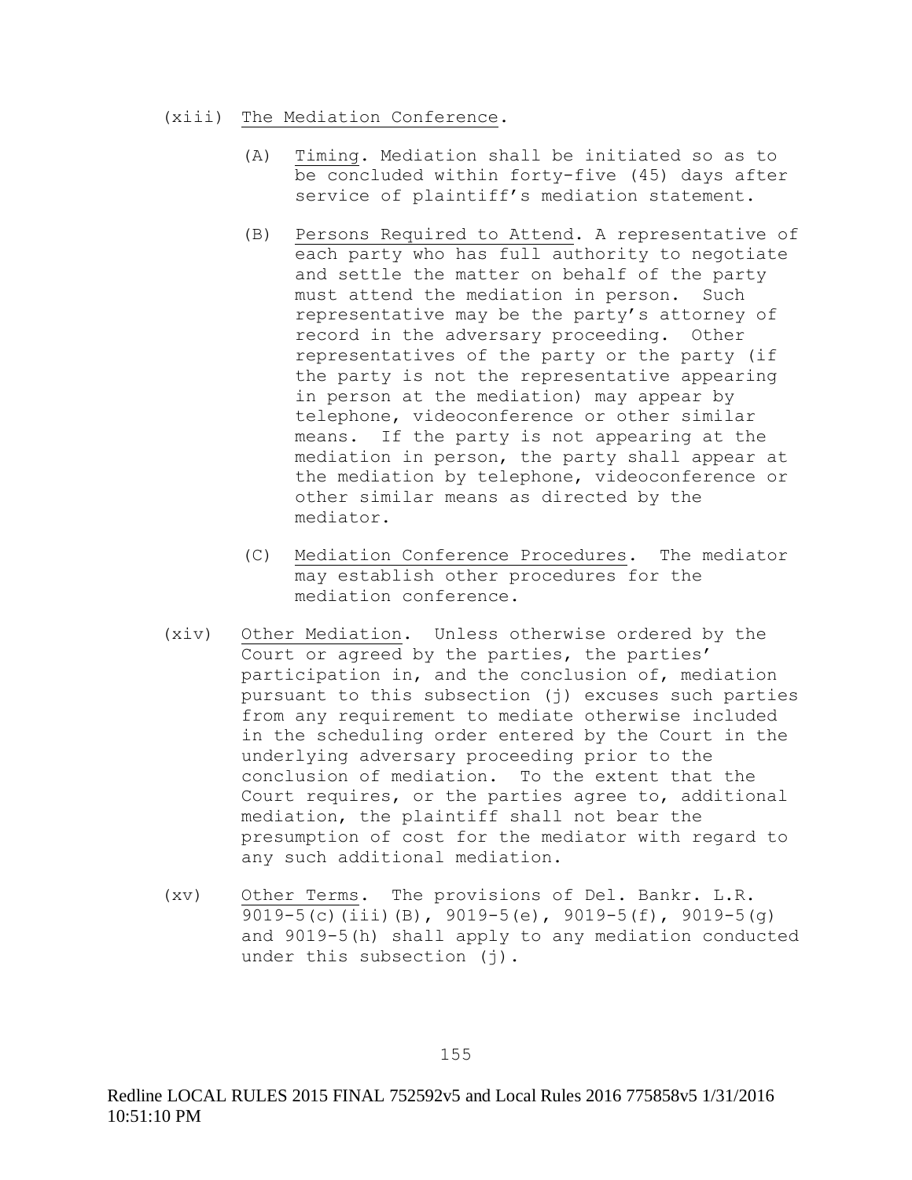(xiii) The Mediation Conference.

(A) Timing. Mediation shall be initiated so as to be concluded within forty-five (45) days after service of plaintiff's mediation statement.

(B) Persons Required to Attend. A representative of each party who has full authority to negotiate and settle the matter on behalf of the party must attend the mediation in person. Such representative may be the party's attorney of record in the adversary proceeding. Other representatives of the party or the party (if the party is not the representative appearing in person at the mediation) may appear by telephone, videoconference or other similar means. If the party is not appearing at the mediation in person, the party shall appear at the mediation by telephone, videoconference or other similar means as directed by the mediator.

(C) Mediation Conference Procedures. The mediator may establish other procedures for the mediation conference.

(xiv) Other Mediation. Unless otherwise ordered by the Court or agreed by the parties, the parties' participation in, and the conclusion of, mediation pursuant to this subsection (j) excuses such parties from any requirement to mediate otherwise included in the scheduling order entered by the Court in the underlying adversary proceeding prior to the conclusion of mediation. To the extent that the Court requires, or the parties agree to, additional mediation, the plaintiff shall not bear the presumption of cost for the mediator with regard to any such additional mediation.

(xv) Other Terms. The provisions of Del. Bankr. L.R. 9019-5(c)(iii)(B), 9019-5(e), 9019-5(f), 9019-5(g) and 9019-5(h) shall apply to any mediation conducted under this subsection (j).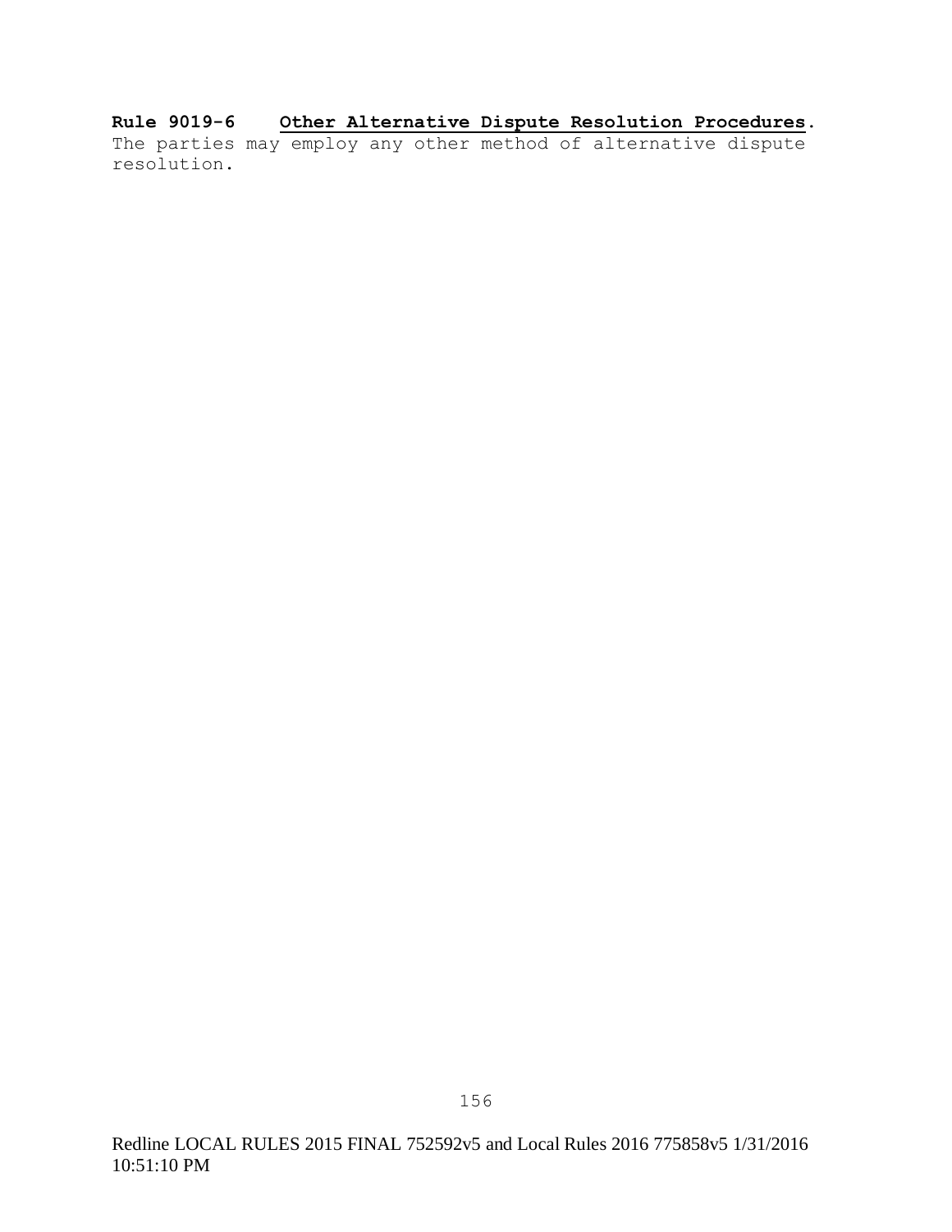**Rule 9019-6 <u>Other Alternative Dispute Resolution Procedures</u>.**
The parties may employ any other method of alternative dispute resolution.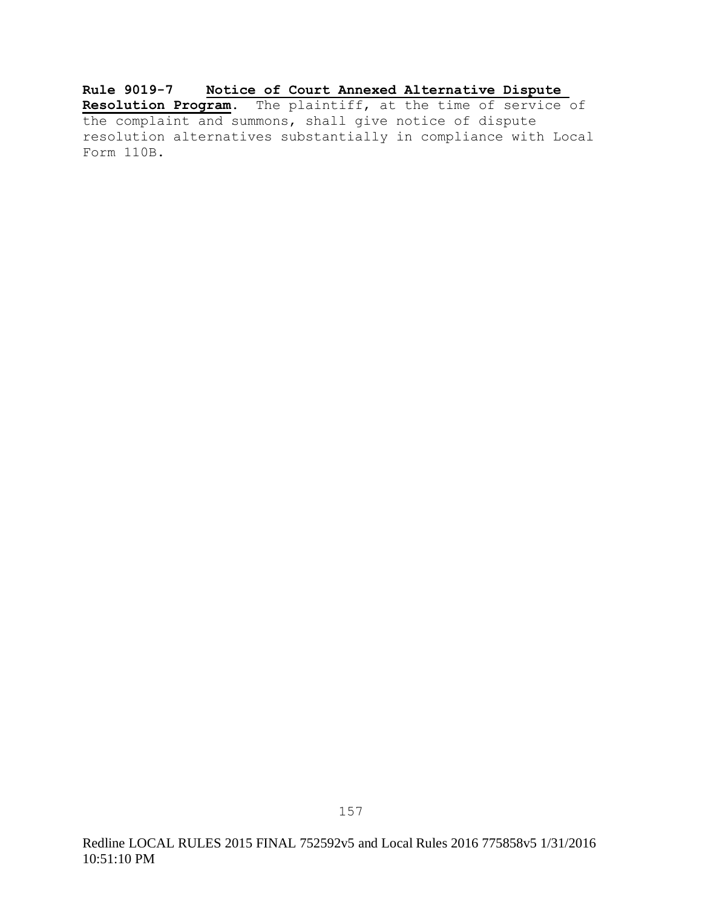**Rule 9019-7 Notice of Court Annexed Alternative Dispute Resolution Program**. The plaintiff, at the time of service of the complaint and summons, shall give notice of dispute resolution alternatives substantially in compliance with Local Form 110B.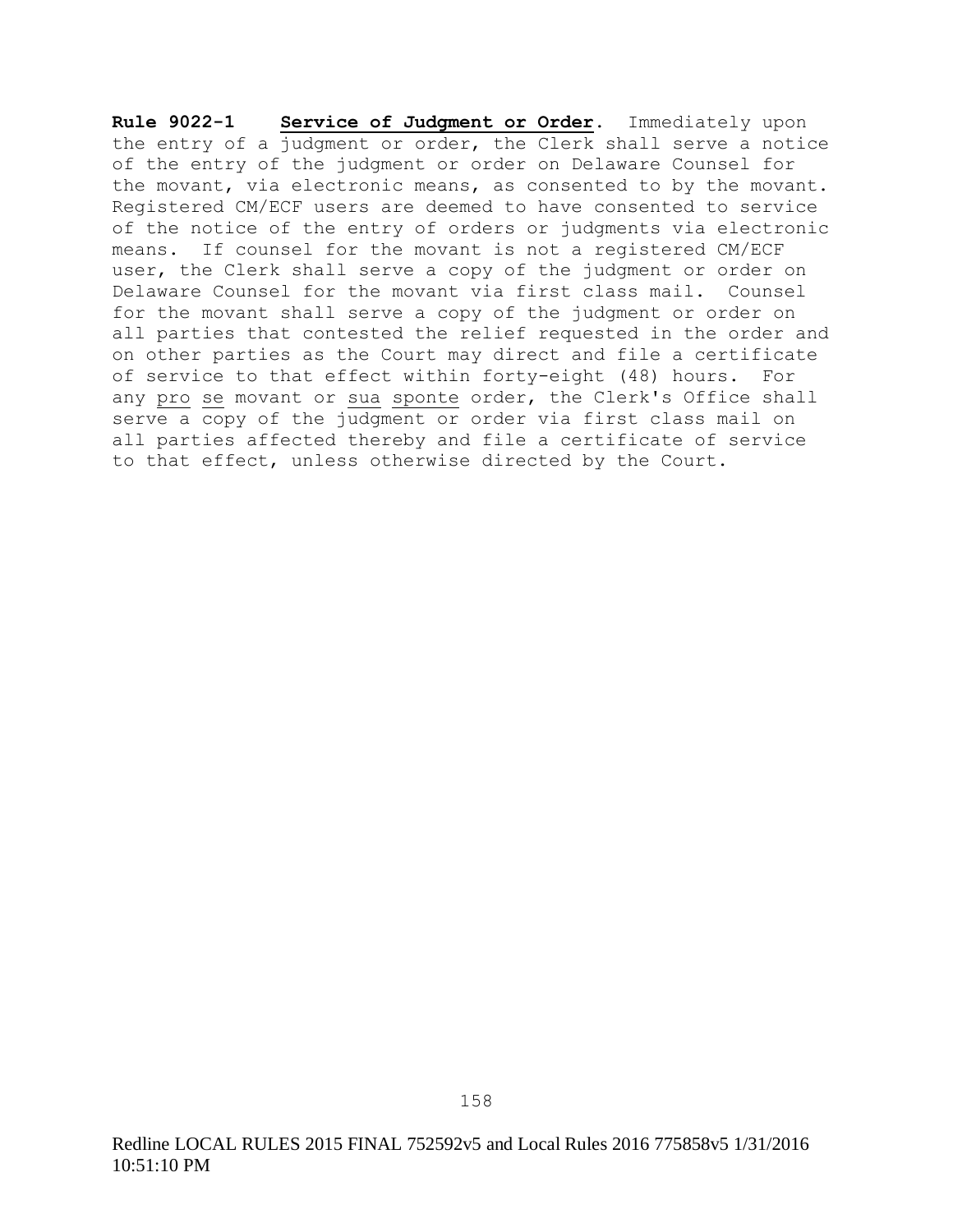**Rule 9022-1 Service of Judgment or Order.** Immediately upon the entry of a judgment or order, the Clerk shall serve a notice of the entry of the judgment or order on Delaware Counsel for the movant, via electronic means, as consented to by the movant. Registered CM/ECF users are deemed to have consented to service of the notice of the entry of orders or judgments via electronic means. If counsel for the movant is not a registered CM/ECF user, the Clerk shall serve a copy of the judgment or order on Delaware Counsel for the movant via first class mail. Counsel for the movant shall serve a copy of the judgment or order on all parties that contested the relief requested in the order and on other parties as the Court may direct and file a certificate of service to that effect within forty-eight (48) hours. For any pro se movant or sua sponte order, the Clerk's Office shall serve a copy of the judgment or order via first class mail on all parties affected thereby and file a certificate of service to that effect, unless otherwise directed by the Court.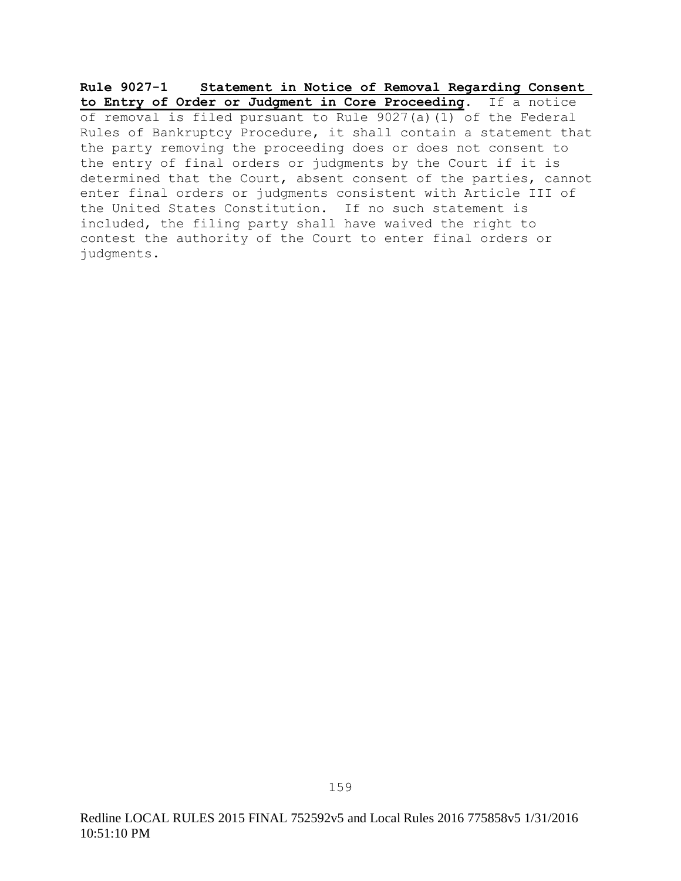**Rule 9027-1 Statement in Notice of Removal Regarding Consent to Entry of Order or Judgment in Core Proceeding.** If a notice of removal is filed pursuant to Rule 9027(a)(1) of the Federal Rules of Bankruptcy Procedure, it shall contain a statement that the party removing the proceeding does or does not consent to the entry of final orders or judgments by the Court if it is determined that the Court, absent consent of the parties, cannot enter final orders or judgments consistent with Article III of the United States Constitution. If no such statement is included, the filing party shall have waived the right to contest the authority of the Court to enter final orders or judgments.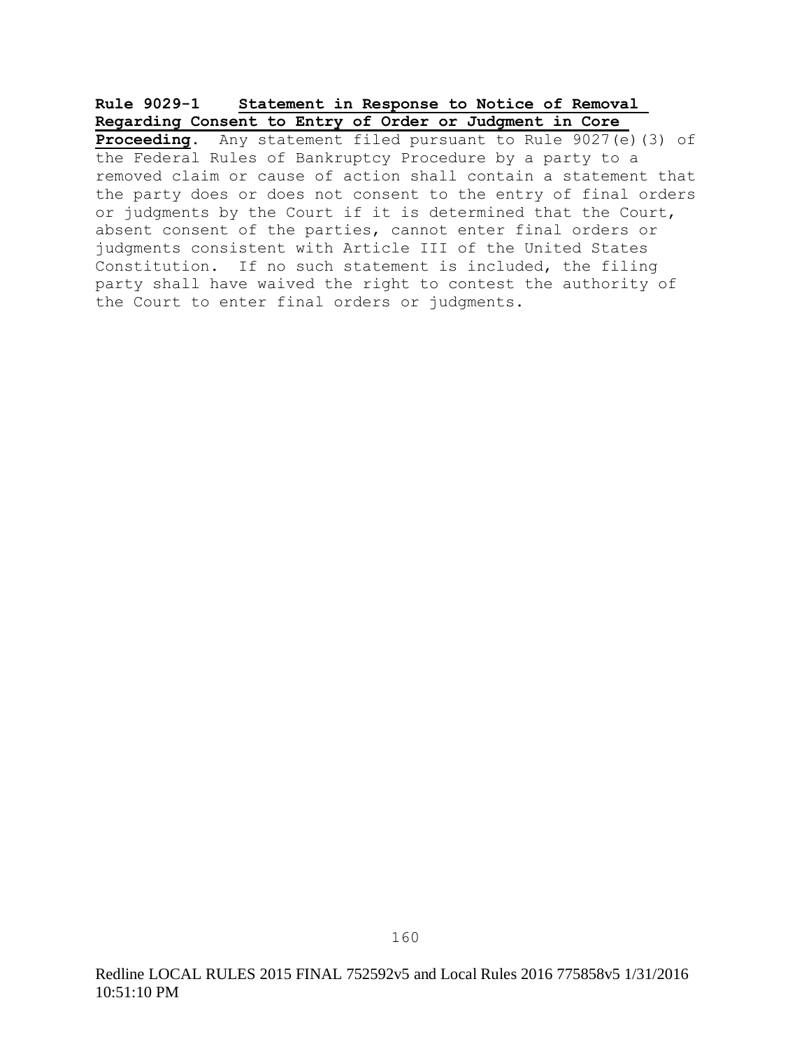**Rule 9029-1 Statement in Response to Notice of Removal Regarding Consent to Entry of Order or Judgment in Core Proceeding**. Any statement filed pursuant to Rule 9027(e)(3) of the Federal Rules of Bankruptcy Procedure by a party to a removed claim or cause of action shall contain a statement that the party does or does not consent to the entry of final orders or judgments by the Court if it is determined that the Court, absent consent of the parties, cannot enter final orders or judgments consistent with Article III of the United States Constitution. If no such statement is included, the filing party shall have waived the right to contest the authority of the Court to enter final orders or judgments.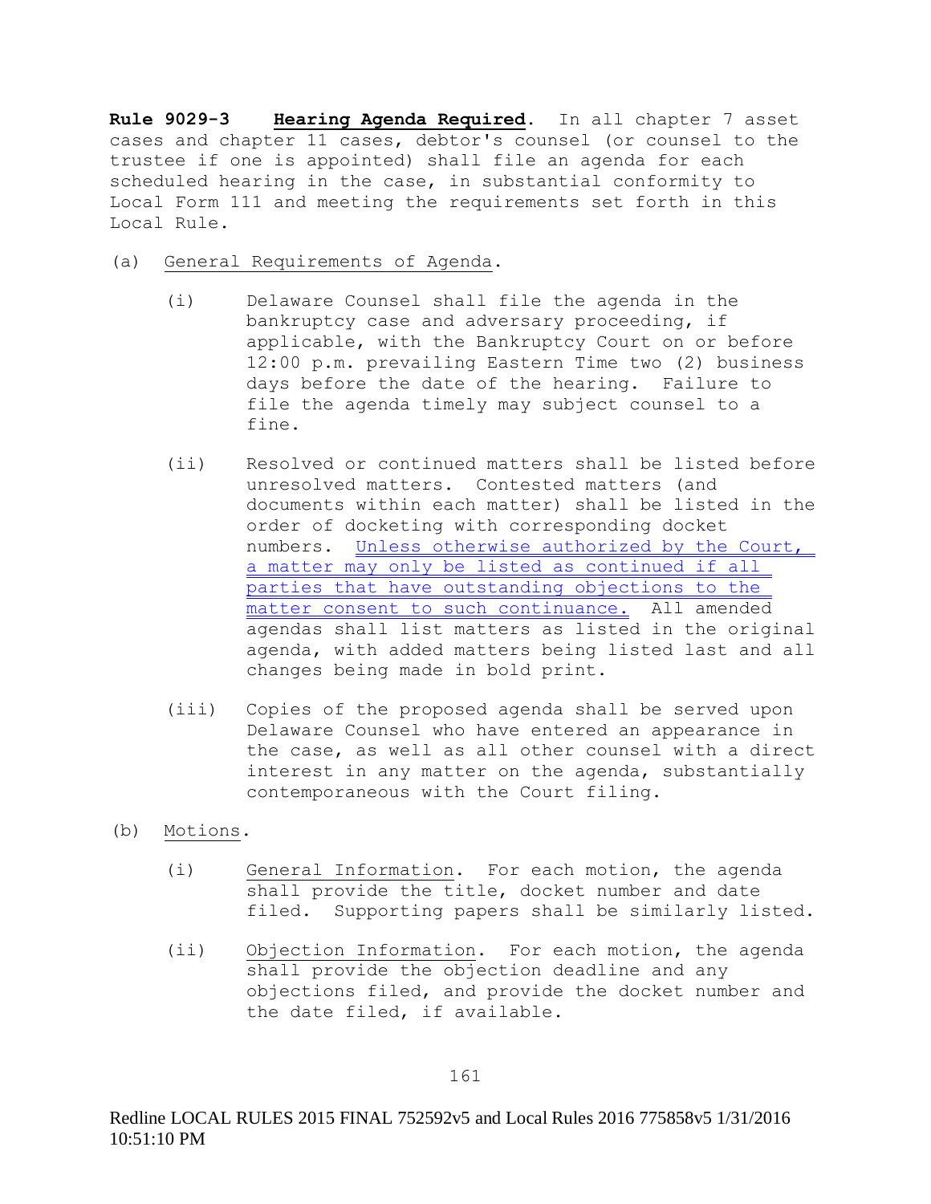**Rule 9029-3 <u>Hearing Agenda Required</u>.** In all chapter 7 asset cases and chapter 11 cases, debtor's counsel (or counsel to the trustee if one is appointed) shall file an agenda for each scheduled hearing in the case, in substantial conformity to Local Form 111 and meeting the requirements set forth in this Local Rule.

(a) <u>General Requirements of Agenda</u>.

(i) Delaware Counsel shall file the agenda in the bankruptcy case and adversary proceeding, if applicable, with the Bankruptcy Court on or before 12:00 p.m. prevailing Eastern Time two (2) business days before the date of the hearing. Failure to file the agenda timely may subject counsel to a fine.

(ii) Resolved or continued matters shall be listed before unresolved matters. Contested matters (and documents within each matter) shall be listed in the order of docketing with corresponding docket numbers. <u>Unless otherwise authorized by the Court, a matter may only be listed as continued if all parties that have outstanding objections to the matter consent to such continuance.</u> All amended agendas shall list matters as listed in the original agenda, with added matters being listed last and all changes being made in bold print.

(iii) Copies of the proposed agenda shall be served upon Delaware Counsel who have entered an appearance in the case, as well as all other counsel with a direct interest in any matter on the agenda, substantially contemporaneous with the Court filing.

(b) <u>Motions</u>.

(i) <u>General Information</u>. For each motion, the agenda shall provide the title, docket number and date filed. Supporting papers shall be similarly listed.

(ii) <u>Objection Information</u>. For each motion, the agenda shall provide the objection deadline and any objections filed, and provide the docket number and the date filed, if available.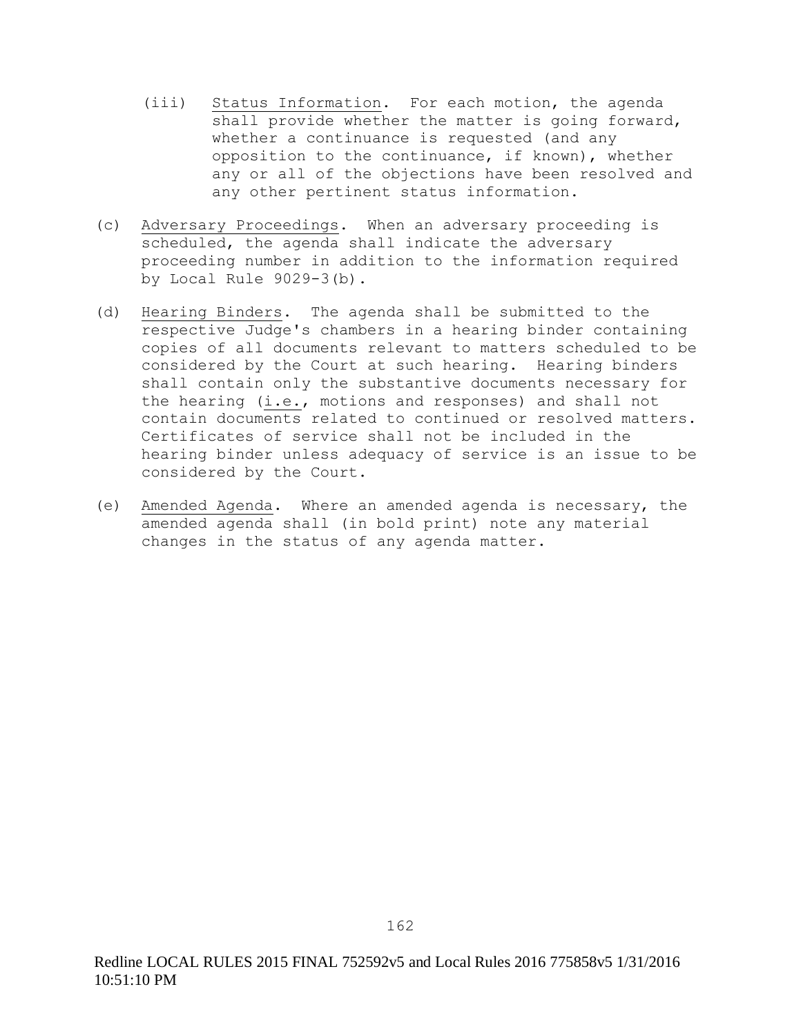(iii) Status Information. For each motion, the agenda shall provide whether the matter is going forward, whether a continuance is requested (and any opposition to the continuance, if known), whether any or all of the objections have been resolved and any other pertinent status information.

(c) Adversary Proceedings. When an adversary proceeding is scheduled, the agenda shall indicate the adversary proceeding number in addition to the information required by Local Rule 9029-3(b).

(d) Hearing Binders. The agenda shall be submitted to the respective Judge's chambers in a hearing binder containing copies of all documents relevant to matters scheduled to be considered by the Court at such hearing. Hearing binders shall contain only the substantive documents necessary for the hearing (i.e., motions and responses) and shall not contain documents related to continued or resolved matters. Certificates of service shall not be included in the hearing binder unless adequacy of service is an issue to be considered by the Court.

(e) Amended Agenda. Where an amended agenda is necessary, the amended agenda shall (in bold print) note any material changes in the status of any agenda matter.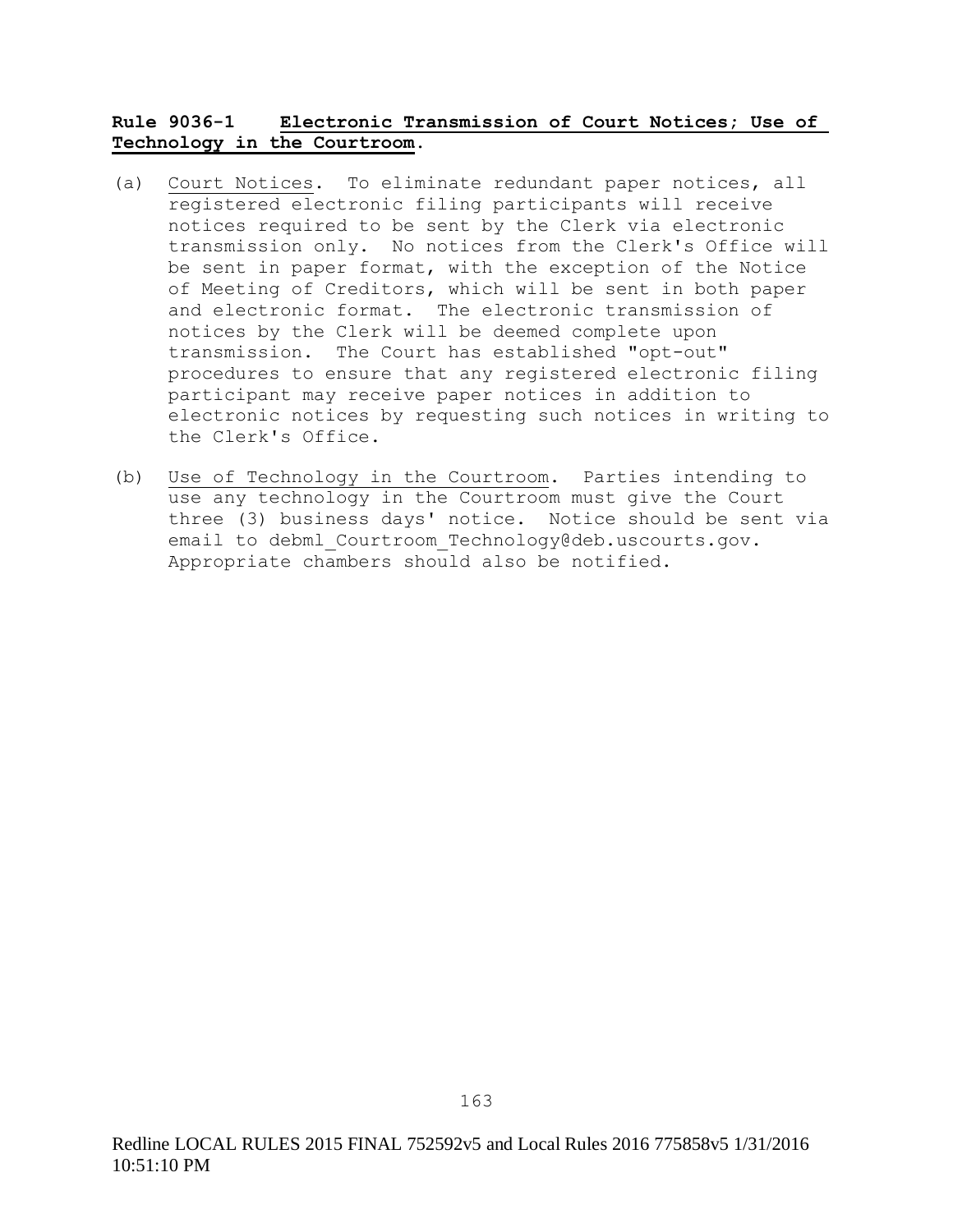**Rule 9036-1 <u>Electronic Transmission of Court Notices; Use of Technology in the Courtroom</u>.**

(a) <u>Court Notices</u>. To eliminate redundant paper notices, all registered electronic filing participants will receive notices required to be sent by the Clerk via electronic transmission only. No notices from the Clerk's Office will be sent in paper format, with the exception of the Notice of Meeting of Creditors, which will be sent in both paper and electronic format. The electronic transmission of notices by the Clerk will be deemed complete upon transmission. The Court has established "opt-out" procedures to ensure that any registered electronic filing participant may receive paper notices in addition to electronic notices by requesting such notices in writing to the Clerk's Office.

(b) <u>Use of Technology in the Courtroom</u>. Parties intending to use any technology in the Courtroom must give the Court three (3) business days' notice. Notice should be sent via email to debml_Courtroom_Technology@deb.uscourts.gov. Appropriate chambers should also be notified.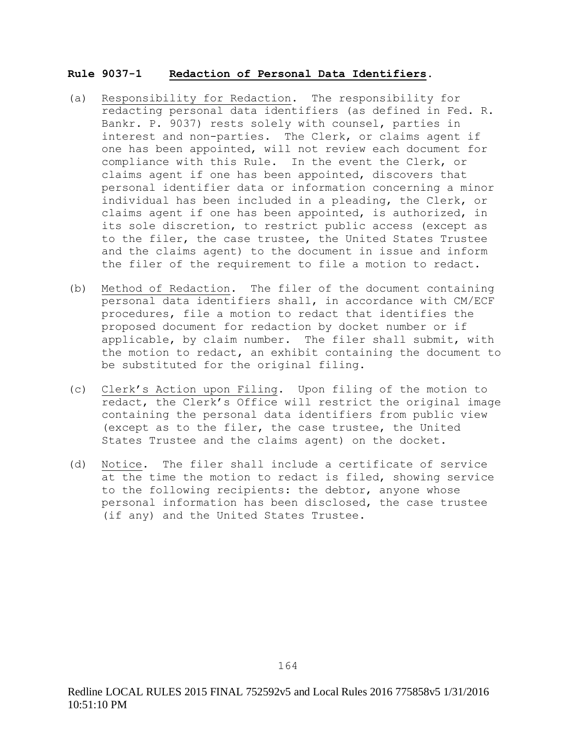**Rule 9037-1 Redaction of Personal Data Identifiers.**

(a) Responsibility for Redaction. The responsibility for redacting personal data identifiers (as defined in Fed. R. Bankr. P. 9037) rests solely with counsel, parties in interest and non-parties. The Clerk, or claims agent if one has been appointed, will not review each document for compliance with this Rule. In the event the Clerk, or claims agent if one has been appointed, discovers that personal identifier data or information concerning a minor individual has been included in a pleading, the Clerk, or claims agent if one has been appointed, is authorized, in its sole discretion, to restrict public access (except as to the filer, the case trustee, the United States Trustee and the claims agent) to the document in issue and inform the filer of the requirement to file a motion to redact.

(b) Method of Redaction. The filer of the document containing personal data identifiers shall, in accordance with CM/ECF procedures, file a motion to redact that identifies the proposed document for redaction by docket number or if applicable, by claim number. The filer shall submit, with the motion to redact, an exhibit containing the document to be substituted for the original filing.

(c) Clerk's Action upon Filing. Upon filing of the motion to redact, the Clerk's Office will restrict the original image containing the personal data identifiers from public view (except as to the filer, the case trustee, the United States Trustee and the claims agent) on the docket.

(d) Notice. The filer shall include a certificate of service at the time the motion to redact is filed, showing service to the following recipients: the debtor, anyone whose personal information has been disclosed, the case trustee (if any) and the United States Trustee.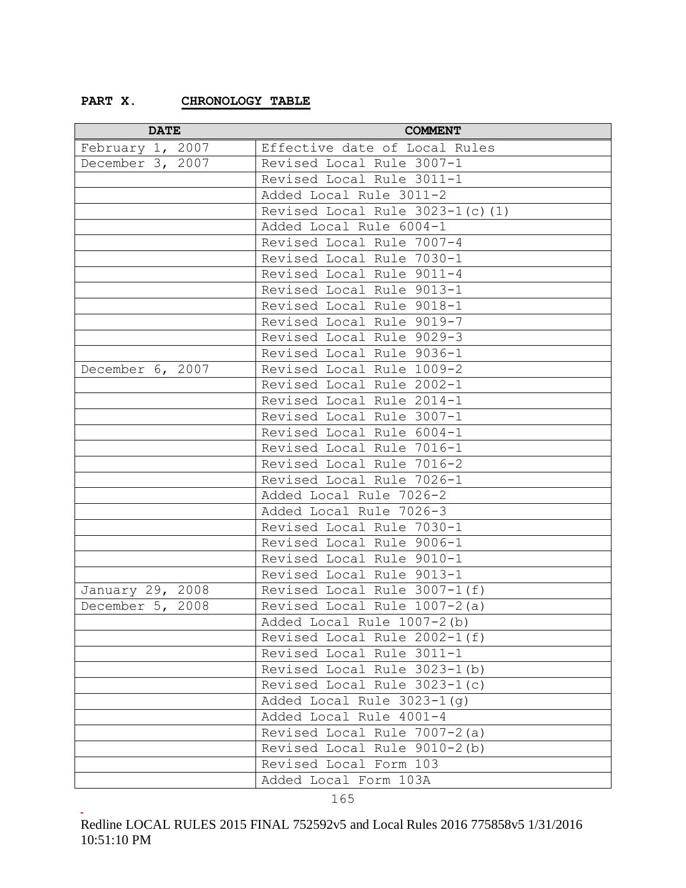**PART X. CHRONOLOGY TABLE**

| DATE | COMMENT |
|---|---|
| February 1, 2007 | Effective date of Local Rules |
| December 3, 2007 | Revised Local Rule 3007-1 |
| | Revised Local Rule 3011-1 |
| | Added Local Rule 3011-2 |
| | Revised Local Rule 3023-1(c)(1) |
| | Added Local Rule 6004-1 |
| | Revised Local Rule 7007-4 |
| | Revised Local Rule 7030-1 |
| | Revised Local Rule 9011-4 |
| | Revised Local Rule 9013-1 |
| | Revised Local Rule 9018-1 |
| | Revised Local Rule 9019-7 |
| | Revised Local Rule 9029-3 |
| | Revised Local Rule 9036-1 |
| December 6, 2007 | Revised Local Rule 1009-2 |
| | Revised Local Rule 2002-1 |
| | Revised Local Rule 2014-1 |
| | Revised Local Rule 3007-1 |
| | Revised Local Rule 6004-1 |
| | Revised Local Rule 7016-1 |
| | Revised Local Rule 7016-2 |
| | Revised Local Rule 7026-1 |
| | Added Local Rule 7026-2 |
| | Added Local Rule 7026-3 |
| | Revised Local Rule 7030-1 |
| | Revised Local Rule 9006-1 |
| | Revised Local Rule 9010-1 |
| | Revised Local Rule 9013-1 |
| January 29, 2008 | Revised Local Rule 3007-1(f) |
| December 5, 2008 | Revised Local Rule 1007-2(a) |
| | Added Local Rule 1007-2(b) |
| | Revised Local Rule 2002-1(f) |
| | Revised Local Rule 3011-1 |
| | Revised Local Rule 3023-1(b) |
| | Revised Local Rule 3023-1(c) |
| | Added Local Rule 3023-1(g) |
| | Added Local Rule 4001-4 |
| | Revised Local Rule 7007-2(a) |
| | Revised Local Rule 9010-2(b) |
| | Revised Local Form 103 |
| | Added Local Form 103A |

Redline LOCAL RULES 2015 FINAL 752592v5 and Local Rules 2016 775858v5 1/31/2016 10:51:10 PM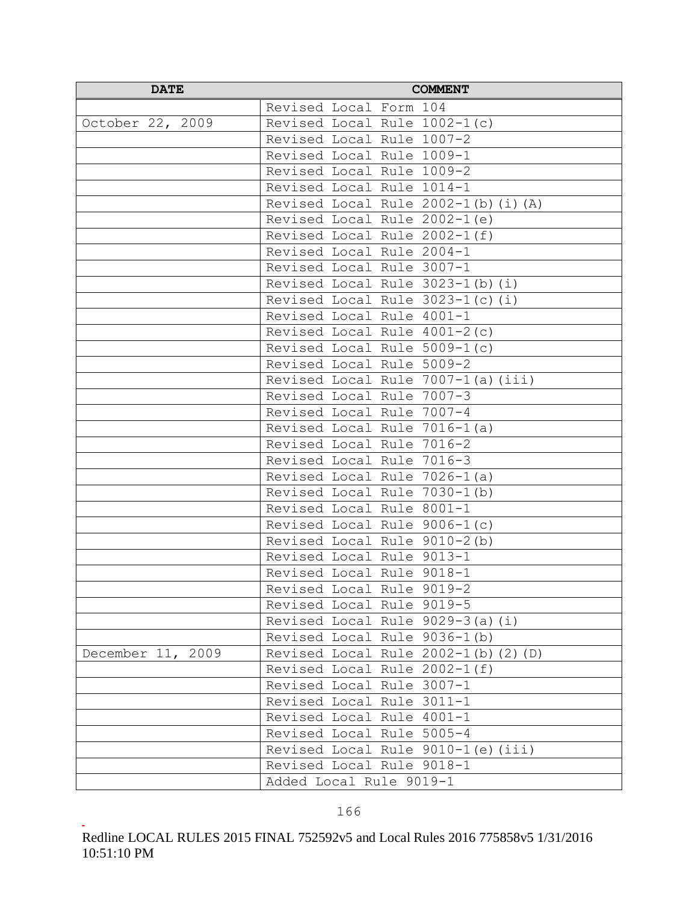| DATE | COMMENT |
| --- | --- |
| | Revised Local Form 104 |
| October 22, 2009 | Revised Local Rule 1002-1(c) |
| | Revised Local Rule 1007-2 |
| | Revised Local Rule 1009-1 |
| | Revised Local Rule 1009-2 |
| | Revised Local Rule 1014-1 |
| | Revised Local Rule 2002-1(b)(i)(A) |
| | Revised Local Rule 2002-1(e) |
| | Revised Local Rule 2002-1(f) |
| | Revised Local Rule 2004-1 |
| | Revised Local Rule 3007-1 |
| | Revised Local Rule 3023-1(b)(i) |
| | Revised Local Rule 3023-1(c)(i) |
| | Revised Local Rule 4001-1 |
| | Revised Local Rule 4001-2(c) |
| | Revised Local Rule 5009-1(c) |
| | Revised Local Rule 5009-2 |
| | Revised Local Rule 7007-1(a)(iii) |
| | Revised Local Rule 7007-3 |
| | Revised Local Rule 7007-4 |
| | Revised Local Rule 7016-1(a) |
| | Revised Local Rule 7016-2 |
| | Revised Local Rule 7016-3 |
| | Revised Local Rule 7026-1(a) |
| | Revised Local Rule 7030-1(b) |
| | Revised Local Rule 8001-1 |
| | Revised Local Rule 9006-1(c) |
| | Revised Local Rule 9010-2(b) |
| | Revised Local Rule 9013-1 |
| | Revised Local Rule 9018-1 |
| | Revised Local Rule 9019-2 |
| | Revised Local Rule 9019-5 |
| | Revised Local Rule 9029-3(a)(i) |
| | Revised Local Rule 9036-1(b) |
| December 11, 2009 | Revised Local Rule 2002-1(b)(2)(D) |
| | Revised Local Rule 2002-1(f) |
| | Revised Local Rule 3007-1 |
| | Revised Local Rule 3011-1 |
| | Revised Local Rule 4001-1 |
| | Revised Local Rule 5005-4 |
| | Revised Local Rule 9010-1(e)(iii) |
| | Revised Local Rule 9018-1 |
| | Added Local Rule 9019-1 |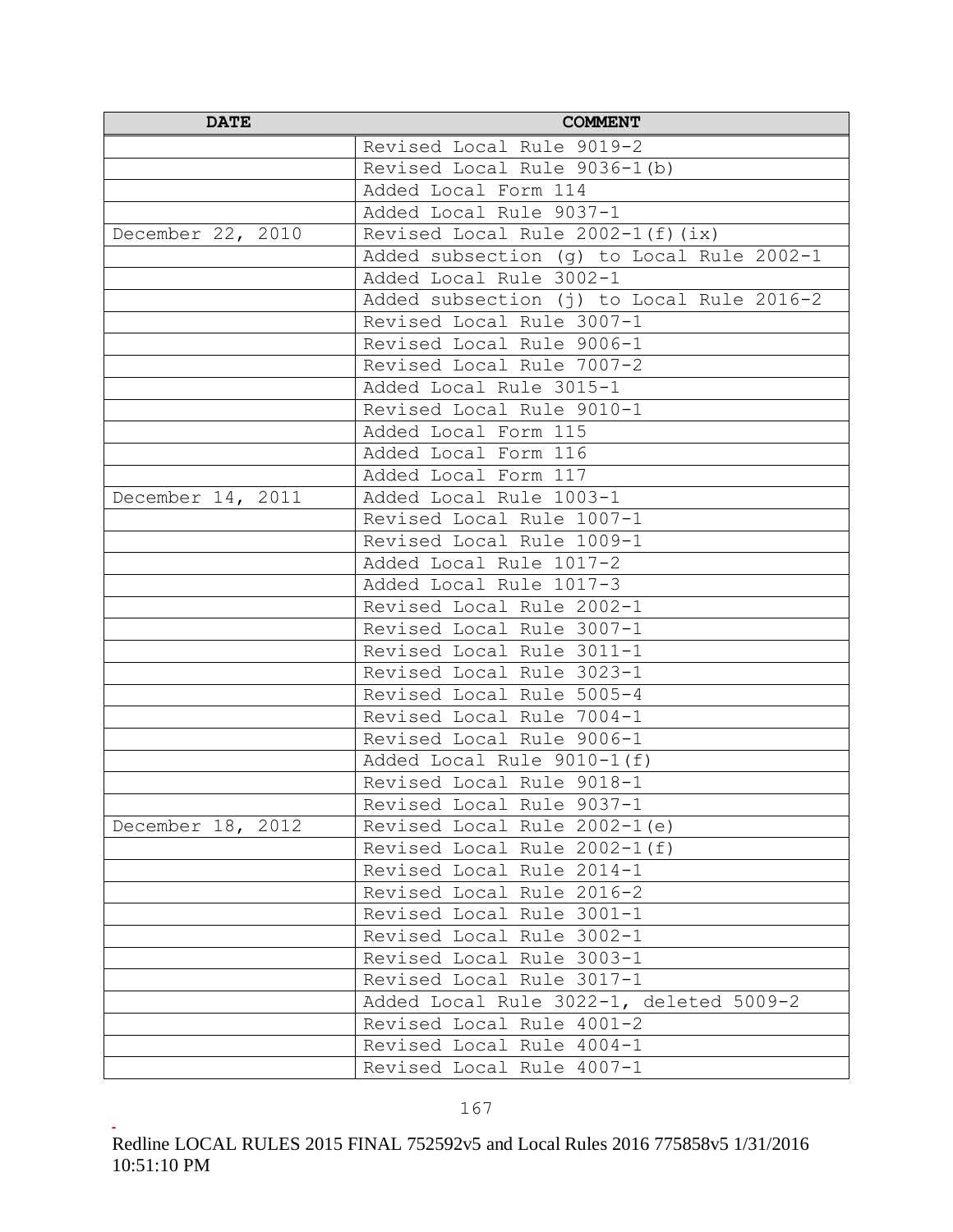| DATE | COMMENT |
|---|---|
| | Revised Local Rule 9019-2 |
| | Revised Local Rule 9036-1(b) |
| | Added Local Form 114 |
| | Added Local Rule 9037-1 |
| December 22, 2010 | Revised Local Rule 2002-1(f)(ix) |
| | Added subsection (g) to Local Rule 2002-1 |
| | Added Local Rule 3002-1 |
| | Added subsection (j) to Local Rule 2016-2 |
| | Revised Local Rule 3007-1 |
| | Revised Local Rule 9006-1 |
| | Revised Local Rule 7007-2 |
| | Added Local Rule 3015-1 |
| | Revised Local Rule 9010-1 |
| | Added Local Form 115 |
| | Added Local Form 116 |
| | Added Local Form 117 |
| December 14, 2011 | Added Local Rule 1003-1 |
| | Revised Local Rule 1007-1 |
| | Revised Local Rule 1009-1 |
| | Added Local Rule 1017-2 |
| | Added Local Rule 1017-3 |
| | Revised Local Rule 2002-1 |
| | Revised Local Rule 3007-1 |
| | Revised Local Rule 3011-1 |
| | Revised Local Rule 3023-1 |
| | Revised Local Rule 5005-4 |
| | Revised Local Rule 7004-1 |
| | Revised Local Rule 9006-1 |
| | Added Local Rule 9010-1(f) |
| | Revised Local Rule 9018-1 |
| | Revised Local Rule 9037-1 |
| December 18, 2012 | Revised Local Rule 2002-1(e) |
| | Revised Local Rule 2002-1(f) |
| | Revised Local Rule 2014-1 |
| | Revised Local Rule 2016-2 |
| | Revised Local Rule 3001-1 |
| | Revised Local Rule 3002-1 |
| | Revised Local Rule 3003-1 |
| | Revised Local Rule 3017-1 |
| | Added Local Rule 3022-1, deleted 5009-2 |
| | Revised Local Rule 4001-2 |
| | Revised Local Rule 4004-1 |
| | Revised Local Rule 4007-1 |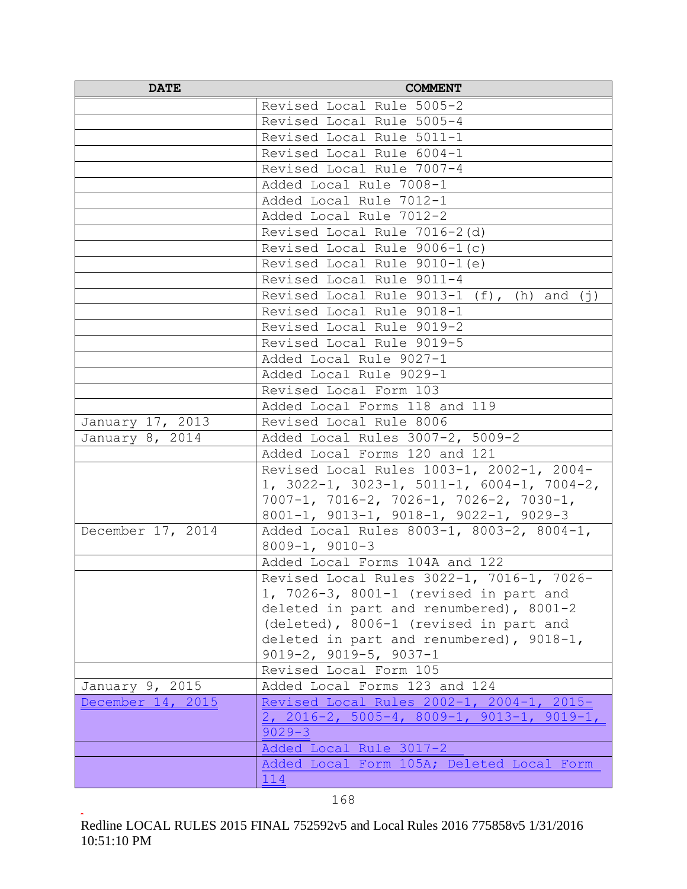| DATE | COMMENT |
|---|---|
| | Revised Local Rule 5005-2 |
| | Revised Local Rule 5005-4 |
| | Revised Local Rule 5011-1 |
| | Revised Local Rule 6004-1 |
| | Revised Local Rule 7007-4 |
| | Added Local Rule 7008-1 |
| | Added Local Rule 7012-1 |
| | Added Local Rule 7012-2 |
| | Revised Local Rule 7016-2(d) |
| | Revised Local Rule 9006-1(c) |
| | Revised Local Rule 9010-1(e) |
| | Revised Local Rule 9011-4 |
| | Revised Local Rule 9013-1 (f), (h) and (j) |
| | Revised Local Rule 9018-1 |
| | Revised Local Rule 9019-2 |
| | Revised Local Rule 9019-5 |
| | Added Local Rule 9027-1 |
| | Added Local Rule 9029-1 |
| | Revised Local Form 103 |
| | Added Local Forms 118 and 119 |
| January 17, 2013 | Revised Local Rule 8006 |
| January 8, 2014 | Added Local Rules 3007-2, 5009-2 |
| | Added Local Forms 120 and 121 |
| | Revised Local Rules 1003-1, 2002-1, 2004-1, 3022-1, 3023-1, 5011-1, 6004-1, 7004-2, 7007-1, 7016-2, 7026-1, 7026-2, 7030-1, 8001-1, 9013-1, 9018-1, 9022-1, 9029-3 |
| December 17, 2014 | Added Local Rules 8003-1, 8003-2, 8004-1, 8009-1, 9010-3 |
| | Added Local Forms 104A and 122 |
| | Revised Local Rules 3022-1, 7016-1, 7026-1, 7026-3, 8001-1 (revised in part and deleted in part and renumbered), 8001-2 (deleted), 8006-1 (revised in part and deleted in part and renumbered), 9018-1, 9019-2, 9019-5, 9037-1 |
| | Revised Local Form 105 |
| January 9, 2015 | Added Local Forms 123 and 124 |
| December 14, 2015 | Revised Local Rules 2002-1, 2004-1, 2015-2, 2016-2, 5005-4, 8009-1, 9013-1, 9019-1, 9029-3 |
| | Added Local Rule 3017-2 |
| | Added Local Form 105A; Deleted Local Form 114 |

Redline LOCAL RULES 2015 FINAL 752592v5 and Local Rules 2016 775858v5 1/31/2016 10:51:10 PM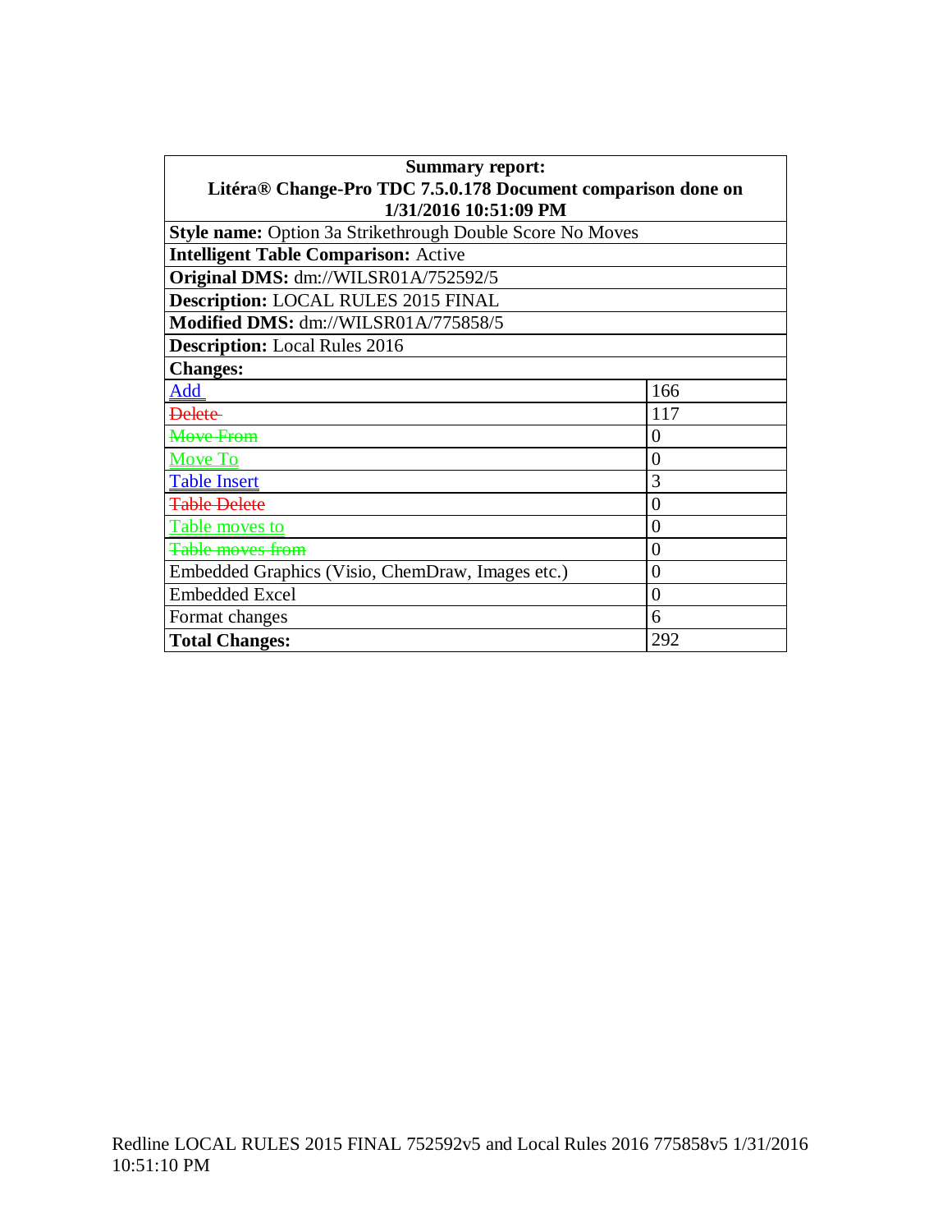| Summary report: Litéra® Change-Pro TDC 7.5.0.178 Document comparison done on 1/31/2016 10:51:09 PM | |
|---|---|
| **Style name:** Option 3a Strikethrough Double Score No Moves | |
| **Intelligent Table Comparison:** Active | |
| **Original DMS:** dm://WILSR01A/752592/5 | |
| **Description:** LOCAL RULES 2015 FINAL | |
| **Modified DMS:** dm://WILSR01A/775858/5 | |
| **Description:** Local Rules 2016 | |
| **Changes:** | |
| Add | 166 |
| ~~Delete~~ | 117 |
| ~~Move From~~ | 0 |
| Move To | 0 |
| Table Insert | 3 |
| ~~Table Delete~~ | 0 |
| Table moves to | 0 |
| ~~Table moves from~~ | 0 |
| Embedded Graphics (Visio, ChemDraw, Images etc.) | 0 |
| Embedded Excel | 0 |
| Format changes | 6 |
| **Total Changes:** | 292 |

Redline LOCAL RULES 2015 FINAL 752592v5 and Local Rules 2016 775858v5 1/31/2016 10:51:10 PM